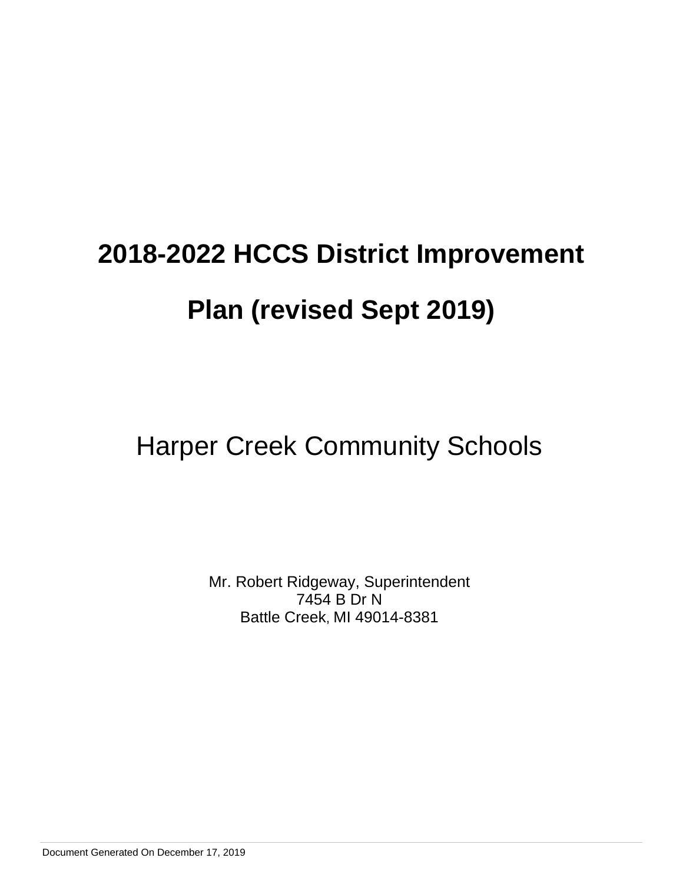# 2018-2022 HCCS District Improvement Plan (revised Sept 2019)

## Harper Creek Community Schools

Mr. Robert Ridgeway, Superintendent
7454 B Dr N
Battle Creek, MI 49014-8381

Document Generated On December 17, 2019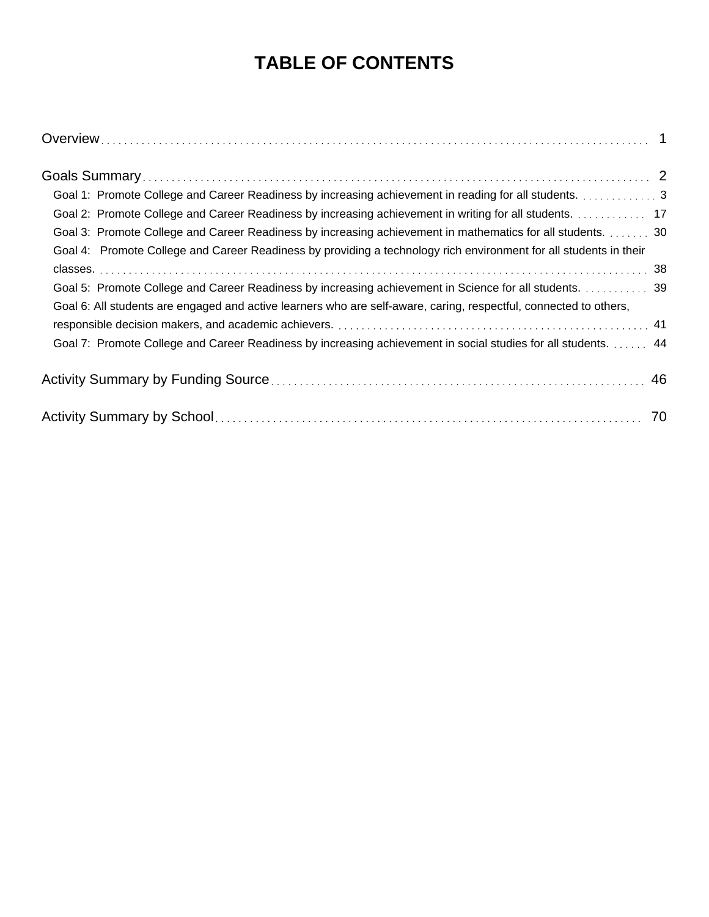# TABLE OF CONTENTS

Overview ........ 1

Goals Summary ........ 2

- Goal 1: Promote College and Career Readiness by increasing achievement in reading for all students. ........ 3
- Goal 2: Promote College and Career Readiness by increasing achievement in writing for all students. ........ 17
- Goal 3: Promote College and Career Readiness by increasing achievement in mathematics for all students. ........ 30
- Goal 4: Promote College and Career Readiness by providing a technology rich environment for all students in their classes. ........ 38
- Goal 5: Promote College and Career Readiness by increasing achievement in Science for all students. ........ 39
- Goal 6: All students are engaged and active learners who are self-aware, caring, respectful, connected to others, responsible decision makers, and academic achievers. ........ 41
- Goal 7: Promote College and Career Readiness by increasing achievement in social studies for all students. ........ 44

Activity Summary by Funding Source ........ 46

Activity Summary by School ........ 70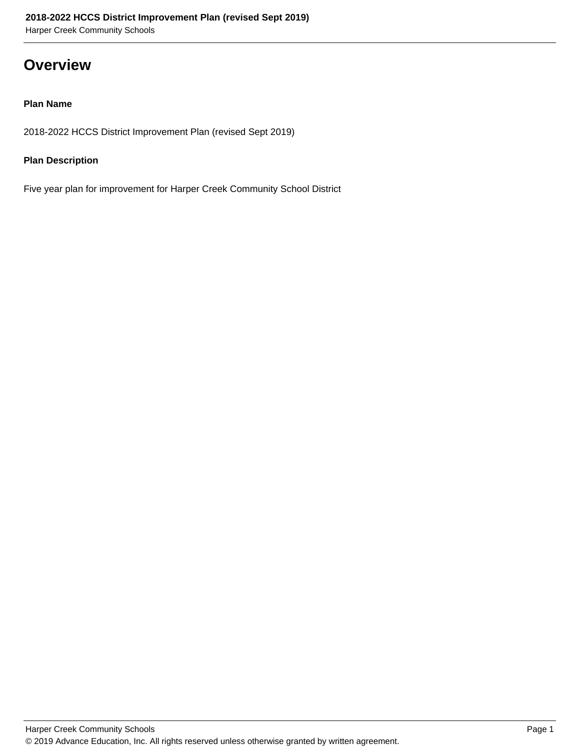# Overview

**Plan Name**

2018-2022 HCCS District Improvement Plan (revised Sept 2019)

**Plan Description**

Five year plan for improvement for Harper Creek Community School District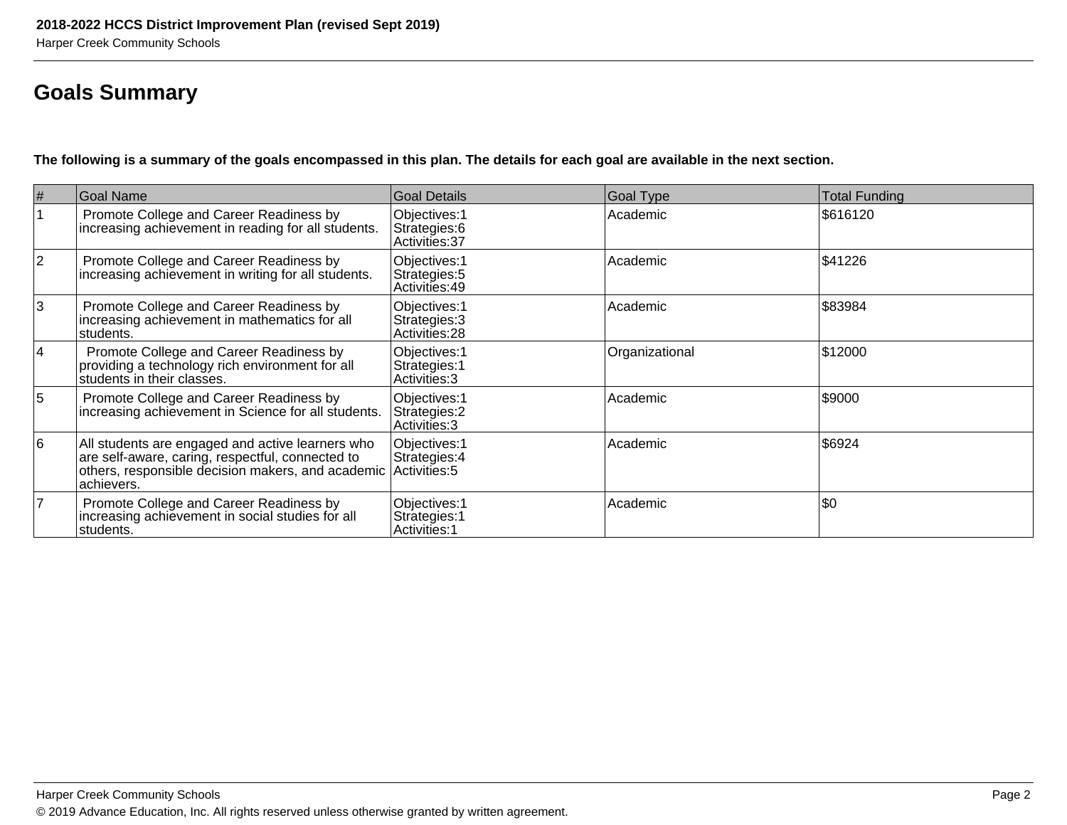# Goals Summary

**The following is a summary of the goals encompassed in this plan. The details for each goal are available in the next section.**

| # | Goal Name | Goal Details | Goal Type | Total Funding |
|---|---|---|---|---|
| 1 | Promote College and Career Readiness by increasing achievement in reading for all students. | Objectives:1 Strategies:6 Activities:37 | Academic | $616120 |
| 2 | Promote College and Career Readiness by increasing achievement in writing for all students. | Objectives:1 Strategies:5 Activities:49 | Academic | $41226 |
| 3 | Promote College and Career Readiness by increasing achievement in mathematics for all students. | Objectives:1 Strategies:3 Activities:28 | Academic | $83984 |
| 4 | Promote College and Career Readiness by providing a technology rich environment for all students in their classes. | Objectives:1 Strategies:1 Activities:3 | Organizational | $12000 |
| 5 | Promote College and Career Readiness by increasing achievement in Science for all students. | Objectives:1 Strategies:2 Activities:3 | Academic | $9000 |
| 6 | All students are engaged and active learners who are self-aware, caring, respectful, connected to others, responsible decision makers, and academic achievers. | Objectives:1 Strategies:4 Activities:5 | Academic | $6924 |
| 7 | Promote College and Career Readiness by increasing achievement in social studies for all students. | Objectives:1 Strategies:1 Activities:1 | Academic | $0 |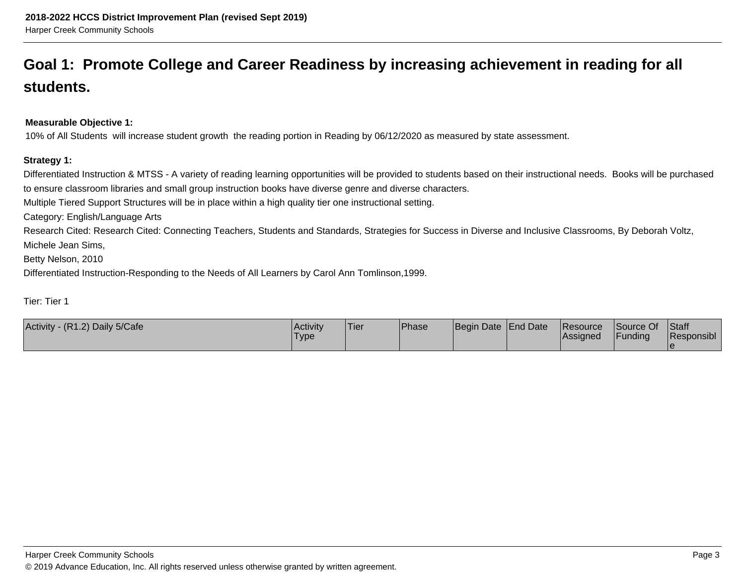## Goal 1: Promote College and Career Readiness by increasing achievement in reading for all students.

**Measurable Objective 1:**

10% of All Students will increase student growth the reading portion in Reading by 06/12/2020 as measured by state assessment.

**Strategy 1:**

Differentiated Instruction & MTSS - A variety of reading learning opportunities will be provided to students based on their instructional needs. Books will be purchased to ensure classroom libraries and small group instruction books have diverse genre and diverse characters.
Multiple Tiered Support Structures will be in place within a high quality tier one instructional setting.
Category: English/Language Arts
Research Cited: Research Cited: Connecting Teachers, Students and Standards, Strategies for Success in Diverse and Inclusive Classrooms, By Deborah Voltz, Michele Jean Sims,
Betty Nelson, 2010
Differentiated Instruction-Responding to the Needs of All Learners by Carol Ann Tomlinson,1999.

Tier: Tier 1

| Activity - (R1.2) Daily 5/Cafe | Activity Type | Tier | Phase | Begin Date | End Date | Resource Assigned | Source Of Funding | Staff Responsible |
|---|---|---|---|---|---|---|---|---|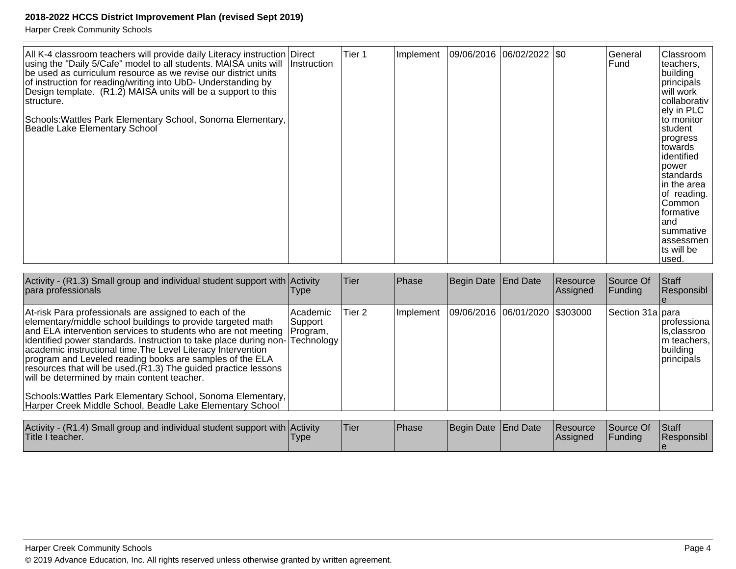| All K-4 classroom teachers will provide daily Literacy instruction using the "Daily 5/Cafe" model to all students. MAISA units will be used as curriculum resource as we revise our district units of instruction for reading/writing into UbD- Understanding by Design template. (R1.2) MAISA units will be a support to this structure.<br><br>Schools:Wattles Park Elementary School, Sonoma Elementary, Beadle Lake Elementary School | Direct Instruction | Tier 1 | Implement | 09/06/2016 | 06/02/2022 | $0 | General Fund | Classroom teachers, building principals will work collaboratively in PLC to monitor student progress towards identified power standards in the area of reading. Common formative and summative assessments will be used. |
|---|---|---|---|---|---|---|---|---|

| Activity - (R1.3) Small group and individual student support with para professionals | Activity Type | Tier | Phase | Begin Date | End Date | Resource Assigned | Source Of Funding | Staff Responsible |
|---|---|---|---|---|---|---|---|---|
| At-risk Para professionals are assigned to each of the elementary/middle school buildings to provide targeted math and ELA intervention services to students who are not meeting identified power standards. Instruction to take place during non-academic instructional time.The Level Literacy Intervention program and Leveled reading books are samples of the ELA resources that will be used.(R1.3) The guided practice lessons will be determined by main content teacher.<br><br>Schools:Wattles Park Elementary School, Sonoma Elementary, Harper Creek Middle School, Beadle Lake Elementary School | Academic Support Program, Technology | Tier 2 | Implement | 09/06/2016 | 06/01/2020 | $303000 | Section 31a | para professionals,classroom teachers, building principals |

| Activity - (R1.4) Small group and individual student support with Title I teacher. | Activity Type | Tier | Phase | Begin Date | End Date | Resource Assigned | Source Of Funding | Staff Responsible |
|---|---|---|---|---|---|---|---|---|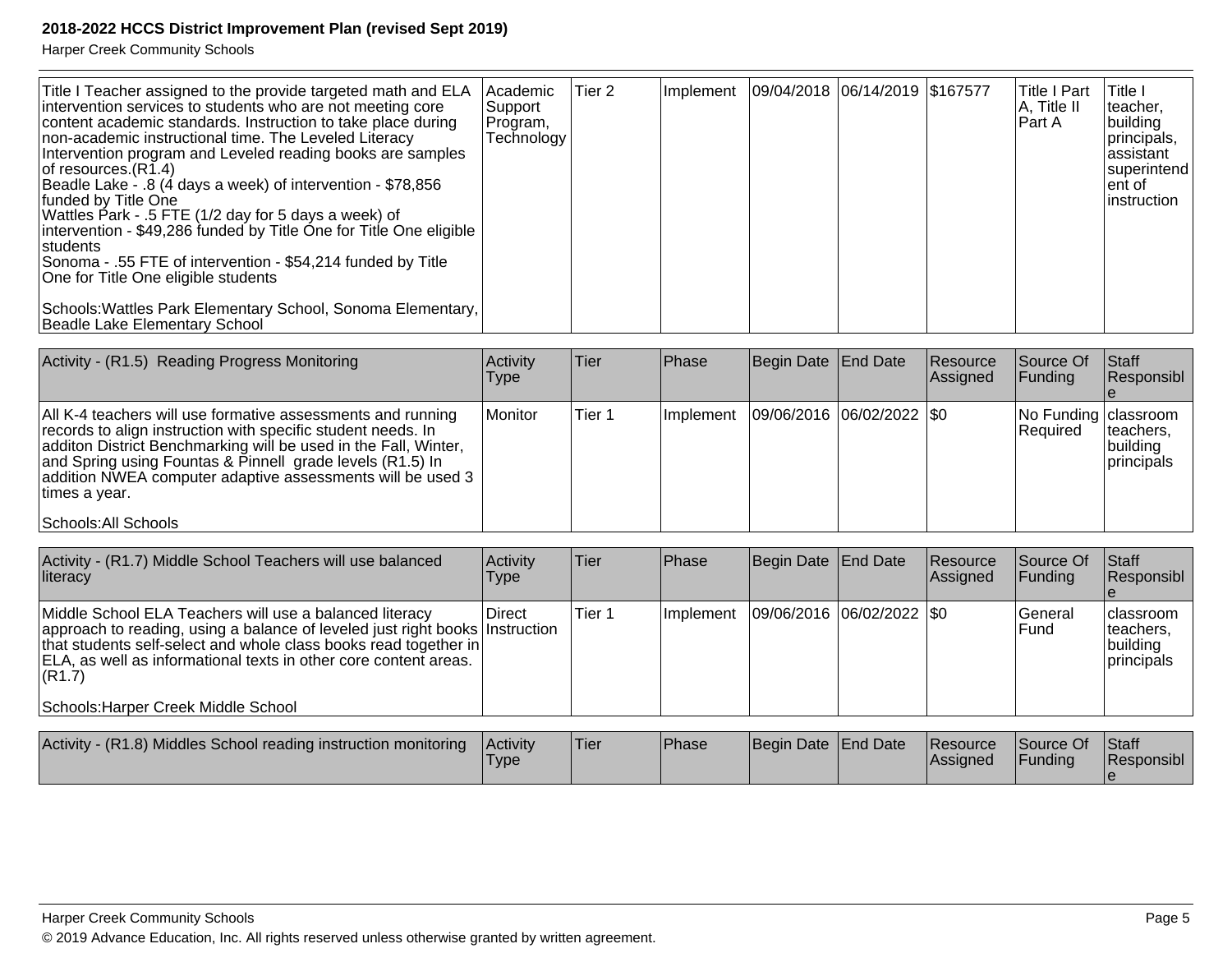**2018-2022 HCCS District Improvement Plan (revised Sept 2019)**

Harper Creek Community Schools

| | | | | | | | | |
|---|---|---|---|---|---|---|---|---|
| Title I Teacher assigned to the provide targeted math and ELA intervention services to students who are not meeting core content academic standards. Instruction to take place during non-academic instructional time. The Leveled Literacy Intervention program and Leveled reading books are samples of resources.(R1.4)<br>Beadle Lake - .8 (4 days a week) of intervention - $78,856 funded by Title One<br>Wattles Park - .5 FTE (1/2 day for 5 days a week) of intervention - $49,286 funded by Title One for Title One eligible students<br>Sonoma - .55 FTE of intervention - $54,214 funded by Title One for Title One eligible students<br><br>Schools:Wattles Park Elementary School, Sonoma Elementary, Beadle Lake Elementary School | Academic Support Program, Technology | Tier 2 | Implement | 09/04/2018 | 06/14/2019 | $167577 | Title I Part A, Title II Part A | Title I teacher, building principals, assistant superintendent of instruction |

| Activity - (R1.5) Reading Progress Monitoring | Activity Type | Tier | Phase | Begin Date | End Date | Resource Assigned | Source Of Funding | Staff Responsible |
|---|---|---|---|---|---|---|---|---|
| All K-4 teachers will use formative assessments and running records to align instruction with specific student needs. In additon District Benchmarking will be used in the Fall, Winter, and Spring using Fountas & Pinnell grade levels (R1.5) In addition NWEA computer adaptive assessments will be used 3 times a year.<br><br>Schools:All Schools | Monitor | Tier 1 | Implement | 09/06/2016 | 06/02/2022 | $0 | No Funding Required | classroom teachers, building principals |

| Activity - (R1.7) Middle School Teachers will use balanced literacy | Activity Type | Tier | Phase | Begin Date | End Date | Resource Assigned | Source Of Funding | Staff Responsible |
|---|---|---|---|---|---|---|---|---|
| Middle School ELA Teachers will use a balanced literacy approach to reading, using a balance of leveled just right books that students self-select and whole class books read together in ELA, as well as informational texts in other core content areas. (R1.7)<br><br>Schools:Harper Creek Middle School | Direct Instruction | Tier 1 | Implement | 09/06/2016 | 06/02/2022 | $0 | General Fund | classroom teachers, building principals |

| Activity - (R1.8) Middles School reading instruction monitoring | Activity Type | Tier | Phase | Begin Date | End Date | Resource Assigned | Source Of Funding | Staff Responsible |
|---|---|---|---|---|---|---|---|---|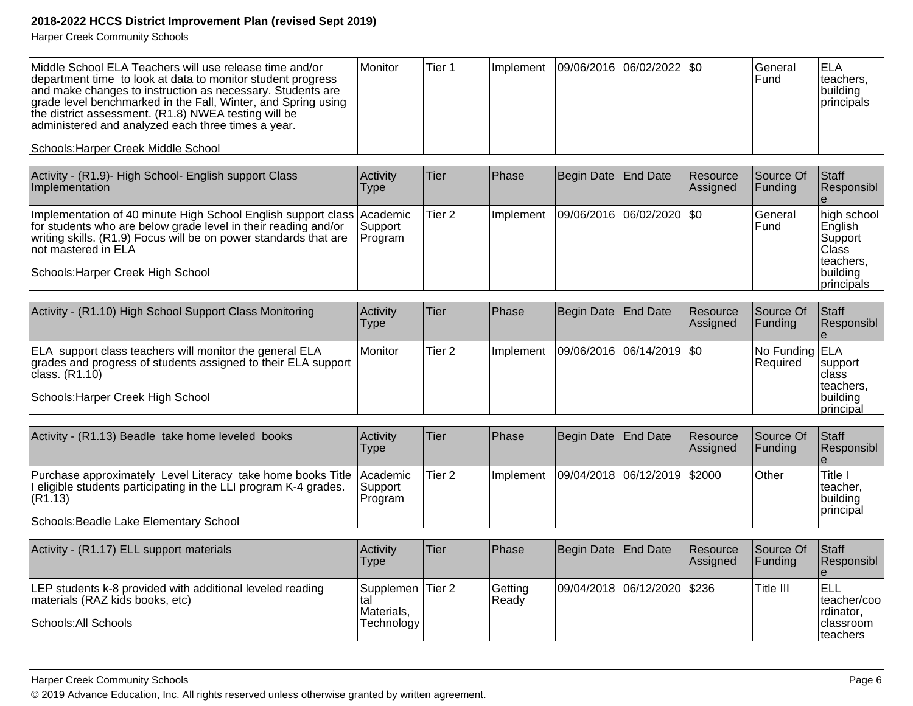| | | | | | | | | |
|---|---|---|---|---|---|---|---|---|
| Middle School ELA Teachers will use release time and/or department time to look at data to monitor student progress and make changes to instruction as necessary. Students are grade level benchmarked in the Fall, Winter, and Spring using the district assessment. (R1.8) NWEA testing will be administered and analyzed each three times a year.<br><br>Schools:Harper Creek Middle School | Monitor | Tier 1 | Implement | 09/06/2016 | 06/02/2022 | $0 | General Fund | ELA teachers, building principals |

| Activity - (R1.9)- High School- English support Class Implementation | Activity Type | Tier | Phase | Begin Date | End Date | Resource Assigned | Source Of Funding | Staff Responsible |
|---|---|---|---|---|---|---|---|---|
| Implementation of 40 minute High School English support class for students who are below grade level in their reading and/or writing skills. (R1.9) Focus will be on power standards that are not mastered in ELA<br><br>Schools:Harper Creek High School | Academic Support Program | Tier 2 | Implement | 09/06/2016 | 06/02/2020 | $0 | General Fund | high school English Support Class teachers, building principals |

| Activity - (R1.10) High School Support Class Monitoring | Activity Type | Tier | Phase | Begin Date | End Date | Resource Assigned | Source Of Funding | Staff Responsible |
|---|---|---|---|---|---|---|---|---|
| ELA support class teachers will monitor the general ELA grades and progress of students assigned to their ELA support class. (R1.10)<br><br>Schools:Harper Creek High School | Monitor | Tier 2 | Implement | 09/06/2016 | 06/14/2019 | $0 | No Funding Required | ELA support class teachers, building principal |

| Activity - (R1.13) Beadle take home leveled books | Activity Type | Tier | Phase | Begin Date | End Date | Resource Assigned | Source Of Funding | Staff Responsible |
|---|---|---|---|---|---|---|---|---|
| Purchase approximately Level Literacy take home books Title I eligible students participating in the LLI program K-4 grades. (R1.13)<br><br>Schools:Beadle Lake Elementary School | Academic Support Program | Tier 2 | Implement | 09/04/2018 | 06/12/2019 | $2000 | Other | Title I teacher, building principal |

| Activity - (R1.17) ELL support materials | Activity Type | Tier | Phase | Begin Date | End Date | Resource Assigned | Source Of Funding | Staff Responsible |
|---|---|---|---|---|---|---|---|---|
| LEP students k-8 provided with additional leveled reading materials (RAZ kids books, etc)<br><br>Schools:All Schools | Supplemental Materials, Technology | Tier 2 | Getting Ready | 09/04/2018 | 06/12/2020 | $236 | Title III | ELL teacher/coordinator, classroom teachers |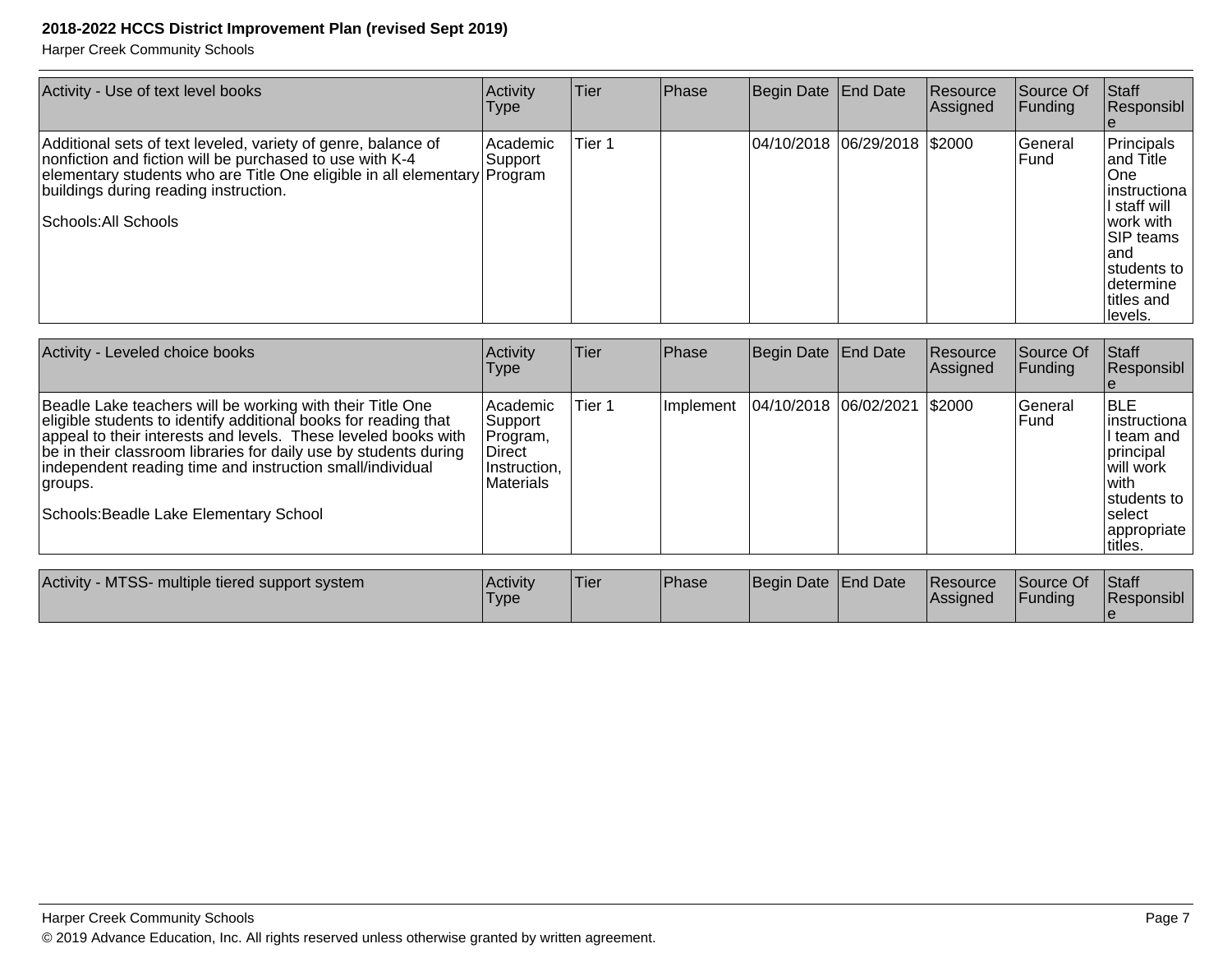| Activity - Use of text level books | Activity Type | Tier | Phase | Begin Date | End Date | Resource Assigned | Source Of Funding | Staff Responsible |
|---|---|---|---|---|---|---|---|---|
| Additional sets of text leveled, variety of genre, balance of nonfiction and fiction will be purchased to use with K-4 elementary students who are Title One eligible in all elementary buildings during reading instruction.<br><br>Schools:All Schools | Academic Support Program | Tier 1 | | 04/10/2018 | 06/29/2018 | $2000 | General Fund | Principals and Title One instructional staff will work with SIP teams and students to determine titles and levels. |

| Activity - Leveled choice books | Activity Type | Tier | Phase | Begin Date | End Date | Resource Assigned | Source Of Funding | Staff Responsible |
|---|---|---|---|---|---|---|---|---|
| Beadle Lake teachers will be working with their Title One eligible students to identify additional books for reading that appeal to their interests and levels. These leveled books with be in their classroom libraries for daily use by students during independent reading time and instruction small/individual groups.<br><br>Schools:Beadle Lake Elementary School | Academic Support Program, Direct Instruction, Materials | Tier 1 | Implement | 04/10/2018 | 06/02/2021 | $2000 | General Fund | BLE instructional team and principal will work with students to select appropriate titles. |

| Activity - MTSS- multiple tiered support system | Activity Type | Tier | Phase | Begin Date | End Date | Resource Assigned | Source Of Funding | Staff Responsible |
|---|---|---|---|---|---|---|---|---|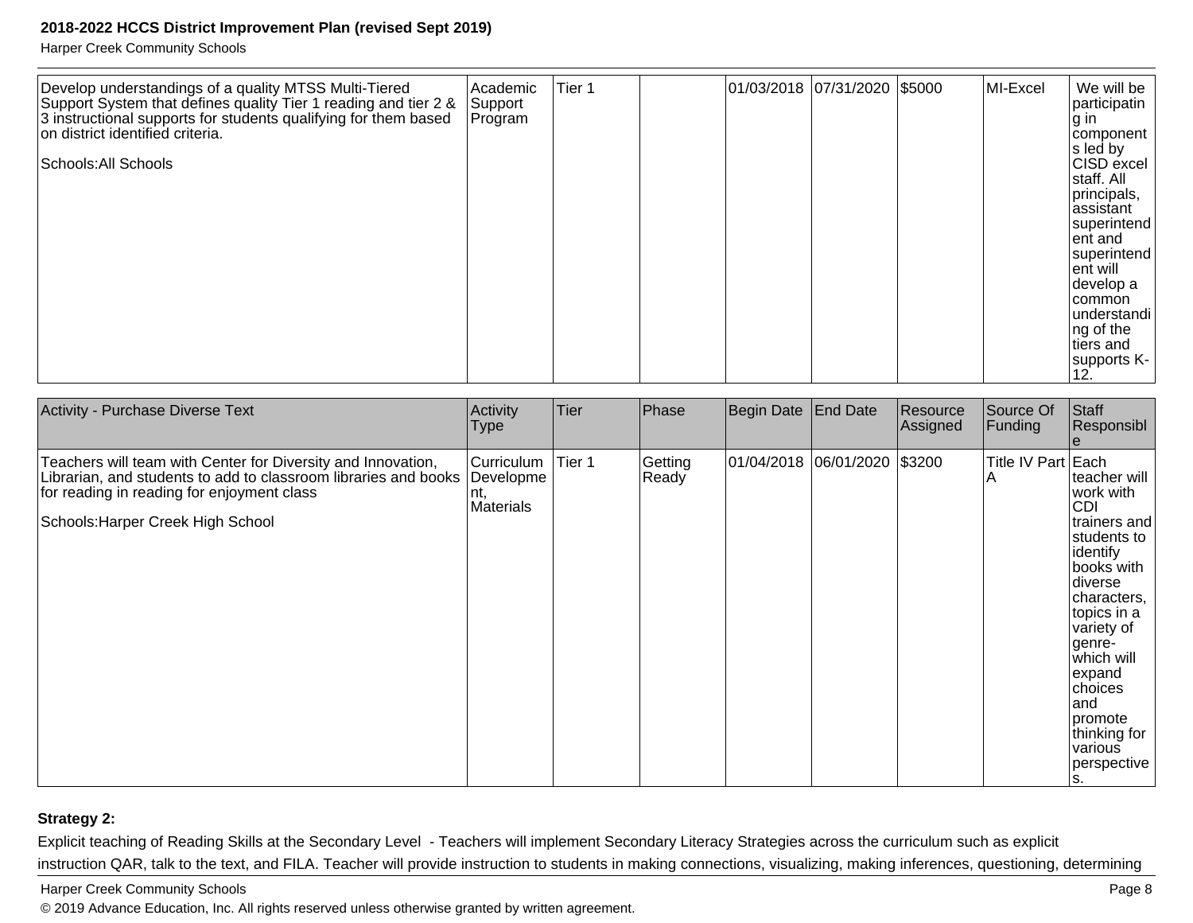| | | | | | | | | |
|---|---|---|---|---|---|---|---|---|
| Develop understandings of a quality MTSS Multi-Tiered Support System that defines quality Tier 1 reading and tier 2 & 3 instructional supports for students qualifying for them based on district identified criteria.<br><br>Schools:All Schools | Academic Support Program | Tier 1 | | 01/03/2018 | 07/31/2020 | $5000 | MI-Excel | We will be participating in components led by CISD excel staff. All principals, assistant superintendent and superintendent will develop a common understanding of the tiers and supports K-12. |

| Activity - Purchase Diverse Text | Activity Type | Tier | Phase | Begin Date | End Date | Resource Assigned | Source Of Funding | Staff Responsible |
|---|---|---|---|---|---|---|---|---|
| Teachers will team with Center for Diversity and Innovation, Librarian, and students to add to classroom libraries and books for reading in reading for enjoyment class<br><br>Schools:Harper Creek High School | Curriculum Development, Materials | Tier 1 | Getting Ready | 01/04/2018 | 06/01/2020 | $3200 | Title IV Part A | Each teacher will work with CDI trainers and students to identify books with diverse characters, topics in a variety of genre- which will expand choices and promote thinking for various perspectives. |

**Strategy 2:**

Explicit teaching of Reading Skills at the Secondary Level - Teachers will implement Secondary Literacy Strategies across the curriculum such as explicit instruction QAR, talk to the text, and FILA. Teacher will provide instruction to students in making connections, visualizing, making inferences, questioning, determining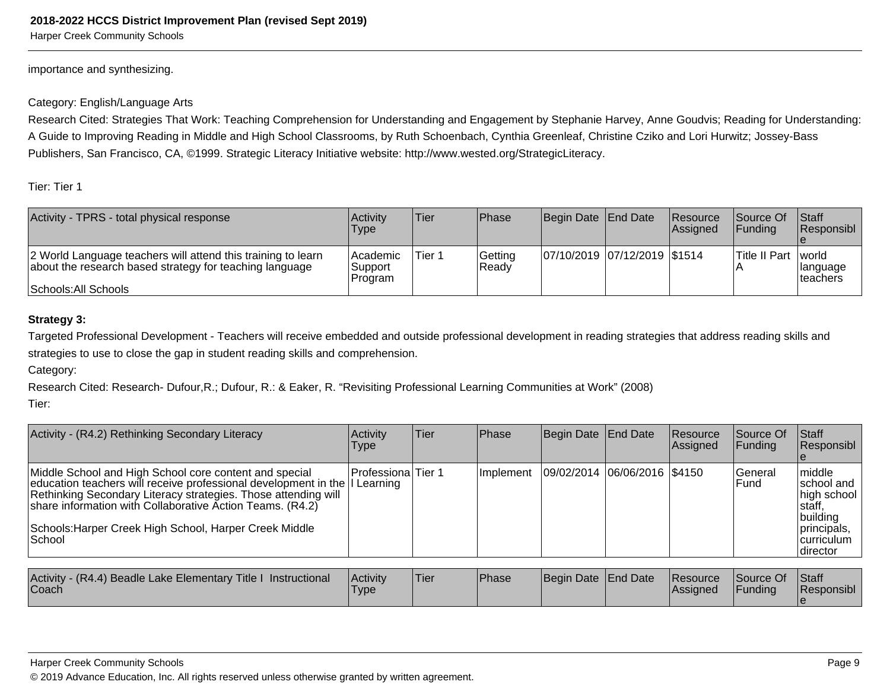importance and synthesizing.

Category: English/Language Arts

Research Cited: Strategies That Work: Teaching Comprehension for Understanding and Engagement by Stephanie Harvey, Anne Goudvis; Reading for Understanding: A Guide to Improving Reading in Middle and High School Classrooms, by Ruth Schoenbach, Cynthia Greenleaf, Christine Cziko and Lori Hurwitz; Jossey-Bass Publishers, San Francisco, CA, ©1999. Strategic Literacy Initiative website: http://www.wested.org/StrategicLiteracy.

Tier: Tier 1

| Activity - TPRS - total physical response | Activity Type | Tier | Phase | Begin Date | End Date | Resource Assigned | Source Of Funding | Staff Responsible |
|---|---|---|---|---|---|---|---|---|
| 2 World Language teachers will attend this training to learn about the research based strategy for teaching language<br><br>Schools:All Schools | Academic Support Program | Tier 1 | Getting Ready | 07/10/2019 | 07/12/2019 | $1514 | Title II Part A | world language teachers |

**Strategy 3:**

Targeted Professional Development - Teachers will receive embedded and outside professional development in reading strategies that address reading skills and strategies to use to close the gap in student reading skills and comprehension.

Category:

Research Cited: Research- Dufour,R.; Dufour, R.: & Eaker, R. “Revisiting Professional Learning Communities at Work” (2008)

Tier:

| Activity - (R4.2) Rethinking Secondary Literacy | Activity Type | Tier | Phase | Begin Date | End Date | Resource Assigned | Source Of Funding | Staff Responsible |
|---|---|---|---|---|---|---|---|---|
| Middle School and High School core content and special education teachers will receive professional development in the Rethinking Secondary Literacy strategies. Those attending will share information with Collaborative Action Teams. (R4.2)<br><br>Schools:Harper Creek High School, Harper Creek Middle School | Professional Learning | Tier 1 | Implement | 09/02/2014 | 06/06/2016 | $4150 | General Fund | middle school and high school staff, building principals, curriculum director |

| Activity - (R4.4) Beadle Lake Elementary Title I Instructional Coach | Activity Type | Tier | Phase | Begin Date | End Date | Resource Assigned | Source Of Funding | Staff Responsible |
|---|---|---|---|---|---|---|---|---|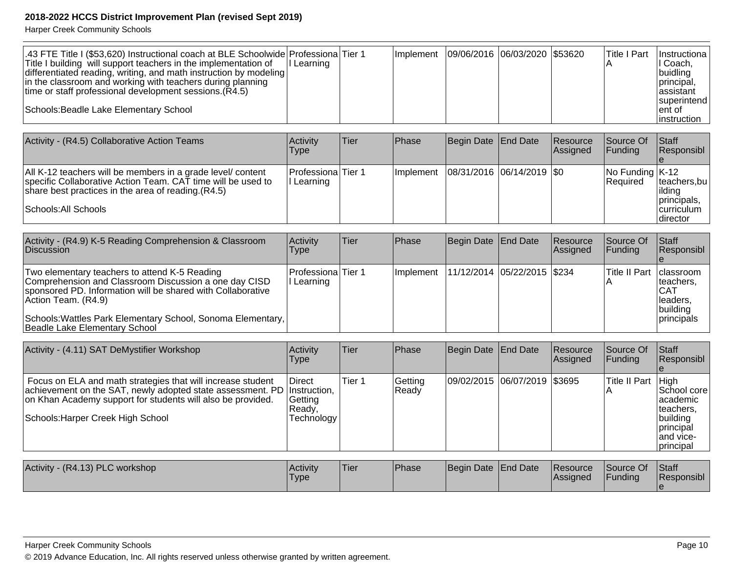| .43 FTE Title I ($53,620) Instructional coach at BLE Schoolwide Title I building will support teachers in the implementation of differentiated reading, writing, and math instruction by modeling in the classroom and working with teachers during planning time or staff professional development sessions.(R4.5)<br><br>Schools:Beadle Lake Elementary School | Professional Learning | Tier 1 | Implement | 09/06/2016 | 06/03/2020 | $53620 | Title I Part A | Instructional Coach, buidling principal, assistant superintendent of instruction |
|---|---|---|---|---|---|---|---|---|

| Activity - (R4.5) Collaborative Action Teams | Activity Type | Tier | Phase | Begin Date | End Date | Resource Assigned | Source Of Funding | Staff Responsible |
|---|---|---|---|---|---|---|---|---|
| All K-12 teachers will be members in a grade level/ content specific Collaborative Action Team. CAT time will be used to share best practices in the area of reading.(R4.5)<br><br>Schools:All Schools | Professional Learning | Tier 1 | Implement | 08/31/2016 | 06/14/2019 | $0 | No Funding Required | K-12 teachers,building principals, curriculum director |

| Activity - (R4.9) K-5 Reading Comprehension & Classroom Discussion | Activity Type | Tier | Phase | Begin Date | End Date | Resource Assigned | Source Of Funding | Staff Responsible |
|---|---|---|---|---|---|---|---|---|
| Two elementary teachers to attend K-5 Reading Comprehension and Classroom Discussion a one day CISD sponsored PD. Information will be shared with Collaborative Action Team. (R4.9)<br><br>Schools:Wattles Park Elementary School, Sonoma Elementary, Beadle Lake Elementary School | Professional Learning | Tier 1 | Implement | 11/12/2014 | 05/22/2015 | $234 | Title II Part A | classroom teachers, CAT leaders, building principals |

| Activity - (4.11) SAT DeMystifier Workshop | Activity Type | Tier | Phase | Begin Date | End Date | Resource Assigned | Source Of Funding | Staff Responsible |
|---|---|---|---|---|---|---|---|---|
| Focus on ELA and math strategies that will increase student achievement on the SAT, newly adopted state assessment. PD on Khan Academy support for students will also be provided.<br><br>Schools:Harper Creek High School | Direct Instruction, Getting Ready, Technology | Tier 1 | Getting Ready | 09/02/2015 | 06/07/2019 | $3695 | Title II Part A | High School core academic teachers, building principal and vice-principal |

| Activity - (R4.13) PLC workshop | Activity Type | Tier | Phase | Begin Date | End Date | Resource Assigned | Source Of Funding | Staff Responsible |
|---|---|---|---|---|---|---|---|---|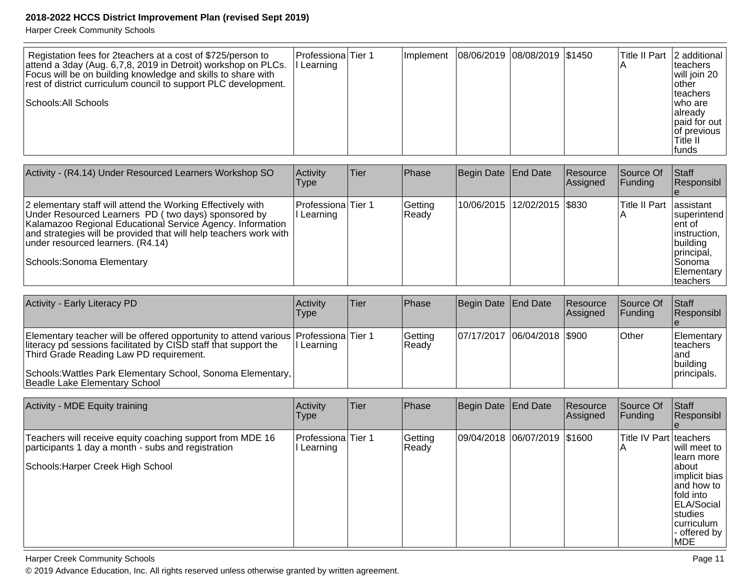| | | | | | | | | |
|---|---|---|---|---|---|---|---|---|
| Registation fees for 2teachers at a cost of $725/person to attend a 3day (Aug. 6,7,8, 2019 in Detroit) workshop on PLCs. Focus will be on building knowledge and skills to share with rest of district curriculum council to support PLC development.<br><br>Schools:All Schools | Professional Learning | Tier 1 | Implement | 08/06/2019 | 08/08/2019 | $1450 | Title II Part A | 2 additional teachers will join 20 other teachers who are already paid for out of previous Title II funds |

| Activity - (R4.14) Under Resourced Learners Workshop SO | Activity Type | Tier | Phase | Begin Date | End Date | Resource Assigned | Source Of Funding | Staff Responsible |
|---|---|---|---|---|---|---|---|---|
| 2 elementary staff will attend the Working Effectively with Under Resourced Learners PD ( two days) sponsored by Kalamazoo Regional Educational Service Agency. Information and strategies will be provided that will help teachers work with under resourced learners. (R4.14)<br><br>Schools:Sonoma Elementary | Professional Learning | Tier 1 | Getting Ready | 10/06/2015 | 12/02/2015 | $830 | Title II Part A | assistant superintendent of instruction, building principal, Sonoma Elementary teachers |

| Activity - Early Literacy PD | Activity Type | Tier | Phase | Begin Date | End Date | Resource Assigned | Source Of Funding | Staff Responsible |
|---|---|---|---|---|---|---|---|---|
| Elementary teacher will be offered opportunity to attend various literacy pd sessions facilitated by CISD staff that support the Third Grade Reading Law PD requirement.<br><br>Schools:Wattles Park Elementary School, Sonoma Elementary, Beadle Lake Elementary School | Professional Learning | Tier 1 | Getting Ready | 07/17/2017 | 06/04/2018 | $900 | Other | Elementary teachers and building principals. |

| Activity - MDE Equity training | Activity Type | Tier | Phase | Begin Date | End Date | Resource Assigned | Source Of Funding | Staff Responsible |
|---|---|---|---|---|---|---|---|---|
| Teachers will receive equity coaching support from MDE 16 participants 1 day a month - subs and registration<br><br>Schools:Harper Creek High School | Professional Learning | Tier 1 | Getting Ready | 09/04/2018 | 06/07/2019 | $1600 | Title IV Part A | teachers will meet to learn more about implicit bias and how to fold into ELA/Social studies curriculum - offered by MDE |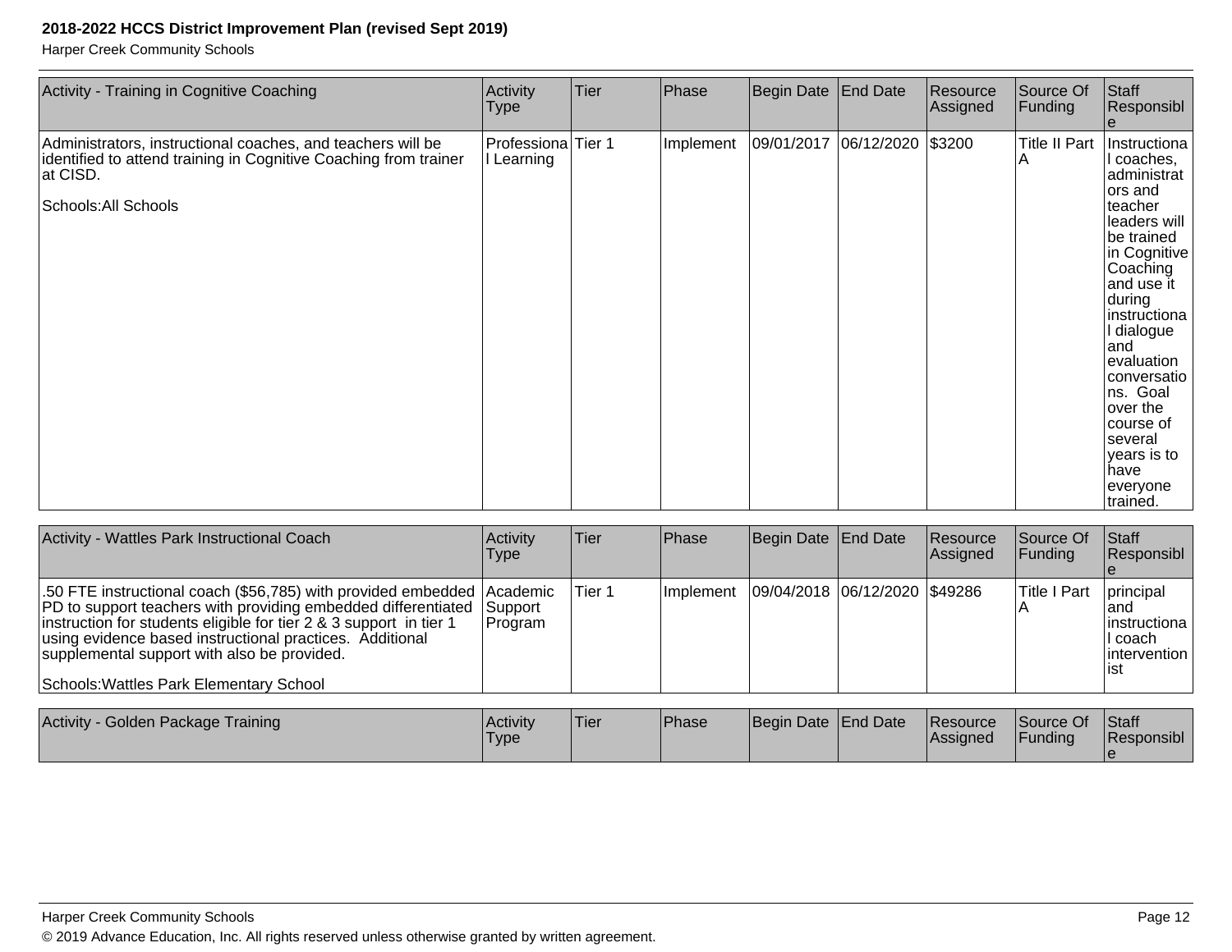| Activity - Training in Cognitive Coaching | Activity Type | Tier | Phase | Begin Date | End Date | Resource Assigned | Source Of Funding | Staff Responsible |
|---|---|---|---|---|---|---|---|---|
| Administrators, instructional coaches, and teachers will be identified to attend training in Cognitive Coaching from trainer at CISD.<br><br>Schools:All Schools | Professional Learning | Tier 1 | Implement | 09/01/2017 | 06/12/2020 | $3200 | Title II Part A | Instructional coaches, administrators and teacher leaders will be trained in Cognitive Coaching and use it during instructional dialogue and evaluation conversations. Goal over the course of several years is to have everyone trained. |

| Activity - Wattles Park Instructional Coach | Activity Type | Tier | Phase | Begin Date | End Date | Resource Assigned | Source Of Funding | Staff Responsible |
|---|---|---|---|---|---|---|---|---|
| .50 FTE instructional coach ($56,785) with provided embedded PD to support teachers with providing embedded differentiated instruction for students eligible for tier 2 & 3 support in tier 1 using evidence based instructional practices. Additional supplemental support with also be provided.<br><br>Schools:Wattles Park Elementary School | Academic Support Program | Tier 1 | Implement | 09/04/2018 | 06/12/2020 | $49286 | Title I Part A | principal and instructional coach interventionist |

| Activity - Golden Package Training | Activity Type | Tier | Phase | Begin Date | End Date | Resource Assigned | Source Of Funding | Staff Responsible |
|---|---|---|---|---|---|---|---|---|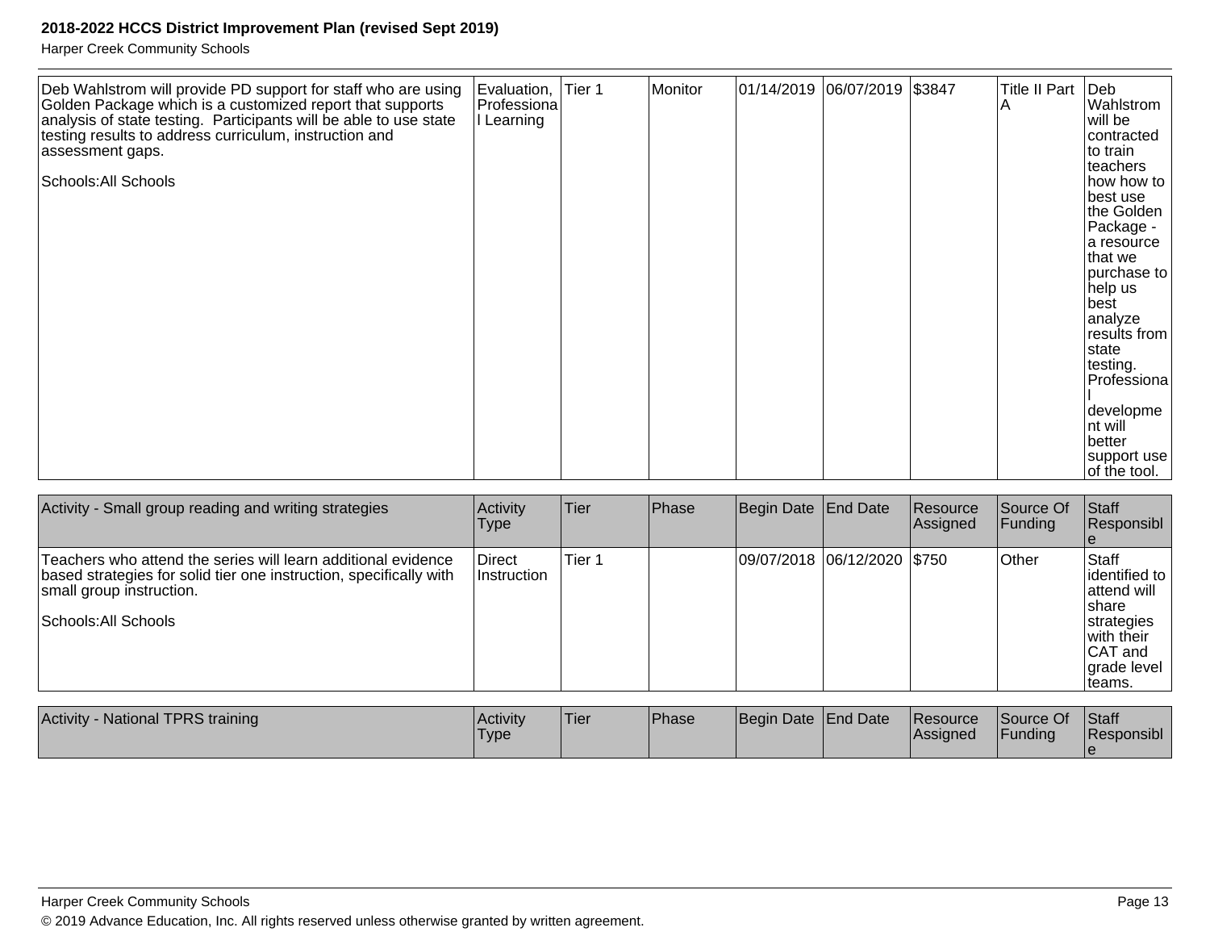| Deb Wahlstrom will provide PD support for staff who are using Golden Package which is a customized report that supports analysis of state testing. Participants will be able to use state testing results to address curriculum, instruction and assessment gaps.<br><br>Schools:All Schools | Evaluation, Professional Learning | Tier 1 | Monitor | 01/14/2019 | 06/07/2019 | $3847 | Title II Part A | Deb Wahlstrom will be contracted to train teachers how how to best use the Golden Package - a resource that we purchase to help us best analyze results from state testing. Professional development will better support use of the tool. |
|---|---|---|---|---|---|---|---|---|

| Activity - Small group reading and writing strategies | Activity Type | Tier | Phase | Begin Date | End Date | Resource Assigned | Source Of Funding | Staff Responsible |
|---|---|---|---|---|---|---|---|---|
| Teachers who attend the series will learn additional evidence based strategies for solid tier one instruction, specifically with small group instruction.<br><br>Schools:All Schools | Direct Instruction | Tier 1 | | 09/07/2018 | 06/12/2020 | $750 | Other | Staff identified to attend will share strategies with their CAT and grade level teams. |

| Activity - National TPRS training | Activity Type | Tier | Phase | Begin Date | End Date | Resource Assigned | Source Of Funding | Staff Responsible |
|---|---|---|---|---|---|---|---|---|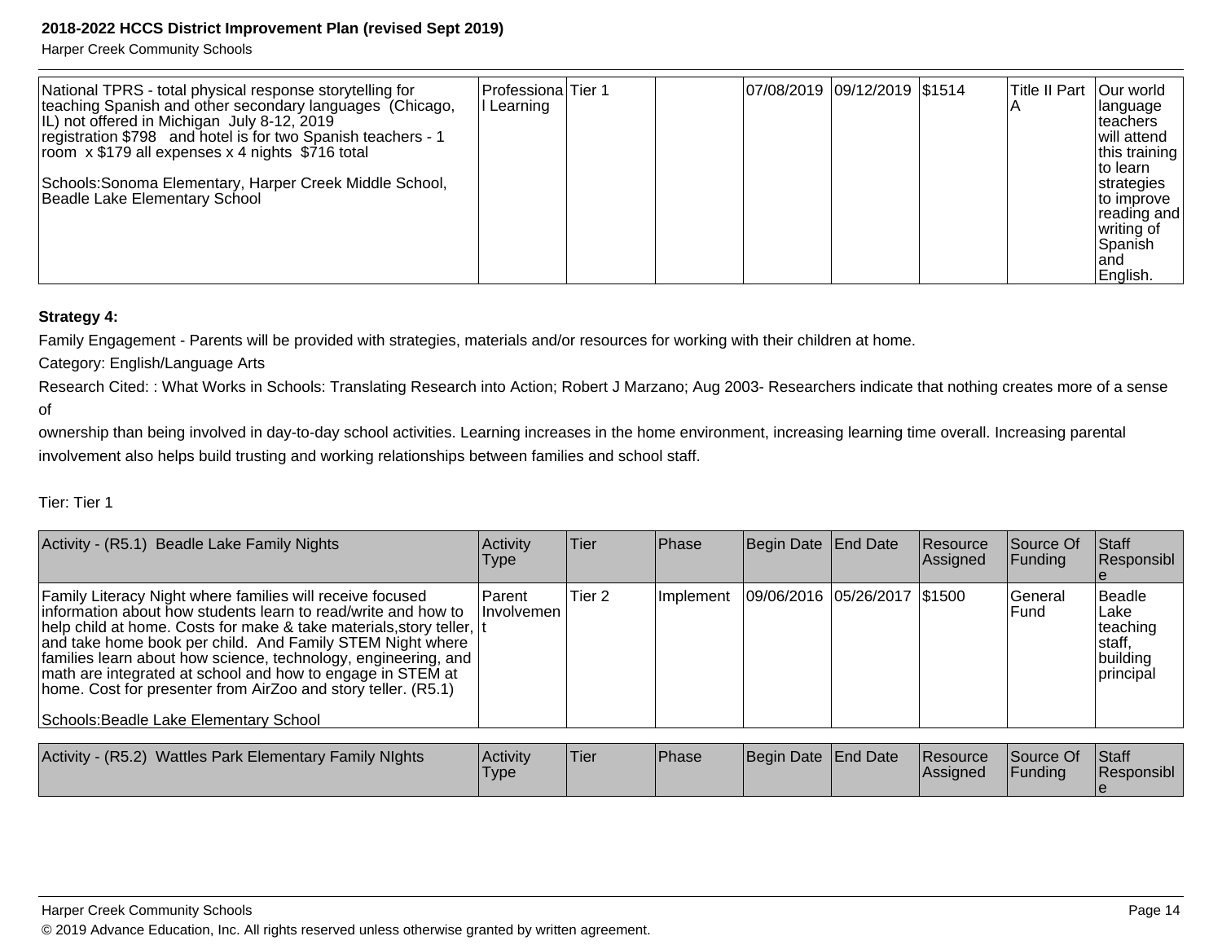| National TPRS - total physical response storytelling for teaching Spanish and other secondary languages (Chicago, IL) not offered in Michigan July 8-12, 2019 registration $798 and hotel is for two Spanish teachers - 1 room x $179 all expenses x 4 nights $716 total<br><br>Schools:Sonoma Elementary, Harper Creek Middle School, Beadle Lake Elementary School | Professional Learning | Tier 1 | | 07/08/2019 | 09/12/2019 | $1514 | Title II Part A | Our world language teachers will attend this training to learn strategies to improve reading and writing of Spanish and English. |
|---|---|---|---|---|---|---|---|---|

**Strategy 4:**

Family Engagement - Parents will be provided with strategies, materials and/or resources for working with their children at home.

Category: English/Language Arts

Research Cited: : What Works in Schools: Translating Research into Action; Robert J Marzano; Aug 2003- Researchers indicate that nothing creates more of a sense of

ownership than being involved in day-to-day school activities. Learning increases in the home environment, increasing learning time overall. Increasing parental involvement also helps build trusting and working relationships between families and school staff.

Tier: Tier 1

| Activity - (R5.1) Beadle Lake Family Nights | Activity Type | Tier | Phase | Begin Date | End Date | Resource Assigned | Source Of Funding | Staff Responsible |
|---|---|---|---|---|---|---|---|---|
| Family Literacy Night where families will receive focused information about how students learn to read/write and how to help child at home. Costs for make & take materials,story teller, and take home book per child. And Family STEM Night where families learn about how science, technology, engineering, and math are integrated at school and how to engage in STEM at home. Cost for presenter from AirZoo and story teller. (R5.1)<br><br>Schools:Beadle Lake Elementary School | Parent Involvement | Tier 2 | Implement | 09/06/2016 | 05/26/2017 | $1500 | General Fund | Beadle Lake teaching staff, building principal |

| Activity - (R5.2) Wattles Park Elementary Family NIghts | Activity Type | Tier | Phase | Begin Date | End Date | Resource Assigned | Source Of Funding | Staff Responsible |
|---|---|---|---|---|---|---|---|---|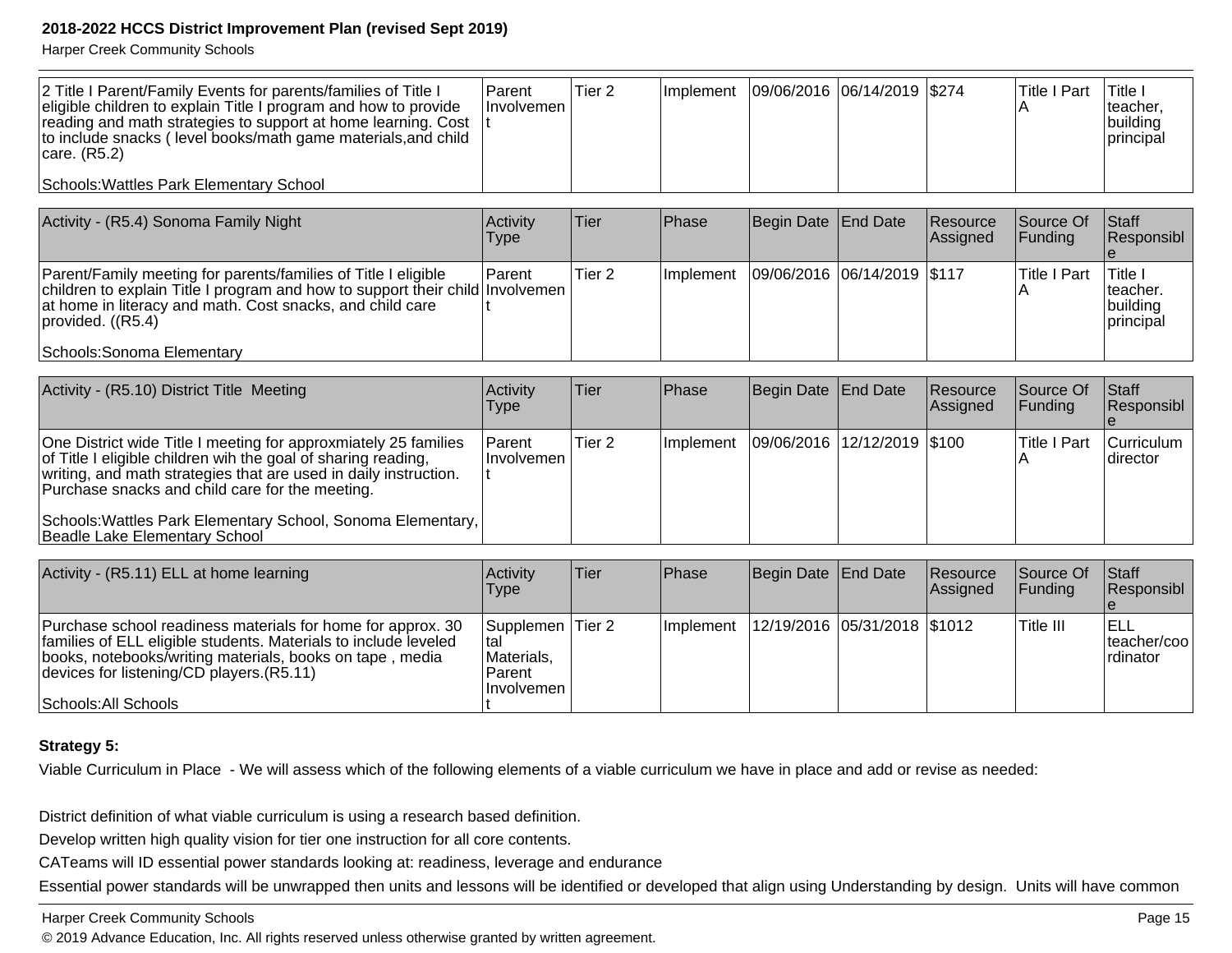| | | | | | | | | |
|---|---|---|---|---|---|---|---|---|
| 2 Title I Parent/Family Events for parents/families of Title I eligible children to explain Title I program and how to provide reading and math strategies to support at home learning. Cost to include snacks ( level books/math game materials,and child care. (R5.2)<br><br>Schools:Wattles Park Elementary School | Parent Involvement | Tier 2 | Implement | 09/06/2016 | 06/14/2019 | $274 | Title I Part A | Title I teacher, building principal |

| Activity - (R5.4) Sonoma Family Night | Activity Type | Tier | Phase | Begin Date | End Date | Resource Assigned | Source Of Funding | Staff Responsible |
|---|---|---|---|---|---|---|---|---|
| Parent/Family meeting for parents/families of Title I eligible children to explain Title I program and how to support their child at home in literacy and math. Cost snacks, and child care provided. ((R5.4)<br><br>Schools:Sonoma Elementary | Parent Involvement | Tier 2 | Implement | 09/06/2016 | 06/14/2019 | $117 | Title I Part A | Title I teacher. building principal |

| Activity - (R5.10) District Title Meeting | Activity Type | Tier | Phase | Begin Date | End Date | Resource Assigned | Source Of Funding | Staff Responsible |
|---|---|---|---|---|---|---|---|---|
| One District wide Title I meeting for approxmiately 25 families of Title I eligible children wih the goal of sharing reading, writing, and math strategies that are used in daily instruction. Purchase snacks and child care for the meeting.<br><br>Schools:Wattles Park Elementary School, Sonoma Elementary, Beadle Lake Elementary School | Parent Involvement | Tier 2 | Implement | 09/06/2016 | 12/12/2019 | $100 | Title I Part A | Curriculum director |

| Activity - (R5.11) ELL at home learning | Activity Type | Tier | Phase | Begin Date | End Date | Resource Assigned | Source Of Funding | Staff Responsible |
|---|---|---|---|---|---|---|---|---|
| Purchase school readiness materials for home for approx. 30 families of ELL eligible students. Materials to include leveled books, notebooks/writing materials, books on tape , media devices for listening/CD players.(R5.11)<br><br>Schools:All Schools | Supplemental Materials, Parent Involvement | Tier 2 | Implement | 12/19/2016 | 05/31/2018 | $1012 | Title III | ELL teacher/coordinator |

**Strategy 5:**

Viable Curriculum in Place - We will assess which of the following elements of a viable curriculum we have in place and add or revise as needed:

District definition of what viable curriculum is using a research based definition.

Develop written high quality vision for tier one instruction for all core contents.

CATeams will ID essential power standards looking at: readiness, leverage and endurance

Essential power standards will be unwrapped then units and lessons will be identified or developed that align using Understanding by design. Units will have common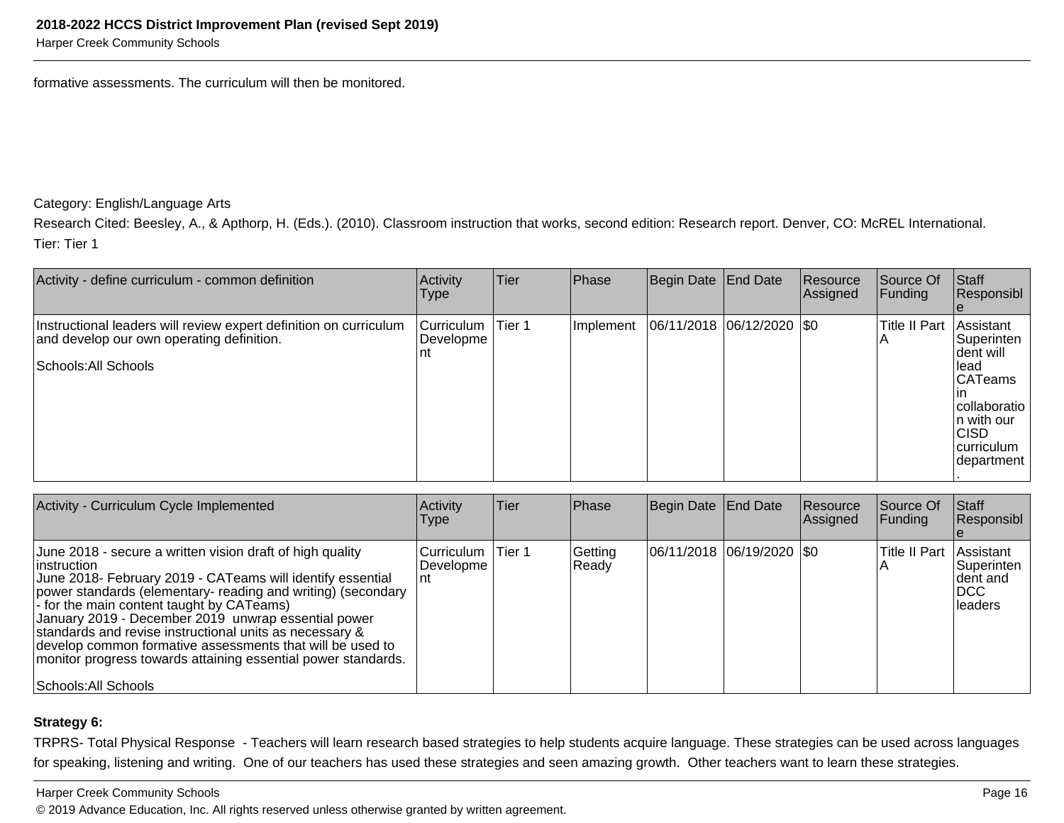formative assessments. The curriculum will then be monitored.

Category: English/Language Arts

Research Cited: Beesley, A., & Apthorp, H. (Eds.). (2010). Classroom instruction that works, second edition: Research report. Denver, CO: McREL International.

Tier: Tier 1

| Activity - define curriculum - common definition | Activity Type | Tier | Phase | Begin Date | End Date | Resource Assigned | Source Of Funding | Staff Responsible |
|---|---|---|---|---|---|---|---|---|
| Instructional leaders will review expert definition on curriculum and develop our own operating definition.<br><br>Schools:All Schools | Curriculum Development | Tier 1 | Implement | 06/11/2018 | 06/12/2020 | $0 | Title II Part A | Assistant Superintendent will lead CATeams in collaboration with our CISD curriculum department. |

| Activity - Curriculum Cycle Implemented | Activity Type | Tier | Phase | Begin Date | End Date | Resource Assigned | Source Of Funding | Staff Responsible |
|---|---|---|---|---|---|---|---|---|
| June 2018 - secure a written vision draft of high quality instruction<br>June 2018- February 2019 - CATeams will identify essential power standards (elementary- reading and writing) (secondary - for the main content taught by CATeams)<br>January 2019 - December 2019 unwrap essential power standards and revise instructional units as necessary & develop common formative assessments that will be used to monitor progress towards attaining essential power standards.<br><br>Schools:All Schools | Curriculum Development | Tier 1 | Getting Ready | 06/11/2018 | 06/19/2020 | $0 | Title II Part A | Assistant Superintendent and DCC leaders |

**Strategy 6:**

TRPRS- Total Physical Response - Teachers will learn research based strategies to help students acquire language. These strategies can be used across languages for speaking, listening and writing. One of our teachers has used these strategies and seen amazing growth. Other teachers want to learn these strategies.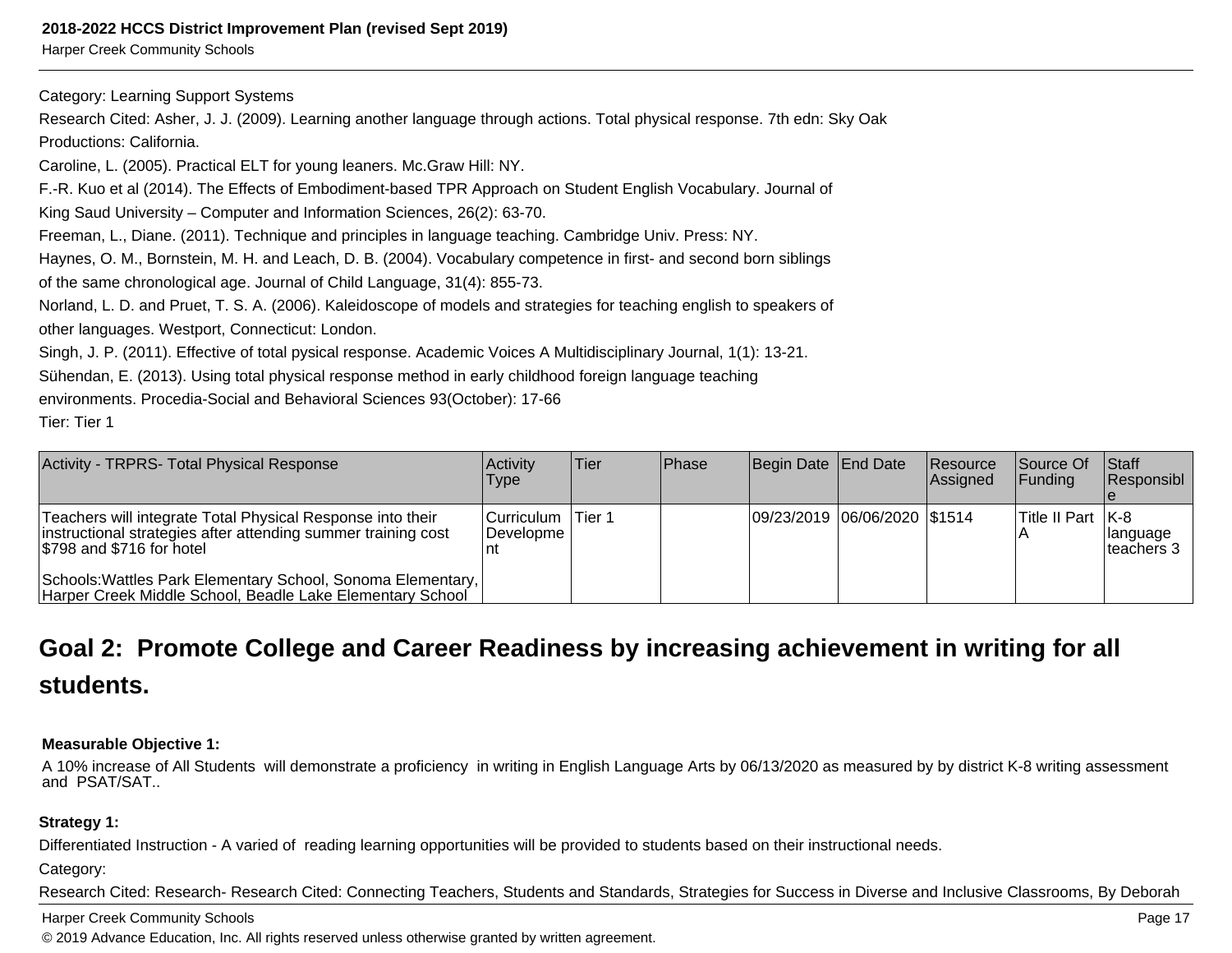Category: Learning Support Systems

Research Cited: Asher, J. J. (2009). Learning another language through actions. Total physical response. 7th edn: Sky Oak Productions: California.

Caroline, L. (2005). Practical ELT for young leaners. Mc.Graw Hill: NY.

F.-R. Kuo et al (2014). The Effects of Embodiment-based TPR Approach on Student English Vocabulary. Journal of King Saud University – Computer and Information Sciences, 26(2): 63-70.

Freeman, L., Diane. (2011). Technique and principles in language teaching. Cambridge Univ. Press: NY.

Haynes, O. M., Bornstein, M. H. and Leach, D. B. (2004). Vocabulary competence in first- and second born siblings of the same chronological age. Journal of Child Language, 31(4): 855-73.

Norland, L. D. and Pruet, T. S. A. (2006). Kaleidoscope of models and strategies for teaching english to speakers of other languages. Westport, Connecticut: London.

Singh, J. P. (2011). Effective of total pysical response. Academic Voices A Multidisciplinary Journal, 1(1): 13-21.

Sühendan, E. (2013). Using total physical response method in early childhood foreign language teaching environments. Procedia-Social and Behavioral Sciences 93(October): 17-66

Tier: Tier 1

| Activity - TRPRS- Total Physical Response | Activity Type | Tier | Phase | Begin Date | End Date | Resource Assigned | Source Of Funding | Staff Responsible |
|---|---|---|---|---|---|---|---|---|
| Teachers will integrate Total Physical Response into their instructional strategies after attending summer training cost $798 and $716 for hotel<br><br>Schools:Wattles Park Elementary School, Sonoma Elementary, Harper Creek Middle School, Beadle Lake Elementary School | Curriculum Development | Tier 1 | | 09/23/2019 | 06/06/2020 | $1514 | Title II Part A | K-8 language teachers 3 |

## Goal 2: Promote College and Career Readiness by increasing achievement in writing for all students.

**Measurable Objective 1:**

A 10% increase of All Students will demonstrate a proficiency in writing in English Language Arts by 06/13/2020 as measured by by district K-8 writing assessment and PSAT/SAT..

**Strategy 1:**

Differentiated Instruction - A varied of reading learning opportunities will be provided to students based on their instructional needs.

Category:

Research Cited: Research- Research Cited: Connecting Teachers, Students and Standards, Strategies for Success in Diverse and Inclusive Classrooms, By Deborah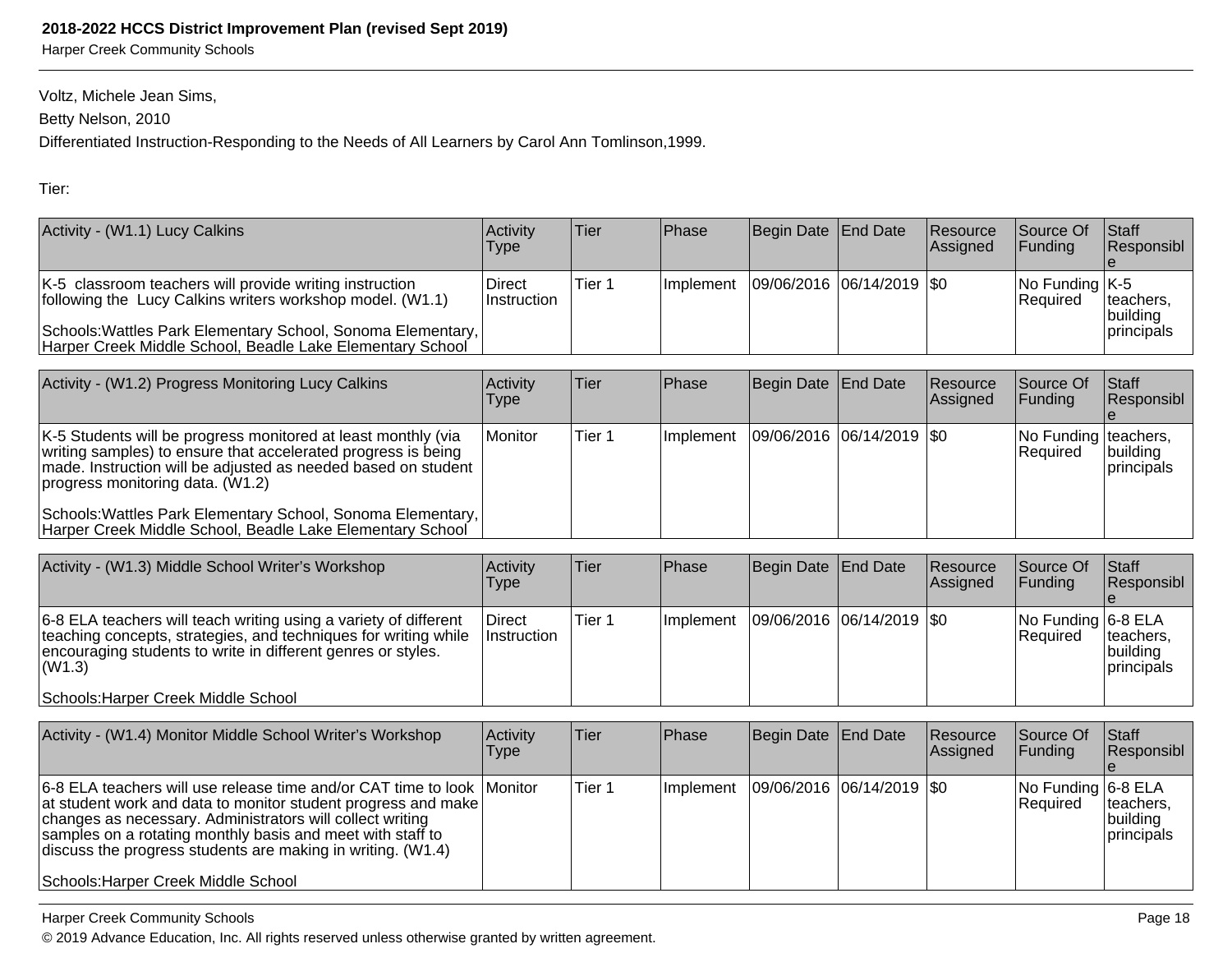Voltz, Michele Jean Sims,

Betty Nelson, 2010

Differentiated Instruction-Responding to the Needs of All Learners by Carol Ann Tomlinson,1999.

Tier:

| Activity - (W1.1) Lucy Calkins | Activity Type | Tier | Phase | Begin Date | End Date | Resource Assigned | Source Of Funding | Staff Responsible |
|---|---|---|---|---|---|---|---|---|
| K-5 classroom teachers will provide writing instruction following the Lucy Calkins writers workshop model. (W1.1)<br><br>Schools:Wattles Park Elementary School, Sonoma Elementary, Harper Creek Middle School, Beadle Lake Elementary School | Direct Instruction | Tier 1 | Implement | 09/06/2016 | 06/14/2019 | $0 | No Funding Required | K-5 teachers, building principals |

| Activity - (W1.2) Progress Monitoring Lucy Calkins | Activity Type | Tier | Phase | Begin Date | End Date | Resource Assigned | Source Of Funding | Staff Responsible |
|---|---|---|---|---|---|---|---|---|
| K-5 Students will be progress monitored at least monthly (via writing samples) to ensure that accelerated progress is being made. Instruction will be adjusted as needed based on student progress monitoring data. (W1.2)<br><br>Schools:Wattles Park Elementary School, Sonoma Elementary, Harper Creek Middle School, Beadle Lake Elementary School | Monitor | Tier 1 | Implement | 09/06/2016 | 06/14/2019 | $0 | No Funding Required | teachers, building principals |

| Activity - (W1.3) Middle School Writer's Workshop | Activity Type | Tier | Phase | Begin Date | End Date | Resource Assigned | Source Of Funding | Staff Responsible |
|---|---|---|---|---|---|---|---|---|
| 6-8 ELA teachers will teach writing using a variety of different teaching concepts, strategies, and techniques for writing while encouraging students to write in different genres or styles. (W1.3)<br><br>Schools:Harper Creek Middle School | Direct Instruction | Tier 1 | Implement | 09/06/2016 | 06/14/2019 | $0 | No Funding Required | 6-8 ELA teachers, building principals |

| Activity - (W1.4) Monitor Middle School Writer's Workshop | Activity Type | Tier | Phase | Begin Date | End Date | Resource Assigned | Source Of Funding | Staff Responsible |
|---|---|---|---|---|---|---|---|---|
| 6-8 ELA teachers will use release time and/or CAT time to look at student work and data to monitor student progress and make changes as necessary. Administrators will collect writing samples on a rotating monthly basis and meet with staff to discuss the progress students are making in writing. (W1.4)<br><br>Schools:Harper Creek Middle School | Monitor | Tier 1 | Implement | 09/06/2016 | 06/14/2019 | $0 | No Funding Required | 6-8 ELA teachers, building principals |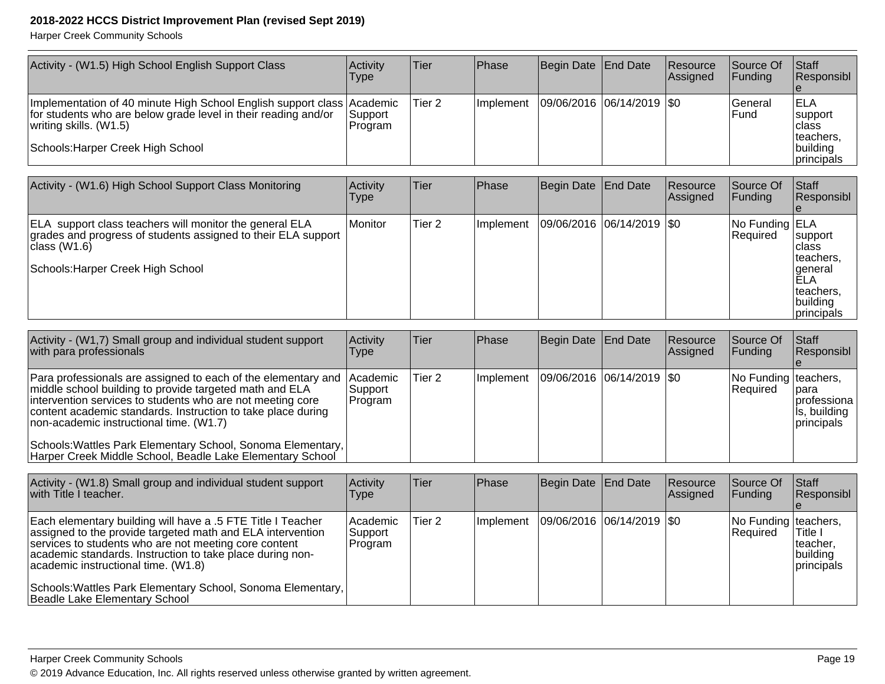| Activity - (W1.5) High School English Support Class | Activity Type | Tier | Phase | Begin Date | End Date | Resource Assigned | Source Of Funding | Staff Responsible |
|---|---|---|---|---|---|---|---|---|
| Implementation of 40 minute High School English support class for students who are below grade level in their reading and/or writing skills. (W1.5)<br><br>Schools:Harper Creek High School | Academic Support Program | Tier 2 | Implement | 09/06/2016 | 06/14/2019 | $0 | General Fund | ELA support class teachers, building principals |

| Activity - (W1.6) High School Support Class Monitoring | Activity Type | Tier | Phase | Begin Date | End Date | Resource Assigned | Source Of Funding | Staff Responsible |
|---|---|---|---|---|---|---|---|---|
| ELA support class teachers will monitor the general ELA grades and progress of students assigned to their ELA support class (W1.6)<br><br>Schools:Harper Creek High School | Monitor | Tier 2 | Implement | 09/06/2016 | 06/14/2019 | $0 | No Funding Required | ELA support class teachers, general ELA teachers, building principals |

| Activity - (W1,7) Small group and individual student support with para professionals | Activity Type | Tier | Phase | Begin Date | End Date | Resource Assigned | Source Of Funding | Staff Responsible |
|---|---|---|---|---|---|---|---|---|
| Para professionals are assigned to each of the elementary and middle school building to provide targeted math and ELA intervention services to students who are not meeting core content academic standards. Instruction to take place during non-academic instructional time. (W1.7)<br><br>Schools:Wattles Park Elementary School, Sonoma Elementary, Harper Creek Middle School, Beadle Lake Elementary School | Academic Support Program | Tier 2 | Implement | 09/06/2016 | 06/14/2019 | $0 | No Funding Required | teachers, para professionals, building principals |

| Activity - (W1.8) Small group and individual student support with Title I teacher. | Activity Type | Tier | Phase | Begin Date | End Date | Resource Assigned | Source Of Funding | Staff Responsible |
|---|---|---|---|---|---|---|---|---|
| Each elementary building will have a .5 FTE Title I Teacher assigned to the provide targeted math and ELA intervention services to students who are not meeting core content academic standards. Instruction to take place during non-academic instructional time. (W1.8)<br><br>Schools:Wattles Park Elementary School, Sonoma Elementary, Beadle Lake Elementary School | Academic Support Program | Tier 2 | Implement | 09/06/2016 | 06/14/2019 | $0 | No Funding Required | teachers, Title I teacher, building principals |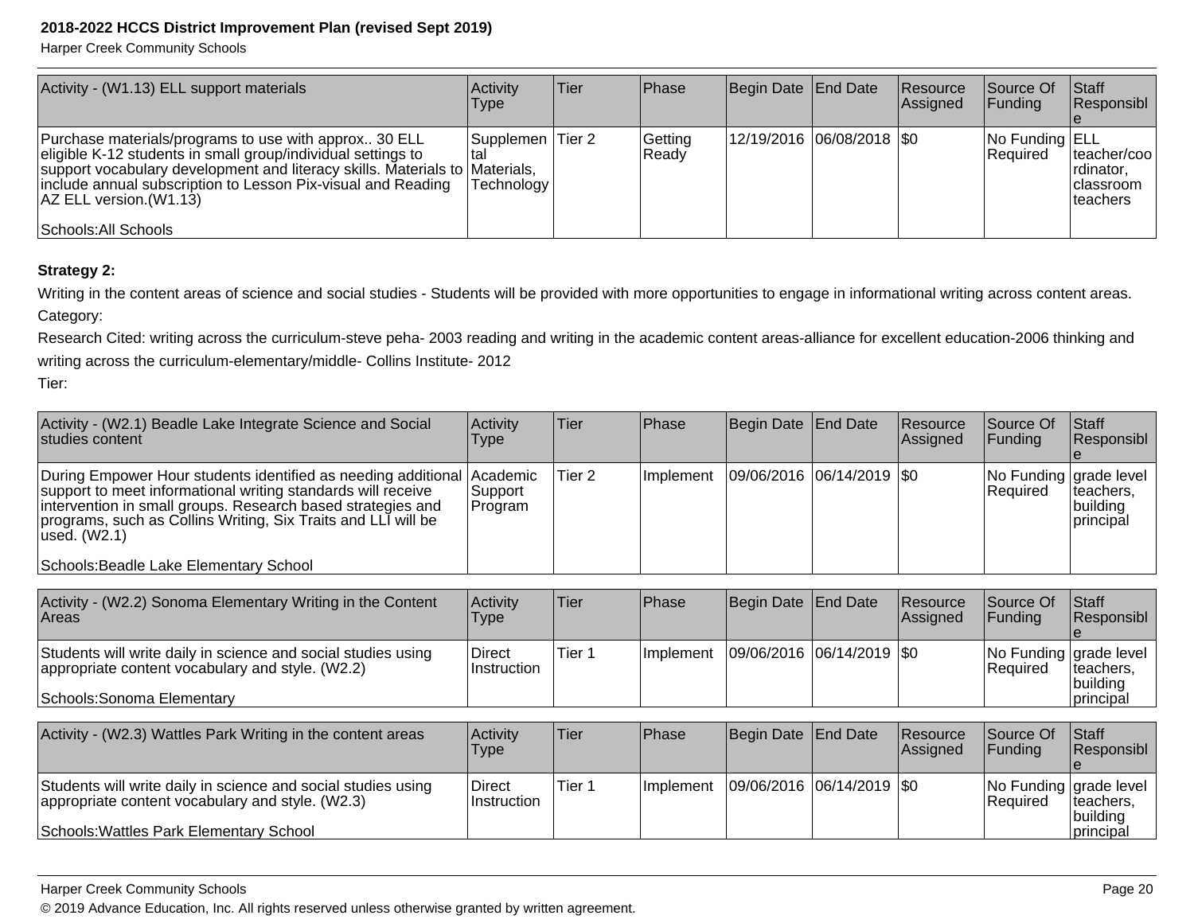| Activity - (W1.13) ELL support materials | Activity Type | Tier | Phase | Begin Date | End Date | Resource Assigned | Source Of Funding | Staff Responsible |
|---|---|---|---|---|---|---|---|---|
| Purchase materials/programs to use with approx.. 30 ELL eligible K-12 students in small group/individual settings to support vocabulary development and literacy skills. Materials to include annual subscription to Lesson Pix-visual and Reading AZ ELL version.(W1.13)<br><br>Schools:All Schools | Supplemental Materials, Technology | Tier 2 | Getting Ready | 12/19/2016 | 06/08/2018 | $0 | No Funding Required | ELL teacher/coordinator, classroom teachers |

**Strategy 2:**

Writing in the content areas of science and social studies - Students will be provided with more opportunities to engage in informational writing across content areas.

Category:

Research Cited: writing across the curriculum-steve peha- 2003 reading and writing in the academic content areas-alliance for excellent education-2006 thinking and writing across the curriculum-elementary/middle- Collins Institute- 2012

Tier:

| Activity - (W2.1) Beadle Lake Integrate Science and Social studies content | Activity Type | Tier | Phase | Begin Date | End Date | Resource Assigned | Source Of Funding | Staff Responsible |
|---|---|---|---|---|---|---|---|---|
| During Empower Hour students identified as needing additional support to meet informational writing standards will receive intervention in small groups. Research based strategies and programs, such as Collins Writing, Six Traits and LLI will be used. (W2.1)<br><br>Schools:Beadle Lake Elementary School | Academic Support Program | Tier 2 | Implement | 09/06/2016 | 06/14/2019 | $0 | No Funding Required | grade level teachers, building principal |

| Activity - (W2.2) Sonoma Elementary Writing in the Content Areas | Activity Type | Tier | Phase | Begin Date | End Date | Resource Assigned | Source Of Funding | Staff Responsible |
|---|---|---|---|---|---|---|---|---|
| Students will write daily in science and social studies using appropriate content vocabulary and style. (W2.2)<br><br>Schools:Sonoma Elementary | Direct Instruction | Tier 1 | Implement | 09/06/2016 | 06/14/2019 | $0 | No Funding Required | grade level teachers, building principal |

| Activity - (W2.3) Wattles Park Writing in the content areas | Activity Type | Tier | Phase | Begin Date | End Date | Resource Assigned | Source Of Funding | Staff Responsible |
|---|---|---|---|---|---|---|---|---|
| Students will write daily in science and social studies using appropriate content vocabulary and style. (W2.3)<br><br>Schools:Wattles Park Elementary School | Direct Instruction | Tier 1 | Implement | 09/06/2016 | 06/14/2019 | $0 | No Funding Required | grade level teachers, building principal |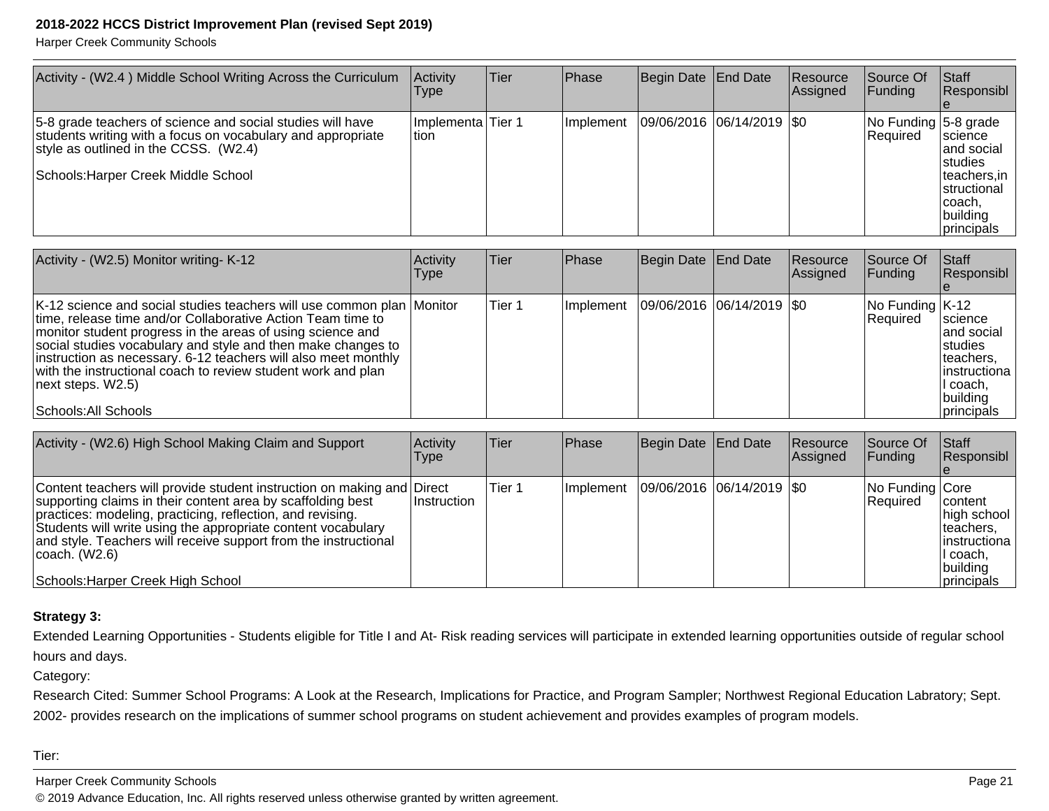| Activity - (W2.4 ) Middle School Writing Across the Curriculum | Activity Type | Tier | Phase | Begin Date | End Date | Resource Assigned | Source Of Funding | Staff Responsible |
|---|---|---|---|---|---|---|---|---|
| 5-8 grade teachers of science and social studies will have students writing with a focus on vocabulary and appropriate style as outlined in the CCSS. (W2.4)<br><br>Schools:Harper Creek Middle School | Implementation | Tier 1 | Implement | 09/06/2016 | 06/14/2019 | $0 | No Funding Required | 5-8 grade science and social studies teachers,instructional coach, building principals |

| Activity - (W2.5) Monitor writing- K-12 | Activity Type | Tier | Phase | Begin Date | End Date | Resource Assigned | Source Of Funding | Staff Responsible |
|---|---|---|---|---|---|---|---|---|
| K-12 science and social studies teachers will use common plan time, release time and/or Collaborative Action Team time to monitor student progress in the areas of using science and social studies vocabulary and style and then make changes to instruction as necessary. 6-12 teachers will also meet monthly with the instructional coach to review student work and plan next steps. W2.5)<br><br>Schools:All Schools | Monitor | Tier 1 | Implement | 09/06/2016 | 06/14/2019 | $0 | No Funding Required | K-12 science and social studies teachers, instructional coach, building principals |

| Activity - (W2.6) High School Making Claim and Support | Activity Type | Tier | Phase | Begin Date | End Date | Resource Assigned | Source Of Funding | Staff Responsible |
|---|---|---|---|---|---|---|---|---|
| Content teachers will provide student instruction on making and supporting claims in their content area by scaffolding best practices: modeling, practicing, reflection, and revising. Students will write using the appropriate content vocabulary and style. Teachers will receive support from the instructional coach. (W2.6)<br><br>Schools:Harper Creek High School | Direct Instruction | Tier 1 | Implement | 09/06/2016 | 06/14/2019 | $0 | No Funding Required | Core content high school teachers, instructional coach, building principals |

**Strategy 3:**

Extended Learning Opportunities - Students eligible for Title I and At- Risk reading services will participate in extended learning opportunities outside of regular school hours and days.

Category:

Research Cited: Summer School Programs: A Look at the Research, Implications for Practice, and Program Sampler; Northwest Regional Education Labratory; Sept. 2002- provides research on the implications of summer school programs on student achievement and provides examples of program models.

Tier: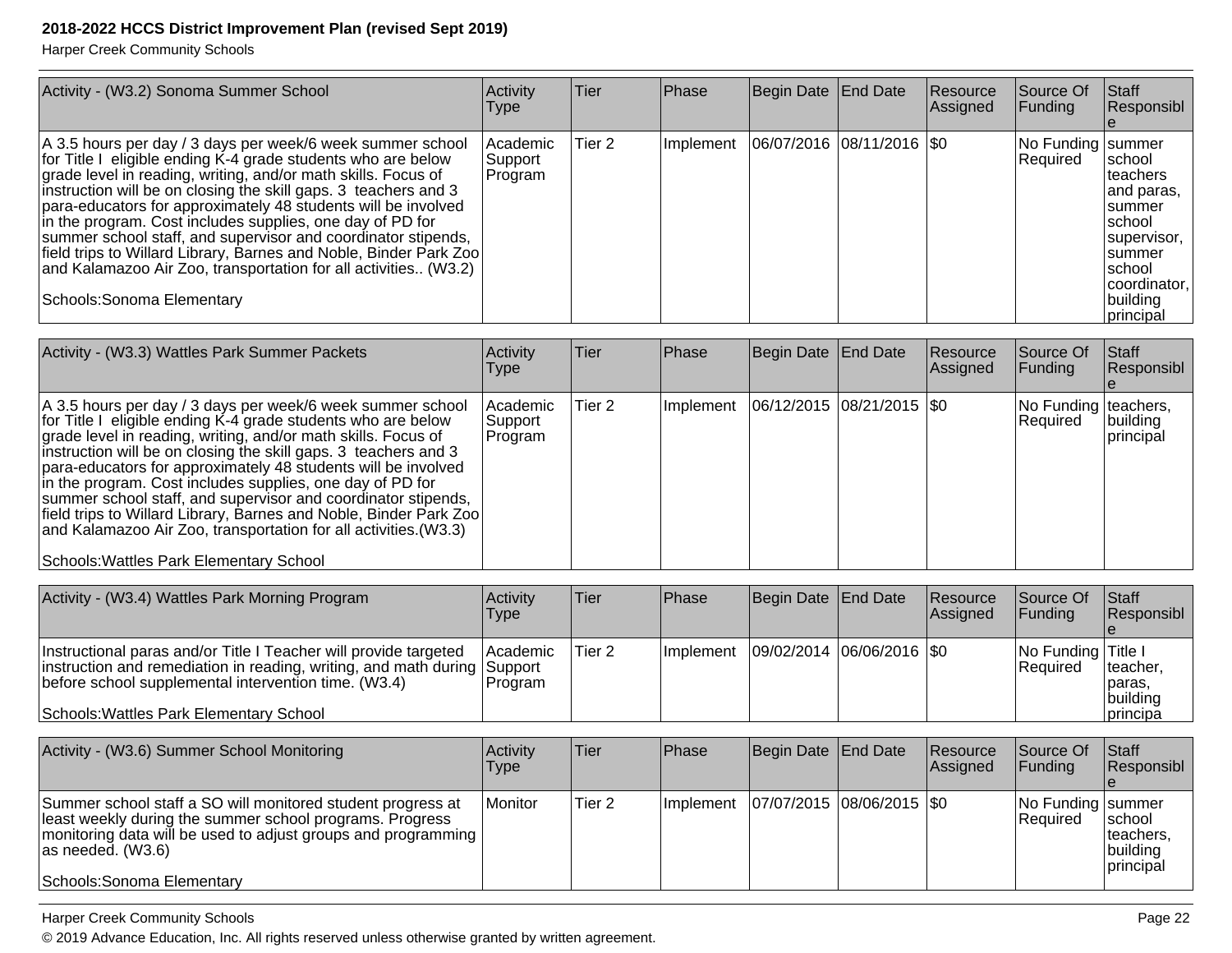| Activity - (W3.2) Sonoma Summer School | Activity Type | Tier | Phase | Begin Date | End Date | Resource Assigned | Source Of Funding | Staff Responsible |
|---|---|---|---|---|---|---|---|---|
| A 3.5 hours per day / 3 days per week/6 week summer school for Title I eligible ending K-4 grade students who are below grade level in reading, writing, and/or math skills. Focus of instruction will be on closing the skill gaps. 3 teachers and 3 para-educators for approximately 48 students will be involved in the program. Cost includes supplies, one day of PD for summer school staff, and supervisor and coordinator stipends, field trips to Willard Library, Barnes and Noble, Binder Park Zoo and Kalamazoo Air Zoo, transportation for all activities.. (W3.2)<br><br>Schools:Sonoma Elementary | Academic Support Program | Tier 2 | Implement | 06/07/2016 | 08/11/2016 | $0 | No Funding Required | summer school teachers and paras, summer school supervisor, summer school coordinator, building principal |

| Activity - (W3.3) Wattles Park Summer Packets | Activity Type | Tier | Phase | Begin Date | End Date | Resource Assigned | Source Of Funding | Staff Responsible |
|---|---|---|---|---|---|---|---|---|
| A 3.5 hours per day / 3 days per week/6 week summer school for Title I eligible ending K-4 grade students who are below grade level in reading, writing, and/or math skills. Focus of instruction will be on closing the skill gaps. 3 teachers and 3 para-educators for approximately 48 students will be involved in the program. Cost includes supplies, one day of PD for summer school staff, and supervisor and coordinator stipends, field trips to Willard Library, Barnes and Noble, Binder Park Zoo and Kalamazoo Air Zoo, transportation for all activities.(W3.3)<br><br>Schools:Wattles Park Elementary School | Academic Support Program | Tier 2 | Implement | 06/12/2015 | 08/21/2015 | $0 | No Funding Required | teachers, building principal |

| Activity - (W3.4) Wattles Park Morning Program | Activity Type | Tier | Phase | Begin Date | End Date | Resource Assigned | Source Of Funding | Staff Responsible |
|---|---|---|---|---|---|---|---|---|
| Instructional paras and/or Title I Teacher will provide targeted instruction and remediation in reading, writing, and math during before school supplemental intervention time. (W3.4)<br><br>Schools:Wattles Park Elementary School | Academic Support Program | Tier 2 | Implement | 09/02/2014 | 06/06/2016 | $0 | No Funding Required | Title I teacher, paras, building principa |

| Activity - (W3.6) Summer School Monitoring | Activity Type | Tier | Phase | Begin Date | End Date | Resource Assigned | Source Of Funding | Staff Responsible |
|---|---|---|---|---|---|---|---|---|
| Summer school staff a SO will monitored student progress at least weekly during the summer school programs. Progress monitoring data will be used to adjust groups and programming as needed. (W3.6)<br><br>Schools:Sonoma Elementary | Monitor | Tier 2 | Implement | 07/07/2015 | 08/06/2015 | $0 | No Funding Required | summer school teachers, building principal |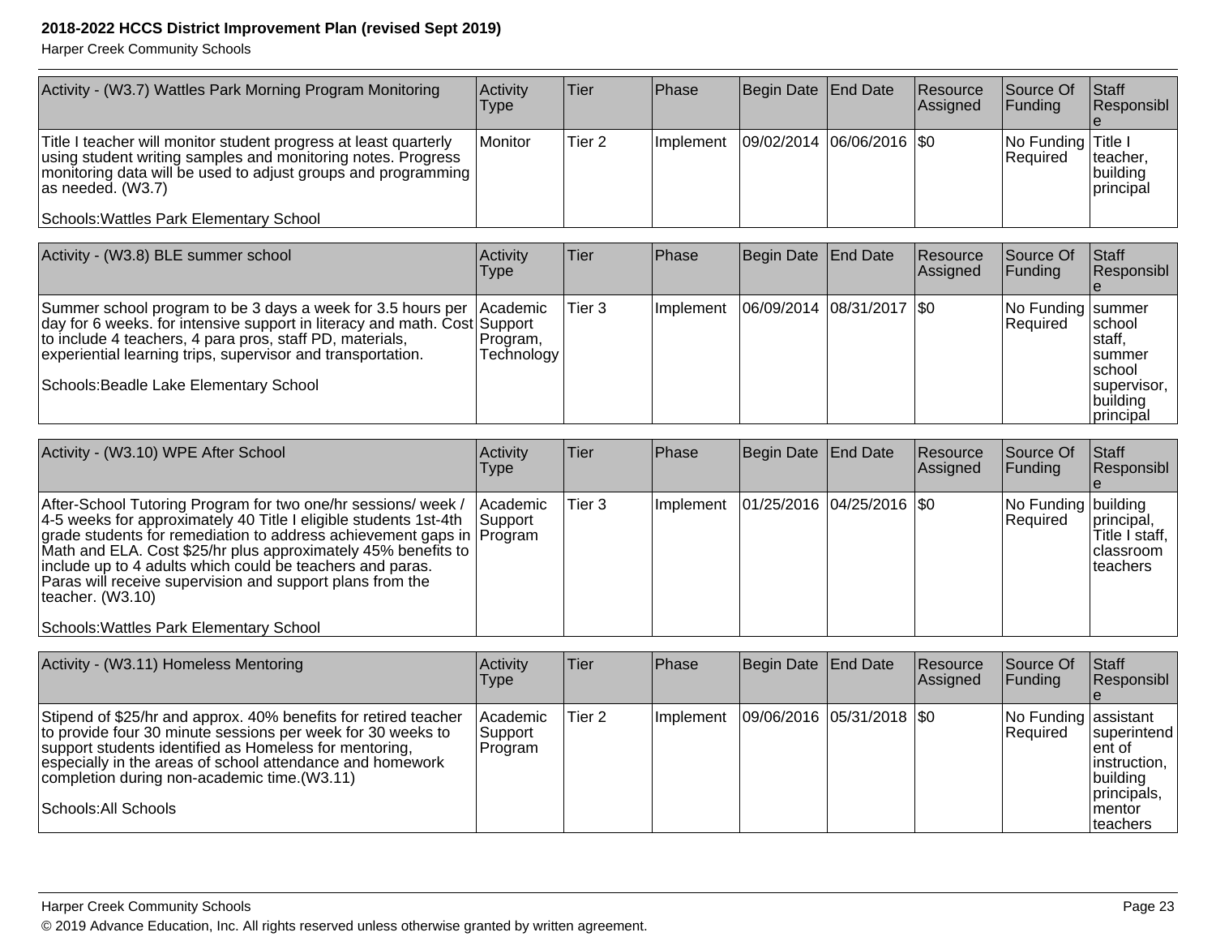| Activity - (W3.7) Wattles Park Morning Program Monitoring | Activity Type | Tier | Phase | Begin Date | End Date | Resource Assigned | Source Of Funding | Staff Responsible |
|---|---|---|---|---|---|---|---|---|
| Title I teacher will monitor student progress at least quarterly using student writing samples and monitoring notes. Progress monitoring data will be used to adjust groups and programming as needed. (W3.7)<br><br>Schools:Wattles Park Elementary School | Monitor | Tier 2 | Implement | 09/02/2014 | 06/06/2016 | $0 | No Funding Required | Title I teacher, building principal |

| Activity - (W3.8) BLE summer school | Activity Type | Tier | Phase | Begin Date | End Date | Resource Assigned | Source Of Funding | Staff Responsible |
|---|---|---|---|---|---|---|---|---|
| Summer school program to be 3 days a week for 3.5 hours per day for 6 weeks. for intensive support in literacy and math. Cost to include 4 teachers, 4 para pros, staff PD, materials, experiential learning trips, supervisor and transportation.<br><br>Schools:Beadle Lake Elementary School | Academic Support Program, Technology | Tier 3 | Implement | 06/09/2014 | 08/31/2017 | $0 | No Funding Required | summer school staff, summer school supervisor, building principal |

| Activity - (W3.10) WPE After School | Activity Type | Tier | Phase | Begin Date | End Date | Resource Assigned | Source Of Funding | Staff Responsible |
|---|---|---|---|---|---|---|---|---|
| After-School Tutoring Program for two one/hr sessions/ week / 4-5 weeks for approximately 40 Title I eligible students 1st-4th grade students for remediation to address achievement gaps in Math and ELA. Cost $25/hr plus approximately 45% benefits to include up to 4 adults which could be teachers and paras. Paras will receive supervision and support plans from the teacher. (W3.10)<br><br>Schools:Wattles Park Elementary School | Academic Support Program | Tier 3 | Implement | 01/25/2016 | 04/25/2016 | $0 | No Funding Required | building principal, Title I staff, classroom teachers |

| Activity - (W3.11) Homeless Mentoring | Activity Type | Tier | Phase | Begin Date | End Date | Resource Assigned | Source Of Funding | Staff Responsible |
|---|---|---|---|---|---|---|---|---|
| Stipend of $25/hr and approx. 40% benefits for retired teacher to provide four 30 minute sessions per week for 30 weeks to support students identified as Homeless for mentoring, especially in the areas of school attendance and homework completion during non-academic time.(W3.11)<br><br>Schools:All Schools | Academic Support Program | Tier 2 | Implement | 09/06/2016 | 05/31/2018 | $0 | No Funding Required | assistant superintendent of instruction, building principals, mentor teachers |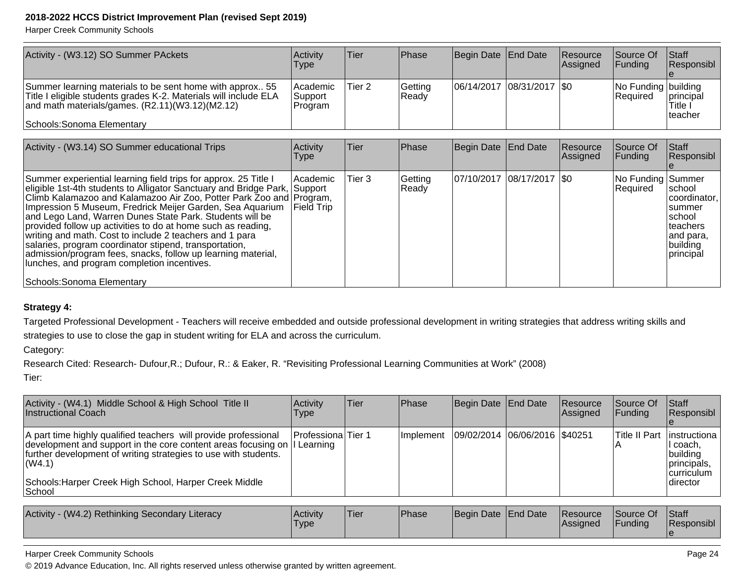| Activity - (W3.12) SO Summer PAckets | Activity Type | Tier | Phase | Begin Date | End Date | Resource Assigned | Source Of Funding | Staff Responsible |
|---|---|---|---|---|---|---|---|---|
| Summer learning materials to be sent home with approx.. 55 Title I eligible students grades K-2. Materials will include ELA and math materials/games. (R2.11)(W3.12)(M2.12)<br><br>Schools:Sonoma Elementary | Academic Support Program | Tier 2 | Getting Ready | 06/14/2017 | 08/31/2017 | $0 | No Funding Required | building principal Title I teacher |

| Activity - (W3.14) SO Summer educational Trips | Activity Type | Tier | Phase | Begin Date | End Date | Resource Assigned | Source Of Funding | Staff Responsible |
|---|---|---|---|---|---|---|---|---|
| Summer experiential learning field trips for approx. 25 Title I eligible 1st-4th students to Alligator Sanctuary and Bridge Park, Climb Kalamazoo and Kalamazoo Air Zoo, Potter Park Zoo and Impression 5 Museum, Fredrick Meijer Garden, Sea Aquarium and Lego Land, Warren Dunes State Park. Students will be provided follow up activities to do at home such as reading, writing and math. Cost to include 2 teachers and 1 para salaries, program coordinator stipend, transportation, admission/program fees, snacks, follow up learning material, lunches, and program completion incentives.<br><br>Schools:Sonoma Elementary | Academic Support Program, Field Trip | Tier 3 | Getting Ready | 07/10/2017 | 08/17/2017 | $0 | No Funding Required | Summer school coordinator, summer school teachers and para, building principal |

**Strategy 4:**

Targeted Professional Development - Teachers will receive embedded and outside professional development in writing strategies that address writing skills and strategies to use to close the gap in student writing for ELA and across the curriculum.

Category:

Research Cited: Research- Dufour,R.; Dufour, R.: & Eaker, R. “Revisiting Professional Learning Communities at Work” (2008)

Tier:

| Activity - (W4.1) Middle School & High School Title II Instructional Coach | Activity Type | Tier | Phase | Begin Date | End Date | Resource Assigned | Source Of Funding | Staff Responsible |
|---|---|---|---|---|---|---|---|---|
| A part time highly qualified teachers will provide professional development and support in the core content areas focusing on further development of writing strategies to use with students. (W4.1)<br><br>Schools:Harper Creek High School, Harper Creek Middle School | Professional Learning | Tier 1 | Implement | 09/02/2014 | 06/06/2016 | $40251 | Title II Part A | instructional coach, building principals, curriculum director |

| Activity - (W4.2) Rethinking Secondary Literacy | Activity Type | Tier | Phase | Begin Date | End Date | Resource Assigned | Source Of Funding | Staff Responsible |
|---|---|---|---|---|---|---|---|---|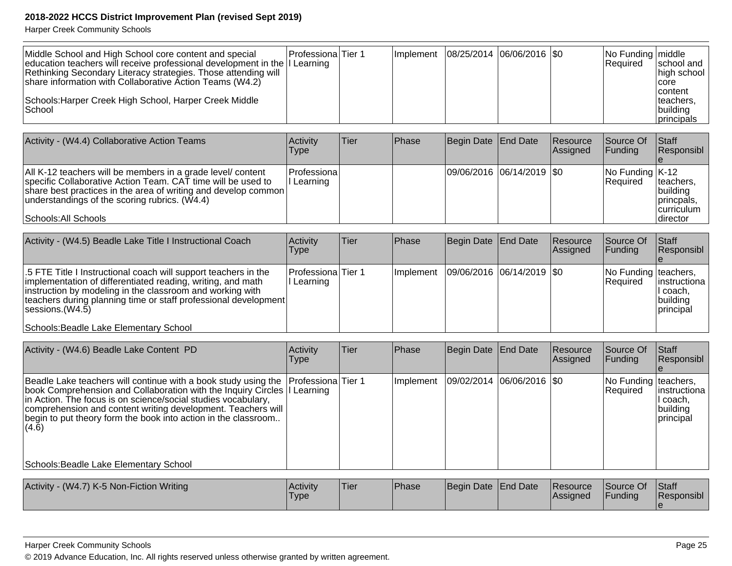| | | | | | | | | |
|---|---|---|---|---|---|---|---|---|
| Middle School and High School core content and special education teachers will receive professional development in the Rethinking Secondary Literacy strategies. Those attending will share information with Collaborative Action Teams (W4.2)<br><br>Schools:Harper Creek High School, Harper Creek Middle School | Professional Learning | Tier 1 | Implement | 08/25/2014 | 06/06/2016 | $0 | No Funding Required | middle school and high school core content teachers, building principals |

| Activity - (W4.4) Collaborative Action Teams | Activity Type | Tier | Phase | Begin Date | End Date | Resource Assigned | Source Of Funding | Staff Responsible |
|---|---|---|---|---|---|---|---|---|
| All K-12 teachers will be members in a grade level/ content specific Collaborative Action Team. CAT time will be used to share best practices in the area of writing and develop common understandings of the scoring rubrics. (W4.4)<br><br>Schools:All Schools | Professional Learning | | | 09/06/2016 | 06/14/2019 | $0 | No Funding Required | K-12 teachers, building princpals, curriculum director |

| Activity - (W4.5) Beadle Lake Title I Instructional Coach | Activity Type | Tier | Phase | Begin Date | End Date | Resource Assigned | Source Of Funding | Staff Responsible |
|---|---|---|---|---|---|---|---|---|
| .5 FTE Title I Instructional coach will support teachers in the implementation of differentiated reading, writing, and math instruction by modeling in the classroom and working with teachers during planning time or staff professional development sessions.(W4.5)<br><br>Schools:Beadle Lake Elementary School | Professional Learning | Tier 1 | Implement | 09/06/2016 | 06/14/2019 | $0 | No Funding Required | teachers, instructional coach, building principal |

| Activity - (W4.6) Beadle Lake Content PD | Activity Type | Tier | Phase | Begin Date | End Date | Resource Assigned | Source Of Funding | Staff Responsible |
|---|---|---|---|---|---|---|---|---|
| Beadle Lake teachers will continue with a book study using the book Comprehension and Collaboration with the Inquiry Circles in Action. The focus is on science/social studies vocabulary, comprehension and content writing development. Teachers will begin to put theory form the book into action in the classroom.. (4.6)<br><br>Schools:Beadle Lake Elementary School | Professional Learning | Tier 1 | Implement | 09/02/2014 | 06/06/2016 | $0 | No Funding Required | teachers, instructional coach, building principal |

| Activity - (W4.7) K-5 Non-Fiction Writing | Activity Type | Tier | Phase | Begin Date | End Date | Resource Assigned | Source Of Funding | Staff Responsible |
|---|---|---|---|---|---|---|---|---|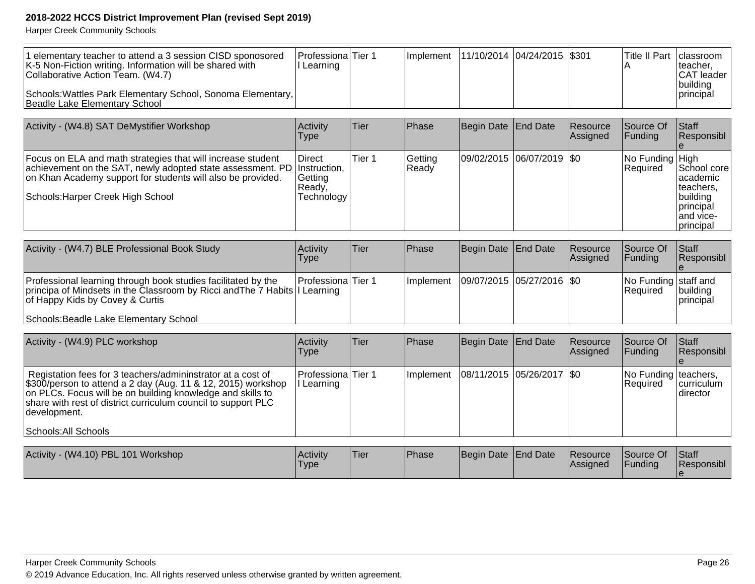| | | | | | | | | |
|---|---|---|---|---|---|---|---|---|
| 1 elementary teacher to attend a 3 session CISD sponosored K-5 Non-Fiction writing. Information will be shared with Collaborative Action Team. (W4.7)<br><br>Schools:Wattles Park Elementary School, Sonoma Elementary, Beadle Lake Elementary School | Professional Learning | Tier 1 | Implement | 11/10/2014 | 04/24/2015 | $301 | Title II Part A | classroom teacher, CAT leader building principal |

| Activity - (W4.8) SAT DeMystifier Workshop | Activity Type | Tier | Phase | Begin Date | End Date | Resource Assigned | Source Of Funding | Staff Responsible |
|---|---|---|---|---|---|---|---|---|
| Focus on ELA and math strategies that will increase student achievement on the SAT, newly adopted state assessment. PD on Khan Academy support for students will also be provided.<br><br>Schools:Harper Creek High School | Direct Instruction, Getting Ready, Technology | Tier 1 | Getting Ready | 09/02/2015 | 06/07/2019 | $0 | No Funding Required | High School core academic teachers, building principal and vice-principal |

| Activity - (W4.7) BLE Professional Book Study | Activity Type | Tier | Phase | Begin Date | End Date | Resource Assigned | Source Of Funding | Staff Responsible |
|---|---|---|---|---|---|---|---|---|
| Professional learning through book studies facilitated by the principa of Mindsets in the Classroom by Ricci andThe 7 Habits of Happy Kids by Covey & Curtis<br><br>Schools:Beadle Lake Elementary School | Professional Learning | Tier 1 | Implement | 09/07/2015 | 05/27/2016 | $0 | No Funding Required | staff and building principal |

| Activity - (W4.9) PLC workshop | Activity Type | Tier | Phase | Begin Date | End Date | Resource Assigned | Source Of Funding | Staff Responsible |
|---|---|---|---|---|---|---|---|---|
| Registation fees for 3 teachers/admininstrator at a cost of $300/person to attend a 2 day (Aug. 11 & 12, 2015) workshop on PLCs. Focus will be on building knowledge and skills to share with rest of district curriculum council to support PLC development.<br><br>Schools:All Schools | Professional Learning | Tier 1 | Implement | 08/11/2015 | 05/26/2017 | $0 | No Funding Required | teachers, curriculum director |

| Activity - (W4.10) PBL 101 Workshop | Activity Type | Tier | Phase | Begin Date | End Date | Resource Assigned | Source Of Funding | Staff Responsible |
|---|---|---|---|---|---|---|---|---|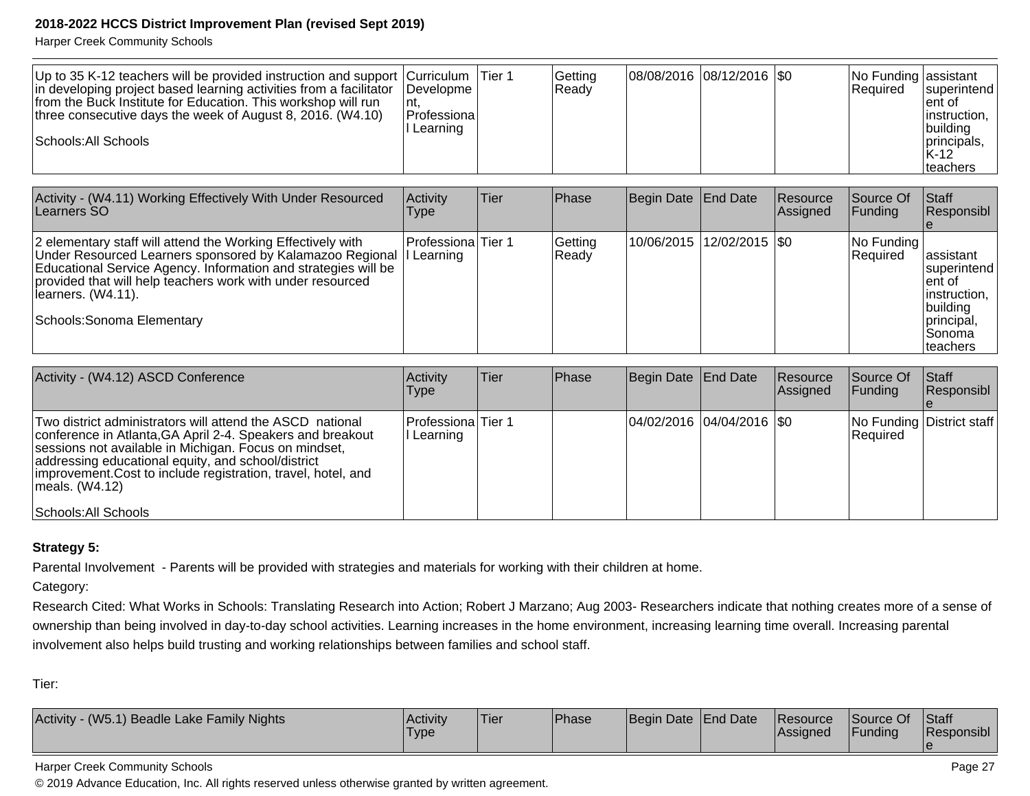| | | | | | | | | |
|---|---|---|---|---|---|---|---|---|
| Up to 35 K-12 teachers will be provided instruction and support in developing project based learning activities from a facilitator from the Buck Institute for Education. This workshop will run three consecutive days the week of August 8, 2016. (W4.10)<br><br>Schools:All Schools | Curriculum Development, Professional Learning | Tier 1 | Getting Ready | 08/08/2016 | 08/12/2016 | $0 | No Funding Required | assistant superintendent of instruction, building principals, K-12 teachers |

| Activity - (W4.11) Working Effectively With Under Resourced Learners SO | Activity Type | Tier | Phase | Begin Date | End Date | Resource Assigned | Source Of Funding | Staff Responsible |
|---|---|---|---|---|---|---|---|---|
| 2 elementary staff will attend the Working Effectively with Under Resourced Learners sponsored by Kalamazoo Regional Educational Service Agency. Information and strategies will be provided that will help teachers work with under resourced learners. (W4.11).<br><br>Schools:Sonoma Elementary | Professional Learning | Tier 1 | Getting Ready | 10/06/2015 | 12/02/2015 | $0 | No Funding Required | assistant superintendent of instruction, building principal, Sonoma teachers |

| Activity - (W4.12) ASCD Conference | Activity Type | Tier | Phase | Begin Date | End Date | Resource Assigned | Source Of Funding | Staff Responsible |
|---|---|---|---|---|---|---|---|---|
| Two district administrators will attend the ASCD national conference in Atlanta,GA April 2-4. Speakers and breakout sessions not available in Michigan. Focus on mindset, addressing educational equity, and school/district improvement.Cost to include registration, travel, hotel, and meals. (W4.12)<br><br>Schools:All Schools | Professional Learning | Tier 1 | | 04/02/2016 | 04/04/2016 | $0 | No Funding Required | District staff |

**Strategy 5:**

Parental Involvement - Parents will be provided with strategies and materials for working with their children at home.

Category:

Research Cited: What Works in Schools: Translating Research into Action; Robert J Marzano; Aug 2003- Researchers indicate that nothing creates more of a sense of ownership than being involved in day-to-day school activities. Learning increases in the home environment, increasing learning time overall. Increasing parental involvement also helps build trusting and working relationships between families and school staff.

Tier:

| Activity - (W5.1) Beadle Lake Family Nights | Activity Type | Tier | Phase | Begin Date | End Date | Resource Assigned | Source Of Funding | Staff Responsible |
|---|---|---|---|---|---|---|---|---|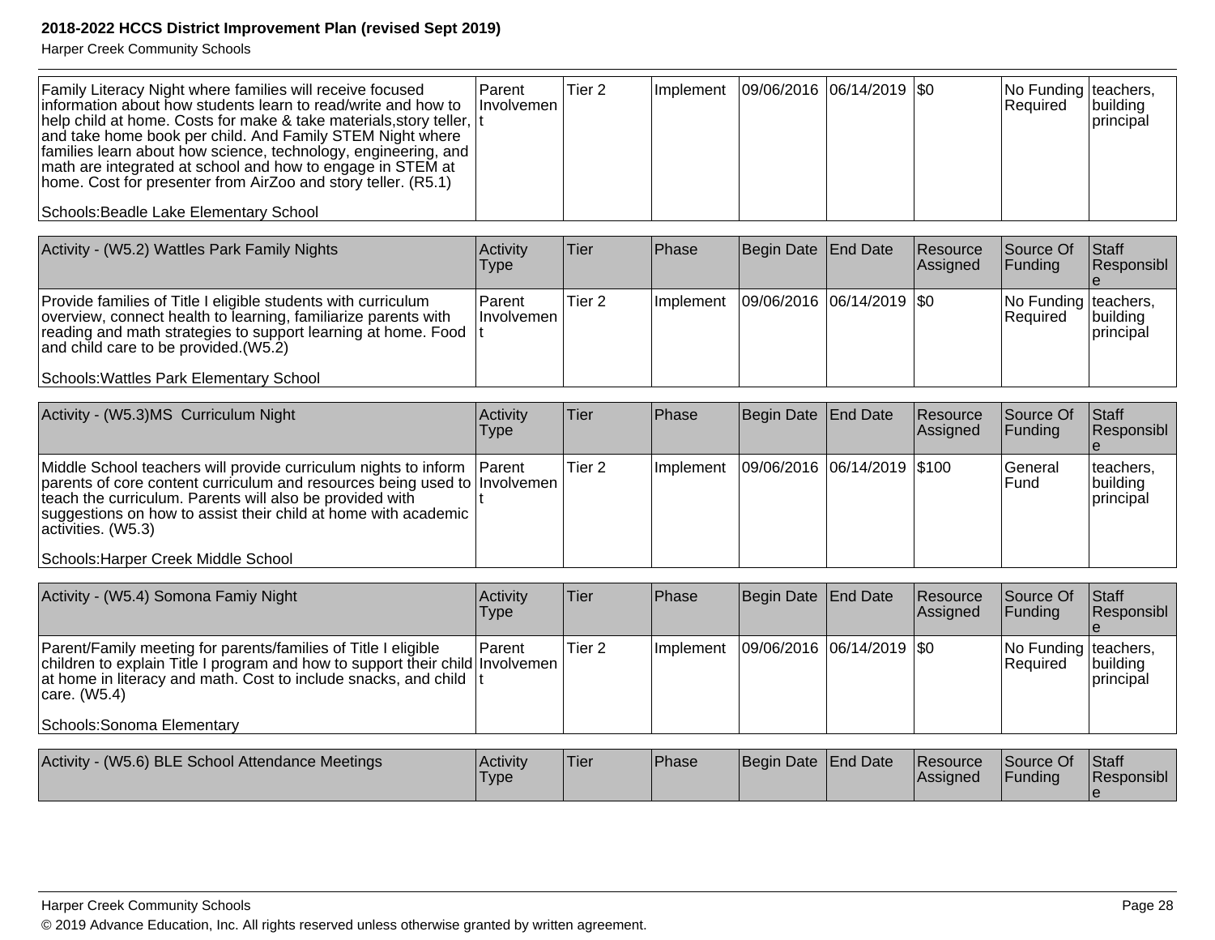| | | | | | | | | |
|---|---|---|---|---|---|---|---|---|
| Family Literacy Night where families will receive focused information about how students learn to read/write and how to help child at home. Costs for make & take materials,story teller, and take home book per child. And Family STEM Night where families learn about how science, technology, engineering, and math are integrated at school and how to engage in STEM at home. Cost for presenter from AirZoo and story teller. (R5.1)<br><br>Schools:Beadle Lake Elementary School | Parent Involvement | Tier 2 | Implement | 09/06/2016 | 06/14/2019 | $0 | No Funding Required | teachers, building principal |

| Activity - (W5.2) Wattles Park Family Nights | Activity Type | Tier | Phase | Begin Date | End Date | Resource Assigned | Source Of Funding | Staff Responsible |
|---|---|---|---|---|---|---|---|---|
| Provide families of Title I eligible students with curriculum overview, connect health to learning, familiarize parents with reading and math strategies to support learning at home. Food and child care to be provided.(W5.2)<br><br>Schools:Wattles Park Elementary School | Parent Involvement | Tier 2 | Implement | 09/06/2016 | 06/14/2019 | $0 | No Funding Required | teachers, building principal |

| Activity - (W5.3)MS Curriculum Night | Activity Type | Tier | Phase | Begin Date | End Date | Resource Assigned | Source Of Funding | Staff Responsible |
|---|---|---|---|---|---|---|---|---|
| Middle School teachers will provide curriculum nights to inform parents of core content curriculum and resources being used to teach the curriculum. Parents will also be provided with suggestions on how to assist their child at home with academic activities. (W5.3)<br><br>Schools:Harper Creek Middle School | Parent Involvement | Tier 2 | Implement | 09/06/2016 | 06/14/2019 | $100 | General Fund | teachers, building principal |

| Activity - (W5.4) Somona Famiy Night | Activity Type | Tier | Phase | Begin Date | End Date | Resource Assigned | Source Of Funding | Staff Responsible |
|---|---|---|---|---|---|---|---|---|
| Parent/Family meeting for parents/families of Title I eligible children to explain Title I program and how to support their child at home in literacy and math. Cost to include snacks, and child care. (W5.4)<br><br>Schools:Sonoma Elementary | Parent Involvement | Tier 2 | Implement | 09/06/2016 | 06/14/2019 | $0 | No Funding Required | teachers, building principal |

| Activity - (W5.6) BLE School Attendance Meetings | Activity Type | Tier | Phase | Begin Date | End Date | Resource Assigned | Source Of Funding | Staff Responsible |
|---|---|---|---|---|---|---|---|---|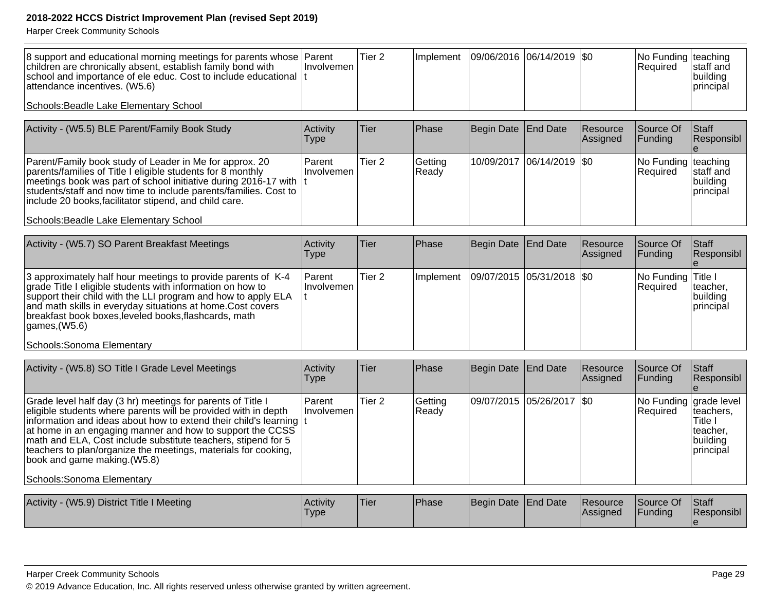| | | | | | | | | |
|---|---|---|---|---|---|---|---|---|
| 8 support and educational morning meetings for parents whose children are chronically absent, establish family bond with school and importance of ele educ. Cost to include educational attendance incentives. (W5.6)<br><br>Schools:Beadle Lake Elementary School | Parent Involvement | Tier 2 | Implement | 09/06/2016 | 06/14/2019 | $0 | No Funding Required | teaching staff and building principal |

| Activity - (W5.5) BLE Parent/Family Book Study | Activity Type | Tier | Phase | Begin Date | End Date | Resource Assigned | Source Of Funding | Staff Responsible |
|---|---|---|---|---|---|---|---|---|
| Parent/Family book study of Leader in Me for approx. 20 parents/families of Title I eligible students for 8 monthly meetings book was part of school initiative during 2016-17 with students/staff and now time to include parents/families. Cost to include 20 books,facilitator stipend, and child care.<br><br>Schools:Beadle Lake Elementary School | Parent Involvement | Tier 2 | Getting Ready | 10/09/2017 | 06/14/2019 | $0 | No Funding Required | teaching staff and building principal |

| Activity - (W5.7) SO Parent Breakfast Meetings | Activity Type | Tier | Phase | Begin Date | End Date | Resource Assigned | Source Of Funding | Staff Responsible |
|---|---|---|---|---|---|---|---|---|
| 3 approximately half hour meetings to provide parents of K-4 grade Title I eligible students with information on how to support their child with the LLI program and how to apply ELA and math skills in everyday situations at home.Cost covers breakfast book boxes,leveled books,flashcards, math games,(W5.6)<br><br>Schools:Sonoma Elementary | Parent Involvement | Tier 2 | Implement | 09/07/2015 | 05/31/2018 | $0 | No Funding Required | Title I teacher, building principal |

| Activity - (W5.8) SO Title I Grade Level Meetings | Activity Type | Tier | Phase | Begin Date | End Date | Resource Assigned | Source Of Funding | Staff Responsible |
|---|---|---|---|---|---|---|---|---|
| Grade level half day (3 hr) meetings for parents of Title I eligible students where parents will be provided with in depth information and ideas about how to extend their child's learning at home in an engaging manner and how to support the CCSS math and ELA, Cost include substitute teachers, stipend for 5 teachers to plan/organize the meetings, materials for cooking, book and game making.(W5.8)<br><br>Schools:Sonoma Elementary | Parent Involvement | Tier 2 | Getting Ready | 09/07/2015 | 05/26/2017 | $0 | No Funding Required | grade level teachers, Title I teacher, building principal |

| Activity - (W5.9) District Title I Meeting | Activity Type | Tier | Phase | Begin Date | End Date | Resource Assigned | Source Of Funding | Staff Responsible |
|---|---|---|---|---|---|---|---|---|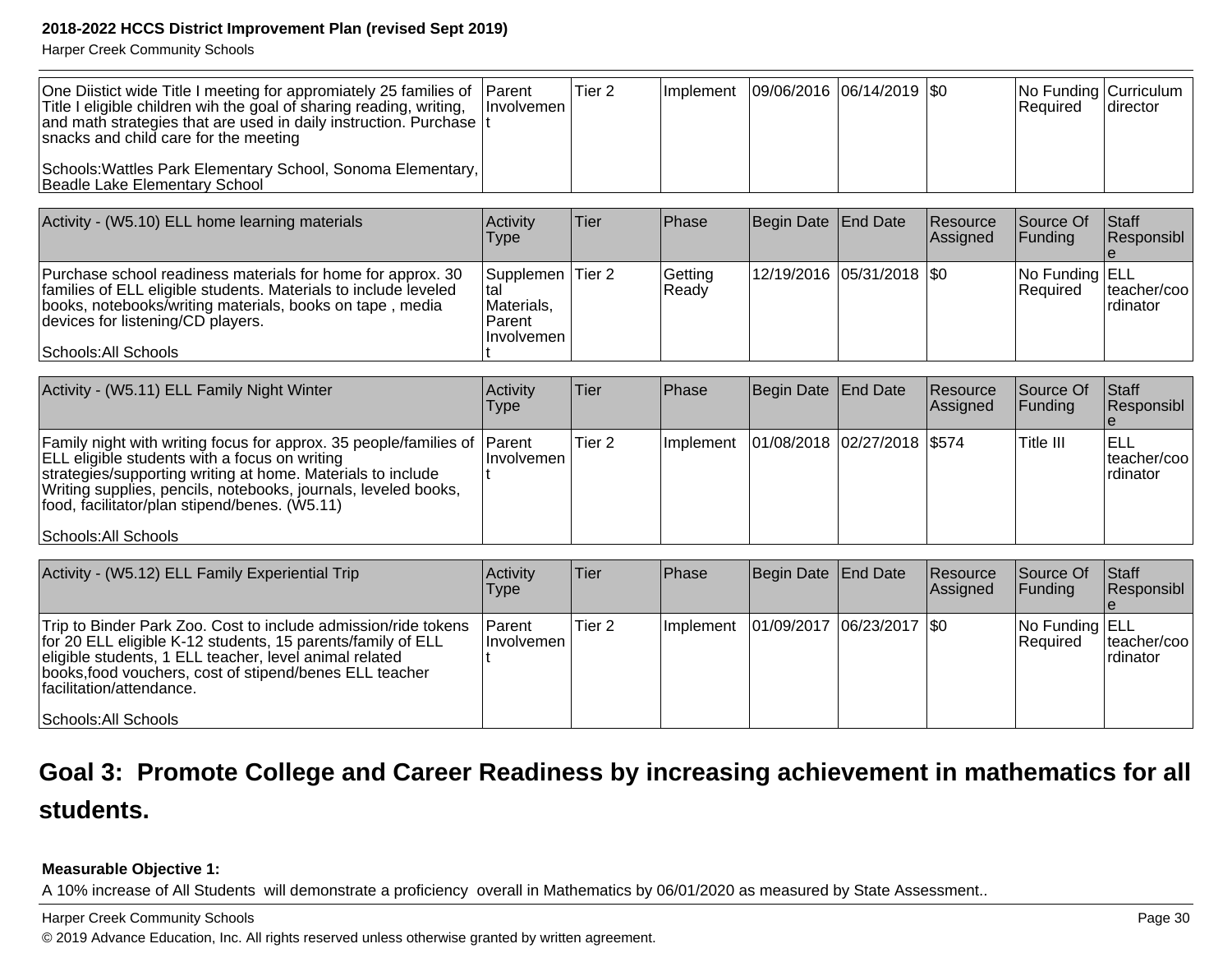| One Diistict wide Title I meeting for appromiately 25 families of Title I eligible children wih the goal of sharing reading, writing, and math strategies that are used in daily instruction. Purchase snacks and child care for the meeting<br><br>Schools:Wattles Park Elementary School, Sonoma Elementary, Beadle Lake Elementary School | Parent Involvement | Tier 2 | Implement | 09/06/2016 | 06/14/2019 | $0 | No Funding Required | Curriculum director |
|---|---|---|---|---|---|---|---|---|

| Activity - (W5.10) ELL home learning materials | Activity Type | Tier | Phase | Begin Date | End Date | Resource Assigned | Source Of Funding | Staff Responsible |
|---|---|---|---|---|---|---|---|---|
| Purchase school readiness materials for home for approx. 30 families of ELL eligible students. Materials to include leveled books, notebooks/writing materials, books on tape , media devices for listening/CD players.<br><br>Schools:All Schools | Supplemental Materials, Parent Involvement | Tier 2 | Getting Ready | 12/19/2016 | 05/31/2018 | $0 | No Funding Required | ELL teacher/coordinator |

| Activity - (W5.11) ELL Family Night Winter | Activity Type | Tier | Phase | Begin Date | End Date | Resource Assigned | Source Of Funding | Staff Responsible |
|---|---|---|---|---|---|---|---|---|
| Family night with writing focus for approx. 35 people/families of ELL eligible students with a focus on writing strategies/supporting writing at home. Materials to include Writing supplies, pencils, notebooks, journals, leveled books, food, facilitator/plan stipend/benes. (W5.11)<br><br>Schools:All Schools | Parent Involvement | Tier 2 | Implement | 01/08/2018 | 02/27/2018 | $574 | Title III | ELL teacher/coordinator |

| Activity - (W5.12) ELL Family Experiential Trip | Activity Type | Tier | Phase | Begin Date | End Date | Resource Assigned | Source Of Funding | Staff Responsible |
|---|---|---|---|---|---|---|---|---|
| Trip to Binder Park Zoo. Cost to include admission/ride tokens for 20 ELL eligible K-12 students, 15 parents/family of ELL eligible students, 1 ELL teacher, level animal related books,food vouchers, cost of stipend/benes ELL teacher facilitation/attendance.<br><br>Schools:All Schools | Parent Involvement | Tier 2 | Implement | 01/09/2017 | 06/23/2017 | $0 | No Funding Required | ELL teacher/coordinator |

## Goal 3: Promote College and Career Readiness by increasing achievement in mathematics for all students.

**Measurable Objective 1:**

A 10% increase of All Students will demonstrate a proficiency overall in Mathematics by 06/01/2020 as measured by State Assessment..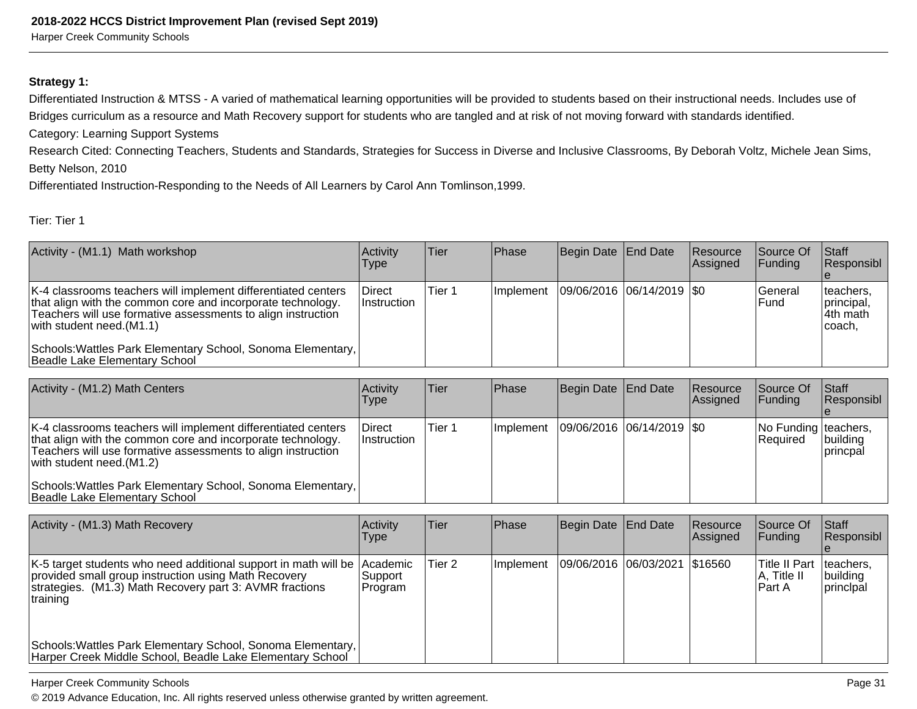**Strategy 1:**

Differentiated Instruction & MTSS - A varied of mathematical learning opportunities will be provided to students based on their instructional needs. Includes use of Bridges curriculum as a resource and Math Recovery support for students who are tangled and at risk of not moving forward with standards identified.

Category: Learning Support Systems

Research Cited: Connecting Teachers, Students and Standards, Strategies for Success in Diverse and Inclusive Classrooms, By Deborah Voltz, Michele Jean Sims, Betty Nelson, 2010

Differentiated Instruction-Responding to the Needs of All Learners by Carol Ann Tomlinson,1999.

Tier: Tier 1

| Activity - (M1.1) Math workshop | Activity Type | Tier | Phase | Begin Date | End Date | Resource Assigned | Source Of Funding | Staff Responsible |
|---|---|---|---|---|---|---|---|---|
| K-4 classrooms teachers will implement differentiated centers that align with the common core and incorporate technology. Teachers will use formative assessments to align instruction with student need.(M1.1)<br><br>Schools:Wattles Park Elementary School, Sonoma Elementary, Beadle Lake Elementary School | Direct Instruction | Tier 1 | Implement | 09/06/2016 | 06/14/2019 | $0 | General Fund | teachers, principal, 4th math coach, |

| Activity - (M1.2) Math Centers | Activity Type | Tier | Phase | Begin Date | End Date | Resource Assigned | Source Of Funding | Staff Responsible |
|---|---|---|---|---|---|---|---|---|
| K-4 classrooms teachers will implement differentiated centers that align with the common core and incorporate technology. Teachers will use formative assessments to align instruction with student need.(M1.2)<br><br>Schools:Wattles Park Elementary School, Sonoma Elementary, Beadle Lake Elementary School | Direct Instruction | Tier 1 | Implement | 09/06/2016 | 06/14/2019 | $0 | No Funding Required | teachers, building princpal |

| Activity - (M1.3) Math Recovery | Activity Type | Tier | Phase | Begin Date | End Date | Resource Assigned | Source Of Funding | Staff Responsible |
|---|---|---|---|---|---|---|---|---|
| K-5 target students who need additional support in math will be provided small group instruction using Math Recovery strategies. (M1.3) Math Recovery part 3: AVMR fractions training<br><br>Schools:Wattles Park Elementary School, Sonoma Elementary, Harper Creek Middle School, Beadle Lake Elementary School | Academic Support Program | Tier 2 | Implement | 09/06/2016 | 06/03/2021 | $16560 | Title II Part A, Title II Part A | teachers, building princlpal |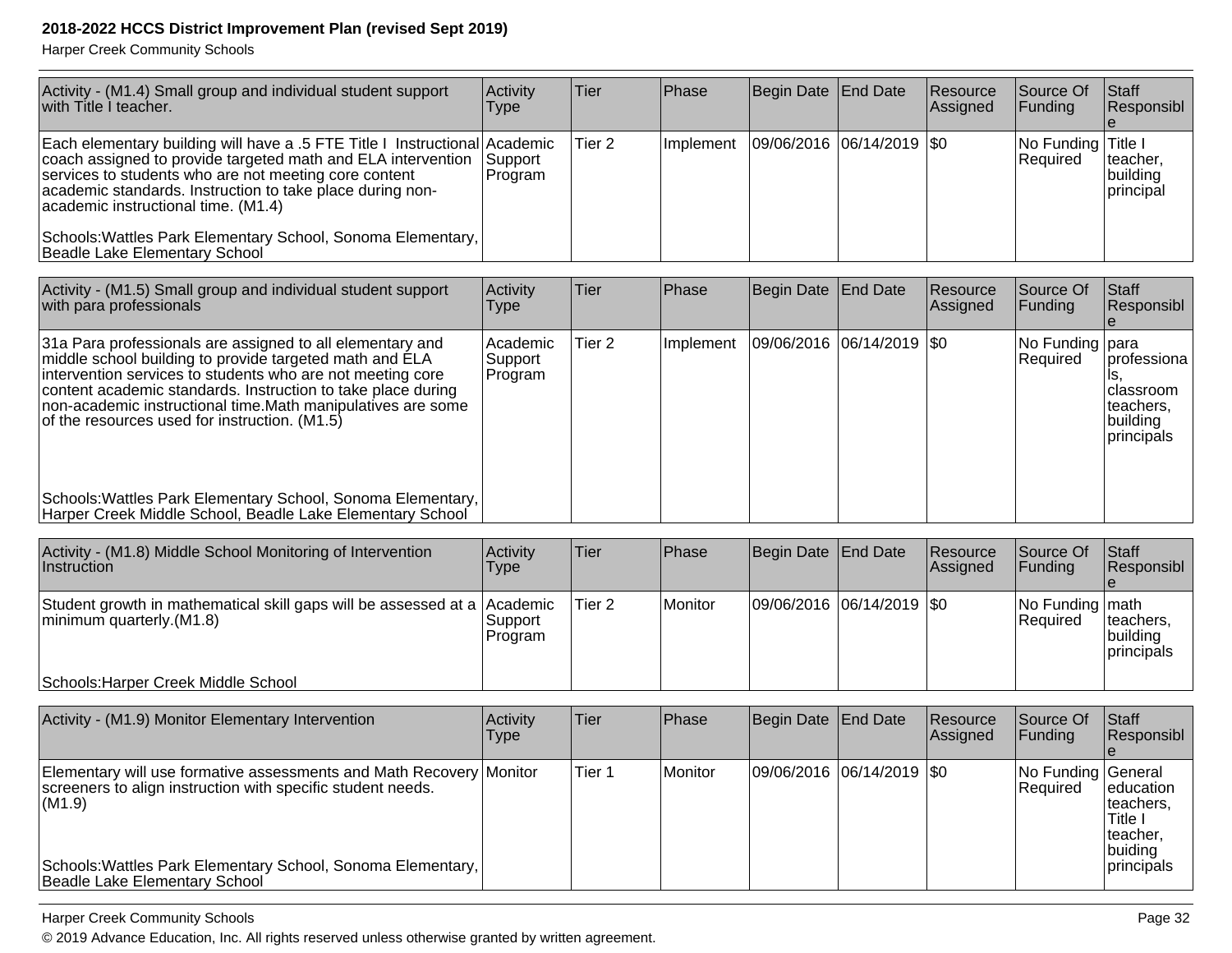| Activity - (M1.4) Small group and individual student support with Title I teacher. | Activity Type | Tier | Phase | Begin Date | End Date | Resource Assigned | Source Of Funding | Staff Responsible |
|---|---|---|---|---|---|---|---|---|
| Each elementary building will have a .5 FTE Title I Instructional coach assigned to provide targeted math and ELA intervention services to students who are not meeting core content academic standards. Instruction to take place during non-academic instructional time. (M1.4)<br><br>Schools:Wattles Park Elementary School, Sonoma Elementary, Beadle Lake Elementary School | Academic Support Program | Tier 2 | Implement | 09/06/2016 | 06/14/2019 | $0 | No Funding Required | Title I teacher, building principal |

| Activity - (M1.5) Small group and individual student support with para professionals | Activity Type | Tier | Phase | Begin Date | End Date | Resource Assigned | Source Of Funding | Staff Responsible |
|---|---|---|---|---|---|---|---|---|
| 31a Para professionals are assigned to all elementary and middle school building to provide targeted math and ELA intervention services to students who are not meeting core content academic standards. Instruction to take place during non-academic instructional time.Math manipulatives are some of the resources used for instruction. (M1.5)<br><br>Schools:Wattles Park Elementary School, Sonoma Elementary, Harper Creek Middle School, Beadle Lake Elementary School | Academic Support Program | Tier 2 | Implement | 09/06/2016 | 06/14/2019 | $0 | No Funding Required | para professionals, classroom teachers, building principals |

| Activity - (M1.8) Middle School Monitoring of Intervention Instruction | Activity Type | Tier | Phase | Begin Date | End Date | Resource Assigned | Source Of Funding | Staff Responsible |
|---|---|---|---|---|---|---|---|---|
| Student growth in mathematical skill gaps will be assessed at a minimum quarterly.(M1.8)<br><br>Schools:Harper Creek Middle School | Academic Support Program | Tier 2 | Monitor | 09/06/2016 | 06/14/2019 | $0 | No Funding Required | math teachers, building principals |

| Activity - (M1.9) Monitor Elementary Intervention | Activity Type | Tier | Phase | Begin Date | End Date | Resource Assigned | Source Of Funding | Staff Responsible |
|---|---|---|---|---|---|---|---|---|
| Elementary will use formative assessments and Math Recovery screeners to align instruction with specific student needs. (M1.9)<br><br>Schools:Wattles Park Elementary School, Sonoma Elementary, Beadle Lake Elementary School | Monitor | Tier 1 | Monitor | 09/06/2016 | 06/14/2019 | $0 | No Funding Required | General education teachers, Title I teacher, buiding principals |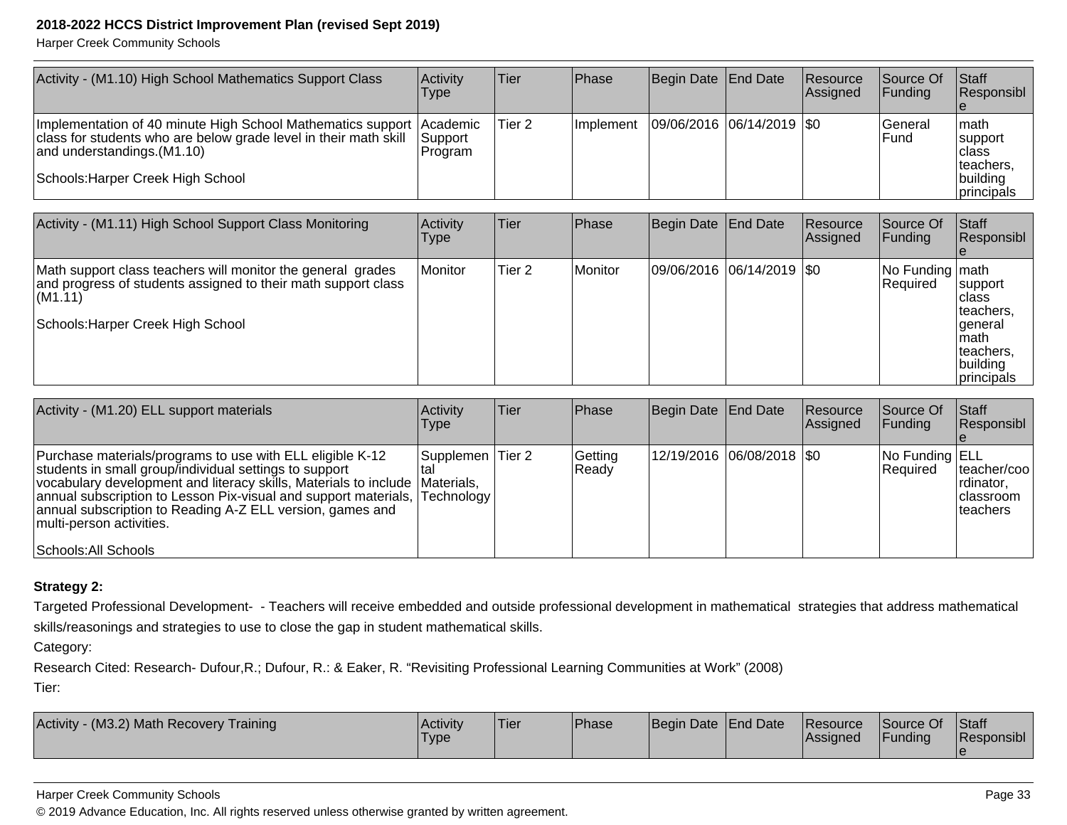| Activity - (M1.10) High School Mathematics Support Class | Activity Type | Tier | Phase | Begin Date | End Date | Resource Assigned | Source Of Funding | Staff Responsible |
|---|---|---|---|---|---|---|---|---|
| Implementation of 40 minute High School Mathematics support class for students who are below grade level in their math skill and understandings.(M1.10)<br><br>Schools:Harper Creek High School | Academic Support Program | Tier 2 | Implement | 09/06/2016 | 06/14/2019 | $0 | General Fund | math support class teachers, building principals |

| Activity - (M1.11) High School Support Class Monitoring | Activity Type | Tier | Phase | Begin Date | End Date | Resource Assigned | Source Of Funding | Staff Responsible |
|---|---|---|---|---|---|---|---|---|
| Math support class teachers will monitor the general grades and progress of students assigned to their math support class (M1.11)<br><br>Schools:Harper Creek High School | Monitor | Tier 2 | Monitor | 09/06/2016 | 06/14/2019 | $0 | No Funding Required | math support class teachers, general math teachers, building principals |

| Activity - (M1.20) ELL support materials | Activity Type | Tier | Phase | Begin Date | End Date | Resource Assigned | Source Of Funding | Staff Responsible |
|---|---|---|---|---|---|---|---|---|
| Purchase materials/programs to use with ELL eligible K-12 students in small group/individual settings to support vocabulary development and literacy skills, Materials to include annual subscription to Lesson Pix-visual and support materials, annual subscription to Reading A-Z ELL version, games and multi-person activities.<br><br>Schools:All Schools | Supplemental Materials, Technology | Tier 2 | Getting Ready | 12/19/2016 | 06/08/2018 | $0 | No Funding Required | ELL teacher/coordinator, classroom teachers |

**Strategy 2:**

Targeted Professional Development- - Teachers will receive embedded and outside professional development in mathematical strategies that address mathematical skills/reasonings and strategies to use to close the gap in student mathematical skills.

Category:

Research Cited: Research- Dufour,R.; Dufour, R.: & Eaker, R. “Revisiting Professional Learning Communities at Work” (2008)

Tier:

| Activity - (M3.2) Math Recovery Training | Activity Type | Tier | Phase | Begin Date | End Date | Resource Assigned | Source Of Funding | Staff Responsible |
|---|---|---|---|---|---|---|---|---|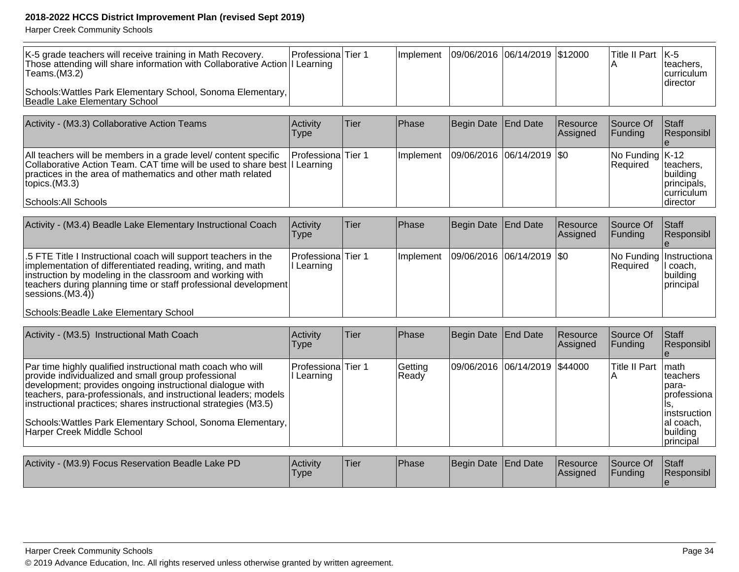| K-5 grade teachers will receive training in Math Recovery. Those attending will share information with Collaborative Action Teams.(M3.2)<br><br>Schools:Wattles Park Elementary School, Sonoma Elementary, Beadle Lake Elementary School | Professional Learning | Tier 1 | Implement | 09/06/2016 | 06/14/2019 | $12000 | Title II Part A | K-5 teachers, curriculum director |
|---|---|---|---|---|---|---|---|---|

| Activity - (M3.3) Collaborative Action Teams | Activity Type | Tier | Phase | Begin Date | End Date | Resource Assigned | Source Of Funding | Staff Responsible |
|---|---|---|---|---|---|---|---|---|
| All teachers will be members in a grade level/ content specific Collaborative Action Team. CAT time will be used to share best practices in the area of mathematics and other math related topics.(M3.3)<br><br>Schools:All Schools | Professional Learning | Tier 1 | Implement | 09/06/2016 | 06/14/2019 | $0 | No Funding Required | K-12 teachers, building principals, curriculum director |

| Activity - (M3.4) Beadle Lake Elementary Instructional Coach | Activity Type | Tier | Phase | Begin Date | End Date | Resource Assigned | Source Of Funding | Staff Responsible |
|---|---|---|---|---|---|---|---|---|
| .5 FTE Title I Instructional coach will support teachers in the implementation of differentiated reading, writing, and math instruction by modeling in the classroom and working with teachers during planning time or staff professional development sessions.(M3.4))<br><br>Schools:Beadle Lake Elementary School | Professional Learning | Tier 1 | Implement | 09/06/2016 | 06/14/2019 | $0 | No Funding Required | Instructional coach, building principal |

| Activity - (M3.5) Instructional Math Coach | Activity Type | Tier | Phase | Begin Date | End Date | Resource Assigned | Source Of Funding | Staff Responsible |
|---|---|---|---|---|---|---|---|---|
| Par time highly qualified instructional math coach who will provide individualized and small group professional development; provides ongoing instructional dialogue with teachers, para-professionals, and instructional leaders; models instructional practices; shares instructional strategies (M3.5)<br><br>Schools:Wattles Park Elementary School, Sonoma Elementary, Harper Creek Middle School | Professional Learning | Tier 1 | Getting Ready | 09/06/2016 | 06/14/2019 | $44000 | Title II Part A | math teachers para-professionals, instsructional coach, building principal |

| Activity - (M3.9) Focus Reservation Beadle Lake PD | Activity Type | Tier | Phase | Begin Date | End Date | Resource Assigned | Source Of Funding | Staff Responsible |
|---|---|---|---|---|---|---|---|---|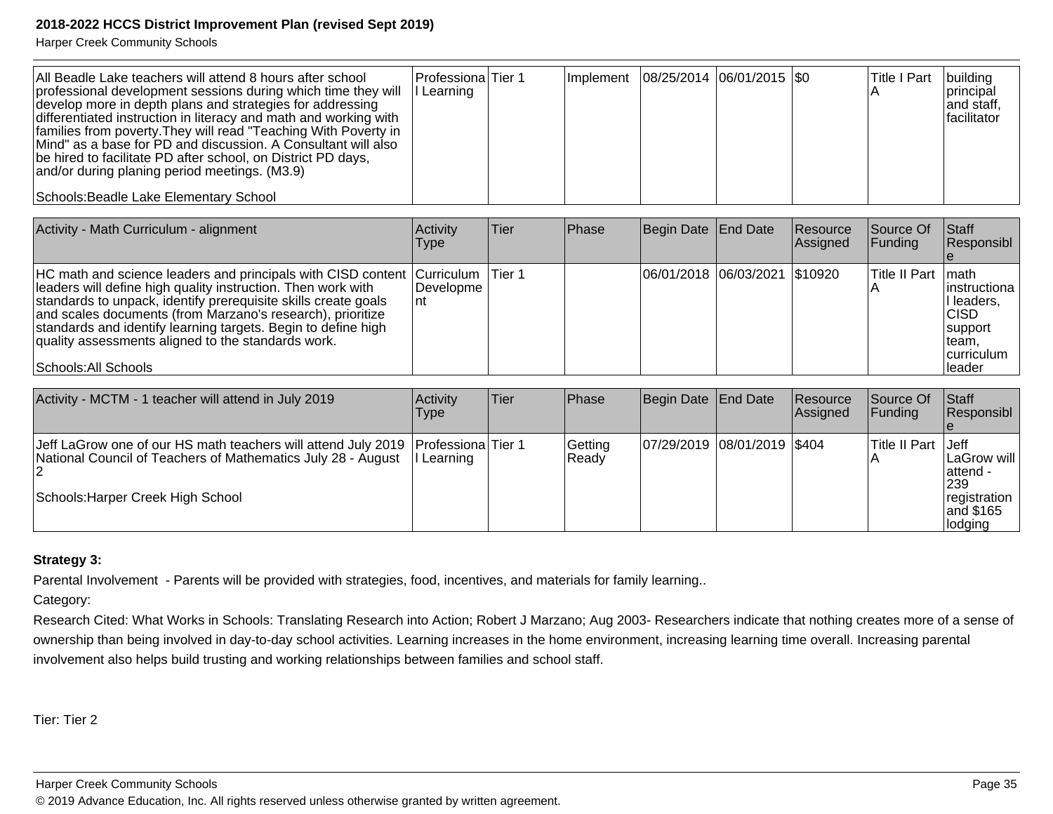| | | | | | | | | |
|---|---|---|---|---|---|---|---|---|
| All Beadle Lake teachers will attend 8 hours after school professional development sessions during which time they will develop more in depth plans and strategies for addressing differentiated instruction in literacy and math and working with families from poverty.They will read "Teaching With Poverty in Mind" as a base for PD and discussion. A Consultant will also be hired to facilitate PD after school, on District PD days, and/or during planing period meetings. (M3.9)<br><br>Schools:Beadle Lake Elementary School | Professional Learning | Tier 1 | Implement | 08/25/2014 | 06/01/2015 | $0 | Title I Part A | building principal and staff, facilitator |

| Activity - Math Curriculum - alignment | Activity Type | Tier | Phase | Begin Date | End Date | Resource Assigned | Source Of Funding | Staff Responsible |
|---|---|---|---|---|---|---|---|---|
| HC math and science leaders and principals with CISD content leaders will define high quality instruction. Then work with standards to unpack, identify prerequisite skills create goals and scales documents (from Marzano's research), prioritize standards and identify learning targets. Begin to define high quality assessments aligned to the standards work.<br><br>Schools:All Schools | Curriculum Development | Tier 1 | | 06/01/2018 | 06/03/2021 | $10920 | Title II Part A | math instructional leaders, CISD support team, curriculum leader |

| Activity - MCTM - 1 teacher will attend in July 2019 | Activity Type | Tier | Phase | Begin Date | End Date | Resource Assigned | Source Of Funding | Staff Responsible |
|---|---|---|---|---|---|---|---|---|
| Jeff LaGrow one of our HS math teachers will attend July 2019 National Council of Teachers of Mathematics July 28 - August 2<br><br>Schools:Harper Creek High School | Professional Learning | Tier 1 | Getting Ready | 07/29/2019 | 08/01/2019 | $404 | Title II Part A | Jeff LaGrow will attend - 239 registration and $165 lodging |

**Strategy 3:**

Parental Involvement - Parents will be provided with strategies, food, incentives, and materials for family learning..

Category:

Research Cited: What Works in Schools: Translating Research into Action; Robert J Marzano; Aug 2003- Researchers indicate that nothing creates more of a sense of ownership than being involved in day-to-day school activities. Learning increases in the home environment, increasing learning time overall. Increasing parental involvement also helps build trusting and working relationships between families and school staff.

Tier: Tier 2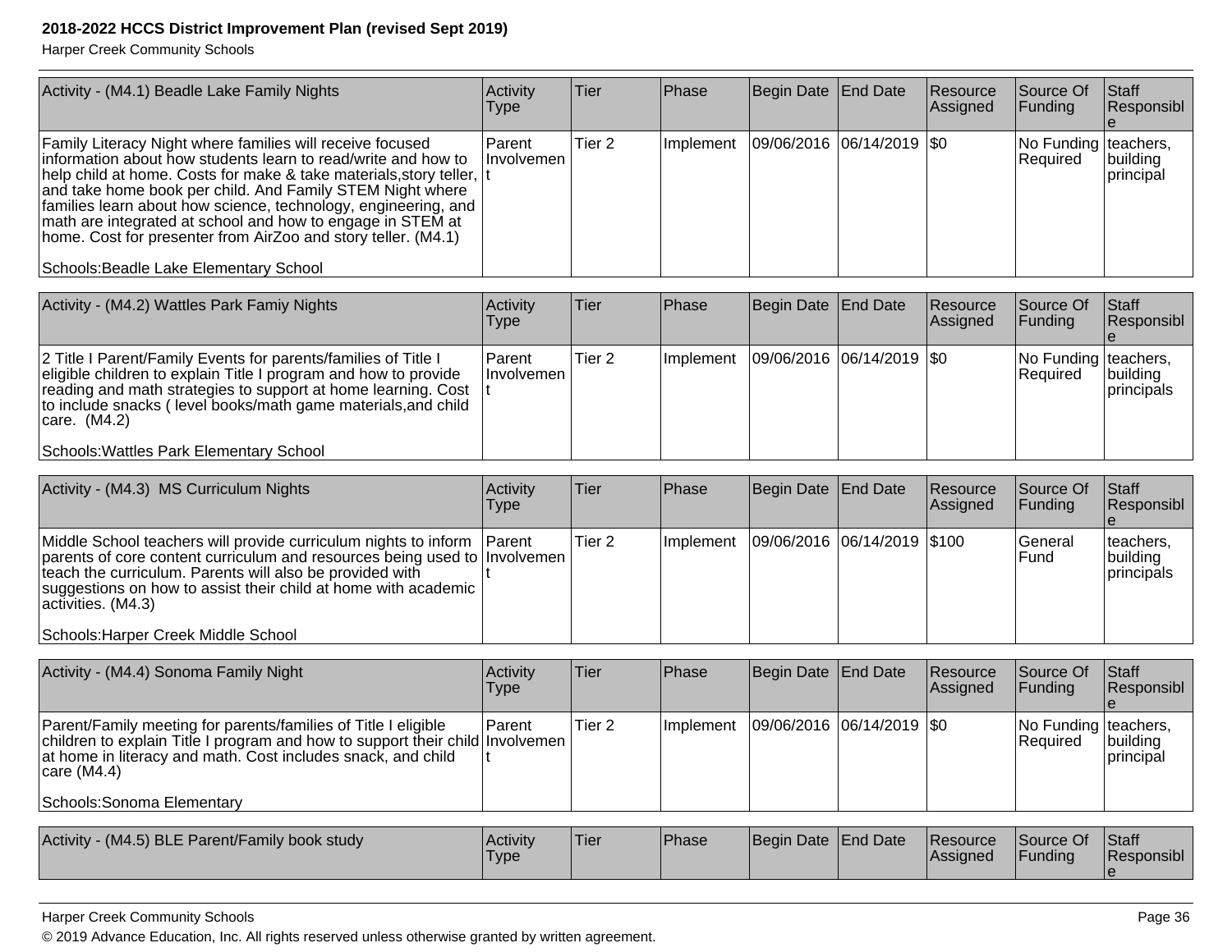| Activity - (M4.1) Beadle Lake Family Nights | Activity Type | Tier | Phase | Begin Date | End Date | Resource Assigned | Source Of Funding | Staff Responsible |
|---|---|---|---|---|---|---|---|---|
| Family Literacy Night where families will receive focused information about how students learn to read/write and how to help child at home. Costs for make & take materials,story teller, and take home book per child. And Family STEM Night where families learn about how science, technology, engineering, and math are integrated at school and how to engage in STEM at home. Cost for presenter from AirZoo and story teller. (M4.1)<br><br>Schools:Beadle Lake Elementary School | Parent Involvement | Tier 2 | Implement | 09/06/2016 | 06/14/2019 | $0 | No Funding Required | teachers, building principal |

| Activity - (M4.2) Wattles Park Famiy Nights | Activity Type | Tier | Phase | Begin Date | End Date | Resource Assigned | Source Of Funding | Staff Responsible |
|---|---|---|---|---|---|---|---|---|
| 2 Title I Parent/Family Events for parents/families of Title I eligible children to explain Title I program and how to provide reading and math strategies to support at home learning. Cost to include snacks ( level books/math game materials,and child care. (M4.2)<br><br>Schools:Wattles Park Elementary School | Parent Involvement | Tier 2 | Implement | 09/06/2016 | 06/14/2019 | $0 | No Funding Required | teachers, building principals |

| Activity - (M4.3) MS Curriculum Nights | Activity Type | Tier | Phase | Begin Date | End Date | Resource Assigned | Source Of Funding | Staff Responsible |
|---|---|---|---|---|---|---|---|---|
| Middle School teachers will provide curriculum nights to inform parents of core content curriculum and resources being used to teach the curriculum. Parents will also be provided with suggestions on how to assist their child at home with academic activities. (M4.3)<br><br>Schools:Harper Creek Middle School | Parent Involvement | Tier 2 | Implement | 09/06/2016 | 06/14/2019 | $100 | General Fund | teachers, building principals |

| Activity - (M4.4) Sonoma Family Night | Activity Type | Tier | Phase | Begin Date | End Date | Resource Assigned | Source Of Funding | Staff Responsible |
|---|---|---|---|---|---|---|---|---|
| Parent/Family meeting for parents/families of Title I eligible children to explain Title I program and how to support their child at home in literacy and math. Cost includes snack, and child care (M4.4)<br><br>Schools:Sonoma Elementary | Parent Involvement | Tier 2 | Implement | 09/06/2016 | 06/14/2019 | $0 | No Funding Required | teachers, building principal |

| Activity - (M4.5) BLE Parent/Family book study | Activity Type | Tier | Phase | Begin Date | End Date | Resource Assigned | Source Of Funding | Staff Responsible |
|---|---|---|---|---|---|---|---|---|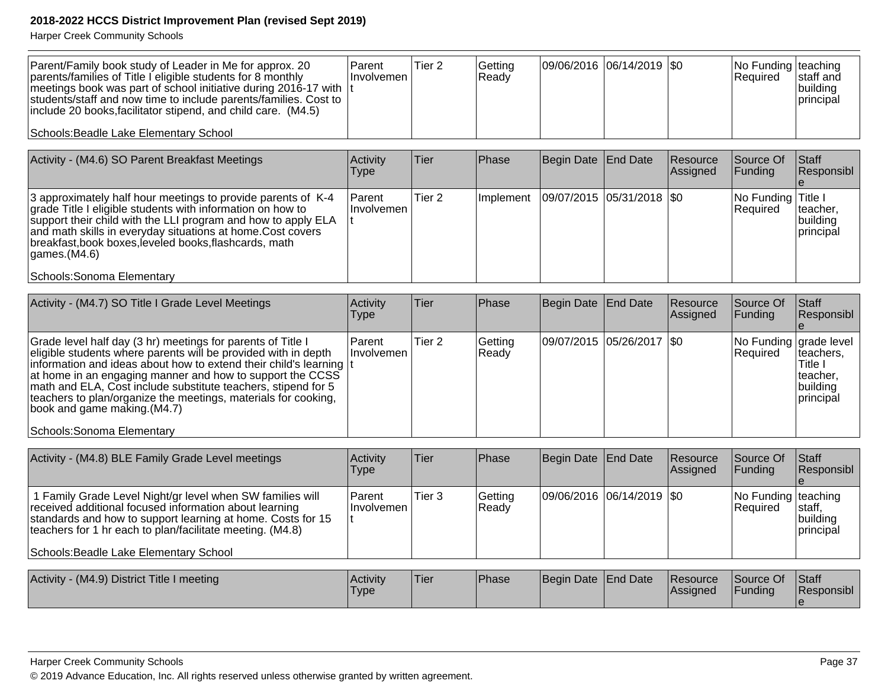| | | | | | | | | |
|---|---|---|---|---|---|---|---|---|
| Parent/Family book study of Leader in Me for approx. 20 parents/families of Title I eligible students for 8 monthly meetings book was part of school initiative during 2016-17 with students/staff and now time to include parents/families. Cost to include 20 books,facilitator stipend, and child care. (M4.5)<br><br>Schools:Beadle Lake Elementary School | Parent Involvement | Tier 2 | Getting Ready | 09/06/2016 | 06/14/2019 | $0 | No Funding Required | teaching staff and building principal |

| Activity - (M4.6) SO Parent Breakfast Meetings | Activity Type | Tier | Phase | Begin Date | End Date | Resource Assigned | Source Of Funding | Staff Responsible |
|---|---|---|---|---|---|---|---|---|
| 3 approximately half hour meetings to provide parents of K-4 grade Title I eligible students with information on how to support their child with the LLI program and how to apply ELA and math skills in everyday situations at home.Cost covers breakfast,book boxes,leveled books,flashcards, math games.(M4.6)<br><br>Schools:Sonoma Elementary | Parent Involvement | Tier 2 | Implement | 09/07/2015 | 05/31/2018 | $0 | No Funding Required | Title I teacher, building principal |

| Activity - (M4.7) SO Title I Grade Level Meetings | Activity Type | Tier | Phase | Begin Date | End Date | Resource Assigned | Source Of Funding | Staff Responsible |
|---|---|---|---|---|---|---|---|---|
| Grade level half day (3 hr) meetings for parents of Title I eligible students where parents will be provided with in depth information and ideas about how to extend their child's learning at home in an engaging manner and how to support the CCSS math and ELA, Cost include substitute teachers, stipend for 5 teachers to plan/organize the meetings, materials for cooking, book and game making.(M4.7)<br><br>Schools:Sonoma Elementary | Parent Involvement | Tier 2 | Getting Ready | 09/07/2015 | 05/26/2017 | $0 | No Funding Required | grade level teachers, Title I teacher, building principal |

| Activity - (M4.8) BLE Family Grade Level meetings | Activity Type | Tier | Phase | Begin Date | End Date | Resource Assigned | Source Of Funding | Staff Responsible |
|---|---|---|---|---|---|---|---|---|
| 1 Family Grade Level Night/gr level when SW families will received additional focused information about learning standards and how to support learning at home. Costs for 15 teachers for 1 hr each to plan/facilitate meeting. (M4.8)<br><br>Schools:Beadle Lake Elementary School | Parent Involvement | Tier 3 | Getting Ready | 09/06/2016 | 06/14/2019 | $0 | No Funding Required | teaching staff, building principal |

| Activity - (M4.9) District Title I meeting | Activity Type | Tier | Phase | Begin Date | End Date | Resource Assigned | Source Of Funding | Staff Responsible |
|---|---|---|---|---|---|---|---|---|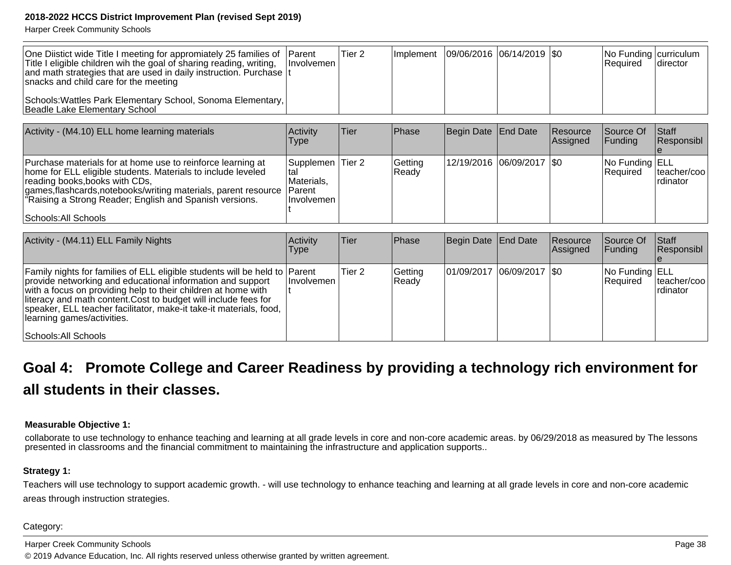| | | | | | | | | |
|---|---|---|---|---|---|---|---|---|
| One Diistict wide Title I meeting for appromiately 25 families of Title I eligible children wih the goal of sharing reading, writing, and math strategies that are used in daily instruction. Purchase snacks and child care for the meeting<br><br>Schools:Wattles Park Elementary School, Sonoma Elementary, Beadle Lake Elementary School | Parent Involvement | Tier 2 | Implement | 09/06/2016 | 06/14/2019 | $0 | No Funding Required | curriculum director |

| Activity - (M4.10) ELL home learning materials | Activity Type | Tier | Phase | Begin Date | End Date | Resource Assigned | Source Of Funding | Staff Responsible |
|---|---|---|---|---|---|---|---|---|
| Purchase materials for at home use to reinforce learning at home for ELL eligible students. Materials to include leveled reading books,books with CDs, games,flashcards,notebooks/writing materials, parent resource "Raising a Strong Reader; English and Spanish versions.<br><br>Schools:All Schools | Supplemental Materials, Parent Involvement | Tier 2 | Getting Ready | 12/19/2016 | 06/09/2017 | $0 | No Funding Required | ELL teacher/coordinator |

| Activity - (M4.11) ELL Family Nights | Activity Type | Tier | Phase | Begin Date | End Date | Resource Assigned | Source Of Funding | Staff Responsible |
|---|---|---|---|---|---|---|---|---|
| Family nights for families of ELL eligible students will be held to provide networking and educational information and support with a focus on providing help to their children at home with literacy and math content.Cost to budget will include fees for speaker, ELL teacher facilitator, make-it take-it materials, food, learning games/activities.<br><br>Schools:All Schools | Parent Involvement | Tier 2 | Getting Ready | 01/09/2017 | 06/09/2017 | $0 | No Funding Required | ELL teacher/coordinator |

## Goal 4: Promote College and Career Readiness by providing a technology rich environment for all students in their classes.

**Measurable Objective 1:**

collaborate to use technology to enhance teaching and learning at all grade levels in core and non-core academic areas. by 06/29/2018 as measured by The lessons presented in classrooms and the financial commitment to maintaining the infrastructure and application supports..

**Strategy 1:**

Teachers will use technology to support academic growth. - will use technology to enhance teaching and learning at all grade levels in core and non-core academic areas through instruction strategies.

Category: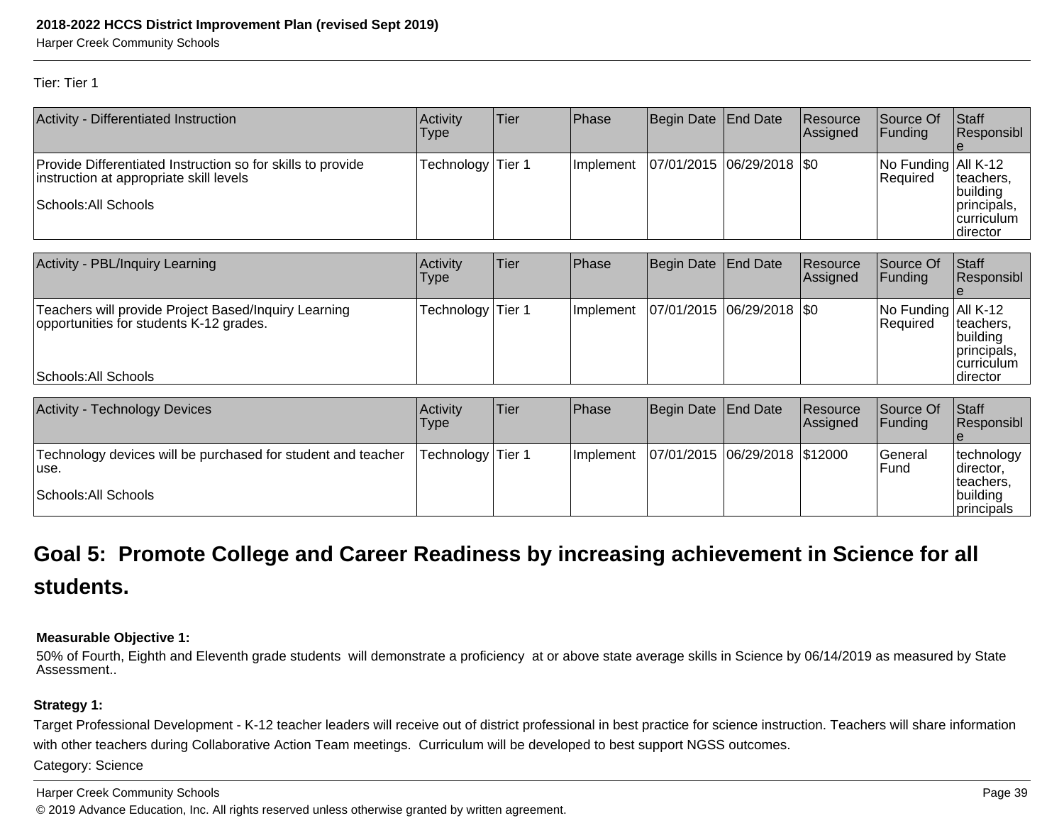Tier: Tier 1

| Activity - Differentiated Instruction | Activity Type | Tier | Phase | Begin Date | End Date | Resource Assigned | Source Of Funding | Staff Responsible |
|---|---|---|---|---|---|---|---|---|
| Provide Differentiated Instruction so for skills to provide instruction at appropriate skill levels<br><br>Schools:All Schools | Technology | Tier 1 | Implement | 07/01/2015 | 06/29/2018 | $0 | No Funding Required | All K-12 teachers, building principals, curriculum director |

| Activity - PBL/Inquiry Learning | Activity Type | Tier | Phase | Begin Date | End Date | Resource Assigned | Source Of Funding | Staff Responsible |
|---|---|---|---|---|---|---|---|---|
| Teachers will provide Project Based/Inquiry Learning opportunities for students K-12 grades.<br><br>Schools:All Schools | Technology | Tier 1 | Implement | 07/01/2015 | 06/29/2018 | $0 | No Funding Required | All K-12 teachers, building principals, curriculum director |

| Activity - Technology Devices | Activity Type | Tier | Phase | Begin Date | End Date | Resource Assigned | Source Of Funding | Staff Responsible |
|---|---|---|---|---|---|---|---|---|
| Technology devices will be purchased for student and teacher use.<br><br>Schools:All Schools | Technology | Tier 1 | Implement | 07/01/2015 | 06/29/2018 | $12000 | General Fund | technology director, teachers, building principals |

## Goal 5: Promote College and Career Readiness by increasing achievement in Science for all students.

**Measurable Objective 1:**

50% of Fourth, Eighth and Eleventh grade students will demonstrate a proficiency at or above state average skills in Science by 06/14/2019 as measured by State Assessment..

**Strategy 1:**

Target Professional Development - K-12 teacher leaders will receive out of district professional in best practice for science instruction. Teachers will share information with other teachers during Collaborative Action Team meetings. Curriculum will be developed to best support NGSS outcomes.

Category: Science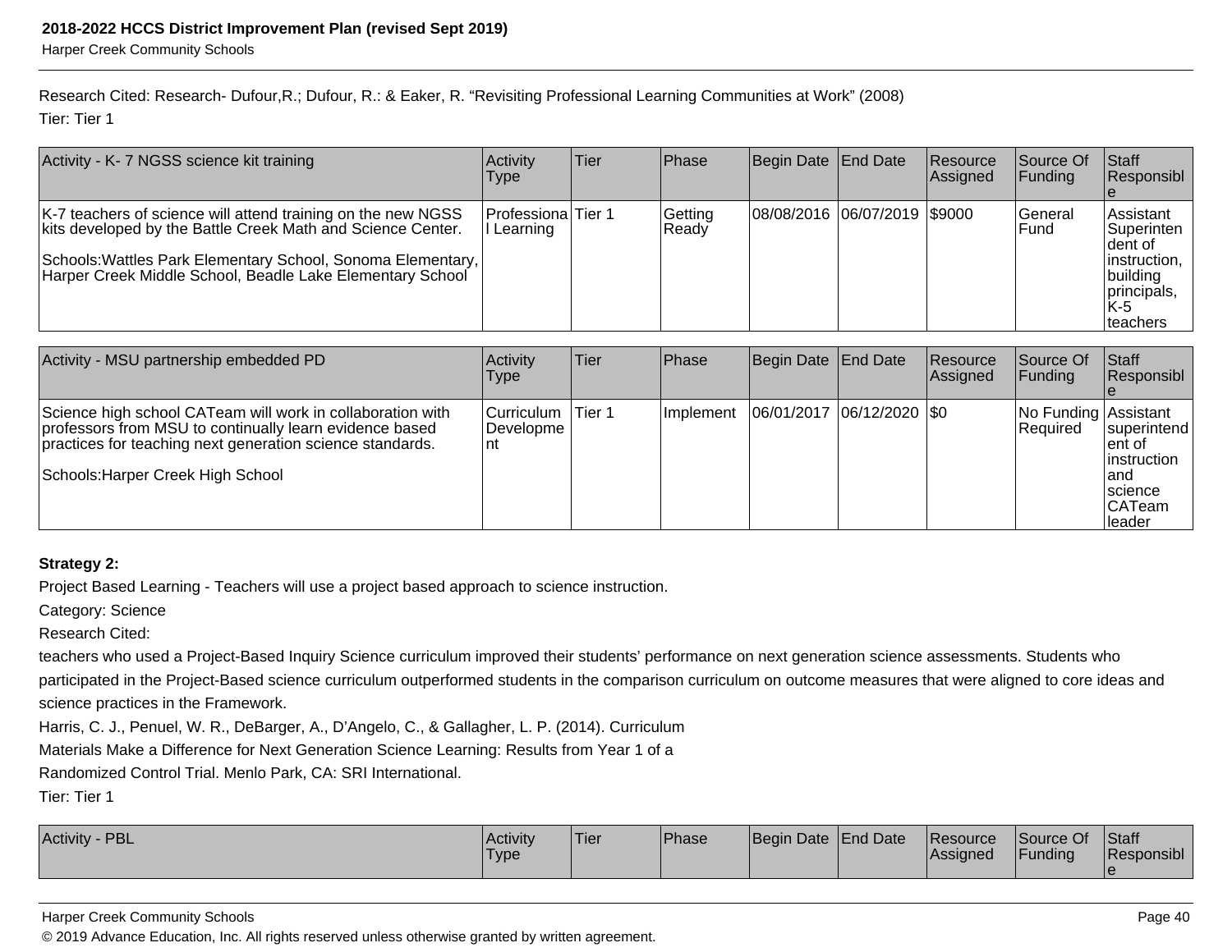Research Cited: Research- Dufour,R.; Dufour, R.: & Eaker, R. “Revisiting Professional Learning Communities at Work” (2008)

Tier: Tier 1

| Activity - K- 7 NGSS science kit training | Activity Type | Tier | Phase | Begin Date | End Date | Resource Assigned | Source Of Funding | Staff Responsible |
|---|---|---|---|---|---|---|---|---|
| K-7 teachers of science will attend training on the new NGSS kits developed by the Battle Creek Math and Science Center.<br><br>Schools:Wattles Park Elementary School, Sonoma Elementary, Harper Creek Middle School, Beadle Lake Elementary School | Professional Learning | Tier 1 | Getting Ready | 08/08/2016 | 06/07/2019 | $9000 | General Fund | Assistant Superintendent of instruction, building principals, K-5 teachers |

| Activity - MSU partnership embedded PD | Activity Type | Tier | Phase | Begin Date | End Date | Resource Assigned | Source Of Funding | Staff Responsible |
|---|---|---|---|---|---|---|---|---|
| Science high school CATeam will work in collaboration with professors from MSU to continually learn evidence based practices for teaching next generation science standards.<br><br>Schools:Harper Creek High School | Curriculum Development | Tier 1 | Implement | 06/01/2017 | 06/12/2020 | $0 | No Funding Required | Assistant superintendent of instruction and science CATeam leader |

**Strategy 2:**

Project Based Learning - Teachers will use a project based approach to science instruction.

Category: Science

Research Cited:

teachers who used a Project-Based Inquiry Science curriculum improved their students’ performance on next generation science assessments. Students who participated in the Project-Based science curriculum outperformed students in the comparison curriculum on outcome measures that were aligned to core ideas and science practices in the Framework.

Harris, C. J., Penuel, W. R., DeBarger, A., D’Angelo, C., & Gallagher, L. P. (2014). Curriculum Materials Make a Difference for Next Generation Science Learning: Results from Year 1 of a Randomized Control Trial. Menlo Park, CA: SRI International.

Tier: Tier 1

| Activity - PBL | Activity Type | Tier | Phase | Begin Date | End Date | Resource Assigned | Source Of Funding | Staff Responsible |
|---|---|---|---|---|---|---|---|---|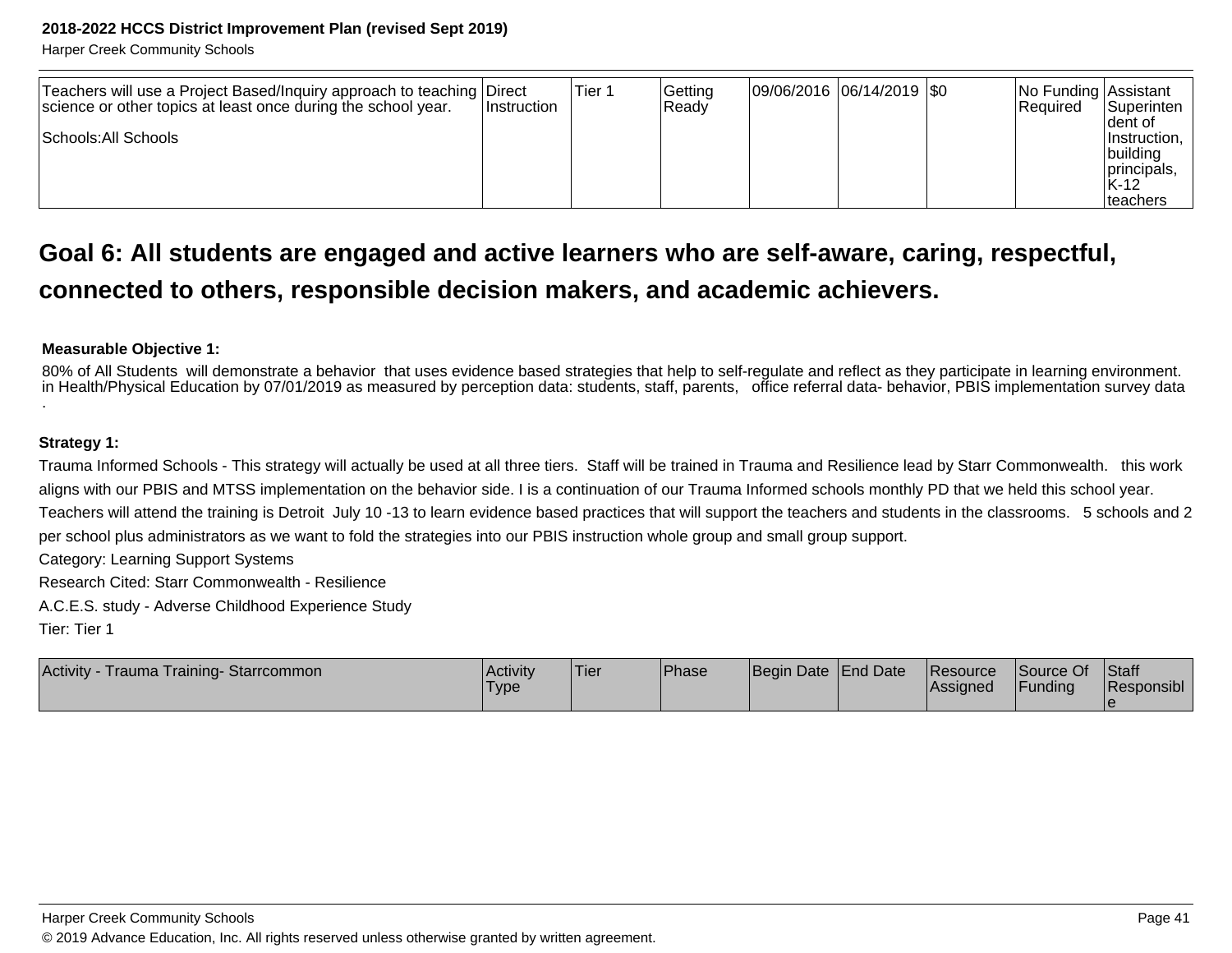| Teachers will use a Project Based/Inquiry approach to teaching science or other topics at least once during the school year.<br><br>Schools:All Schools | Direct Instruction | Tier 1 | Getting Ready | 09/06/2016 | 06/14/2019 | $0 | No Funding Required | Assistant Superintendent of Instruction, building principals, K-12 teachers |
|---|---|---|---|---|---|---|---|---|

## Goal 6: All students are engaged and active learners who are self-aware, caring, respectful, connected to others, responsible decision makers, and academic achievers.

**Measurable Objective 1:**

80% of All Students will demonstrate a behavior that uses evidence based strategies that help to self-regulate and reflect as they participate in learning environment. in Health/Physical Education by 07/01/2019 as measured by perception data: students, staff, parents, office referral data- behavior, PBIS implementation survey data .

**Strategy 1:**

Trauma Informed Schools - This strategy will actually be used at all three tiers. Staff will be trained in Trauma and Resilience lead by Starr Commonwealth. this work aligns with our PBIS and MTSS implementation on the behavior side. I is a continuation of our Trauma Informed schools monthly PD that we held this school year. Teachers will attend the training is Detroit July 10 -13 to learn evidence based practices that will support the teachers and students in the classrooms. 5 schools and 2 per school plus administrators as we want to fold the strategies into our PBIS instruction whole group and small group support.

Category: Learning Support Systems

Research Cited: Starr Commonwealth - Resilience

A.C.E.S. study - Adverse Childhood Experience Study

Tier: Tier 1

| Activity - Trauma Training- Starrcommon | Activity Type | Tier | Phase | Begin Date | End Date | Resource Assigned | Source Of Funding | Staff Responsible |
|---|---|---|---|---|---|---|---|---|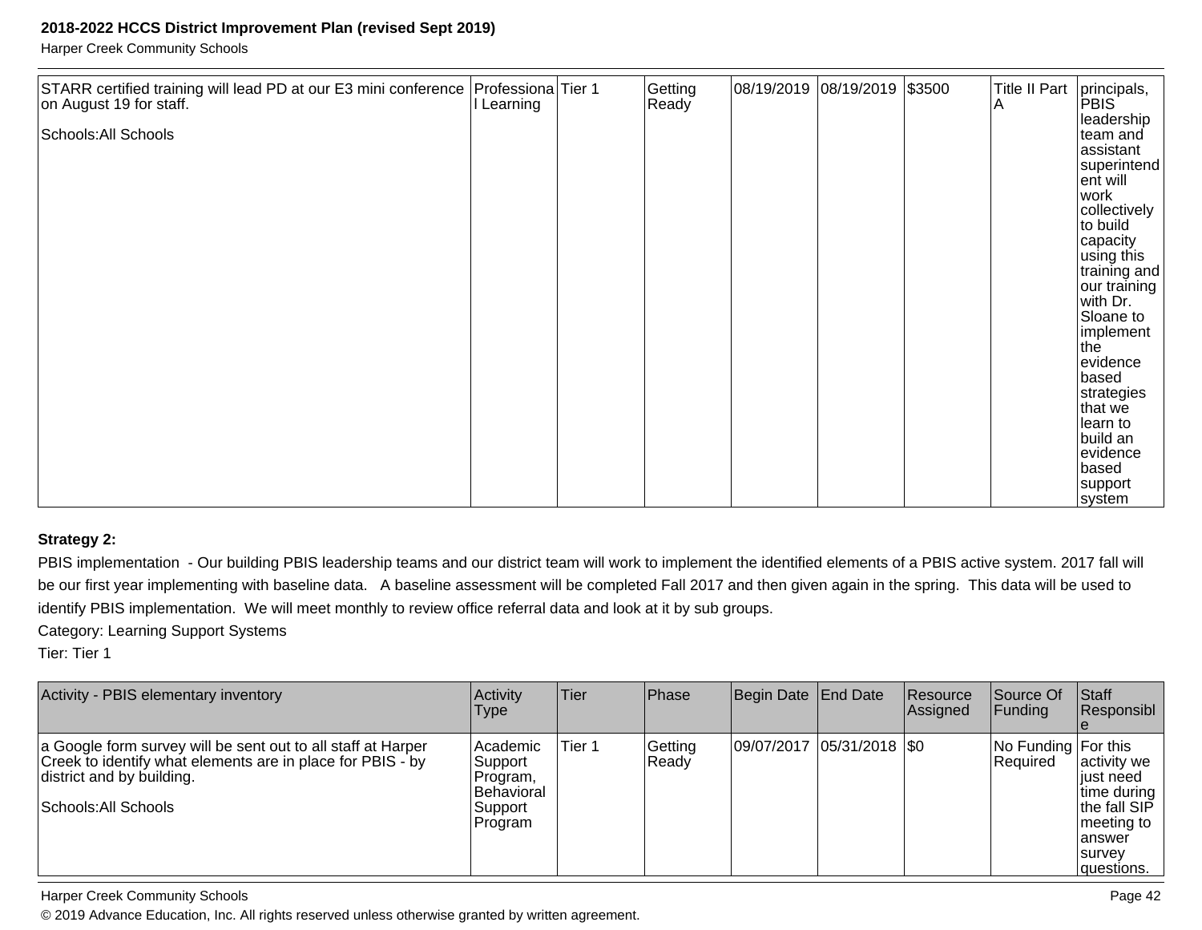| | | | | | | | | |
|---|---|---|---|---|---|---|---|---|
| STARR certified training will lead PD at our E3 mini conference on August 19 for staff.<br><br>Schools:All Schools | Professional Learning | Tier 1 | Getting Ready | 08/19/2019 | 08/19/2019 | $3500 | Title II Part A | principals, PBIS leadership team and assistant superintendent will work collectively to build capacity using this training and our training with Dr. Sloane to implement the evidence based strategies that we learn to build an evidence based support system |

**Strategy 2:**

PBIS implementation - Our building PBIS leadership teams and our district team will work to implement the identified elements of a PBIS active system. 2017 fall will be our first year implementing with baseline data. A baseline assessment will be completed Fall 2017 and then given again in the spring. This data will be used to identify PBIS implementation. We will meet monthly to review office referral data and look at it by sub groups.

Category: Learning Support Systems

Tier: Tier 1

| Activity - PBIS elementary inventory | Activity Type | Tier | Phase | Begin Date | End Date | Resource Assigned | Source Of Funding | Staff Responsible |
|---|---|---|---|---|---|---|---|---|
| a Google form survey will be sent out to all staff at Harper Creek to identify what elements are in place for PBIS - by district and by building.<br><br>Schools:All Schools | Academic Support Program, Behavioral Support Program | Tier 1 | Getting Ready | 09/07/2017 | 05/31/2018 | $0 | No Funding Required | For this activity we just need time during the fall SIP meeting to answer survey questions. |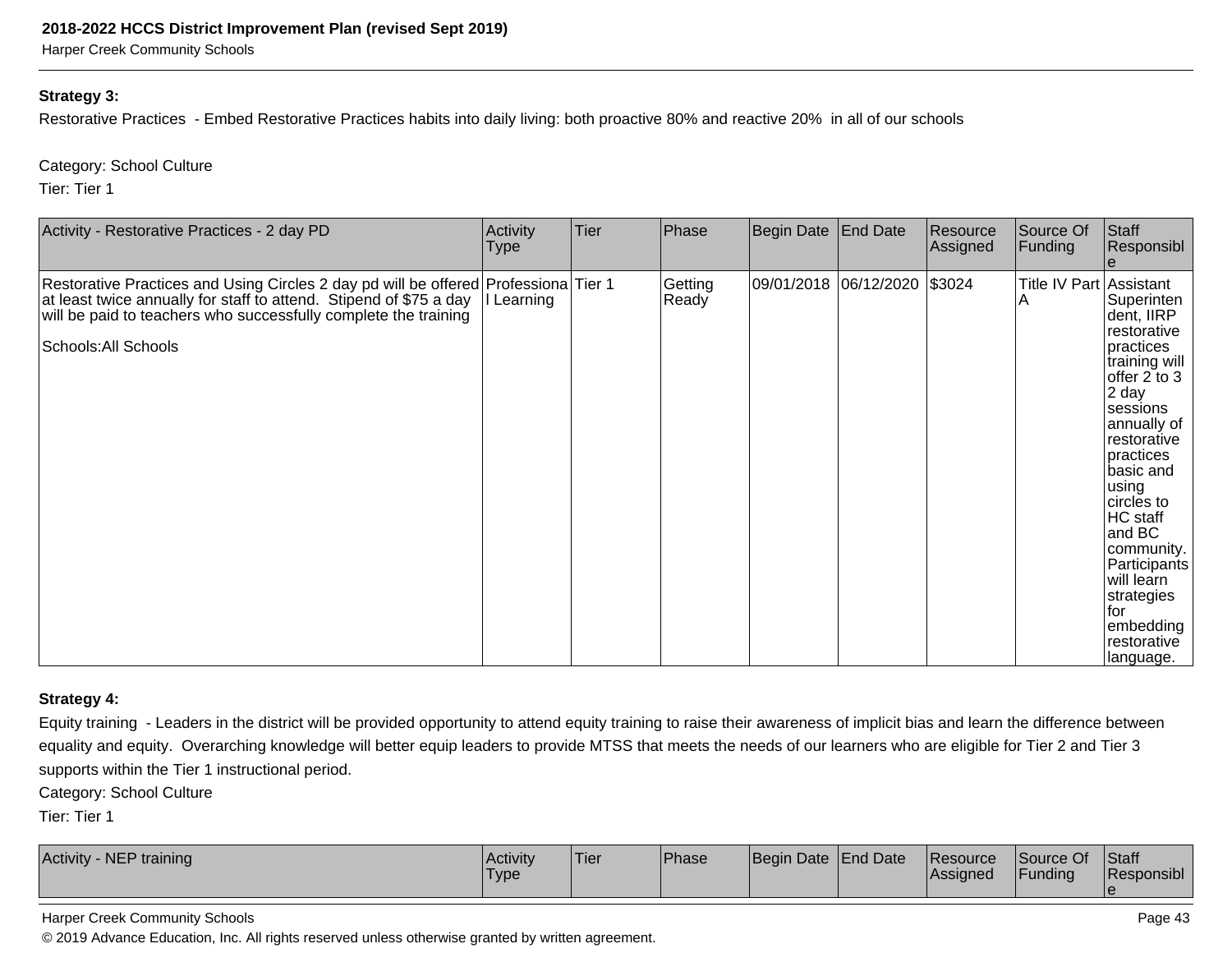**Strategy 3:**

Restorative Practices - Embed Restorative Practices habits into daily living: both proactive 80% and reactive 20% in all of our schools

Category: School Culture

Tier: Tier 1

| Activity - Restorative Practices - 2 day PD | Activity Type | Tier | Phase | Begin Date | End Date | Resource Assigned | Source Of Funding | Staff Responsible |
|---|---|---|---|---|---|---|---|---|
| Restorative Practices and Using Circles 2 day pd will be offered at least twice annually for staff to attend. Stipend of $75 a day will be paid to teachers who successfully complete the training<br><br>Schools:All Schools | Professional Learning | Tier 1 | Getting Ready | 09/01/2018 | 06/12/2020 | $3024 | Title IV Part A | Assistant Superintendent, IIRP restorative practices training will offer 2 to 3 2 day sessions annually of restorative practices basic and using circles to HC staff and BC community. Participants will learn strategies for embedding restorative language. |

**Strategy 4:**

Equity training - Leaders in the district will be provided opportunity to attend equity training to raise their awareness of implicit bias and learn the difference between equality and equity. Overarching knowledge will better equip leaders to provide MTSS that meets the needs of our learners who are eligible for Tier 2 and Tier 3 supports within the Tier 1 instructional period.

Category: School Culture

Tier: Tier 1

| Activity - NEP training | Activity Type | Tier | Phase | Begin Date | End Date | Resource Assigned | Source Of Funding | Staff Responsible |
|---|---|---|---|---|---|---|---|---|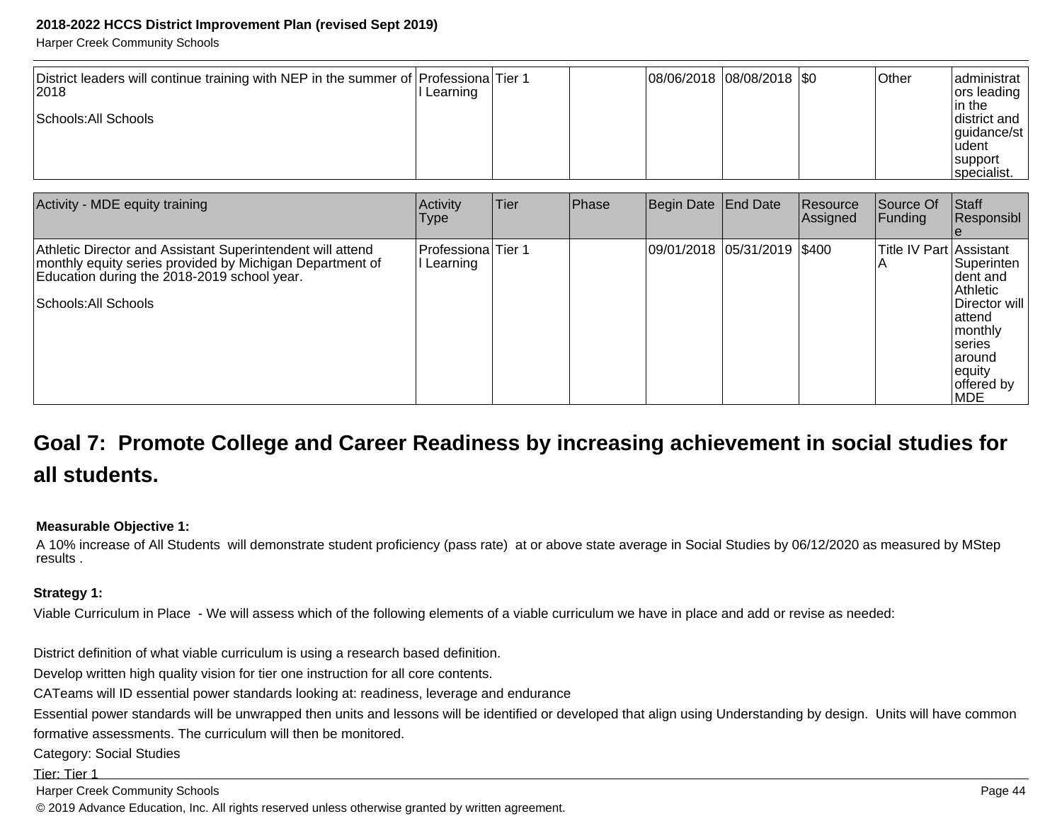| | | | | | | | | |
|---|---|---|---|---|---|---|---|---|
| District leaders will continue training with NEP in the summer of 2018<br><br>Schools:All Schools | Professional Learning | Tier 1 | | 08/06/2018 | 08/08/2018 | $0 | Other | administrators leading in the district and guidance/student support specialist. |

| Activity - MDE equity training | Activity Type | Tier | Phase | Begin Date | End Date | Resource Assigned | Source Of Funding | Staff Responsible |
|---|---|---|---|---|---|---|---|---|
| Athletic Director and Assistant Superintendent will attend monthly equity series provided by Michigan Department of Education during the 2018-2019 school year.<br><br>Schools:All Schools | Professional Learning | Tier 1 | | 09/01/2018 | 05/31/2019 | $400 | Title IV Part A | Assistant Superintendent and Athletic Director will attend monthly series around equity offered by MDE |

## Goal 7: Promote College and Career Readiness by increasing achievement in social studies for all students.

**Measurable Objective 1:**

A 10% increase of All Students will demonstrate student proficiency (pass rate) at or above state average in Social Studies by 06/12/2020 as measured by MStep results .

**Strategy 1:**

Viable Curriculum in Place - We will assess which of the following elements of a viable curriculum we have in place and add or revise as needed:

District definition of what viable curriculum is using a research based definition.
Develop written high quality vision for tier one instruction for all core contents.
CATeams will ID essential power standards looking at: readiness, leverage and endurance
Essential power standards will be unwrapped then units and lessons will be identified or developed that align using Understanding by design. Units will have common formative assessments. The curriculum will then be monitored.
Category: Social Studies
Tier: Tier 1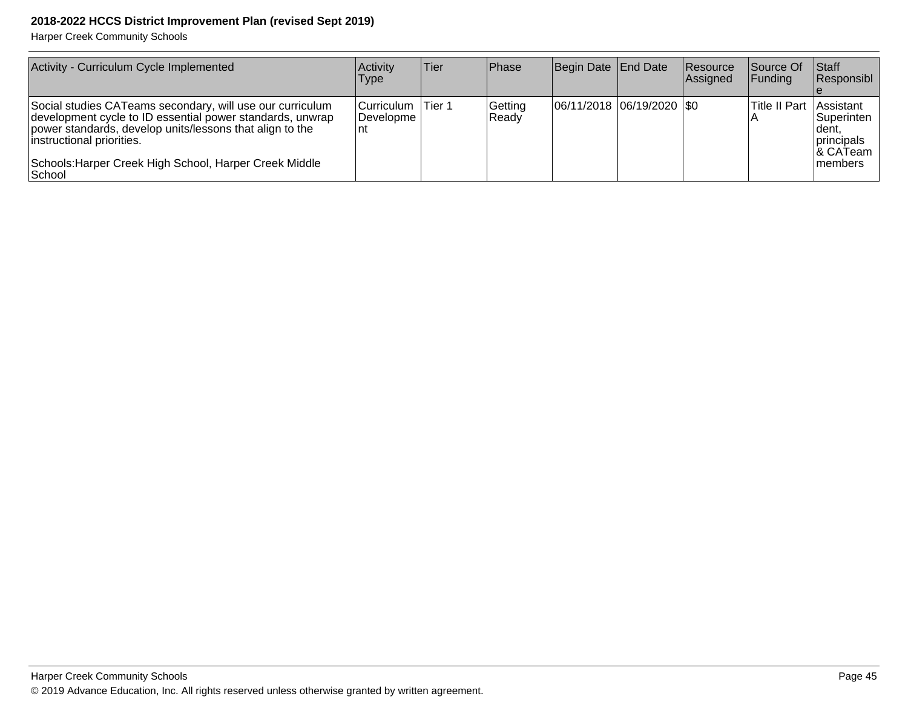| Activity - Curriculum Cycle Implemented | Activity Type | Tier | Phase | Begin Date | End Date | Resource Assigned | Source Of Funding | Staff Responsible |
|---|---|---|---|---|---|---|---|---|
| Social studies CATeams secondary, will use our curriculum development cycle to ID essential power standards, unwrap power standards, develop units/lessons that align to the instructional priorities.<br><br>Schools:Harper Creek High School, Harper Creek Middle School | Curriculum Development | Tier 1 | Getting Ready | 06/11/2018 | 06/19/2020 | $0 | Title II Part A | Assistant Superintendent, principals & CATeam members |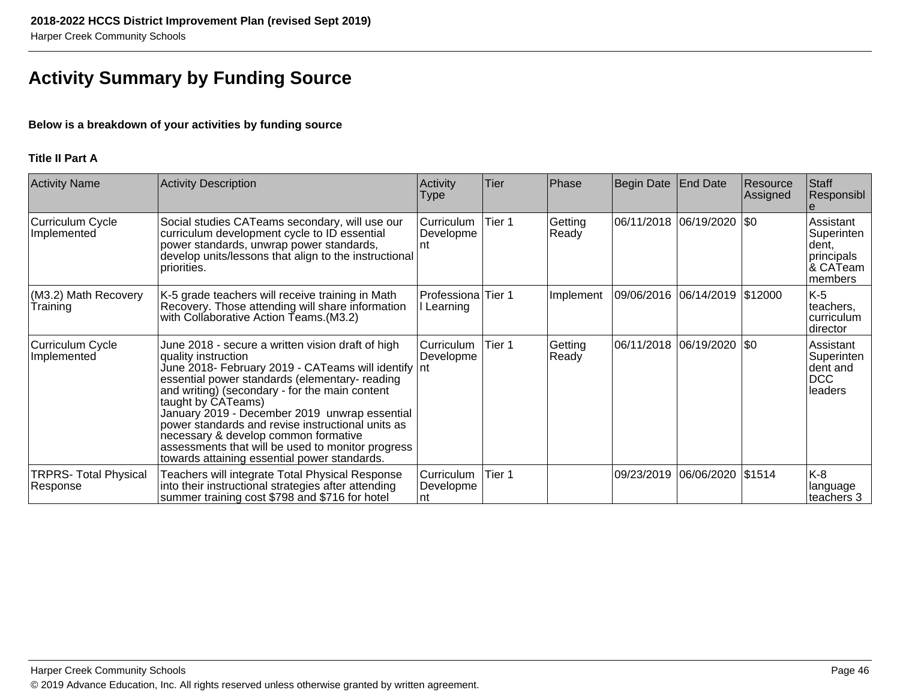## Activity Summary by Funding Source

**Below is a breakdown of your activities by funding source**

**Title II Part A**

| Activity Name | Activity Description | Activity Type | Tier | Phase | Begin Date | End Date | Resource Assigned | Staff Responsible |
|---|---|---|---|---|---|---|---|---|
| Curriculum Cycle Implemented | Social studies CATeams secondary, will use our curriculum development cycle to ID essential power standards, unwrap power standards, develop units/lessons that align to the instructional priorities. | Curriculum Development | Tier 1 | Getting Ready | 06/11/2018 | 06/19/2020 | $0 | Assistant Superintendent, principals & CATeam members |
| (M3.2) Math Recovery Training | K-5 grade teachers will receive training in Math Recovery. Those attending will share information with Collaborative Action Teams.(M3.2) | Professional Learning | Tier 1 | Implement | 09/06/2016 | 06/14/2019 | $12000 | K-5 teachers, curriculum director |
| Curriculum Cycle Implemented | June 2018 - secure a written vision draft of high quality instruction<br>June 2018- February 2019 - CATeams will identify essential power standards (elementary- reading and writing) (secondary - for the main content taught by CATeams)<br>January 2019 - December 2019 unwrap essential power standards and revise instructional units as necessary & develop common formative assessments that will be used to monitor progress towards attaining essential power standards. | Curriculum Development | Tier 1 | Getting Ready | 06/11/2018 | 06/19/2020 | $0 | Assistant Superintendent and DCC leaders |
| TRPRS- Total Physical Response | Teachers will integrate Total Physical Response into their instructional strategies after attending summer training cost $798 and $716 for hotel | Curriculum Development | Tier 1 | | 09/23/2019 | 06/06/2020 | $1514 | K-8 language teachers 3 |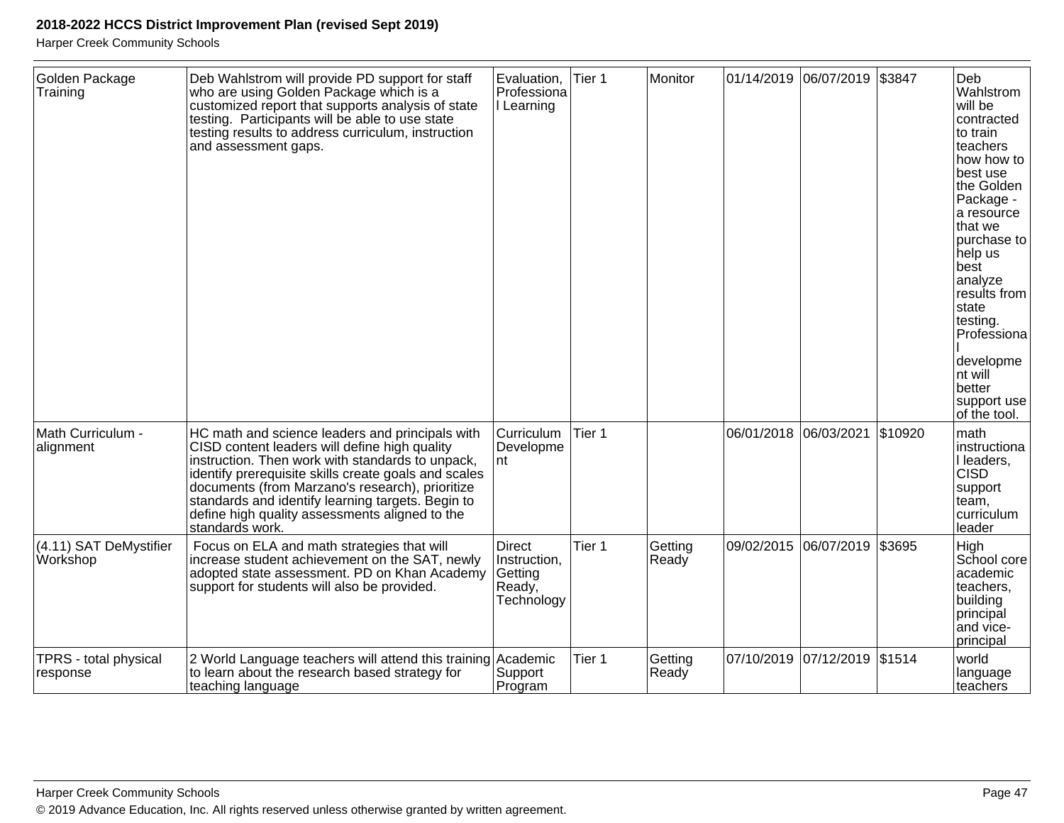| Golden Package Training | Deb Wahlstrom will provide PD support for staff who are using Golden Package which is a customized report that supports analysis of state testing. Participants will be able to use state testing results to address curriculum, instruction and assessment gaps. | Evaluation, Professional Learning | Tier 1 | Monitor | 01/14/2019 | 06/07/2019 | $3847 | Deb Wahlstrom will be contracted to train teachers how how to best use the Golden Package - a resource that we purchase to help us best analyze results from state testing. Professional development will better support use of the tool. |
|---|---|---|---|---|---|---|---|---|
| Math Curriculum - alignment | HC math and science leaders and principals with CISD content leaders will define high quality instruction. Then work with standards to unpack, identify prerequisite skills create goals and scales documents (from Marzano's research), prioritize standards and identify learning targets. Begin to define high quality assessments aligned to the standards work. | Curriculum Development | Tier 1 | | 06/01/2018 | 06/03/2021 | $10920 | math instructional leaders, CISD support team, curriculum leader |
| (4.11) SAT DeMystifier Workshop | Focus on ELA and math strategies that will increase student achievement on the SAT, newly adopted state assessment. PD on Khan Academy support for students will also be provided. | Direct Instruction, Getting Ready, Technology | Tier 1 | Getting Ready | 09/02/2015 | 06/07/2019 | $3695 | High School core academic teachers, building principal and vice-principal |
| TPRS - total physical response | 2 World Language teachers will attend this training to learn about the research based strategy for teaching language | Academic Support Program | Tier 1 | Getting Ready | 07/10/2019 | 07/12/2019 | $1514 | world language teachers |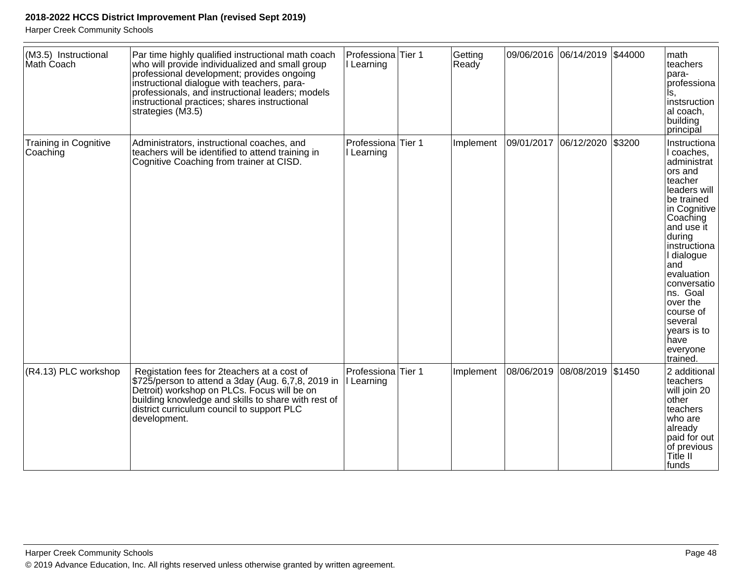| (M3.5) Instructional Math Coach | Par time highly qualified instructional math coach who will provide individualized and small group professional development; provides ongoing instructional dialogue with teachers, para-professionals, and instructional leaders; models instructional practices; shares instructional strategies (M3.5) | Professional Learning | Tier 1 | Getting Ready | 09/06/2016 | 06/14/2019 | $44000 | math teachers para-professionals, instsructional coach, building principal |
|---|---|---|---|---|---|---|---|---|
| Training in Cognitive Coaching | Administrators, instructional coaches, and teachers will be identified to attend training in Cognitive Coaching from trainer at CISD. | Professional Learning | Tier 1 | Implement | 09/01/2017 | 06/12/2020 | $3200 | Instructional coaches, administrators and teacher leaders will be trained in Cognitive Coaching and use it during instructional dialogue and evaluation conversations. Goal over the course of several years is to have everyone trained. |
| (R4.13) PLC workshop | Registation fees for 2teachers at a cost of $725/person to attend a 3day (Aug. 6,7,8, 2019 in Detroit) workshop on PLCs. Focus will be on building knowledge and skills to share with rest of district curriculum council to support PLC development. | Professional Learning | Tier 1 | Implement | 08/06/2019 | 08/08/2019 | $1450 | 2 additional teachers will join 20 other teachers who are already paid for out of previous Title II funds |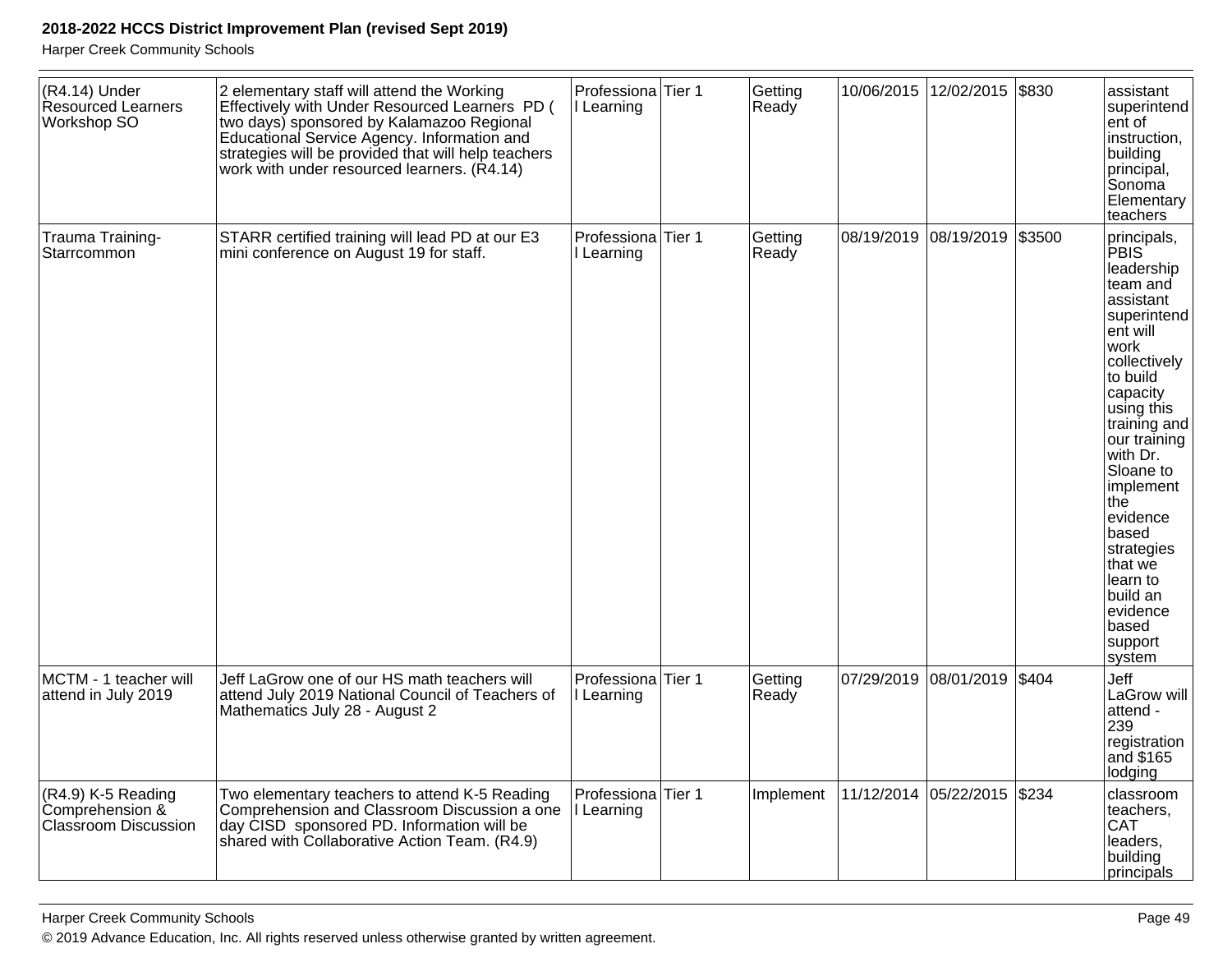| (R4.14) Under Resourced Learners Workshop SO | 2 elementary staff will attend the Working Effectively with Under Resourced Learners PD ( two days) sponsored by Kalamazoo Regional Educational Service Agency. Information and strategies will be provided that will help teachers work with under resourced learners. (R4.14) | Professional Learning | Tier 1 | Getting Ready | 10/06/2015 | 12/02/2015 | $830 | assistant superintendent of instruction, building principal, Sonoma Elementary teachers |
|---|---|---|---|---|---|---|---|---|
| Trauma Training- Starrcommon | STARR certified training will lead PD at our E3 mini conference on August 19 for staff. | Professional Learning | Tier 1 | Getting Ready | 08/19/2019 | 08/19/2019 | $3500 | principals, PBIS leadership team and assistant superintendent will work collectively to build capacity using this training and our training with Dr. Sloane to implement the evidence based strategies that we learn to build an evidence based support system |
| MCTM - 1 teacher will attend in July 2019 | Jeff LaGrow one of our HS math teachers will attend July 2019 National Council of Teachers of Mathematics July 28 - August 2 | Professional Learning | Tier 1 | Getting Ready | 07/29/2019 | 08/01/2019 | $404 | Jeff LaGrow will attend - 239 registration and $165 lodging |
| (R4.9) K-5 Reading Comprehension & Classroom Discussion | Two elementary teachers to attend K-5 Reading Comprehension and Classroom Discussion a one day CISD sponsored PD. Information will be shared with Collaborative Action Team. (R4.9) | Professional Learning | Tier 1 | Implement | 11/12/2014 | 05/22/2015 | $234 | classroom teachers, CAT leaders, building principals |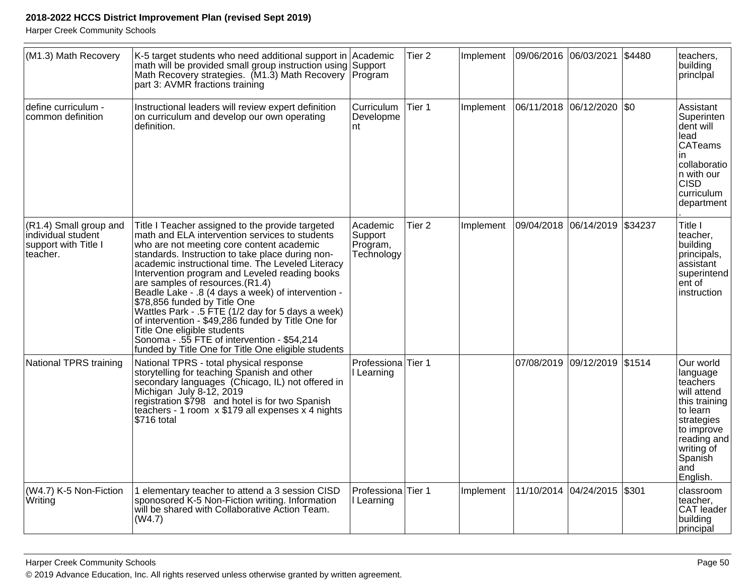| (M1.3) Math Recovery | K-5 target students who need additional support in math will be provided small group instruction using Math Recovery strategies. (M1.3) Math Recovery part 3: AVMR fractions training | Academic Support Program | Tier 2 | Implement | 09/06/2016 | 06/03/2021 | $4480 | teachers, building princlpal |
|---|---|---|---|---|---|---|---|---|
| define curriculum - common definition | Instructional leaders will review expert definition on curriculum and develop our own operating definition. | Curriculum Development | Tier 1 | Implement | 06/11/2018 | 06/12/2020 | $0 | Assistant Superintendent will lead CATeams in collaboration with our CISD curriculum department. |
| (R1.4) Small group and individual student support with Title I teacher. | Title I Teacher assigned to the provide targeted math and ELA intervention services to students who are not meeting core content academic standards. Instruction to take place during non-academic instructional time. The Leveled Literacy Intervention program and Leveled reading books are samples of resources.(R1.4)<br>Beadle Lake - .8 (4 days a week) of intervention - $78,856 funded by Title One<br>Wattles Park - .5 FTE (1/2 day for 5 days a week) of intervention - $49,286 funded by Title One for Title One eligible students<br>Sonoma - .55 FTE of intervention - $54,214 funded by Title One for Title One eligible students | Academic Support Program, Technology | Tier 2 | Implement | 09/04/2018 | 06/14/2019 | $34237 | Title I teacher, building principals, assistant superintendent of instruction |
| National TPRS training | National TPRS - total physical response storytelling for teaching Spanish and other secondary languages (Chicago, IL) not offered in Michigan July 8-12, 2019<br>registration $798 and hotel is for two Spanish teachers - 1 room x $179 all expenses x 4 nights $716 total | Professional Learning | Tier 1 | | 07/08/2019 | 09/12/2019 | $1514 | Our world language teachers will attend this training to learn strategies to improve reading and writing of Spanish and English. |
| (W4.7) K-5 Non-Fiction Writing | 1 elementary teacher to attend a 3 session CISD sponosored K-5 Non-Fiction writing. Information will be shared with Collaborative Action Team. (W4.7) | Professional Learning | Tier 1 | Implement | 11/10/2014 | 04/24/2015 | $301 | classroom teacher, CAT leader building principal |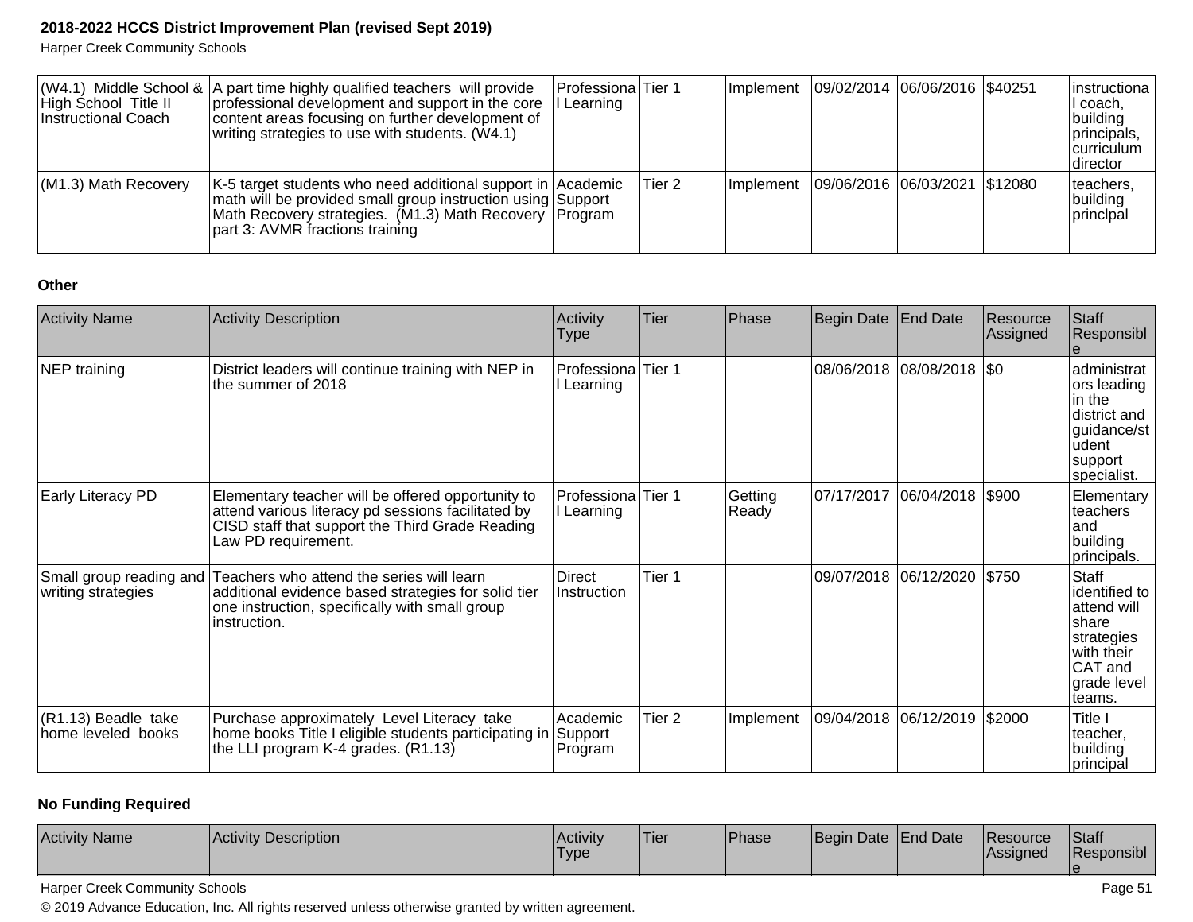| (W4.1) Middle School & High School Title II Instructional Coach | A part time highly qualified teachers will provide professional development and support in the core content areas focusing on further development of writing strategies to use with students. (W4.1) | Professional Learning | Tier 1 | Implement | 09/02/2014 | 06/06/2016 | $40251 | instructional coach, building principals, curriculum director |
|---|---|---|---|---|---|---|---|---|
| (M1.3) Math Recovery | K-5 target students who need additional support in math will be provided small group instruction using Math Recovery strategies. (M1.3) Math Recovery part 3: AVMR fractions training | Academic Support Program | Tier 2 | Implement | 09/06/2016 | 06/03/2021 | $12080 | teachers, building princlpal |

**Other**

| Activity Name | Activity Description | Activity Type | Tier | Phase | Begin Date | End Date | Resource Assigned | Staff Responsible |
|---|---|---|---|---|---|---|---|---|
| NEP training | District leaders will continue training with NEP in the summer of 2018 | Professional Learning | Tier 1 | | 08/06/2018 | 08/08/2018 | $0 | administrators leading in the district and guidance/student support specialist. |
| Early Literacy PD | Elementary teacher will be offered opportunity to attend various literacy pd sessions facilitated by CISD staff that support the Third Grade Reading Law PD requirement. | Professional Learning | Tier 1 | Getting Ready | 07/17/2017 | 06/04/2018 | $900 | Elementary teachers and building principals. |
| Small group reading and writing strategies | Teachers who attend the series will learn additional evidence based strategies for solid tier one instruction, specifically with small group instruction. | Direct Instruction | Tier 1 | | 09/07/2018 | 06/12/2020 | $750 | Staff identified to attend will share strategies with their CAT and grade level teams. |
| (R1.13) Beadle take home leveled books | Purchase approximately Level Literacy take home books Title I eligible students participating in the LLI program K-4 grades. (R1.13) | Academic Support Program | Tier 2 | Implement | 09/04/2018 | 06/12/2019 | $2000 | Title I teacher, building principal |

**No Funding Required**

| Activity Name | Activity Description | Activity Type | Tier | Phase | Begin Date | End Date | Resource Assigned | Staff Responsible |
|---|---|---|---|---|---|---|---|---|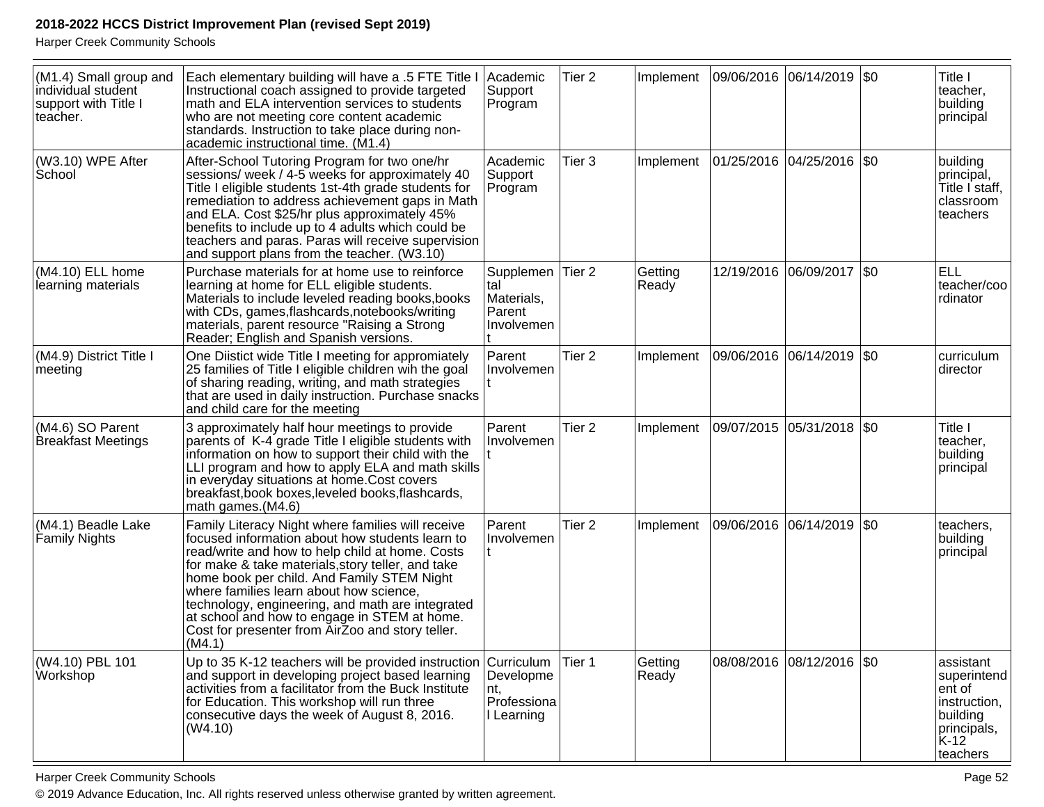| (M1.4) Small group and individual student support with Title I teacher. | Each elementary building will have a .5 FTE Title I Instructional coach assigned to provide targeted math and ELA intervention services to students who are not meeting core content academic standards. Instruction to take place during non-academic instructional time. (M1.4) | Academic Support Program | Tier 2 | Implement | 09/06/2016 | 06/14/2019 | $0 | Title I teacher, building principal |
|---|---|---|---|---|---|---|---|---|
| (W3.10) WPE After School | After-School Tutoring Program for two one/hr sessions/ week / 4-5 weeks for approximately 40 Title I eligible students 1st-4th grade students for remediation to address achievement gaps in Math and ELA. Cost $25/hr plus approximately 45% benefits to include up to 4 adults which could be teachers and paras. Paras will receive supervision and support plans from the teacher. (W3.10) | Academic Support Program | Tier 3 | Implement | 01/25/2016 | 04/25/2016 | $0 | building principal, Title I staff, classroom teachers |
| (M4.10) ELL home learning materials | Purchase materials for at home use to reinforce learning at home for ELL eligible students. Materials to include leveled reading books,books with CDs, games,flashcards,notebooks/writing materials, parent resource "Raising a Strong Reader; English and Spanish versions. | Supplemental Materials, Parent Involvement | Tier 2 | Getting Ready | 12/19/2016 | 06/09/2017 | $0 | ELL teacher/coordinator |
| (M4.9) District Title I meeting | One Diistict wide Title I meeting for appromiately 25 families of Title I eligible children wih the goal of sharing reading, writing, and math strategies that are used in daily instruction. Purchase snacks and child care for the meeting | Parent Involvement | Tier 2 | Implement | 09/06/2016 | 06/14/2019 | $0 | curriculum director |
| (M4.6) SO Parent Breakfast Meetings | 3 approximately half hour meetings to provide parents of K-4 grade Title I eligible students with information on how to support their child with the LLI program and how to apply ELA and math skills in everyday situations at home.Cost covers breakfast,book boxes,leveled books,flashcards, math games.(M4.6) | Parent Involvement | Tier 2 | Implement | 09/07/2015 | 05/31/2018 | $0 | Title I teacher, building principal |
| (M4.1) Beadle Lake Family Nights | Family Literacy Night where families will receive focused information about how students learn to read/write and how to help child at home. Costs for make & take materials,story teller, and take home book per child. And Family STEM Night where families learn about how science, technology, engineering, and math are integrated at school and how to engage in STEM at home. Cost for presenter from AirZoo and story teller. (M4.1) | Parent Involvement | Tier 2 | Implement | 09/06/2016 | 06/14/2019 | $0 | teachers, building principal |
| (W4.10) PBL 101 Workshop | Up to 35 K-12 teachers will be provided instruction and support in developing project based learning activities from a facilitator from the Buck Institute for Education. This workshop will run three consecutive days the week of August 8, 2016. (W4.10) | Curriculum Development, Professional Learning | Tier 1 | Getting Ready | 08/08/2016 | 08/12/2016 | $0 | assistant superintendent of instruction, building principals, K-12 teachers |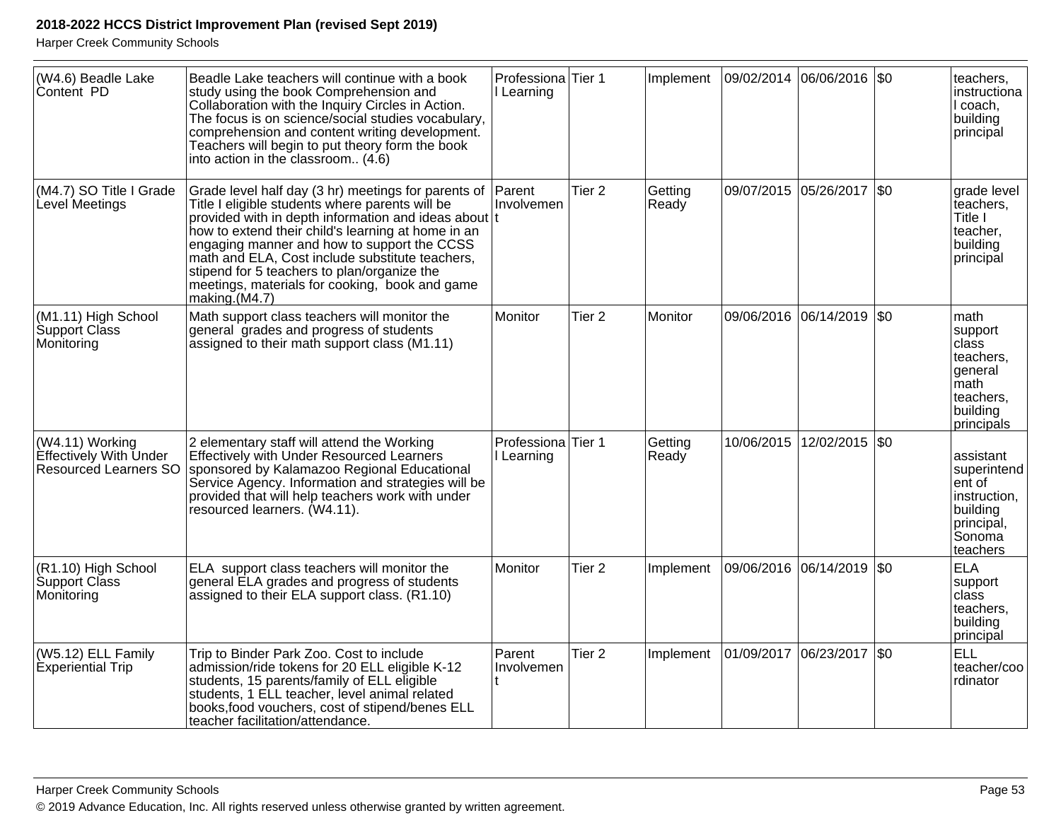| | | | | | | | | |
|---|---|---|---|---|---|---|---|---|
| (W4.6) Beadle Lake Content PD | Beadle Lake teachers will continue with a book study using the book Comprehension and Collaboration with the Inquiry Circles in Action. The focus is on science/social studies vocabulary, comprehension and content writing development. Teachers will begin to put theory form the book into action in the classroom.. (4.6) | Professional Learning | Tier 1 | Implement | 09/02/2014 | 06/06/2016 | $0 | teachers, instructional coach, building principal |
| (M4.7) SO Title I Grade Level Meetings | Grade level half day (3 hr) meetings for parents of Title I eligible students where parents will be provided with in depth information and ideas about how to extend their child's learning at home in an engaging manner and how to support the CCSS math and ELA, Cost include substitute teachers, stipend for 5 teachers to plan/organize the meetings, materials for cooking, book and game making.(M4.7) | Parent Involvement | Tier 2 | Getting Ready | 09/07/2015 | 05/26/2017 | $0 | grade level teachers, Title I teacher, building principal |
| (M1.11) High School Support Class Monitoring | Math support class teachers will monitor the general grades and progress of students assigned to their math support class (M1.11) | Monitor | Tier 2 | Monitor | 09/06/2016 | 06/14/2019 | $0 | math support class teachers, general math teachers, building principals |
| (W4.11) Working Effectively With Under Resourced Learners SO | 2 elementary staff will attend the Working Effectively with Under Resourced Learners sponsored by Kalamazoo Regional Educational Service Agency. Information and strategies will be provided that will help teachers work with under resourced learners. (W4.11). | Professional Learning | Tier 1 | Getting Ready | 10/06/2015 | 12/02/2015 | $0 | assistant superintendent of instruction, building principal, Sonoma teachers |
| (R1.10) High School Support Class Monitoring | ELA support class teachers will monitor the general ELA grades and progress of students assigned to their ELA support class. (R1.10) | Monitor | Tier 2 | Implement | 09/06/2016 | 06/14/2019 | $0 | ELA support class teachers, building principal |
| (W5.12) ELL Family Experiential Trip | Trip to Binder Park Zoo. Cost to include admission/ride tokens for 20 ELL eligible K-12 students, 15 parents/family of ELL eligible students, 1 ELL teacher, level animal related books,food vouchers, cost of stipend/benes ELL teacher facilitation/attendance. | Parent Involvement | Tier 2 | Implement | 01/09/2017 | 06/23/2017 | $0 | ELL teacher/coordinator |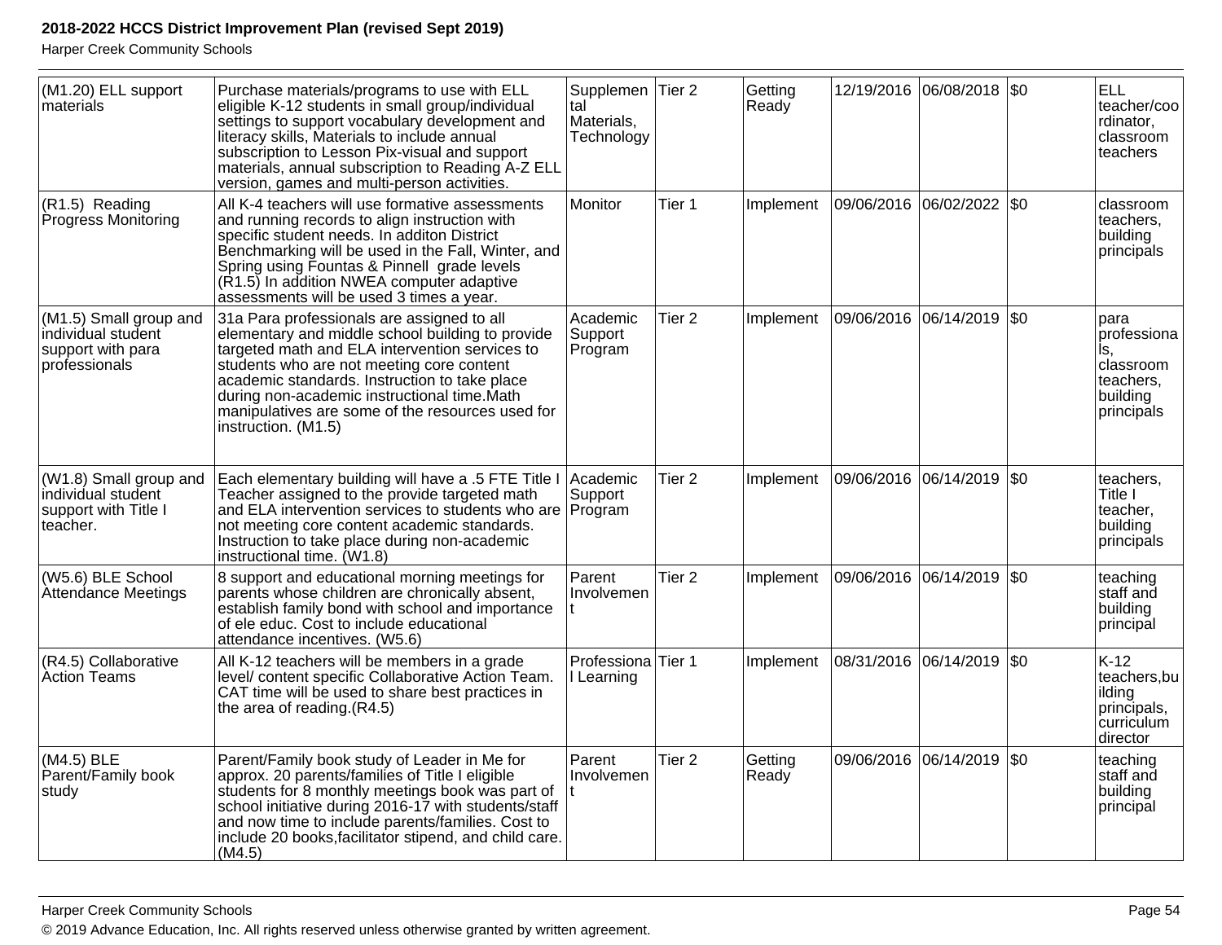| (M1.20) ELL support materials | Purchase materials/programs to use with ELL eligible K-12 students in small group/individual settings to support vocabulary development and literacy skills, Materials to include annual subscription to Lesson Pix-visual and support materials, annual subscription to Reading A-Z ELL version, games and multi-person activities. | Supplemental Materials, Technology | Tier 2 | Getting Ready | 12/19/2016 | 06/08/2018 | $0 | ELL teacher/coordinator, classroom teachers |
|---|---|---|---|---|---|---|---|---|
| (R1.5) Reading Progress Monitoring | All K-4 teachers will use formative assessments and running records to align instruction with specific student needs. In additon District Benchmarking will be used in the Fall, Winter, and Spring using Fountas & Pinnell grade levels (R1.5) In addition NWEA computer adaptive assessments will be used 3 times a year. | Monitor | Tier 1 | Implement | 09/06/2016 | 06/02/2022 | $0 | classroom teachers, building principals |
| (M1.5) Small group and individual student support with para professionals | 31a Para professionals are assigned to all elementary and middle school building to provide targeted math and ELA intervention services to students who are not meeting core content academic standards. Instruction to take place during non-academic instructional time.Math manipulatives are some of the resources used for instruction. (M1.5) | Academic Support Program | Tier 2 | Implement | 09/06/2016 | 06/14/2019 | $0 | para professionals, classroom teachers, building principals |
| (W1.8) Small group and individual student support with Title I teacher. | Each elementary building will have a .5 FTE Title I Teacher assigned to the provide targeted math and ELA intervention services to students who are not meeting core content academic standards. Instruction to take place during non-academic instructional time. (W1.8) | Academic Support Program | Tier 2 | Implement | 09/06/2016 | 06/14/2019 | $0 | teachers, Title I teacher, building principals |
| (W5.6) BLE School Attendance Meetings | 8 support and educational morning meetings for parents whose children are chronically absent, establish family bond with school and importance of ele educ. Cost to include educational attendance incentives. (W5.6) | Parent Involvement | Tier 2 | Implement | 09/06/2016 | 06/14/2019 | $0 | teaching staff and building principal |
| (R4.5) Collaborative Action Teams | All K-12 teachers will be members in a grade level/ content specific Collaborative Action Team. CAT time will be used to share best practices in the area of reading.(R4.5) | Professional Learning | Tier 1 | Implement | 08/31/2016 | 06/14/2019 | $0 | K-12 teachers,building principals, curriculum director |
| (M4.5) BLE Parent/Family book study | Parent/Family book study of Leader in Me for approx. 20 parents/families of Title I eligible students for 8 monthly meetings book was part of school initiative during 2016-17 with students/staff and now time to include parents/families. Cost to include 20 books,facilitator stipend, and child care. (M4.5) | Parent Involvement | Tier 2 | Getting Ready | 09/06/2016 | 06/14/2019 | $0 | teaching staff and building principal |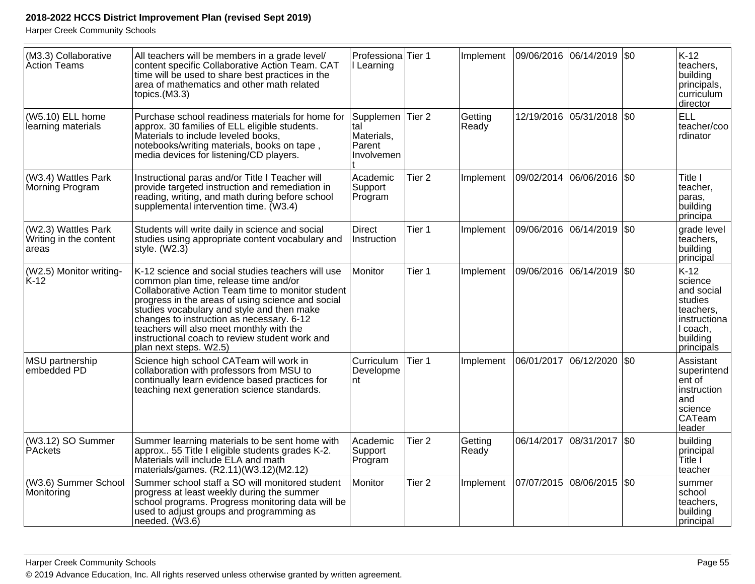| (M3.3) Collaborative Action Teams | All teachers will be members in a grade level/ content specific Collaborative Action Team. CAT time will be used to share best practices in the area of mathematics and other math related topics.(M3.3) | Professional Learning | Tier 1 | Implement | 09/06/2016 | 06/14/2019 | $0 | K-12 teachers, building principals, curriculum director |
|---|---|---|---|---|---|---|---|---|
| (W5.10) ELL home learning materials | Purchase school readiness materials for home for approx. 30 families of ELL eligible students. Materials to include leveled books, notebooks/writing materials, books on tape , media devices for listening/CD players. | Supplemental Materials, Parent Involvement | Tier 2 | Getting Ready | 12/19/2016 | 05/31/2018 | $0 | ELL teacher/coordinator |
| (W3.4) Wattles Park Morning Program | Instructional paras and/or Title I Teacher will provide targeted instruction and remediation in reading, writing, and math during before school supplemental intervention time. (W3.4) | Academic Support Program | Tier 2 | Implement | 09/02/2014 | 06/06/2016 | $0 | Title I teacher, paras, building principa |
| (W2.3) Wattles Park Writing in the content areas | Students will write daily in science and social studies using appropriate content vocabulary and style. (W2.3) | Direct Instruction | Tier 1 | Implement | 09/06/2016 | 06/14/2019 | $0 | grade level teachers, building principal |
| (W2.5) Monitor writing-K-12 | K-12 science and social studies teachers will use common plan time, release time and/or Collaborative Action Team time to monitor student progress in the areas of using science and social studies vocabulary and style and then make changes to instruction as necessary. 6-12 teachers will also meet monthly with the instructional coach to review student work and plan next steps. W2.5) | Monitor | Tier 1 | Implement | 09/06/2016 | 06/14/2019 | $0 | K-12 science and social studies teachers, instructional coach, building principals |
| MSU partnership embedded PD | Science high school CATeam will work in collaboration with professors from MSU to continually learn evidence based practices for teaching next generation science standards. | Curriculum Development | Tier 1 | Implement | 06/01/2017 | 06/12/2020 | $0 | Assistant superintendent of instruction and science CATeam leader |
| (W3.12) SO Summer PAckets | Summer learning materials to be sent home with approx.. 55 Title I eligible students grades K-2. Materials will include ELA and math materials/games. (R2.11)(W3.12)(M2.12) | Academic Support Program | Tier 2 | Getting Ready | 06/14/2017 | 08/31/2017 | $0 | building principal Title I teacher |
| (W3.6) Summer School Monitoring | Summer school staff a SO will monitored student progress at least weekly during the summer school programs. Progress monitoring data will be used to adjust groups and programming as needed. (W3.6) | Monitor | Tier 2 | Implement | 07/07/2015 | 08/06/2015 | $0 | summer school teachers, building principal |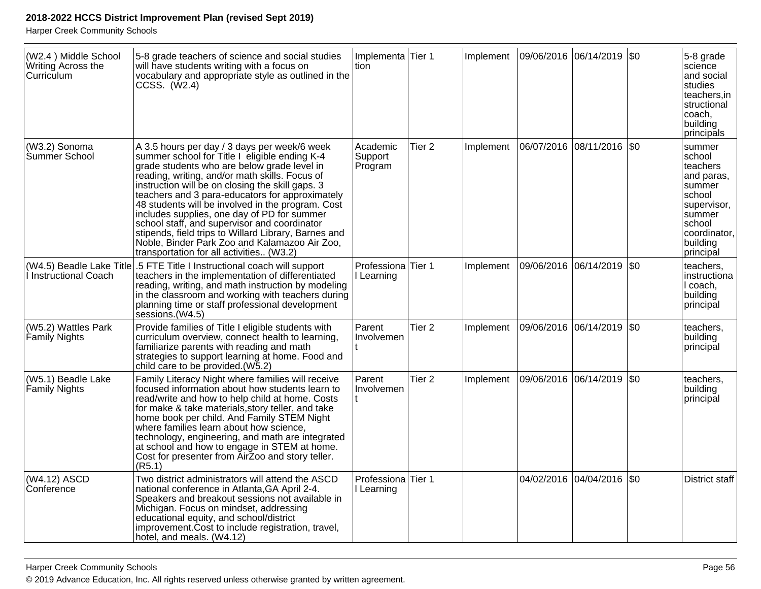| (W2.4 ) Middle School Writing Across the Curriculum | 5-8 grade teachers of science and social studies will have students writing with a focus on vocabulary and appropriate style as outlined in the CCSS. (W2.4) | Implementation | Tier 1 | Implement | 09/06/2016 | 06/14/2019 | $0 | 5-8 grade science and social studies teachers,instructional coach, building principals |
|---|---|---|---|---|---|---|---|---|
| (W3.2) Sonoma Summer School | A 3.5 hours per day / 3 days per week/6 week summer school for Title I eligible ending K-4 grade students who are below grade level in reading, writing, and/or math skills. Focus of instruction will be on closing the skill gaps. 3 teachers and 3 para-educators for approximately 48 students will be involved in the program. Cost includes supplies, one day of PD for summer school staff, and supervisor and coordinator stipends, field trips to Willard Library, Barnes and Noble, Binder Park Zoo and Kalamazoo Air Zoo, transportation for all activities.. (W3.2) | Academic Support Program | Tier 2 | Implement | 06/07/2016 | 08/11/2016 | $0 | summer school teachers and paras, summer school supervisor, summer school coordinator, building principal |
| (W4.5) Beadle Lake Title I Instructional Coach | .5 FTE Title I Instructional coach will support teachers in the implementation of differentiated reading, writing, and math instruction by modeling in the classroom and working with teachers during planning time or staff professional development sessions.(W4.5) | Professional Learning | Tier 1 | Implement | 09/06/2016 | 06/14/2019 | $0 | teachers, instructional coach, building principal |
| (W5.2) Wattles Park Family Nights | Provide families of Title I eligible students with curriculum overview, connect health to learning, familiarize parents with reading and math strategies to support learning at home. Food and child care to be provided.(W5.2) | Parent Involvement | Tier 2 | Implement | 09/06/2016 | 06/14/2019 | $0 | teachers, building principal |
| (W5.1) Beadle Lake Family Nights | Family Literacy Night where families will receive focused information about how students learn to read/write and how to help child at home. Costs for make & take materials,story teller, and take home book per child. And Family STEM Night where families learn about how science, technology, engineering, and math are integrated at school and how to engage in STEM at home. Cost for presenter from AirZoo and story teller. (R5.1) | Parent Involvement | Tier 2 | Implement | 09/06/2016 | 06/14/2019 | $0 | teachers, building principal |
| (W4.12) ASCD Conference | Two district administrators will attend the ASCD national conference in Atlanta,GA April 2-4. Speakers and breakout sessions not available in Michigan. Focus on mindset, addressing educational equity, and school/district improvement.Cost to include registration, travel, hotel, and meals. (W4.12) | Professional Learning | Tier 1 | | 04/02/2016 | 04/04/2016 | $0 | District staff |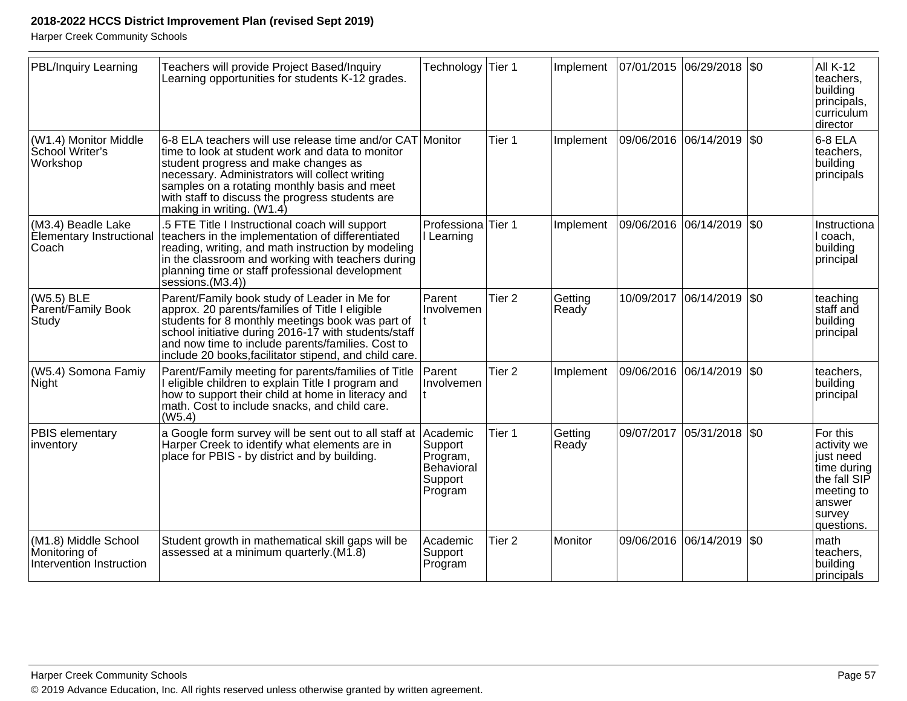| PBL/Inquiry Learning | Teachers will provide Project Based/Inquiry Learning opportunities for students K-12 grades. | Technology | Tier 1 | Implement | 07/01/2015 | 06/29/2018 | $0 | All K-12 teachers, building principals, curriculum director |
|---|---|---|---|---|---|---|---|---|
| (W1.4) Monitor Middle School Writer's Workshop | 6-8 ELA teachers will use release time and/or CAT time to look at student work and data to monitor student progress and make changes as necessary. Administrators will collect writing samples on a rotating monthly basis and meet with staff to discuss the progress students are making in writing. (W1.4) | Monitor | Tier 1 | Implement | 09/06/2016 | 06/14/2019 | $0 | 6-8 ELA teachers, building principals |
| (M3.4) Beadle Lake Elementary Instructional Coach | .5 FTE Title I Instructional coach will support teachers in the implementation of differentiated reading, writing, and math instruction by modeling in the classroom and working with teachers during planning time or staff professional development sessions.(M3.4)) | Professional Learning | Tier 1 | Implement | 09/06/2016 | 06/14/2019 | $0 | Instructional coach, building principal |
| (W5.5) BLE Parent/Family Book Study | Parent/Family book study of Leader in Me for approx. 20 parents/families of Title I eligible students for 8 monthly meetings book was part of school initiative during 2016-17 with students/staff and now time to include parents/families. Cost to include 20 books,facilitator stipend, and child care. | Parent Involvement | Tier 2 | Getting Ready | 10/09/2017 | 06/14/2019 | $0 | teaching staff and building principal |
| (W5.4) Somona Famiy Night | Parent/Family meeting for parents/families of Title I eligible children to explain Title I program and how to support their child at home in literacy and math. Cost to include snacks, and child care. (W5.4) | Parent Involvement | Tier 2 | Implement | 09/06/2016 | 06/14/2019 | $0 | teachers, building principal |
| PBIS elementary inventory | a Google form survey will be sent out to all staff at Harper Creek to identify what elements are in place for PBIS - by district and by building. | Academic Support Program, Behavioral Support Program | Tier 1 | Getting Ready | 09/07/2017 | 05/31/2018 | $0 | For this activity we just need time during the fall SIP meeting to answer survey questions. |
| (M1.8) Middle School Monitoring of Intervention Instruction | Student growth in mathematical skill gaps will be assessed at a minimum quarterly.(M1.8) | Academic Support Program | Tier 2 | Monitor | 09/06/2016 | 06/14/2019 | $0 | math teachers, building principals |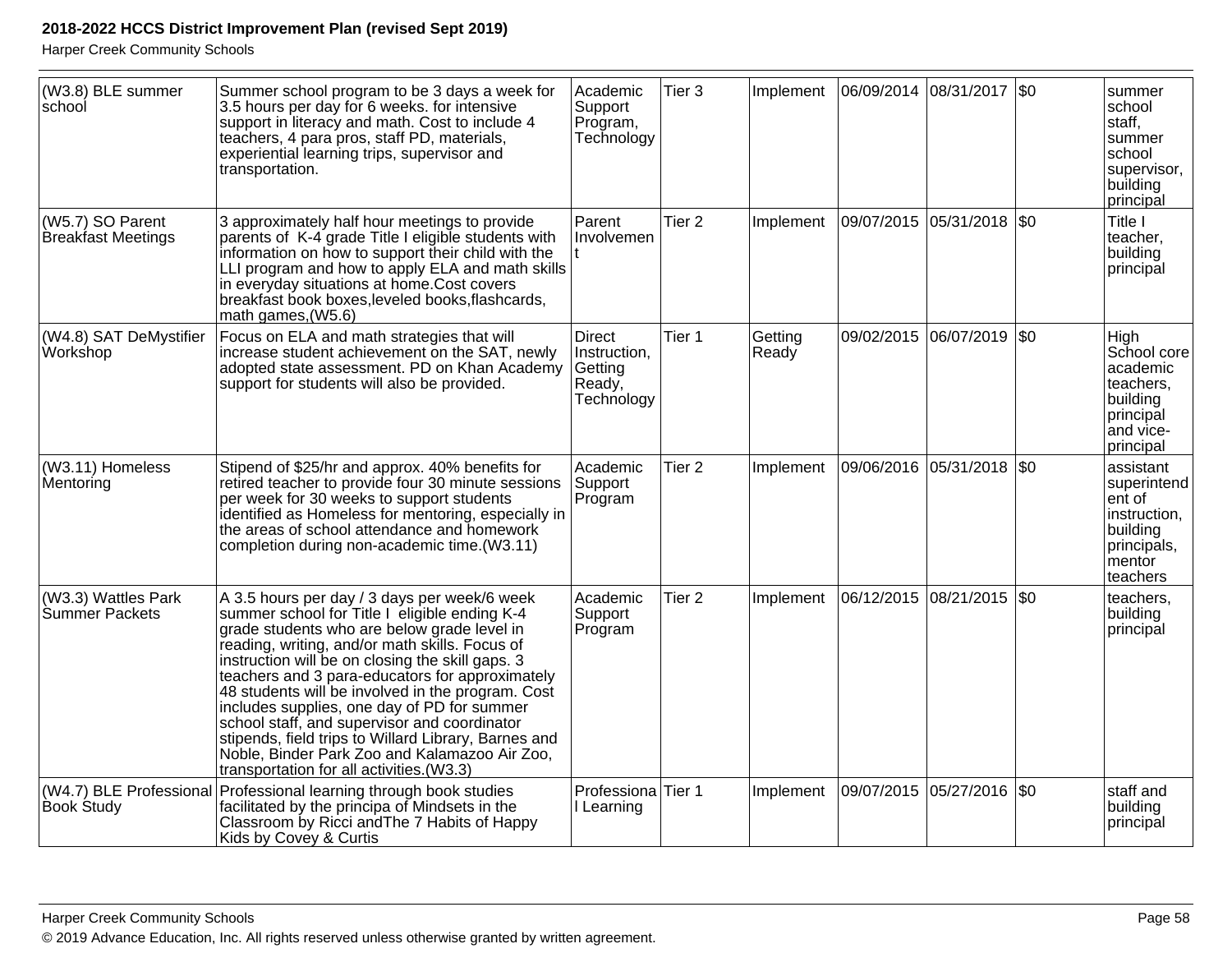| (W3.8) BLE summer school | Summer school program to be 3 days a week for 3.5 hours per day for 6 weeks. for intensive support in literacy and math. Cost to include 4 teachers, 4 para pros, staff PD, materials, experiential learning trips, supervisor and transportation. | Academic Support Program, Technology | Tier 3 | Implement | 06/09/2014 | 08/31/2017 | $0 | summer school staff, summer school supervisor, building principal |
|---|---|---|---|---|---|---|---|---|
| (W5.7) SO Parent Breakfast Meetings | 3 approximately half hour meetings to provide parents of K-4 grade Title I eligible students with information on how to support their child with the LLI program and how to apply ELA and math skills in everyday situations at home.Cost covers breakfast book boxes,leveled books,flashcards, math games,(W5.6) | Parent Involvement | Tier 2 | Implement | 09/07/2015 | 05/31/2018 | $0 | Title I teacher, building principal |
| (W4.8) SAT DeMystifier Workshop | Focus on ELA and math strategies that will increase student achievement on the SAT, newly adopted state assessment. PD on Khan Academy support for students will also be provided. | Direct Instruction, Getting Ready, Technology | Tier 1 | Getting Ready | 09/02/2015 | 06/07/2019 | $0 | High School core academic teachers, building principal and vice-principal |
| (W3.11) Homeless Mentoring | Stipend of $25/hr and approx. 40% benefits for retired teacher to provide four 30 minute sessions per week for 30 weeks to support students identified as Homeless for mentoring, especially in the areas of school attendance and homework completion during non-academic time.(W3.11) | Academic Support Program | Tier 2 | Implement | 09/06/2016 | 05/31/2018 | $0 | assistant superintendent of instruction, building principals, mentor teachers |
| (W3.3) Wattles Park Summer Packets | A 3.5 hours per day / 3 days per week/6 week summer school for Title I eligible ending K-4 grade students who are below grade level in reading, writing, and/or math skills. Focus of instruction will be on closing the skill gaps. 3 teachers and 3 para-educators for approximately 48 students will be involved in the program. Cost includes supplies, one day of PD for summer school staff, and supervisor and coordinator stipends, field trips to Willard Library, Barnes and Noble, Binder Park Zoo and Kalamazoo Air Zoo, transportation for all activities.(W3.3) | Academic Support Program | Tier 2 | Implement | 06/12/2015 | 08/21/2015 | $0 | teachers, building principal |
| (W4.7) BLE Professional Book Study | Professional learning through book studies facilitated by the principa of Mindsets in the Classroom by Ricci andThe 7 Habits of Happy Kids by Covey & Curtis | Professional Learning | Tier 1 | Implement | 09/07/2015 | 05/27/2016 | $0 | staff and building principal |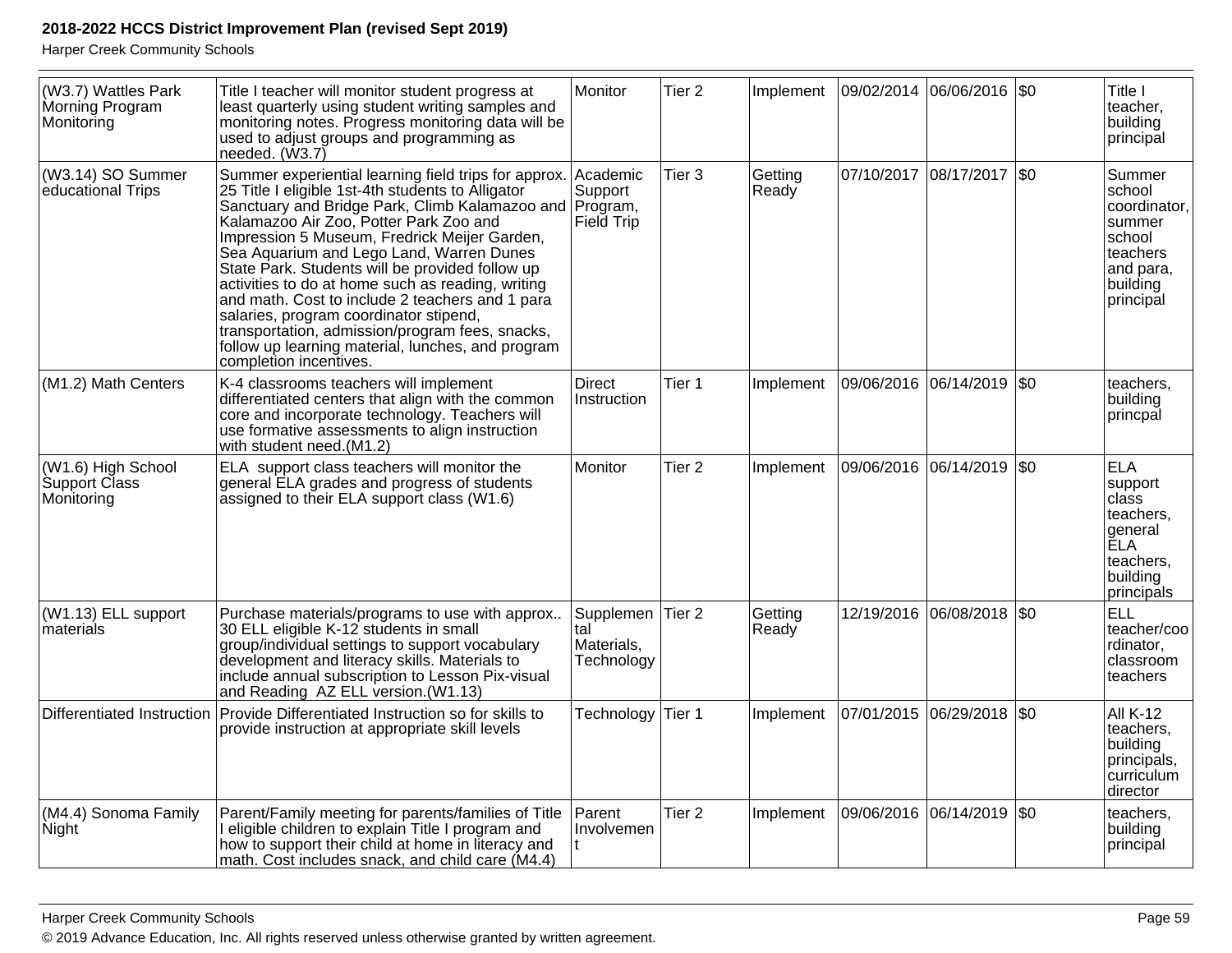| (W3.7) Wattles Park Morning Program Monitoring | Title I teacher will monitor student progress at least quarterly using student writing samples and monitoring notes. Progress monitoring data will be used to adjust groups and programming as needed. (W3.7) | Monitor | Tier 2 | Implement | 09/02/2014 | 06/06/2016 | $0 | Title I teacher, building principal |
|---|---|---|---|---|---|---|---|---|
| (W3.14) SO Summer educational Trips | Summer experiential learning field trips for approx. 25 Title I eligible 1st-4th students to Alligator Sanctuary and Bridge Park, Climb Kalamazoo and Kalamazoo Air Zoo, Potter Park Zoo and Impression 5 Museum, Fredrick Meijer Garden, Sea Aquarium and Lego Land, Warren Dunes State Park. Students will be provided follow up activities to do at home such as reading, writing and math. Cost to include 2 teachers and 1 para salaries, program coordinator stipend, transportation, admission/program fees, snacks, follow up learning material, lunches, and program completion incentives. | Academic Support Program, Field Trip | Tier 3 | Getting Ready | 07/10/2017 | 08/17/2017 | $0 | Summer school coordinator, summer school teachers and para, building principal |
| (M1.2) Math Centers | K-4 classrooms teachers will implement differentiated centers that align with the common core and incorporate technology. Teachers will use formative assessments to align instruction with student need.(M1.2) | Direct Instruction | Tier 1 | Implement | 09/06/2016 | 06/14/2019 | $0 | teachers, building princpal |
| (W1.6) High School Support Class Monitoring | ELA support class teachers will monitor the general ELA grades and progress of students assigned to their ELA support class (W1.6) | Monitor | Tier 2 | Implement | 09/06/2016 | 06/14/2019 | $0 | ELA support class teachers, general ELA teachers, building principals |
| (W1.13) ELL support materials | Purchase materials/programs to use with approx.. 30 ELL eligible K-12 students in small group/individual settings to support vocabulary development and literacy skills. Materials to include annual subscription to Lesson Pix-visual and Reading AZ ELL version.(W1.13) | Supplemental Materials, Technology | Tier 2 | Getting Ready | 12/19/2016 | 06/08/2018 | $0 | ELL teacher/coordinator, classroom teachers |
| Differentiated Instruction | Provide Differentiated Instruction so for skills to provide instruction at appropriate skill levels | Technology | Tier 1 | Implement | 07/01/2015 | 06/29/2018 | $0 | All K-12 teachers, building principals, curriculum director |
| (M4.4) Sonoma Family Night | Parent/Family meeting for parents/families of Title I eligible children to explain Title I program and how to support their child at home in literacy and math. Cost includes snack, and child care (M4.4) | Parent Involvement | Tier 2 | Implement | 09/06/2016 | 06/14/2019 | $0 | teachers, building principal |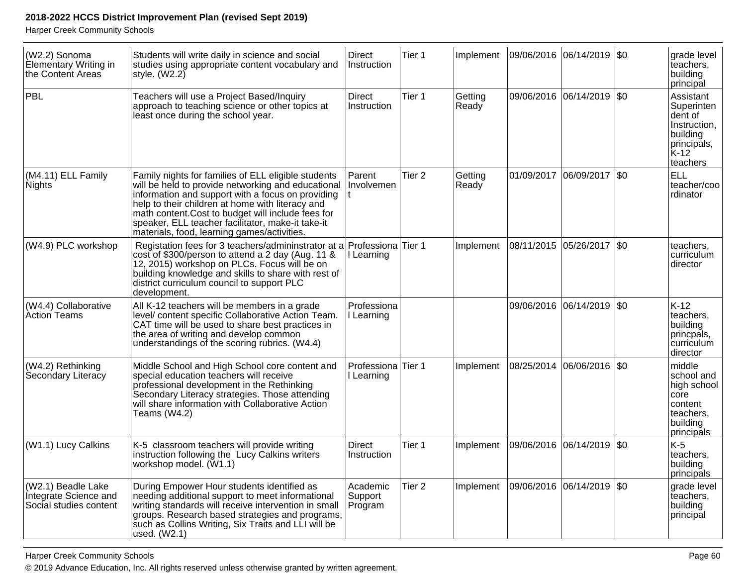| | | | | | | | | |
|---|---|---|---|---|---|---|---|---|
| (W2.2) Sonoma Elementary Writing in the Content Areas | Students will write daily in science and social studies using appropriate content vocabulary and style. (W2.2) | Direct Instruction | Tier 1 | Implement | 09/06/2016 | 06/14/2019 | $0 | grade level teachers, building principal |
| PBL | Teachers will use a Project Based/Inquiry approach to teaching science or other topics at least once during the school year. | Direct Instruction | Tier 1 | Getting Ready | 09/06/2016 | 06/14/2019 | $0 | Assistant Superintendent of Instruction, building principals, K-12 teachers |
| (M4.11) ELL Family Nights | Family nights for families of ELL eligible students will be held to provide networking and educational information and support with a focus on providing help to their children at home with literacy and math content.Cost to budget will include fees for speaker, ELL teacher facilitator, make-it take-it materials, food, learning games/activities. | Parent Involvement | Tier 2 | Getting Ready | 01/09/2017 | 06/09/2017 | $0 | ELL teacher/coordinator |
| (W4.9) PLC workshop | Registation fees for 3 teachers/admininstrator at a cost of $300/person to attend a 2 day (Aug. 11 & 12, 2015) workshop on PLCs. Focus will be on building knowledge and skills to share with rest of district curriculum council to support PLC development. | Professional Learning | Tier 1 | Implement | 08/11/2015 | 05/26/2017 | $0 | teachers, curriculum director |
| (W4.4) Collaborative Action Teams | All K-12 teachers will be members in a grade level/ content specific Collaborative Action Team. CAT time will be used to share best practices in the area of writing and develop common understandings of the scoring rubrics. (W4.4) | Professional Learning | | | 09/06/2016 | 06/14/2019 | $0 | K-12 teachers, building princpals, curriculum director |
| (W4.2) Rethinking Secondary Literacy | Middle School and High School core content and special education teachers will receive professional development in the Rethinking Secondary Literacy strategies. Those attending will share information with Collaborative Action Teams (W4.2) | Professional Learning | Tier 1 | Implement | 08/25/2014 | 06/06/2016 | $0 | middle school and high school core content teachers, building principals |
| (W1.1) Lucy Calkins | K-5 classroom teachers will provide writing instruction following the Lucy Calkins writers workshop model. (W1.1) | Direct Instruction | Tier 1 | Implement | 09/06/2016 | 06/14/2019 | $0 | K-5 teachers, building principals |
| (W2.1) Beadle Lake Integrate Science and Social studies content | During Empower Hour students identified as needing additional support to meet informational writing standards will receive intervention in small groups. Research based strategies and programs, such as Collins Writing, Six Traits and LLI will be used. (W2.1) | Academic Support Program | Tier 2 | Implement | 09/06/2016 | 06/14/2019 | $0 | grade level teachers, building principal |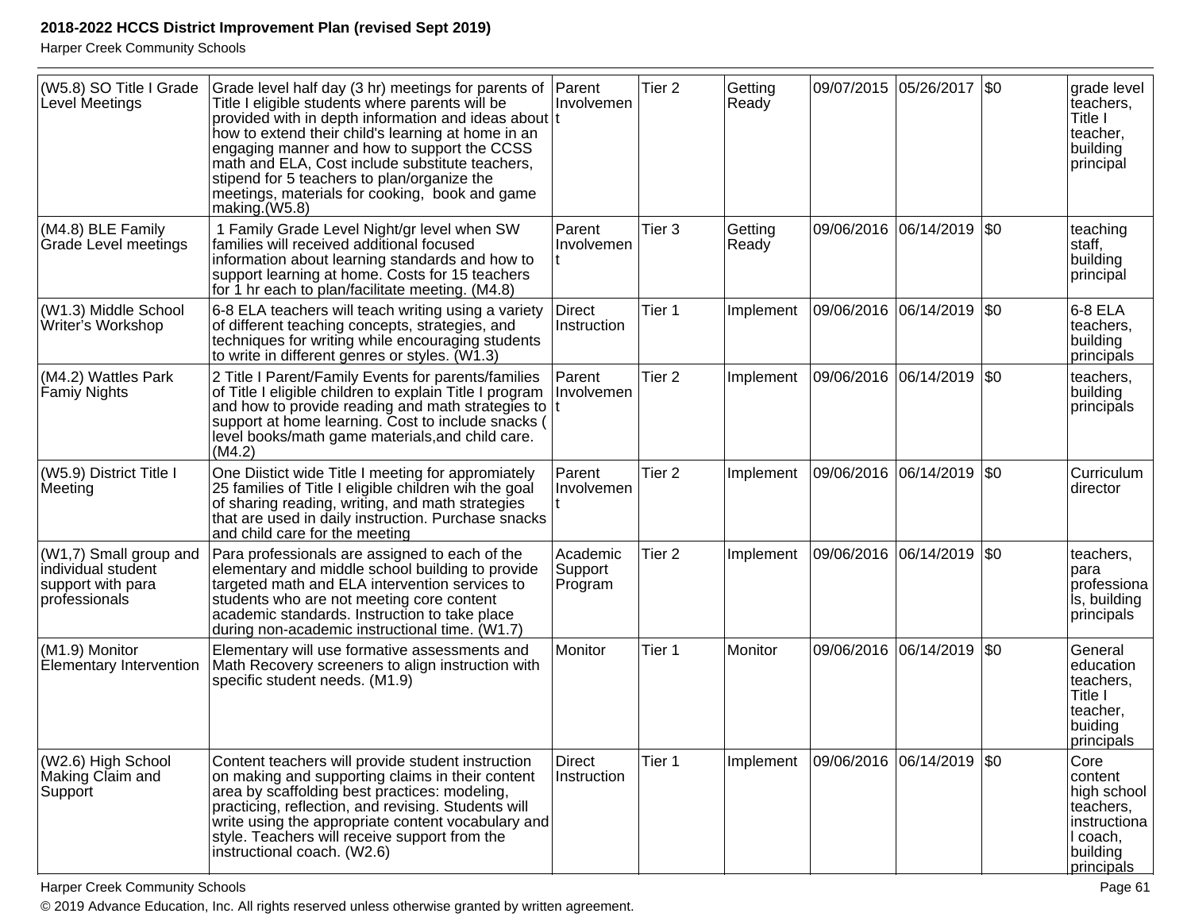| | | | | | | | | |
|---|---|---|---|---|---|---|---|---|
| (W5.8) SO Title I Grade Level Meetings | Grade level half day (3 hr) meetings for parents of Title I eligible students where parents will be provided with in depth information and ideas about how to extend their child's learning at home in an engaging manner and how to support the CCSS math and ELA, Cost include substitute teachers, stipend for 5 teachers to plan/organize the meetings, materials for cooking, book and game making.(W5.8) | Parent Involvement | Tier 2 | Getting Ready | 09/07/2015 | 05/26/2017 | $0 | grade level teachers, Title I teacher, building principal |
| (M4.8) BLE Family Grade Level meetings | 1 Family Grade Level Night/gr level when SW families will received additional focused information about learning standards and how to support learning at home. Costs for 15 teachers for 1 hr each to plan/facilitate meeting. (M4.8) | Parent Involvement | Tier 3 | Getting Ready | 09/06/2016 | 06/14/2019 | $0 | teaching staff, building principal |
| (W1.3) Middle School Writer's Workshop | 6-8 ELA teachers will teach writing using a variety of different teaching concepts, strategies, and techniques for writing while encouraging students to write in different genres or styles. (W1.3) | Direct Instruction | Tier 1 | Implement | 09/06/2016 | 06/14/2019 | $0 | 6-8 ELA teachers, building principals |
| (M4.2) Wattles Park Famiy Nights | 2 Title I Parent/Family Events for parents/families of Title I eligible children to explain Title I program and how to provide reading and math strategies to support at home learning. Cost to include snacks ( level books/math game materials,and child care. (M4.2) | Parent Involvement | Tier 2 | Implement | 09/06/2016 | 06/14/2019 | $0 | teachers, building principals |
| (W5.9) District Title I Meeting | One Diistict wide Title I meeting for appromiately 25 families of Title I eligible children wih the goal of sharing reading, writing, and math strategies that are used in daily instruction. Purchase snacks and child care for the meeting | Parent Involvement | Tier 2 | Implement | 09/06/2016 | 06/14/2019 | $0 | Curriculum director |
| (W1,7) Small group and individual student support with para professionals | Para professionals are assigned to each of the elementary and middle school building to provide targeted math and ELA intervention services to students who are not meeting core content academic standards. Instruction to take place during non-academic instructional time. (W1.7) | Academic Support Program | Tier 2 | Implement | 09/06/2016 | 06/14/2019 | $0 | teachers, para professionals, building principals |
| (M1.9) Monitor Elementary Intervention | Elementary will use formative assessments and Math Recovery screeners to align instruction with specific student needs. (M1.9) | Monitor | Tier 1 | Monitor | 09/06/2016 | 06/14/2019 | $0 | General education teachers, Title I teacher, buiding principals |
| (W2.6) High School Making Claim and Support | Content teachers will provide student instruction on making and supporting claims in their content area by scaffolding best practices: modeling, practicing, reflection, and revising. Students will write using the appropriate content vocabulary and style. Teachers will receive support from the instructional coach. (W2.6) | Direct Instruction | Tier 1 | Implement | 09/06/2016 | 06/14/2019 | $0 | Core content high school teachers, instructional coach, building principals |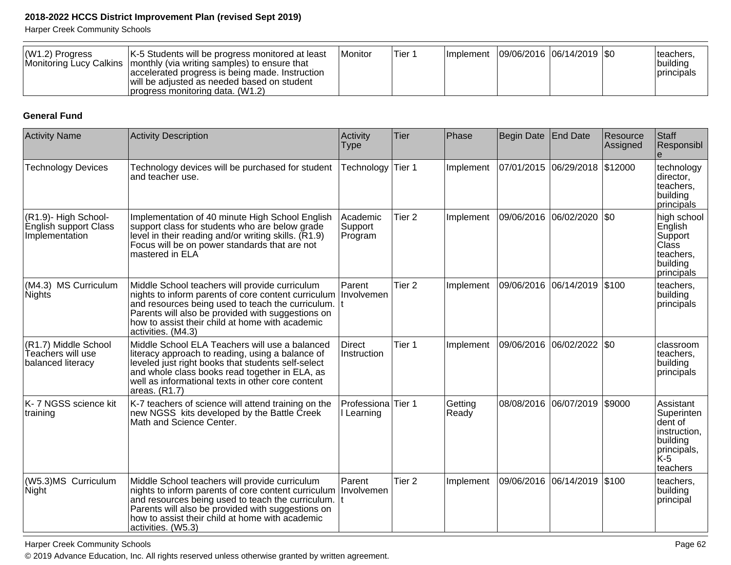| (W1.2) Progress Monitoring Lucy Calkins | K-5 Students will be progress monitored at least monthly (via writing samples) to ensure that accelerated progress is being made. Instruction will be adjusted as needed based on student progress monitoring data. (W1.2) | Monitor | Tier 1 | Implement | 09/06/2016 | 06/14/2019 | $0 | teachers, building principals |
|---|---|---|---|---|---|---|---|---|

**General Fund**

| Activity Name | Activity Description | Activity Type | Tier | Phase | Begin Date | End Date | Resource Assigned | Staff Responsible |
|---|---|---|---|---|---|---|---|---|
| Technology Devices | Technology devices will be purchased for student and teacher use. | Technology | Tier 1 | Implement | 07/01/2015 | 06/29/2018 | $12000 | technology director, teachers, building principals |
| (R1.9)- High School- English support Class Implementation | Implementation of 40 minute High School English support class for students who are below grade level in their reading and/or writing skills. (R1.9) Focus will be on power standards that are not mastered in ELA | Academic Support Program | Tier 2 | Implement | 09/06/2016 | 06/02/2020 | $0 | high school English Support Class teachers, building principals |
| (M4.3) MS Curriculum Nights | Middle School teachers will provide curriculum nights to inform parents of core content curriculum and resources being used to teach the curriculum. Parents will also be provided with suggestions on how to assist their child at home with academic activities. (M4.3) | Parent Involvement | Tier 2 | Implement | 09/06/2016 | 06/14/2019 | $100 | teachers, building principals |
| (R1.7) Middle School Teachers will use balanced literacy | Middle School ELA Teachers will use a balanced literacy approach to reading, using a balance of leveled just right books that students self-select and whole class books read together in ELA, as well as informational texts in other core content areas. (R1.7) | Direct Instruction | Tier 1 | Implement | 09/06/2016 | 06/02/2022 | $0 | classroom teachers, building principals |
| K- 7 NGSS science kit training | K-7 teachers of science will attend training on the new NGSS kits developed by the Battle Creek Math and Science Center. | Professional Learning | Tier 1 | Getting Ready | 08/08/2016 | 06/07/2019 | $9000 | Assistant Superintendent of instruction, building principals, K-5 teachers |
| (W5.3)MS Curriculum Night | Middle School teachers will provide curriculum nights to inform parents of core content curriculum and resources being used to teach the curriculum. Parents will also be provided with suggestions on how to assist their child at home with academic activities. (W5.3) | Parent Involvement | Tier 2 | Implement | 09/06/2016 | 06/14/2019 | $100 | teachers, building principal |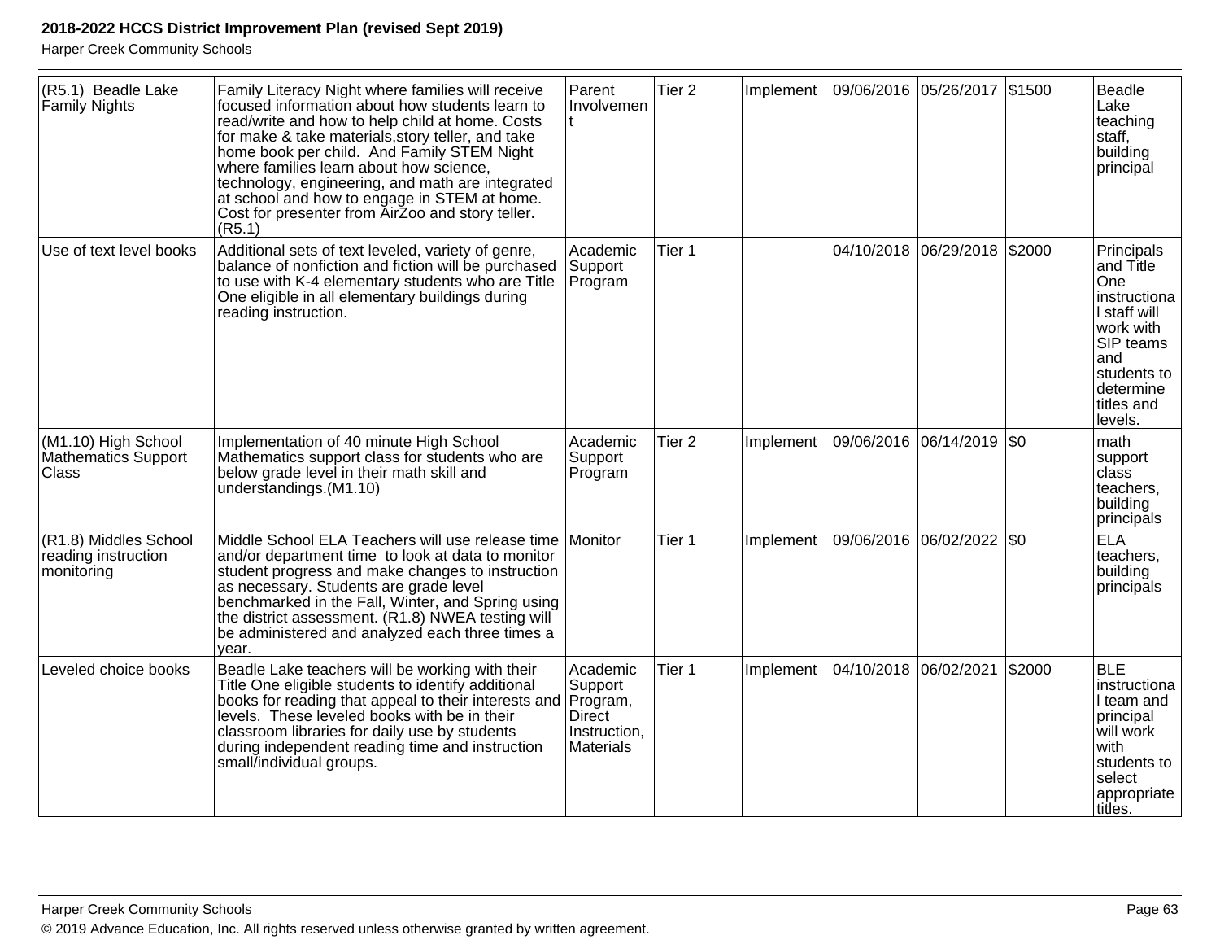| (R5.1) Beadle Lake Family Nights | Family Literacy Night where families will receive focused information about how students learn to read/write and how to help child at home. Costs for make & take materials,story teller, and take home book per child. And Family STEM Night where families learn about how science, technology, engineering, and math are integrated at school and how to engage in STEM at home. Cost for presenter from AirZoo and story teller. (R5.1) | Parent Involvement | Tier 2 | Implement | 09/06/2016 | 05/26/2017 | $1500 | Beadle Lake teaching staff, building principal |
|---|---|---|---|---|---|---|---|---|
| Use of text level books | Additional sets of text leveled, variety of genre, balance of nonfiction and fiction will be purchased to use with K-4 elementary students who are Title One eligible in all elementary buildings during reading instruction. | Academic Support Program | Tier 1 | | 04/10/2018 | 06/29/2018 | $2000 | Principals and Title One instructional staff will work with SIP teams and students to determine titles and levels. |
| (M1.10) High School Mathematics Support Class | Implementation of 40 minute High School Mathematics support class for students who are below grade level in their math skill and understandings.(M1.10) | Academic Support Program | Tier 2 | Implement | 09/06/2016 | 06/14/2019 | $0 | math support class teachers, building principals |
| (R1.8) Middles School reading instruction monitoring | Middle School ELA Teachers will use release time and/or department time to look at data to monitor student progress and make changes to instruction as necessary. Students are grade level benchmarked in the Fall, Winter, and Spring using the district assessment. (R1.8) NWEA testing will be administered and analyzed each three times a year. | Monitor | Tier 1 | Implement | 09/06/2016 | 06/02/2022 | $0 | ELA teachers, building principals |
| Leveled choice books | Beadle Lake teachers will be working with their Title One eligible students to identify additional books for reading that appeal to their interests and levels. These leveled books with be in their classroom libraries for daily use by students during independent reading time and instruction small/individual groups. | Academic Support Program, Direct Instruction, Materials | Tier 1 | Implement | 04/10/2018 | 06/02/2021 | $2000 | BLE instructional team and principal will work with students to select appropriate titles. |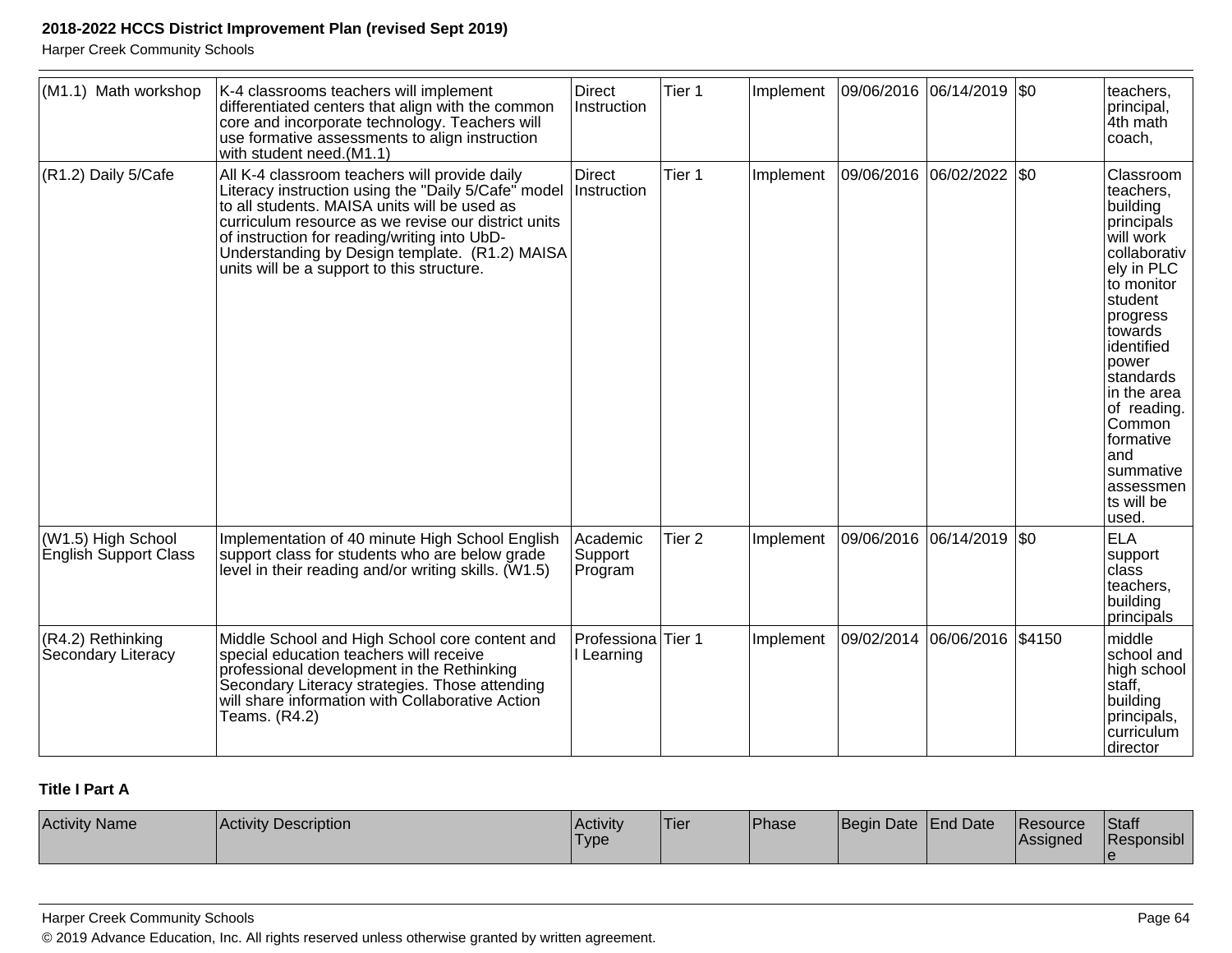| (M1.1) Math workshop | K-4 classrooms teachers will implement differentiated centers that align with the common core and incorporate technology. Teachers will use formative assessments to align instruction with student need.(M1.1) | Direct Instruction | Tier 1 | Implement | 09/06/2016 | 06/14/2019 | $0 | teachers, principal, 4th math coach, |
|---|---|---|---|---|---|---|---|---|
| (R1.2) Daily 5/Cafe | All K-4 classroom teachers will provide daily Literacy instruction using the "Daily 5/Cafe" model to all students. MAISA units will be used as curriculum resource as we revise our district units of instruction for reading/writing into UbD-Understanding by Design template. (R1.2) MAISA units will be a support to this structure. | Direct Instruction | Tier 1 | Implement | 09/06/2016 | 06/02/2022 | $0 | Classroom teachers, building principals will work collaboratively in PLC to monitor student progress towards identified power standards in the area of reading. Common formative and summative assessments will be used. |
| (W1.5) High School English Support Class | Implementation of 40 minute High School English support class for students who are below grade level in their reading and/or writing skills. (W1.5) | Academic Support Program | Tier 2 | Implement | 09/06/2016 | 06/14/2019 | $0 | ELA support class teachers, building principals |
| (R4.2) Rethinking Secondary Literacy | Middle School and High School core content and special education teachers will receive professional development in the Rethinking Secondary Literacy strategies. Those attending will share information with Collaborative Action Teams. (R4.2) | Professional Learning | Tier 1 | Implement | 09/02/2014 | 06/06/2016 | $4150 | middle school and high school staff, building principals, curriculum director |

**Title I Part A**

| Activity Name | Activity Description | Activity Type | Tier | Phase | Begin Date | End Date | Resource Assigned | Staff Responsible |
|---|---|---|---|---|---|---|---|---|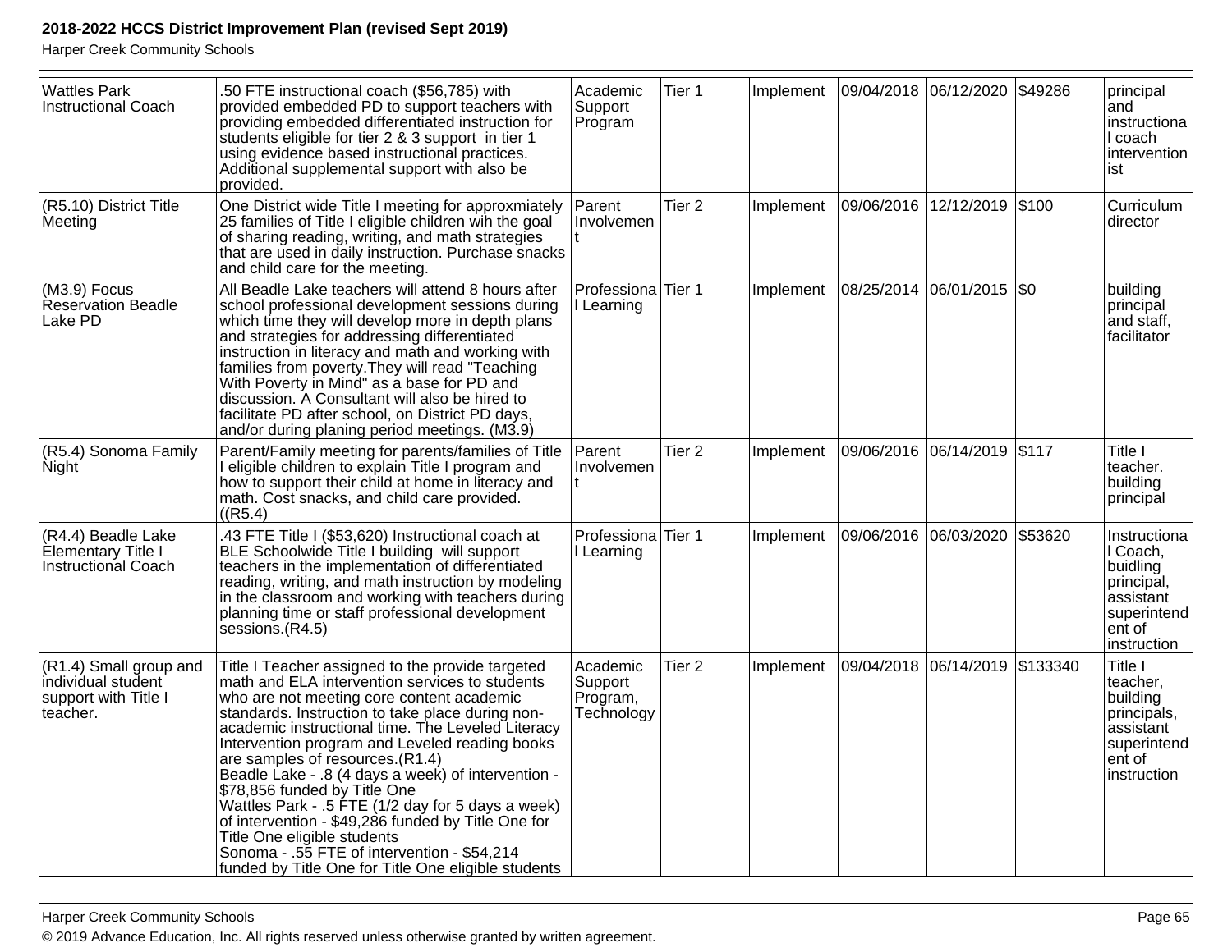| Wattles Park Instructional Coach | .50 FTE instructional coach ($56,785) with provided embedded PD to support teachers with providing embedded differentiated instruction for students eligible for tier 2 & 3 support in tier 1 using evidence based instructional practices. Additional supplemental support with also be provided. | Academic Support Program | Tier 1 | Implement | 09/04/2018 | 06/12/2020 | $49286 | principal and instructional coach interventionist |
|---|---|---|---|---|---|---|---|---|
| (R5.10) District Title Meeting | One District wide Title I meeting for approxmiately 25 families of Title I eligible children wih the goal of sharing reading, writing, and math strategies that are used in daily instruction. Purchase snacks and child care for the meeting. | Parent Involvement | Tier 2 | Implement | 09/06/2016 | 12/12/2019 | $100 | Curriculum director |
| (M3.9) Focus Reservation Beadle Lake PD | All Beadle Lake teachers will attend 8 hours after school professional development sessions during which time they will develop more in depth plans and strategies for addressing differentiated instruction in literacy and math and working with families from poverty.They will read "Teaching With Poverty in Mind" as a base for PD and discussion. A Consultant will also be hired to facilitate PD after school, on District PD days, and/or during planing period meetings. (M3.9) | Professional Learning | Tier 1 | Implement | 08/25/2014 | 06/01/2015 | $0 | building principal and staff, facilitator |
| (R5.4) Sonoma Family Night | Parent/Family meeting for parents/families of Title I eligible children to explain Title I program and how to support their child at home in literacy and math. Cost snacks, and child care provided. ((R5.4) | Parent Involvement | Tier 2 | Implement | 09/06/2016 | 06/14/2019 | $117 | Title I teacher. building principal |
| (R4.4) Beadle Lake Elementary Title I Instructional Coach | .43 FTE Title I ($53,620) Instructional coach at BLE Schoolwide Title I building will support teachers in the implementation of differentiated reading, writing, and math instruction by modeling in the classroom and working with teachers during planning time or staff professional development sessions.(R4.5) | Professional Learning | Tier 1 | Implement | 09/06/2016 | 06/03/2020 | $53620 | Instructional Coach, buidling principal, assistant superintendent of instruction |
| (R1.4) Small group and individual student support with Title I teacher. | Title I Teacher assigned to the provide targeted math and ELA intervention services to students who are not meeting core content academic standards. Instruction to take place during non-academic instructional time. The Leveled Literacy Intervention program and Leveled reading books are samples of resources.(R1.4)<br>Beadle Lake - .8 (4 days a week) of intervention - $78,856 funded by Title One<br>Wattles Park - .5 FTE (1/2 day for 5 days a week) of intervention - $49,286 funded by Title One for Title One eligible students<br>Sonoma - .55 FTE of intervention - $54,214 funded by Title One for Title One eligible students | Academic Support Program, Technology | Tier 2 | Implement | 09/04/2018 | 06/14/2019 | $133340 | Title I teacher, building principals, assistant superintendent of instruction |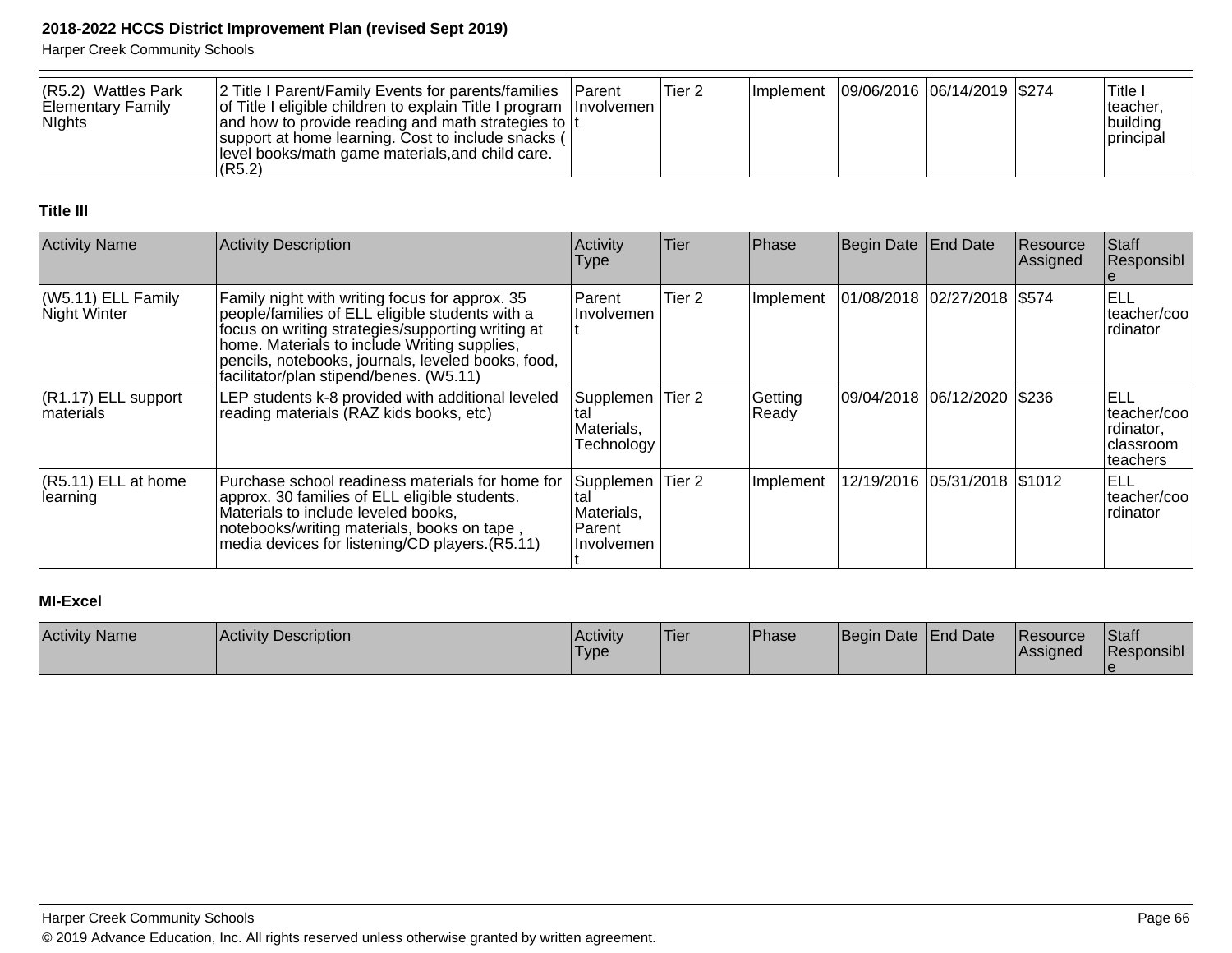| (R5.2) Wattles Park Elementary Family NIghts | 2 Title I Parent/Family Events for parents/families of Title I eligible children to explain Title I program and how to provide reading and math strategies to support at home learning. Cost to include snacks ( level books/math game materials,and child care. (R5.2) | Parent Involvement | Tier 2 | Implement | 09/06/2016 | 06/14/2019 | $274 | Title I teacher, building principal |
|---|---|---|---|---|---|---|---|---|

### Title III

| Activity Name | Activity Description | Activity Type | Tier | Phase | Begin Date | End Date | Resource Assigned | Staff Responsible |
|---|---|---|---|---|---|---|---|---|
| (W5.11) ELL Family Night Winter | Family night with writing focus for approx. 35 people/families of ELL eligible students with a focus on writing strategies/supporting writing at home. Materials to include Writing supplies, pencils, notebooks, journals, leveled books, food, facilitator/plan stipend/benes. (W5.11) | Parent Involvement | Tier 2 | Implement | 01/08/2018 | 02/27/2018 | $574 | ELL teacher/coordinator |
| (R1.17) ELL support materials | LEP students k-8 provided with additional leveled reading materials (RAZ kids books, etc) | Supplemental Materials, Technology | Tier 2 | Getting Ready | 09/04/2018 | 06/12/2020 | $236 | ELL teacher/coordinator, classroom teachers |
| (R5.11) ELL at home learning | Purchase school readiness materials for home for approx. 30 families of ELL eligible students. Materials to include leveled books, notebooks/writing materials, books on tape , media devices for listening/CD players.(R5.11) | Supplemental Materials, Parent Involvement | Tier 2 | Implement | 12/19/2016 | 05/31/2018 | $1012 | ELL teacher/coordinator |

### MI-Excel

| Activity Name | Activity Description | Activity Type | Tier | Phase | Begin Date | End Date | Resource Assigned | Staff Responsible |
|---|---|---|---|---|---|---|---|---|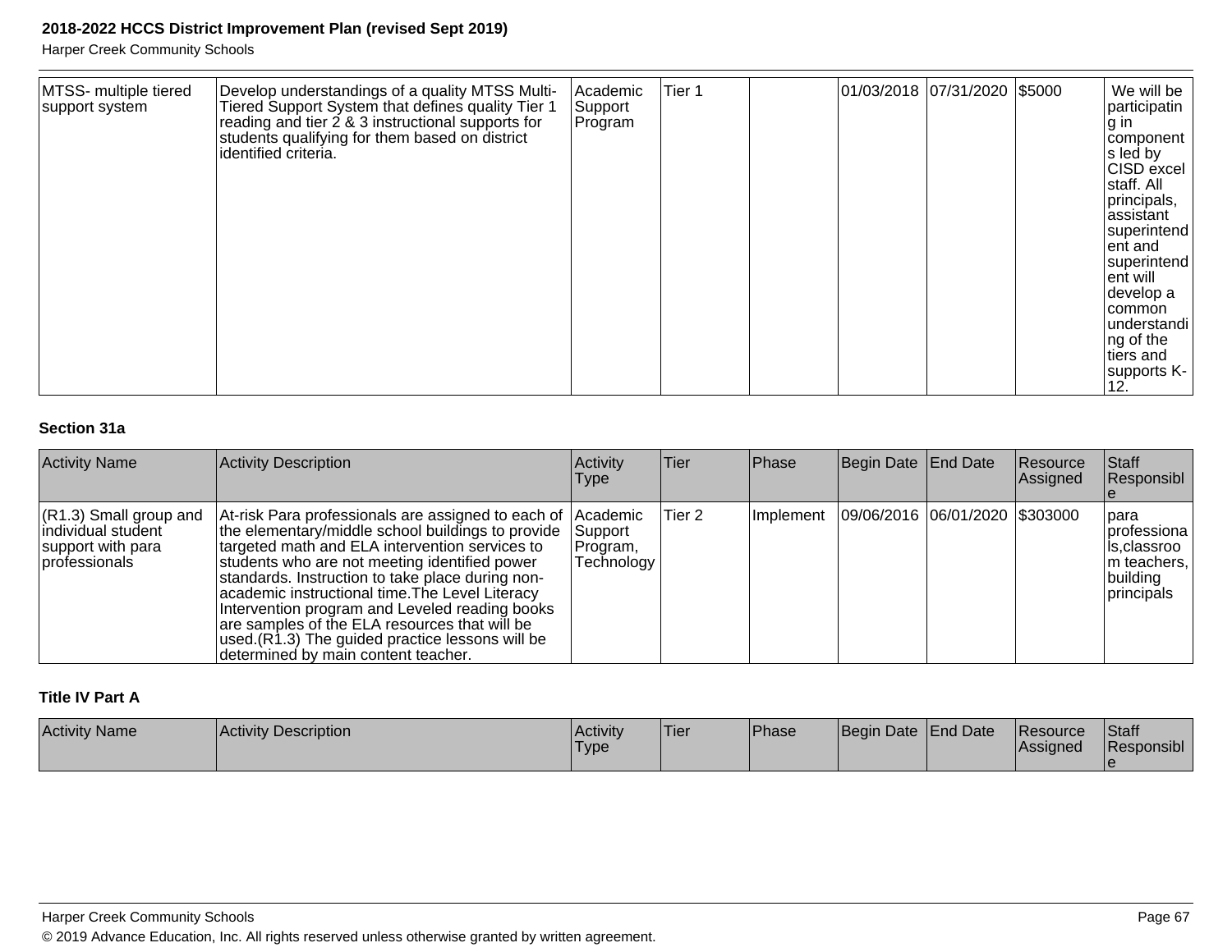| | | | | | | | | |
|---|---|---|---|---|---|---|---|---|
| MTSS- multiple tiered support system | Develop understandings of a quality MTSS Multi-Tiered Support System that defines quality Tier 1 reading and tier 2 & 3 instructional supports for students qualifying for them based on district identified criteria. | Academic Support Program | Tier 1 | | 01/03/2018 | 07/31/2020 | $5000 | We will be participating in components led by CISD excel staff. All principals, assistant superintendent and superintendent will develop a common understanding of the tiers and supports K-12. |

### Section 31a

| Activity Name | Activity Description | Activity Type | Tier | Phase | Begin Date | End Date | Resource Assigned | Staff Responsible |
|---|---|---|---|---|---|---|---|---|
| (R1.3) Small group and individual student support with para professionals | At-risk Para professionals are assigned to each of the elementary/middle school buildings to provide targeted math and ELA intervention services to students who are not meeting identified power standards. Instruction to take place during non-academic instructional time.The Level Literacy Intervention program and Leveled reading books are samples of the ELA resources that will be used.(R1.3) The guided practice lessons will be determined by main content teacher. | Academic Support Program, Technology | Tier 2 | Implement | 09/06/2016 | 06/01/2020 | $303000 | para professionals,classroom teachers, building principals |

### Title IV Part A

| Activity Name | Activity Description | Activity Type | Tier | Phase | Begin Date | End Date | Resource Assigned | Staff Responsible |
|---|---|---|---|---|---|---|---|---|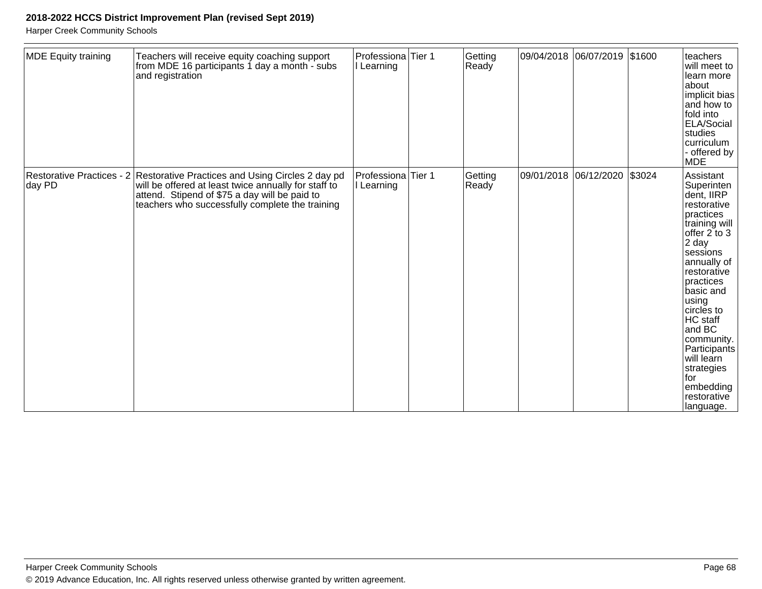| MDE Equity training | Teachers will receive equity coaching support from MDE 16 participants 1 day a month - subs and registration | Professional Learning | Tier 1 | Getting Ready | 09/04/2018 | 06/07/2019 | $1600 | teachers will meet to learn more about implicit bias and how to fold into ELA/Social studies curriculum - offered by MDE |
|---|---|---|---|---|---|---|---|---|
| Restorative Practices - 2 day PD | Restorative Practices and Using Circles 2 day pd will be offered at least twice annually for staff to attend. Stipend of $75 a day will be paid to teachers who successfully complete the training | Professional Learning | Tier 1 | Getting Ready | 09/01/2018 | 06/12/2020 | $3024 | Assistant Superintendent, IIRP restorative practices training will offer 2 to 3 2 day sessions annually of restorative practices basic and using circles to HC staff and BC community. Participants will learn strategies for embedding restorative language. |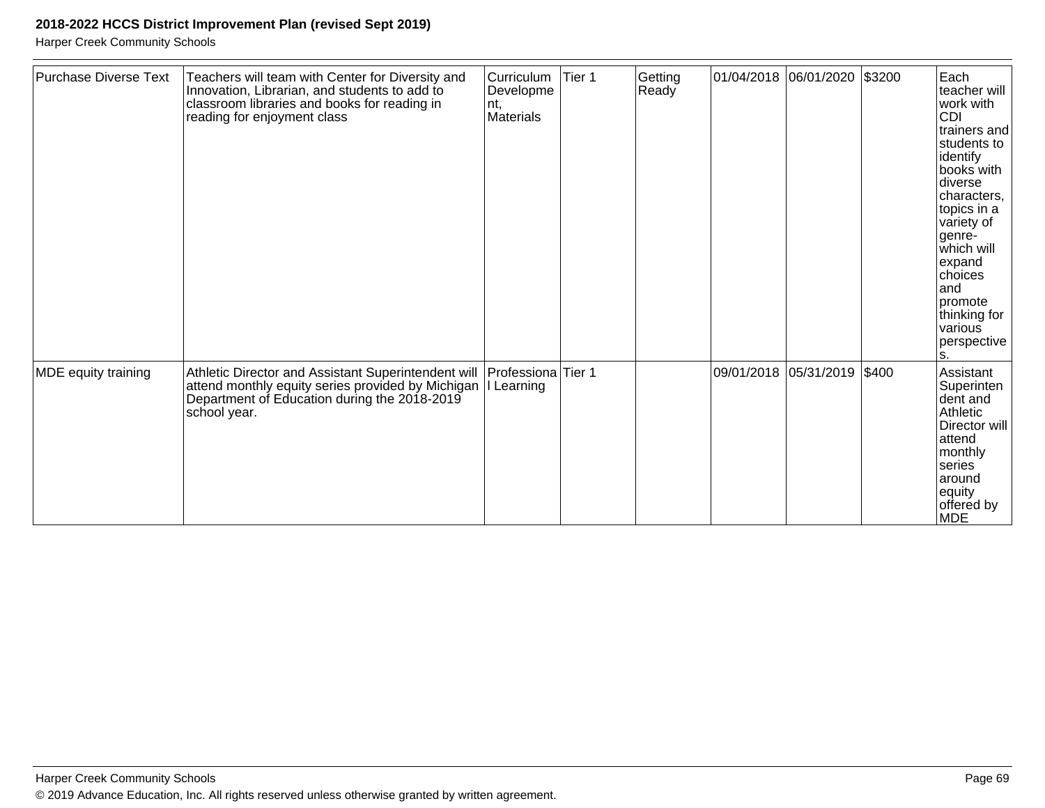| Purchase Diverse Text | Teachers will team with Center for Diversity and Innovation, Librarian, and students to add to classroom libraries and books for reading in reading for enjoyment class | Curriculum Development, Materials | Tier 1 | Getting Ready | 01/04/2018 | 06/01/2020 | $3200 | Each teacher will work with CDI trainers and students to identify books with diverse characters, topics in a variety of genre- which will expand choices and promote thinking for various perspectives. |
|---|---|---|---|---|---|---|---|---|
| MDE equity training | Athletic Director and Assistant Superintendent will attend monthly equity series provided by Michigan Department of Education during the 2018-2019 school year. | Professional Learning | Tier 1 | | 09/01/2018 | 05/31/2019 | $400 | Assistant Superintendent and Athletic Director will attend monthly series around equity offered by MDE |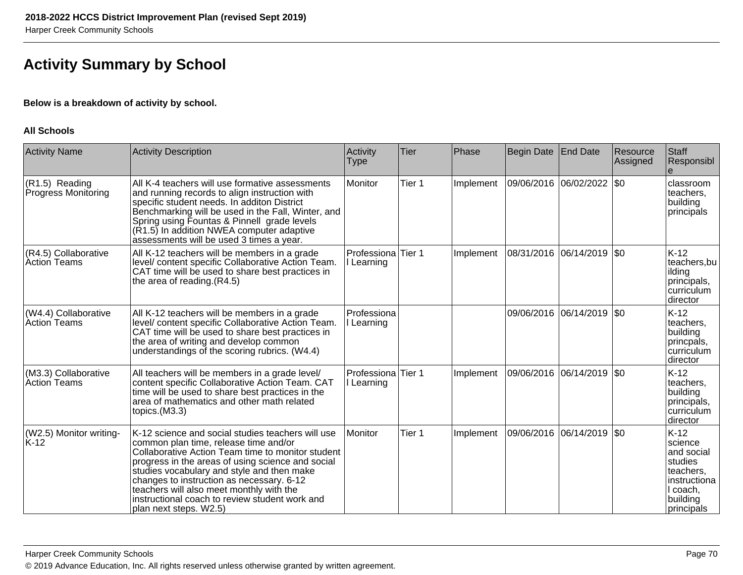# Activity Summary by School

**Below is a breakdown of activity by school.**

**All Schools**

| Activity Name | Activity Description | Activity Type | Tier | Phase | Begin Date | End Date | Resource Assigned | Staff Responsible |
|---|---|---|---|---|---|---|---|---|
| (R1.5) Reading Progress Monitoring | All K-4 teachers will use formative assessments and running records to align instruction with specific student needs. In additon District Benchmarking will be used in the Fall, Winter, and Spring using Fountas & Pinnell grade levels (R1.5) In addition NWEA computer adaptive assessments will be used 3 times a year. | Monitor | Tier 1 | Implement | 09/06/2016 | 06/02/2022 | $0 | classroom teachers, building principals |
| (R4.5) Collaborative Action Teams | All K-12 teachers will be members in a grade level/ content specific Collaborative Action Team. CAT time will be used to share best practices in the area of reading.(R4.5) | Professional Learning | Tier 1 | Implement | 08/31/2016 | 06/14/2019 | $0 | K-12 teachers,building principals, curriculum director |
| (W4.4) Collaborative Action Teams | All K-12 teachers will be members in a grade level/ content specific Collaborative Action Team. CAT time will be used to share best practices in the area of writing and develop common understandings of the scoring rubrics. (W4.4) | Professional Learning | | | 09/06/2016 | 06/14/2019 | $0 | K-12 teachers, building princpals, curriculum director |
| (M3.3) Collaborative Action Teams | All teachers will be members in a grade level/ content specific Collaborative Action Team. CAT time will be used to share best practices in the area of mathematics and other math related topics.(M3.3) | Professional Learning | Tier 1 | Implement | 09/06/2016 | 06/14/2019 | $0 | K-12 teachers, building principals, curriculum director |
| (W2.5) Monitor writing-K-12 | K-12 science and social studies teachers will use common plan time, release time and/or Collaborative Action Team time to monitor student progress in the areas of using science and social studies vocabulary and style and then make changes to instruction as necessary. 6-12 teachers will also meet monthly with the instructional coach to review student work and plan next steps. W2.5) | Monitor | Tier 1 | Implement | 09/06/2016 | 06/14/2019 | $0 | K-12 science and social studies teachers, instructional coach, building principals |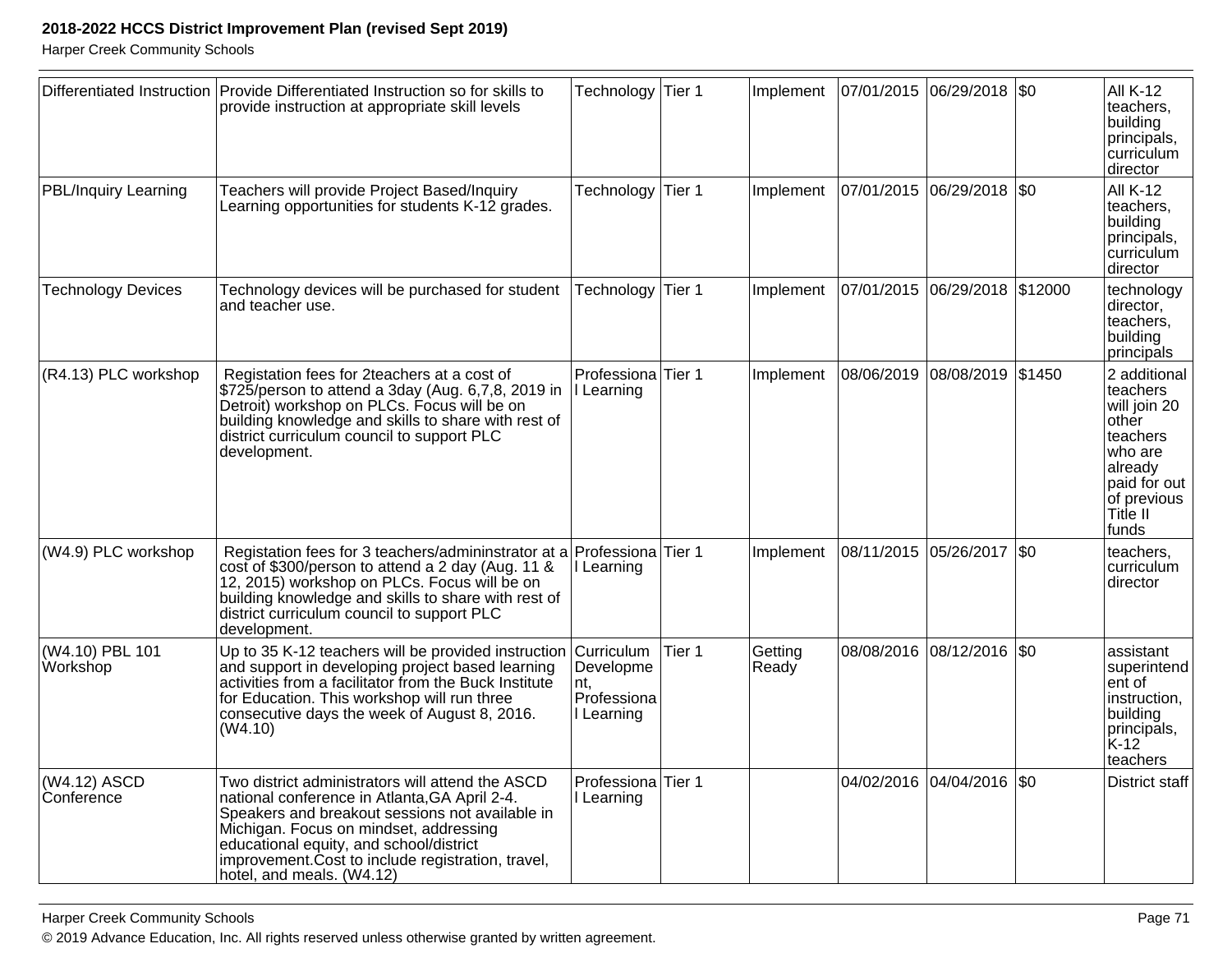| | | | | | | | | |
|---|---|---|---|---|---|---|---|---|
| Differentiated Instruction | Provide Differentiated Instruction so for skills to provide instruction at appropriate skill levels | Technology | Tier 1 | Implement | 07/01/2015 | 06/29/2018 | $0 | All K-12 teachers, building principals, curriculum director |
| PBL/Inquiry Learning | Teachers will provide Project Based/Inquiry Learning opportunities for students K-12 grades. | Technology | Tier 1 | Implement | 07/01/2015 | 06/29/2018 | $0 | All K-12 teachers, building principals, curriculum director |
| Technology Devices | Technology devices will be purchased for student and teacher use. | Technology | Tier 1 | Implement | 07/01/2015 | 06/29/2018 | $12000 | technology director, teachers, building principals |
| (R4.13) PLC workshop | Registation fees for 2teachers at a cost of $725/person to attend a 3day (Aug. 6,7,8, 2019 in Detroit) workshop on PLCs. Focus will be on building knowledge and skills to share with rest of district curriculum council to support PLC development. | Professional Learning | Tier 1 | Implement | 08/06/2019 | 08/08/2019 | $1450 | 2 additional teachers will join 20 other teachers who are already paid for out of previous Title II funds |
| (W4.9) PLC workshop | Registation fees for 3 teachers/admininstrator at a cost of $300/person to attend a 2 day (Aug. 11 & 12, 2015) workshop on PLCs. Focus will be on building knowledge and skills to share with rest of district curriculum council to support PLC development. | Professional Learning | Tier 1 | Implement | 08/11/2015 | 05/26/2017 | $0 | teachers, curriculum director |
| (W4.10) PBL 101 Workshop | Up to 35 K-12 teachers will be provided instruction and support in developing project based learning activities from a facilitator from the Buck Institute for Education. This workshop will run three consecutive days the week of August 8, 2016. (W4.10) | Curriculum Development, Professional Learning | Tier 1 | Getting Ready | 08/08/2016 | 08/12/2016 | $0 | assistant superintendent of instruction, building principals, K-12 teachers |
| (W4.12) ASCD Conference | Two district administrators will attend the ASCD national conference in Atlanta,GA April 2-4. Speakers and breakout sessions not available in Michigan. Focus on mindset, addressing educational equity, and school/district improvement.Cost to include registration, travel, hotel, and meals. (W4.12) | Professional Learning | Tier 1 | | 04/02/2016 | 04/04/2016 | $0 | District staff |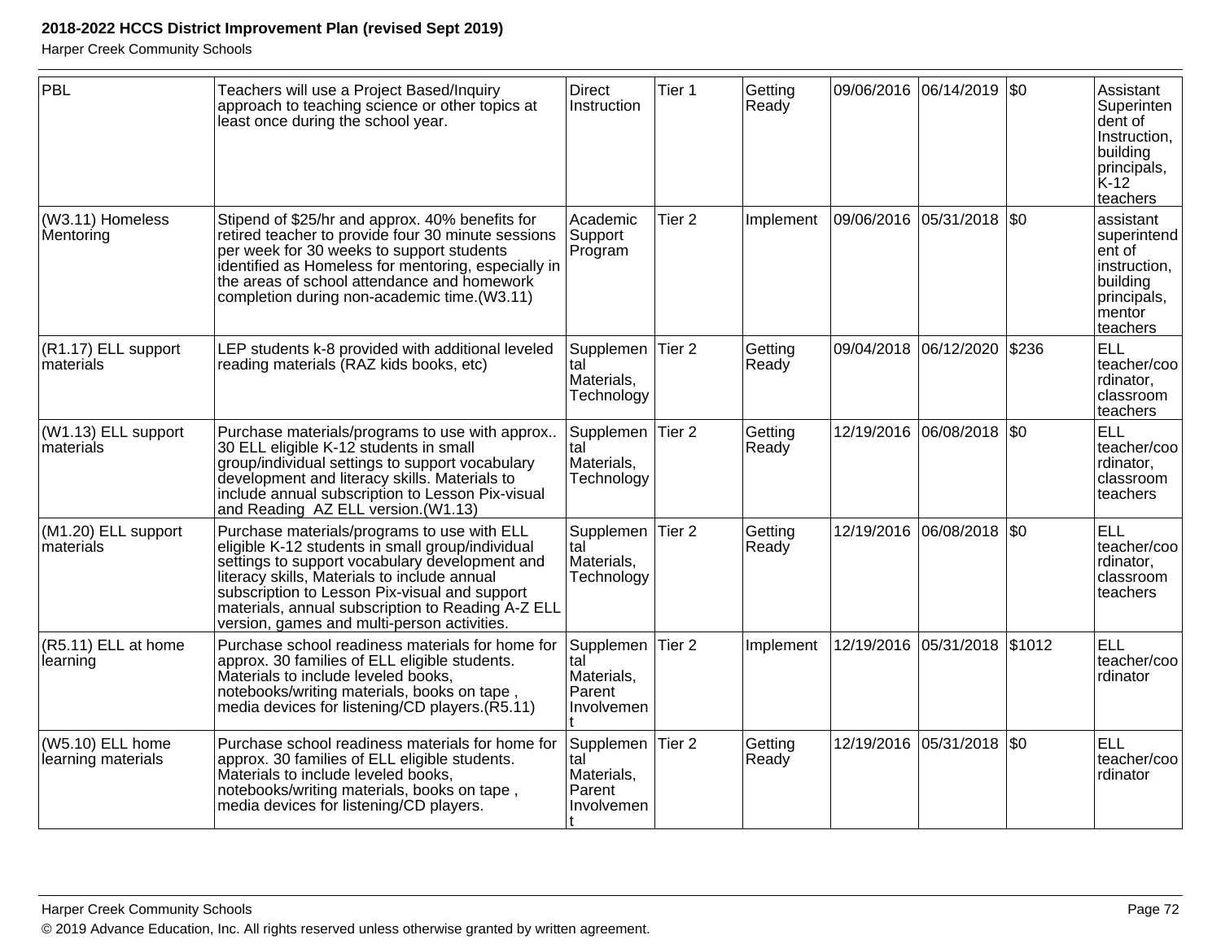| PBL | Teachers will use a Project Based/Inquiry approach to teaching science or other topics at least once during the school year. | Direct Instruction | Tier 1 | Getting Ready | 09/06/2016 | 06/14/2019 | $0 | Assistant Superintendent of Instruction, building principals, K-12 teachers |
|---|---|---|---|---|---|---|---|---|
| (W3.11) Homeless Mentoring | Stipend of $25/hr and approx. 40% benefits for retired teacher to provide four 30 minute sessions per week for 30 weeks to support students identified as Homeless for mentoring, especially in the areas of school attendance and homework completion during non-academic time.(W3.11) | Academic Support Program | Tier 2 | Implement | 09/06/2016 | 05/31/2018 | $0 | assistant superintendent of instruction, building principals, mentor teachers |
| (R1.17) ELL support materials | LEP students k-8 provided with additional leveled reading materials (RAZ kids books, etc) | Supplemental Materials, Technology | Tier 2 | Getting Ready | 09/04/2018 | 06/12/2020 | $236 | ELL teacher/coordinator, classroom teachers |
| (W1.13) ELL support materials | Purchase materials/programs to use with approx.. 30 ELL eligible K-12 students in small group/individual settings to support vocabulary development and literacy skills. Materials to include annual subscription to Lesson Pix-visual and Reading AZ ELL version.(W1.13) | Supplemental Materials, Technology | Tier 2 | Getting Ready | 12/19/2016 | 06/08/2018 | $0 | ELL teacher/coordinator, classroom teachers |
| (M1.20) ELL support materials | Purchase materials/programs to use with ELL eligible K-12 students in small group/individual settings to support vocabulary development and literacy skills, Materials to include annual subscription to Lesson Pix-visual and support materials, annual subscription to Reading A-Z ELL version, games and multi-person activities. | Supplemental Materials, Technology | Tier 2 | Getting Ready | 12/19/2016 | 06/08/2018 | $0 | ELL teacher/coordinator, classroom teachers |
| (R5.11) ELL at home learning | Purchase school readiness materials for home for approx. 30 families of ELL eligible students. Materials to include leveled books, notebooks/writing materials, books on tape , media devices for listening/CD players.(R5.11) | Supplemental Materials, Parent Involvement | Tier 2 | Implement | 12/19/2016 | 05/31/2018 | $1012 | ELL teacher/coordinator |
| (W5.10) ELL home learning materials | Purchase school readiness materials for home for approx. 30 families of ELL eligible students. Materials to include leveled books, notebooks/writing materials, books on tape , media devices for listening/CD players. | Supplemental Materials, Parent Involvement | Tier 2 | Getting Ready | 12/19/2016 | 05/31/2018 | $0 | ELL teacher/coordinator |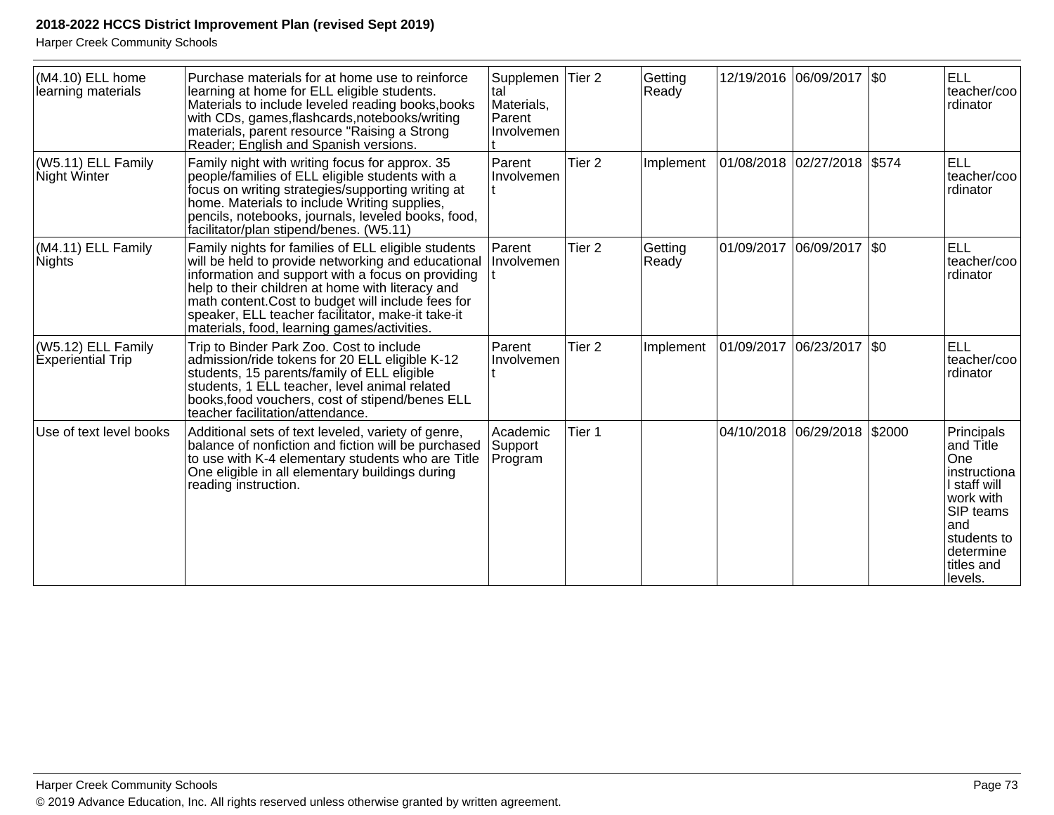| (M4.10) ELL home learning materials | Purchase materials for at home use to reinforce learning at home for ELL eligible students. Materials to include leveled reading books,books with CDs, games,flashcards,notebooks/writing materials, parent resource "Raising a Strong Reader; English and Spanish versions. | Supplemental Materials, Parent Involvement | Tier 2 | Getting Ready | 12/19/2016 | 06/09/2017 | $0 | ELL teacher/coordinator |
|---|---|---|---|---|---|---|---|---|
| (W5.11) ELL Family Night Winter | Family night with writing focus for approx. 35 people/families of ELL eligible students with a focus on writing strategies/supporting writing at home. Materials to include Writing supplies, pencils, notebooks, journals, leveled books, food, facilitator/plan stipend/benes. (W5.11) | Parent Involvement | Tier 2 | Implement | 01/08/2018 | 02/27/2018 | $574 | ELL teacher/coordinator |
| (M4.11) ELL Family Nights | Family nights for families of ELL eligible students will be held to provide networking and educational information and support with a focus on providing help to their children at home with literacy and math content.Cost to budget will include fees for speaker, ELL teacher facilitator, make-it take-it materials, food, learning games/activities. | Parent Involvement | Tier 2 | Getting Ready | 01/09/2017 | 06/09/2017 | $0 | ELL teacher/coordinator |
| (W5.12) ELL Family Experiential Trip | Trip to Binder Park Zoo. Cost to include admission/ride tokens for 20 ELL eligible K-12 students, 15 parents/family of ELL eligible students, 1 ELL teacher, level animal related books,food vouchers, cost of stipend/benes ELL teacher facilitation/attendance. | Parent Involvement | Tier 2 | Implement | 01/09/2017 | 06/23/2017 | $0 | ELL teacher/coordinator |
| Use of text level books | Additional sets of text leveled, variety of genre, balance of nonfiction and fiction will be purchased to use with K-4 elementary students who are Title One eligible in all elementary buildings during reading instruction. | Academic Support Program | Tier 1 | | 04/10/2018 | 06/29/2018 | $2000 | Principals and Title One instructional staff will work with SIP teams and students to determine titles and levels. |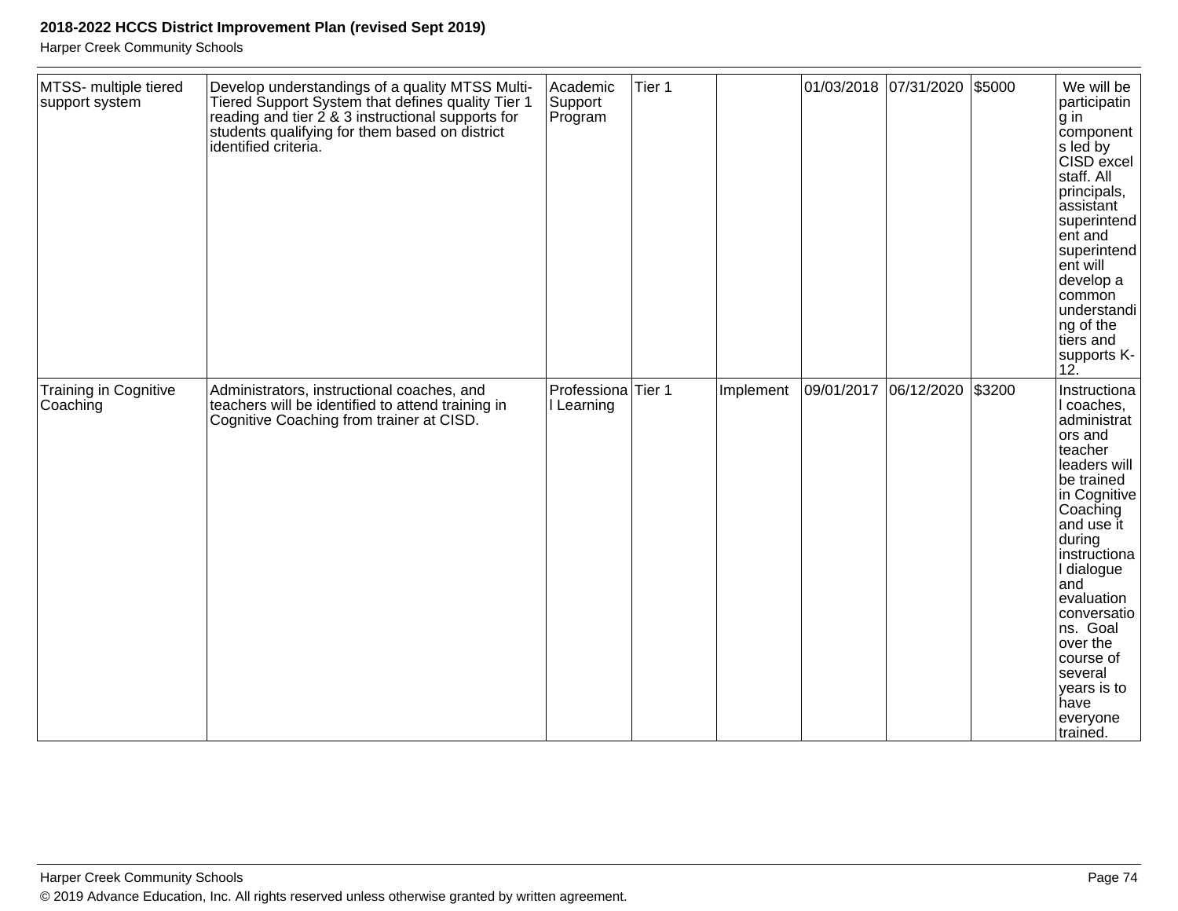| | | | | | | | | |
|---|---|---|---|---|---|---|---|---|
| MTSS- multiple tiered support system | Develop understandings of a quality MTSS Multi-Tiered Support System that defines quality Tier 1 reading and tier 2 & 3 instructional supports for students qualifying for them based on district identified criteria. | Academic Support Program | Tier 1 | | 01/03/2018 | 07/31/2020 | $5000 | We will be participating in components led by CISD excel staff. All principals, assistant superintendent and superintendent will develop a common understanding of the tiers and supports K-12. |
| Training in Cognitive Coaching | Administrators, instructional coaches, and teachers will be identified to attend training in Cognitive Coaching from trainer at CISD. | Professional Learning | Tier 1 | Implement | 09/01/2017 | 06/12/2020 | $3200 | Instructional coaches, administrators and teacher leaders will be trained in Cognitive Coaching and use it during instructional dialogue and evaluation conversations. Goal over the course of several years is to have everyone trained. |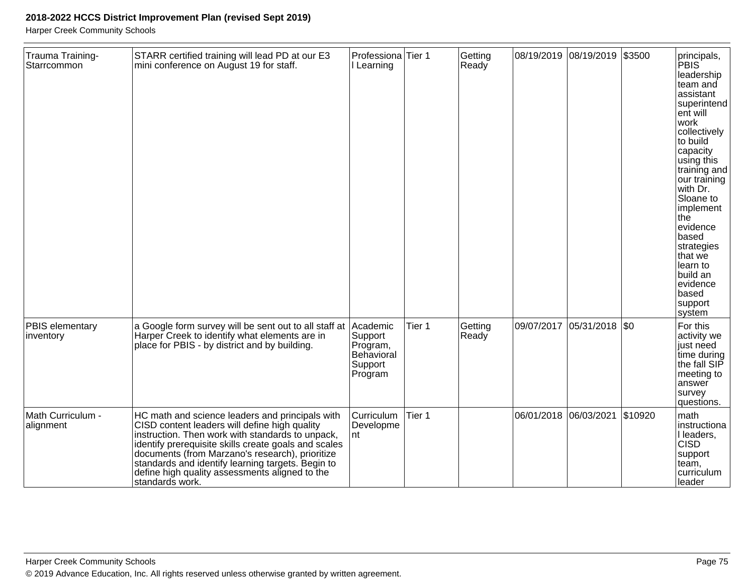| | | | | | | | | |
|---|---|---|---|---|---|---|---|---|
| Trauma Training-Starrcommon | STARR certified training will lead PD at our E3 mini conference on August 19 for staff. | Professional Learning | Tier 1 | Getting Ready | 08/19/2019 | 08/19/2019 | $3500 | principals, PBIS leadership team and assistant superintendent will work collectively to build capacity using this training and our training with Dr. Sloane to implement the evidence based strategies that we learn to build an evidence based support system |
| PBIS elementary inventory | a Google form survey will be sent out to all staff at Harper Creek to identify what elements are in place for PBIS - by district and by building. | Academic Support Program, Behavioral Support Program | Tier 1 | Getting Ready | 09/07/2017 | 05/31/2018 | $0 | For this activity we just need time during the fall SIP meeting to answer survey questions. |
| Math Curriculum - alignment | HC math and science leaders and principals with CISD content leaders will define high quality instruction. Then work with standards to unpack, identify prerequisite skills create goals and scales documents (from Marzano's research), prioritize standards and identify learning targets. Begin to define high quality assessments aligned to the standards work. | Curriculum Development | Tier 1 | | 06/01/2018 | 06/03/2021 | $10920 | math instructional leaders, CISD support team, curriculum leader |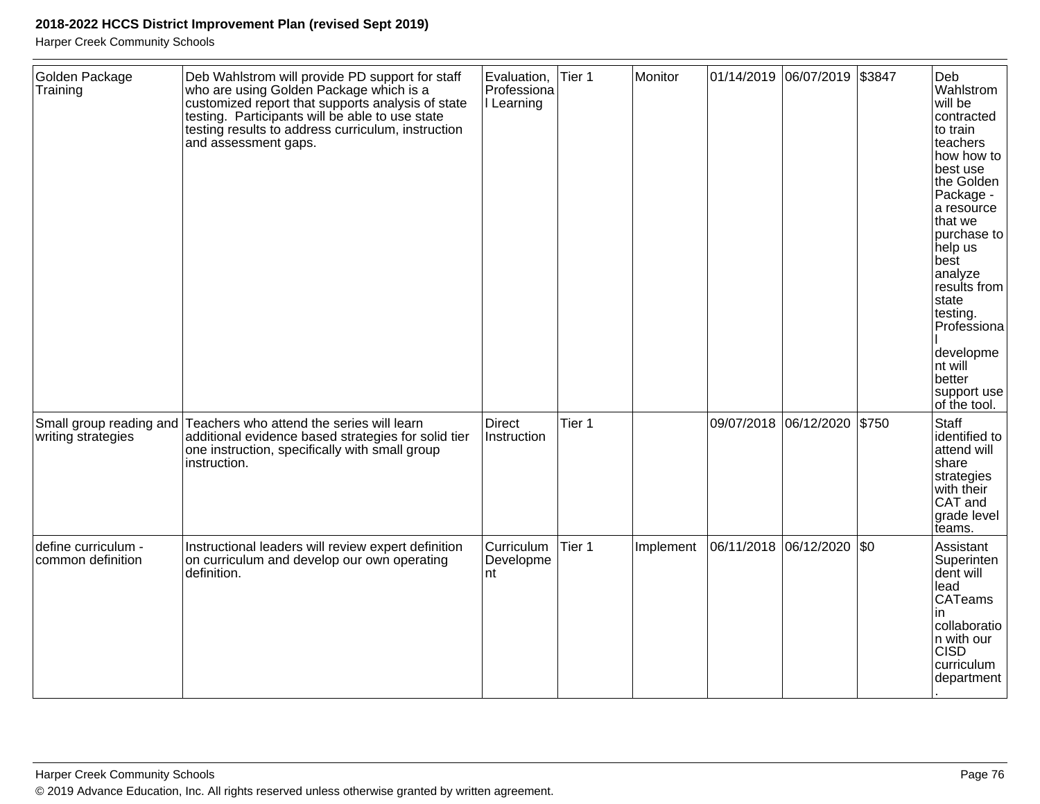| | | | | | | | | |
|---|---|---|---|---|---|---|---|---|
| Golden Package Training | Deb Wahlstrom will provide PD support for staff who are using Golden Package which is a customized report that supports analysis of state testing. Participants will be able to use state testing results to address curriculum, instruction and assessment gaps. | Evaluation, Professional Learning | Tier 1 | Monitor | 01/14/2019 | 06/07/2019 | $3847 | Deb Wahlstrom will be contracted to train teachers how how to best use the Golden Package - a resource that we purchase to help us best analyze results from state testing. Professional development will better support use of the tool. |
| Small group reading and writing strategies | Teachers who attend the series will learn additional evidence based strategies for solid tier one instruction, specifically with small group instruction. | Direct Instruction | Tier 1 | | 09/07/2018 | 06/12/2020 | $750 | Staff identified to attend will share strategies with their CAT and grade level teams. |
| define curriculum - common definition | Instructional leaders will review expert definition on curriculum and develop our own operating definition. | Curriculum Development | Tier 1 | Implement | 06/11/2018 | 06/12/2020 | $0 | Assistant Superintendent will lead CATeams in collaboration with our CISD curriculum department. |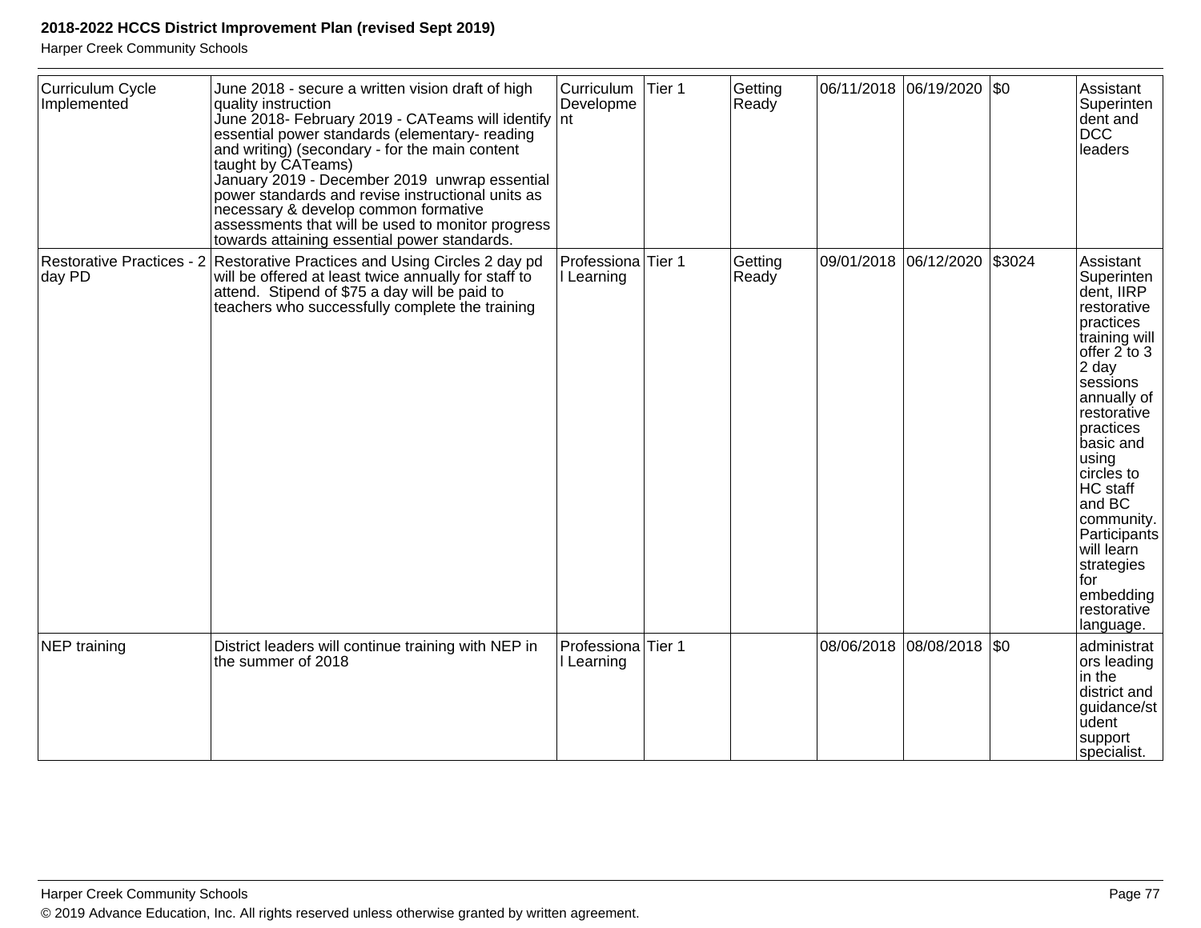| | | | | | | | | |
|---|---|---|---|---|---|---|---|---|
| Curriculum Cycle Implemented | June 2018 - secure a written vision draft of high quality instruction<br>June 2018- February 2019 - CATeams will identify essential power standards (elementary- reading and writing) (secondary - for the main content taught by CATeams)<br>January 2019 - December 2019 unwrap essential power standards and revise instructional units as necessary & develop common formative assessments that will be used to monitor progress towards attaining essential power standards. | Curriculum Development | Tier 1 | Getting Ready | 06/11/2018 | 06/19/2020 | $0 | Assistant Superintendent and DCC leaders |
| Restorative Practices - 2 day PD | Restorative Practices and Using Circles 2 day pd will be offered at least twice annually for staff to attend. Stipend of $75 a day will be paid to teachers who successfully complete the training | Professional Learning | Tier 1 | Getting Ready | 09/01/2018 | 06/12/2020 | $3024 | Assistant Superintendent, IIRP restorative practices training will offer 2 to 3 2 day sessions annually of restorative practices basic and using circles to HC staff and BC community. Participants will learn strategies for embedding restorative language. |
| NEP training | District leaders will continue training with NEP in the summer of 2018 | Professional Learning | Tier 1 | | 08/06/2018 | 08/08/2018 | $0 | administrators leading in the district and guidance/student support specialist. |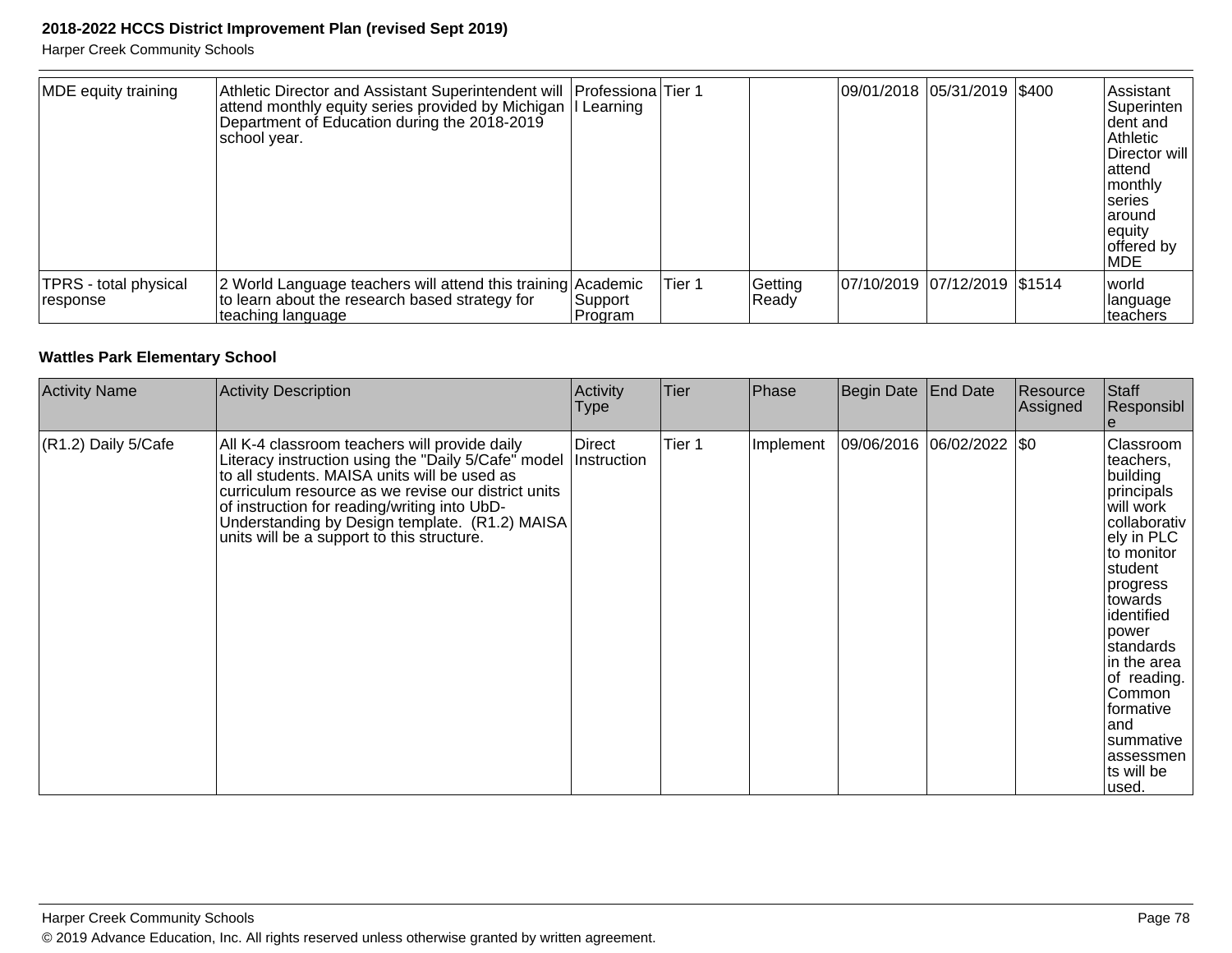| MDE equity training | Athletic Director and Assistant Superintendent will attend monthly equity series provided by Michigan Department of Education during the 2018-2019 school year. | Professional Learning | Tier 1 | | 09/01/2018 | 05/31/2019 | $400 | Assistant Superintendent and Athletic Director will attend monthly series around equity offered by MDE |
|---|---|---|---|---|---|---|---|---|
| TPRS - total physical response | 2 World Language teachers will attend this training to learn about the research based strategy for teaching language | Academic Support Program | Tier 1 | Getting Ready | 07/10/2019 | 07/12/2019 | $1514 | world language teachers |

**Wattles Park Elementary School**

| Activity Name | Activity Description | Activity Type | Tier | Phase | Begin Date | End Date | Resource Assigned | Staff Responsible |
|---|---|---|---|---|---|---|---|---|
| (R1.2) Daily 5/Cafe | All K-4 classroom teachers will provide daily Literacy instruction using the "Daily 5/Cafe" model to all students. MAISA units will be used as curriculum resource as we revise our district units of instruction for reading/writing into UbD-Understanding by Design template. (R1.2) MAISA units will be a support to this structure. | Direct Instruction | Tier 1 | Implement | 09/06/2016 | 06/02/2022 | $0 | Classroom teachers, building principals will work collaboratively in PLC to monitor student progress towards identified power standards in the area of reading. Common formative and summative assessments will be used. |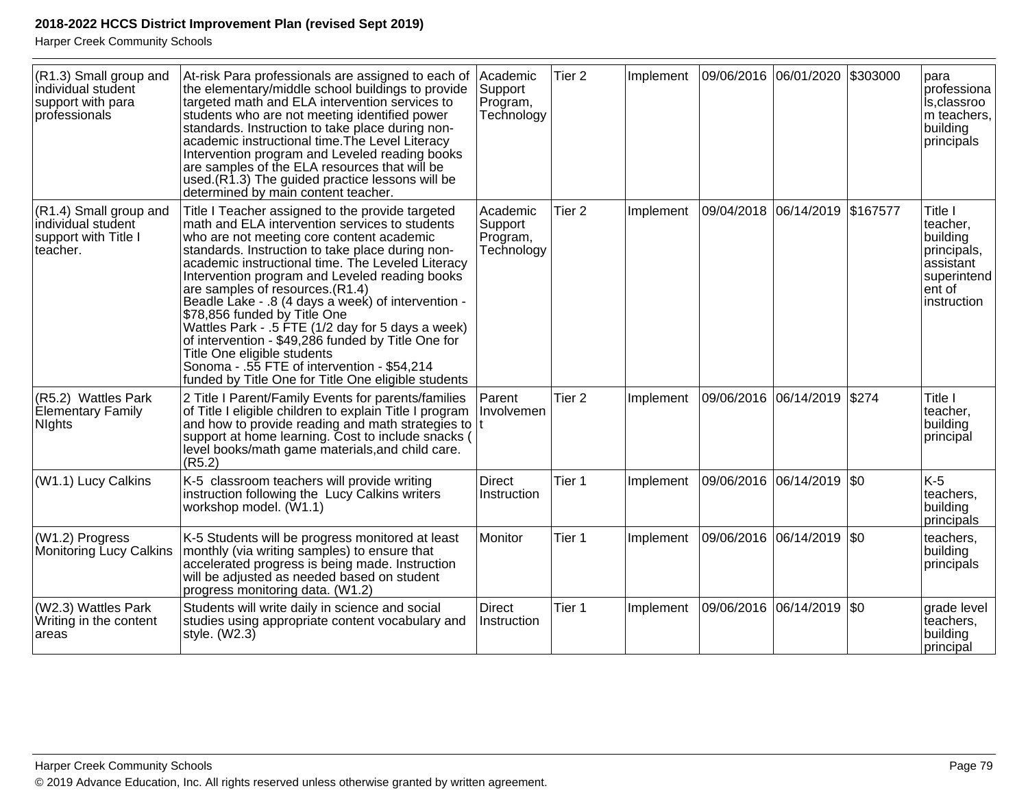| (R1.3) Small group and individual student support with para professionals | At-risk Para professionals are assigned to each of the elementary/middle school buildings to provide targeted math and ELA intervention services to students who are not meeting identified power standards. Instruction to take place during non-academic instructional time.The Level Literacy Intervention program and Leveled reading books are samples of the ELA resources that will be used.(R1.3) The guided practice lessons will be determined by main content teacher. | Academic Support Program, Technology | Tier 2 | Implement | 09/06/2016 | 06/01/2020 | $303000 | para professionals,classroom teachers, building principals |
|---|---|---|---|---|---|---|---|---|
| (R1.4) Small group and individual student support with Title I teacher. | Title I Teacher assigned to the provide targeted math and ELA intervention services to students who are not meeting core content academic standards. Instruction to take place during non-academic instructional time. The Leveled Literacy Intervention program and Leveled reading books are samples of resources.(R1.4)<br>Beadle Lake - .8 (4 days a week) of intervention - $78,856 funded by Title One<br>Wattles Park - .5 FTE (1/2 day for 5 days a week) of intervention - $49,286 funded by Title One for Title One eligible students<br>Sonoma - .55 FTE of intervention - $54,214 funded by Title One for Title One eligible students | Academic Support Program, Technology | Tier 2 | Implement | 09/04/2018 | 06/14/2019 | $167577 | Title I teacher, building principals, assistant superintendent of instruction |
| (R5.2) Wattles Park Elementary Family NIghts | 2 Title I Parent/Family Events for parents/families of Title I eligible children to explain Title I program and how to provide reading and math strategies to support at home learning. Cost to include snacks ( level books/math game materials,and child care. (R5.2) | Parent Involvement | Tier 2 | Implement | 09/06/2016 | 06/14/2019 | $274 | Title I teacher, building principal |
| (W1.1) Lucy Calkins | K-5 classroom teachers will provide writing instruction following the Lucy Calkins writers workshop model. (W1.1) | Direct Instruction | Tier 1 | Implement | 09/06/2016 | 06/14/2019 | $0 | K-5 teachers, building principals |
| (W1.2) Progress Monitoring Lucy Calkins | K-5 Students will be progress monitored at least monthly (via writing samples) to ensure that accelerated progress is being made. Instruction will be adjusted as needed based on student progress monitoring data. (W1.2) | Monitor | Tier 1 | Implement | 09/06/2016 | 06/14/2019 | $0 | teachers, building principals |
| (W2.3) Wattles Park Writing in the content areas | Students will write daily in science and social studies using appropriate content vocabulary and style. (W2.3) | Direct Instruction | Tier 1 | Implement | 09/06/2016 | 06/14/2019 | $0 | grade level teachers, building principal |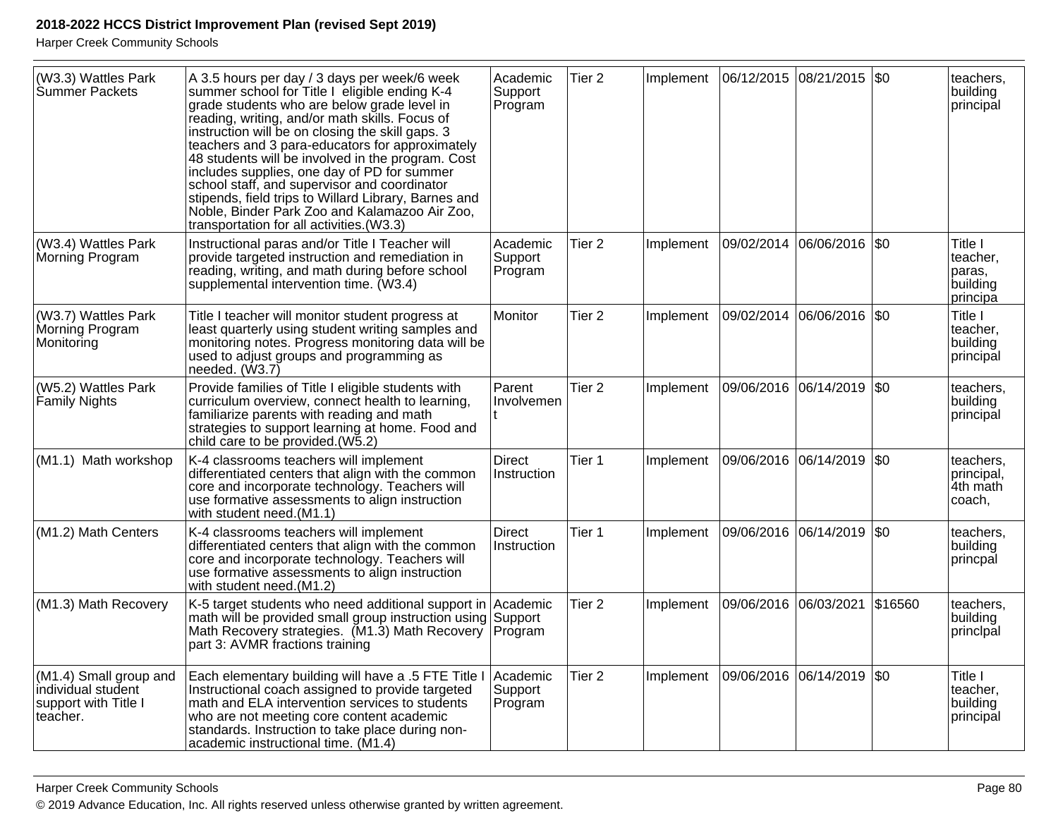| (W3.3) Wattles Park Summer Packets | A 3.5 hours per day / 3 days per week/6 week summer school for Title I eligible ending K-4 grade students who are below grade level in reading, writing, and/or math skills. Focus of instruction will be on closing the skill gaps. 3 teachers and 3 para-educators for approximately 48 students will be involved in the program. Cost includes supplies, one day of PD for summer school staff, and supervisor and coordinator stipends, field trips to Willard Library, Barnes and Noble, Binder Park Zoo and Kalamazoo Air Zoo, transportation for all activities.(W3.3) | Academic Support Program | Tier 2 | Implement | 06/12/2015 | 08/21/2015 | $0 | teachers, building principal |
|---|---|---|---|---|---|---|---|---|
| (W3.4) Wattles Park Morning Program | Instructional paras and/or Title I Teacher will provide targeted instruction and remediation in reading, writing, and math during before school supplemental intervention time. (W3.4) | Academic Support Program | Tier 2 | Implement | 09/02/2014 | 06/06/2016 | $0 | Title I teacher, paras, building principa |
| (W3.7) Wattles Park Morning Program Monitoring | Title I teacher will monitor student progress at least quarterly using student writing samples and monitoring notes. Progress monitoring data will be used to adjust groups and programming as needed. (W3.7) | Monitor | Tier 2 | Implement | 09/02/2014 | 06/06/2016 | $0 | Title I teacher, building principal |
| (W5.2) Wattles Park Family Nights | Provide families of Title I eligible students with curriculum overview, connect health to learning, familiarize parents with reading and math strategies to support learning at home. Food and child care to be provided.(W5.2) | Parent Involvement | Tier 2 | Implement | 09/06/2016 | 06/14/2019 | $0 | teachers, building principal |
| (M1.1) Math workshop | K-4 classrooms teachers will implement differentiated centers that align with the common core and incorporate technology. Teachers will use formative assessments to align instruction with student need.(M1.1) | Direct Instruction | Tier 1 | Implement | 09/06/2016 | 06/14/2019 | $0 | teachers, principal, 4th math coach, |
| (M1.2) Math Centers | K-4 classrooms teachers will implement differentiated centers that align with the common core and incorporate technology. Teachers will use formative assessments to align instruction with student need.(M1.2) | Direct Instruction | Tier 1 | Implement | 09/06/2016 | 06/14/2019 | $0 | teachers, building princpal |
| (M1.3) Math Recovery | K-5 target students who need additional support in math will be provided small group instruction using Math Recovery strategies. (M1.3) Math Recovery part 3: AVMR fractions training | Academic Support Program | Tier 2 | Implement | 09/06/2016 | 06/03/2021 | $16560 | teachers, building princlpal |
| (M1.4) Small group and individual student support with Title I teacher. | Each elementary building will have a .5 FTE Title I Instructional coach assigned to provide targeted math and ELA intervention services to students who are not meeting core content academic standards. Instruction to take place during non-academic instructional time. (M1.4) | Academic Support Program | Tier 2 | Implement | 09/06/2016 | 06/14/2019 | $0 | Title I teacher, building principal |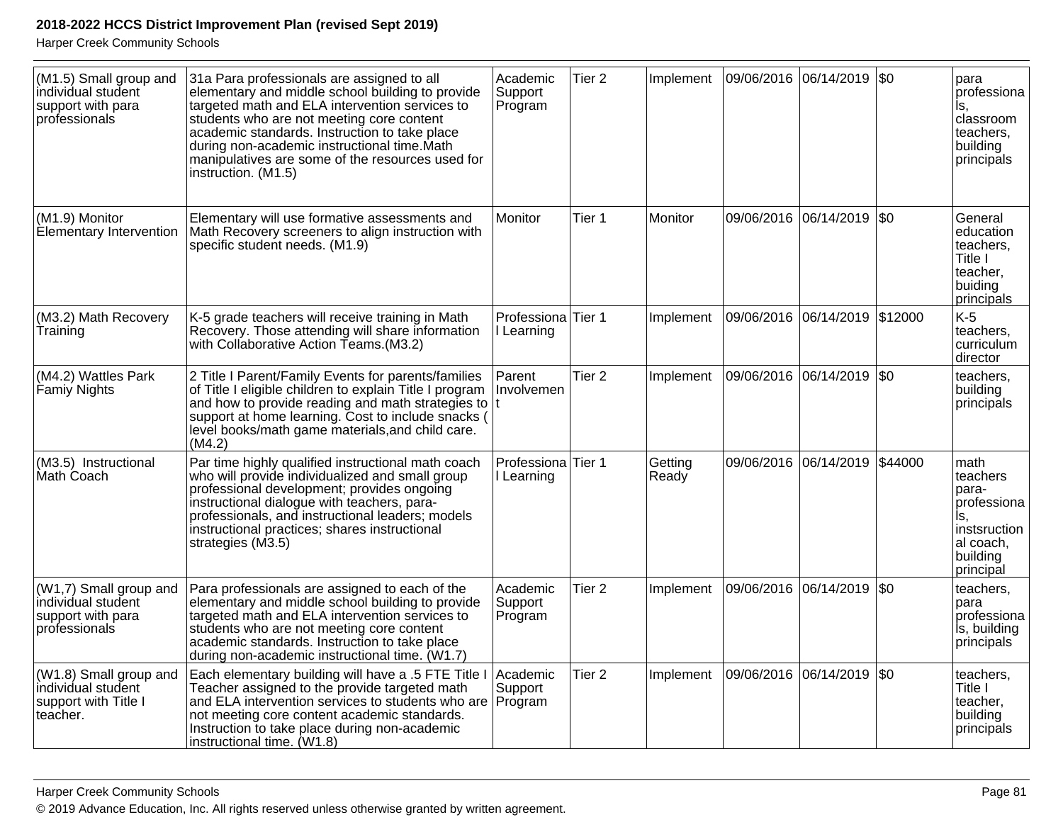| (M1.5) Small group and individual student support with para professionals | 31a Para professionals are assigned to all elementary and middle school building to provide targeted math and ELA intervention services to students who are not meeting core content academic standards. Instruction to take place during non-academic instructional time.Math manipulatives are some of the resources used for instruction. (M1.5) | Academic Support Program | Tier 2 | Implement | 09/06/2016 | 06/14/2019 | $0 | para professionals, classroom teachers, building principals |
|---|---|---|---|---|---|---|---|---|
| (M1.9) Monitor Elementary Intervention | Elementary will use formative assessments and Math Recovery screeners to align instruction with specific student needs. (M1.9) | Monitor | Tier 1 | Monitor | 09/06/2016 | 06/14/2019 | $0 | General education teachers, Title I teacher, buiding principals |
| (M3.2) Math Recovery Training | K-5 grade teachers will receive training in Math Recovery. Those attending will share information with Collaborative Action Teams.(M3.2) | Professional Learning | Tier 1 | Implement | 09/06/2016 | 06/14/2019 | $12000 | K-5 teachers, curriculum director |
| (M4.2) Wattles Park Famiy Nights | 2 Title I Parent/Family Events for parents/families of Title I eligible children to explain Title I program and how to provide reading and math strategies to support at home learning. Cost to include snacks ( level books/math game materials,and child care. (M4.2) | Parent Involvement | Tier 2 | Implement | 09/06/2016 | 06/14/2019 | $0 | teachers, building principals |
| (M3.5) Instructional Math Coach | Par time highly qualified instructional math coach who will provide individualized and small group professional development; provides ongoing instructional dialogue with teachers, para-professionals, and instructional leaders; models instructional practices; shares instructional strategies (M3.5) | Professional Learning | Tier 1 | Getting Ready | 09/06/2016 | 06/14/2019 | $44000 | math teachers para-professionals, instsructional coach, building principal |
| (W1,7) Small group and individual student support with para professionals | Para professionals are assigned to each of the elementary and middle school building to provide targeted math and ELA intervention services to students who are not meeting core content academic standards. Instruction to take place during non-academic instructional time. (W1.7) | Academic Support Program | Tier 2 | Implement | 09/06/2016 | 06/14/2019 | $0 | teachers, para professionals, building principals |
| (W1.8) Small group and individual student support with Title I teacher. | Each elementary building will have a .5 FTE Title I Teacher assigned to the provide targeted math and ELA intervention services to students who are not meeting core content academic standards. Instruction to take place during non-academic instructional time. (W1.8) | Academic Support Program | Tier 2 | Implement | 09/06/2016 | 06/14/2019 | $0 | teachers, Title I teacher, building principals |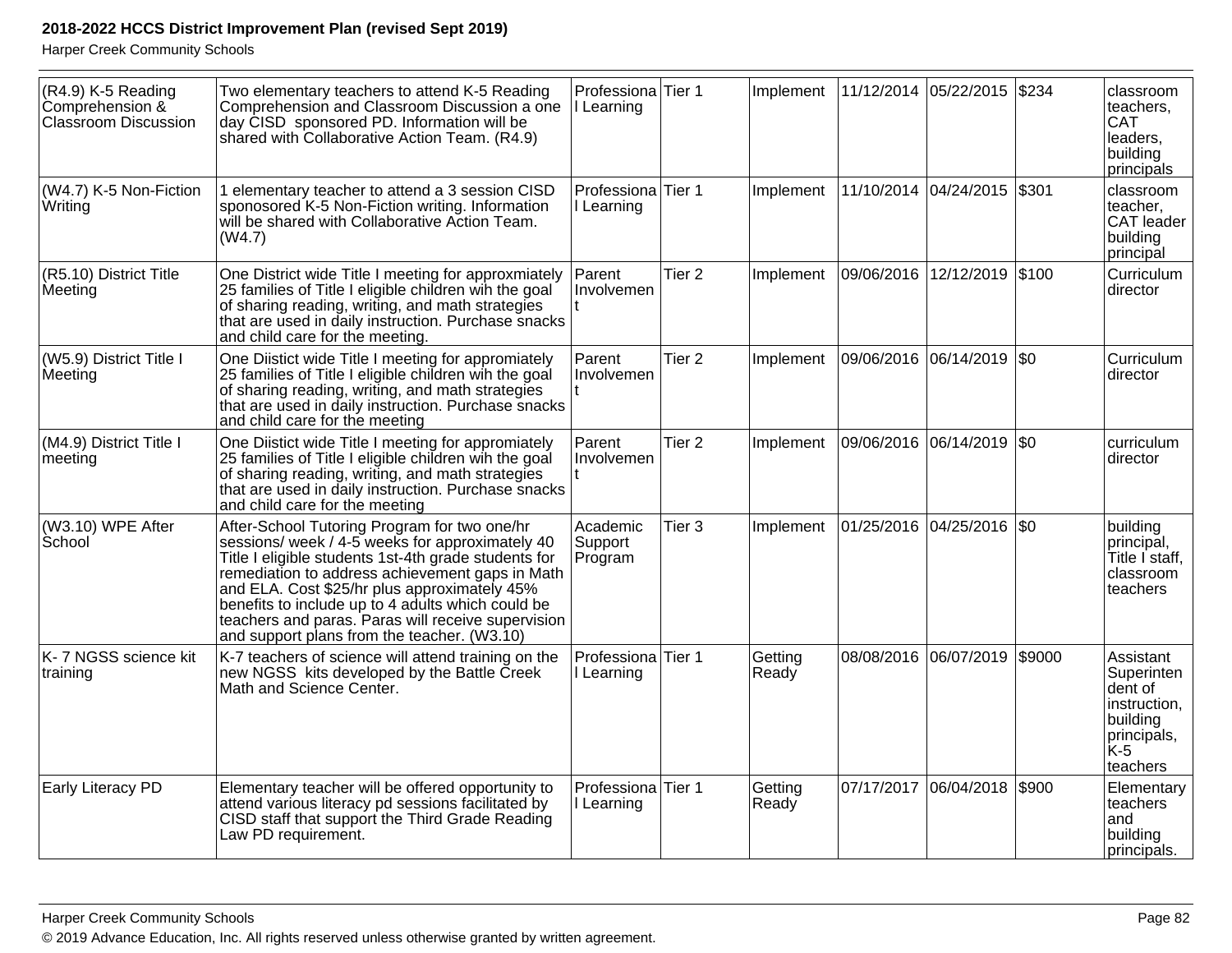| (R4.9) K-5 Reading Comprehension & Classroom Discussion | Two elementary teachers to attend K-5 Reading Comprehension and Classroom Discussion a one day CISD sponsored PD. Information will be shared with Collaborative Action Team. (R4.9) | Professional Learning | Tier 1 | Implement | 11/12/2014 | 05/22/2015 | $234 | classroom teachers, CAT leaders, building principals |
|---|---|---|---|---|---|---|---|---|
| (W4.7) K-5 Non-Fiction Writing | 1 elementary teacher to attend a 3 session CISD sponosored K-5 Non-Fiction writing. Information will be shared with Collaborative Action Team. (W4.7) | Professional Learning | Tier 1 | Implement | 11/10/2014 | 04/24/2015 | $301 | classroom teacher, CAT leader building principal |
| (R5.10) District Title Meeting | One District wide Title I meeting for approxmiately 25 families of Title I eligible children wih the goal of sharing reading, writing, and math strategies that are used in daily instruction. Purchase snacks and child care for the meeting. | Parent Involvement | Tier 2 | Implement | 09/06/2016 | 12/12/2019 | $100 | Curriculum director |
| (W5.9) District Title I Meeting | One Diistict wide Title I meeting for appromiately 25 families of Title I eligible children wih the goal of sharing reading, writing, and math strategies that are used in daily instruction. Purchase snacks and child care for the meeting | Parent Involvement | Tier 2 | Implement | 09/06/2016 | 06/14/2019 | $0 | Curriculum director |
| (M4.9) District Title I meeting | One Diistict wide Title I meeting for appromiately 25 families of Title I eligible children wih the goal of sharing reading, writing, and math strategies that are used in daily instruction. Purchase snacks and child care for the meeting | Parent Involvement | Tier 2 | Implement | 09/06/2016 | 06/14/2019 | $0 | curriculum director |
| (W3.10) WPE After School | After-School Tutoring Program for two one/hr sessions/ week / 4-5 weeks for approximately 40 Title I eligible students 1st-4th grade students for remediation to address achievement gaps in Math and ELA. Cost $25/hr plus approximately 45% benefits to include up to 4 adults which could be teachers and paras. Paras will receive supervision and support plans from the teacher. (W3.10) | Academic Support Program | Tier 3 | Implement | 01/25/2016 | 04/25/2016 | $0 | building principal, Title I staff, classroom teachers |
| K- 7 NGSS science kit training | K-7 teachers of science will attend training on the new NGSS kits developed by the Battle Creek Math and Science Center. | Professional Learning | Tier 1 | Getting Ready | 08/08/2016 | 06/07/2019 | $9000 | Assistant Superintendent of instruction, building principals, K-5 teachers |
| Early Literacy PD | Elementary teacher will be offered opportunity to attend various literacy pd sessions facilitated by CISD staff that support the Third Grade Reading Law PD requirement. | Professional Learning | Tier 1 | Getting Ready | 07/17/2017 | 06/04/2018 | $900 | Elementary teachers and building principals. |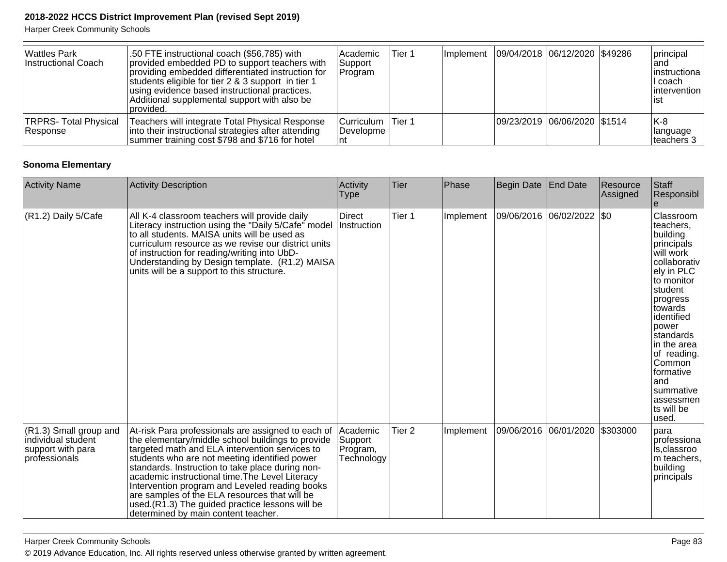| Wattles Park Instructional Coach | .50 FTE instructional coach ($56,785) with provided embedded PD to support teachers with providing embedded differentiated instruction for students eligible for tier 2 & 3 support in tier 1 using evidence based instructional practices. Additional supplemental support with also be provided. | Academic Support Program | Tier 1 | Implement | 09/04/2018 | 06/12/2020 | $49286 | principal and instructional coach interventionist |
|---|---|---|---|---|---|---|---|---|
| TRPRS- Total Physical Response | Teachers will integrate Total Physical Response into their instructional strategies after attending summer training cost $798 and $716 for hotel | Curriculum Development | Tier 1 | | 09/23/2019 | 06/06/2020 | $1514 | K-8 language teachers 3 |

**Sonoma Elementary**

| Activity Name | Activity Description | Activity Type | Tier | Phase | Begin Date | End Date | Resource Assigned | Staff Responsible |
|---|---|---|---|---|---|---|---|---|
| (R1.2) Daily 5/Cafe | All K-4 classroom teachers will provide daily Literacy instruction using the "Daily 5/Cafe" model to all students. MAISA units will be used as curriculum resource as we revise our district units of instruction for reading/writing into UbD-Understanding by Design template. (R1.2) MAISA units will be a support to this structure. | Direct Instruction | Tier 1 | Implement | 09/06/2016 | 06/02/2022 | $0 | Classroom teachers, building principals will work collaboratively in PLC to monitor student progress towards identified power standards in the area of reading. Common formative and summative assessments will be used. |
| (R1.3) Small group and individual student support with para professionals | At-risk Para professionals are assigned to each of the elementary/middle school buildings to provide targeted math and ELA intervention services to students who are not meeting identified power standards. Instruction to take place during non-academic instructional time.The Level Literacy Intervention program and Leveled reading books are samples of the ELA resources that will be used.(R1.3) The guided practice lessons will be determined by main content teacher. | Academic Support Program, Technology | Tier 2 | Implement | 09/06/2016 | 06/01/2020 | $303000 | para professionals,classroom teachers, building principals |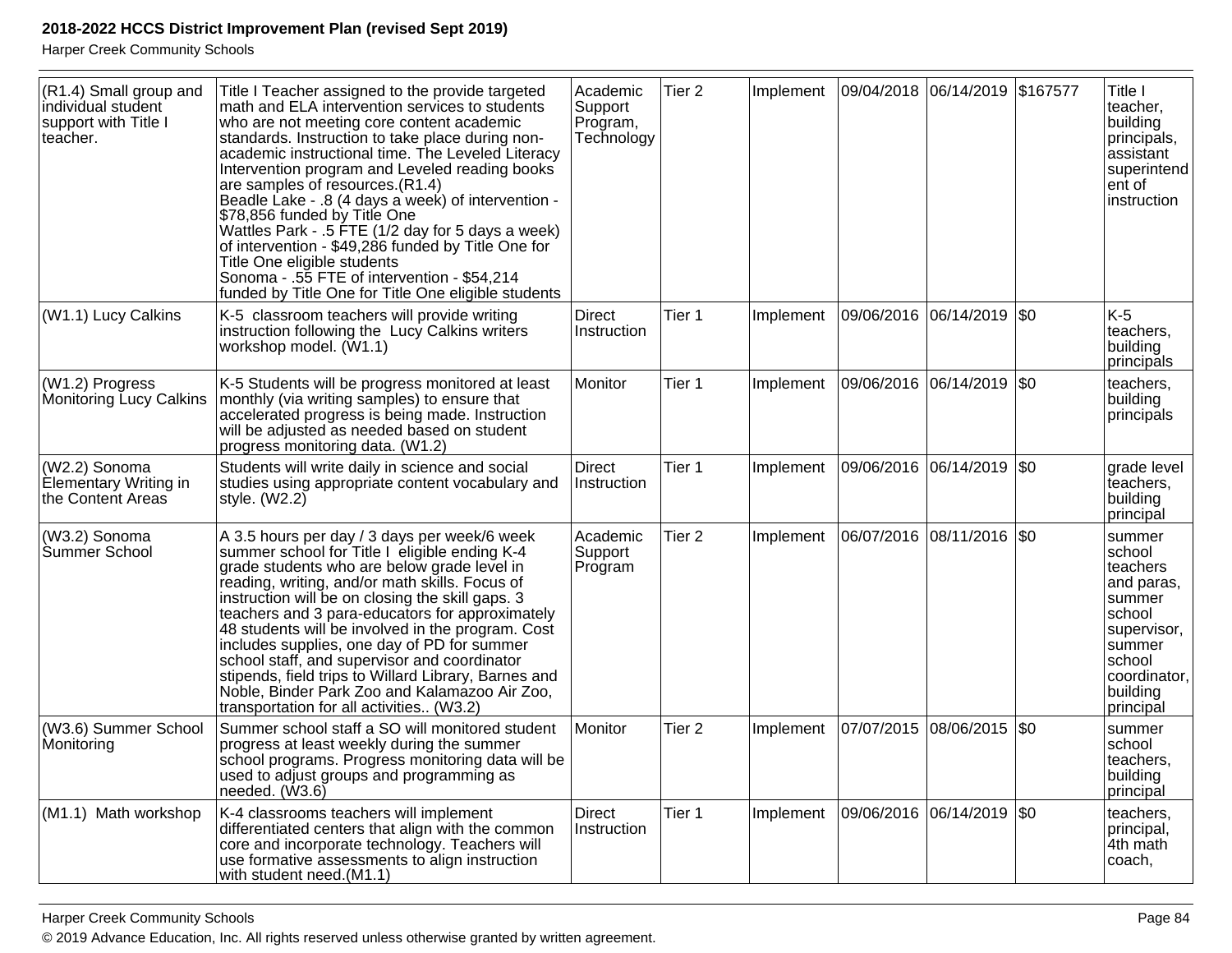| (R1.4) Small group and individual student support with Title I teacher. | Title I Teacher assigned to the provide targeted math and ELA intervention services to students who are not meeting core content academic standards. Instruction to take place during non-academic instructional time. The Leveled Literacy Intervention program and Leveled reading books are samples of resources.(R1.4)<br>Beadle Lake - .8 (4 days a week) of intervention - $78,856 funded by Title One<br>Wattles Park - .5 FTE (1/2 day for 5 days a week) of intervention - $49,286 funded by Title One for Title One eligible students<br>Sonoma - .55 FTE of intervention - $54,214 funded by Title One for Title One eligible students | Academic Support Program, Technology | Tier 2 | Implement | 09/04/2018 | 06/14/2019 | $167577 | Title I teacher, building principals, assistant superintendent of instruction |
|---|---|---|---|---|---|---|---|---|
| (W1.1) Lucy Calkins | K-5 classroom teachers will provide writing instruction following the Lucy Calkins writers workshop model. (W1.1) | Direct Instruction | Tier 1 | Implement | 09/06/2016 | 06/14/2019 | $0 | K-5 teachers, building principals |
| (W1.2) Progress Monitoring Lucy Calkins | K-5 Students will be progress monitored at least monthly (via writing samples) to ensure that accelerated progress is being made. Instruction will be adjusted as needed based on student progress monitoring data. (W1.2) | Monitor | Tier 1 | Implement | 09/06/2016 | 06/14/2019 | $0 | teachers, building principals |
| (W2.2) Sonoma Elementary Writing in the Content Areas | Students will write daily in science and social studies using appropriate content vocabulary and style. (W2.2) | Direct Instruction | Tier 1 | Implement | 09/06/2016 | 06/14/2019 | $0 | grade level teachers, building principal |
| (W3.2) Sonoma Summer School | A 3.5 hours per day / 3 days per week/6 week summer school for Title I eligible ending K-4 grade students who are below grade level in reading, writing, and/or math skills. Focus of instruction will be on closing the skill gaps. 3 teachers and 3 para-educators for approximately 48 students will be involved in the program. Cost includes supplies, one day of PD for summer school staff, and supervisor and coordinator stipends, field trips to Willard Library, Barnes and Noble, Binder Park Zoo and Kalamazoo Air Zoo, transportation for all activities.. (W3.2) | Academic Support Program | Tier 2 | Implement | 06/07/2016 | 08/11/2016 | $0 | summer school teachers and paras, summer school supervisor, summer school coordinator, building principal |
| (W3.6) Summer School Monitoring | Summer school staff a SO will monitored student progress at least weekly during the summer school programs. Progress monitoring data will be used to adjust groups and programming as needed. (W3.6) | Monitor | Tier 2 | Implement | 07/07/2015 | 08/06/2015 | $0 | summer school teachers, building principal |
| (M1.1) Math workshop | K-4 classrooms teachers will implement differentiated centers that align with the common core and incorporate technology. Teachers will use formative assessments to align instruction with student need.(M1.1) | Direct Instruction | Tier 1 | Implement | 09/06/2016 | 06/14/2019 | $0 | teachers, principal, 4th math coach, |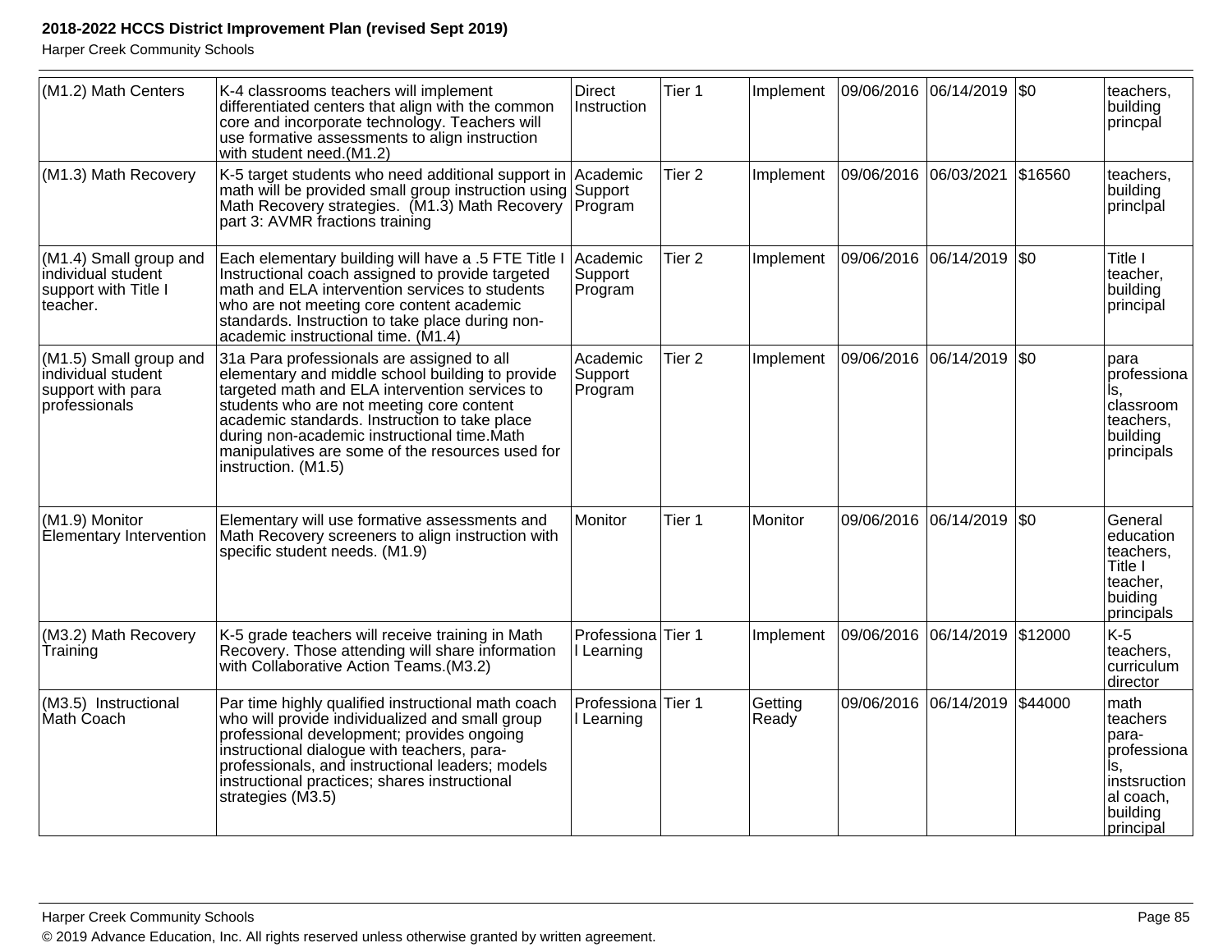| (M1.2) Math Centers | K-4 classrooms teachers will implement differentiated centers that align with the common core and incorporate technology. Teachers will use formative assessments to align instruction with student need.(M1.2) | Direct Instruction | Tier 1 | Implement | 09/06/2016 | 06/14/2019 | $0 | teachers, building princpal |
|---|---|---|---|---|---|---|---|---|
| (M1.3) Math Recovery | K-5 target students who need additional support in math will be provided small group instruction using Math Recovery strategies. (M1.3) Math Recovery part 3: AVMR fractions training | Academic Support Program | Tier 2 | Implement | 09/06/2016 | 06/03/2021 | $16560 | teachers, building princlpal |
| (M1.4) Small group and individual student support with Title I teacher. | Each elementary building will have a .5 FTE Title I Instructional coach assigned to provide targeted math and ELA intervention services to students who are not meeting core content academic standards. Instruction to take place during non-academic instructional time. (M1.4) | Academic Support Program | Tier 2 | Implement | 09/06/2016 | 06/14/2019 | $0 | Title I teacher, building principal |
| (M1.5) Small group and individual student support with para professionals | 31a Para professionals are assigned to all elementary and middle school building to provide targeted math and ELA intervention services to students who are not meeting core content academic standards. Instruction to take place during non-academic instructional time.Math manipulatives are some of the resources used for instruction. (M1.5) | Academic Support Program | Tier 2 | Implement | 09/06/2016 | 06/14/2019 | $0 | para professionals, classroom teachers, building principals |
| (M1.9) Monitor Elementary Intervention | Elementary will use formative assessments and Math Recovery screeners to align instruction with specific student needs. (M1.9) | Monitor | Tier 1 | Monitor | 09/06/2016 | 06/14/2019 | $0 | General education teachers, Title I teacher, buiding principals |
| (M3.2) Math Recovery Training | K-5 grade teachers will receive training in Math Recovery. Those attending will share information with Collaborative Action Teams.(M3.2) | Professional Learning | Tier 1 | Implement | 09/06/2016 | 06/14/2019 | $12000 | K-5 teachers, curriculum director |
| (M3.5) Instructional Math Coach | Par time highly qualified instructional math coach who will provide individualized and small group professional development; provides ongoing instructional dialogue with teachers, para-professionals, and instructional leaders; models instructional practices; shares instructional strategies (M3.5) | Professional Learning | Tier 1 | Getting Ready | 09/06/2016 | 06/14/2019 | $44000 | math teachers para-professionals, instsructional coach, building principal |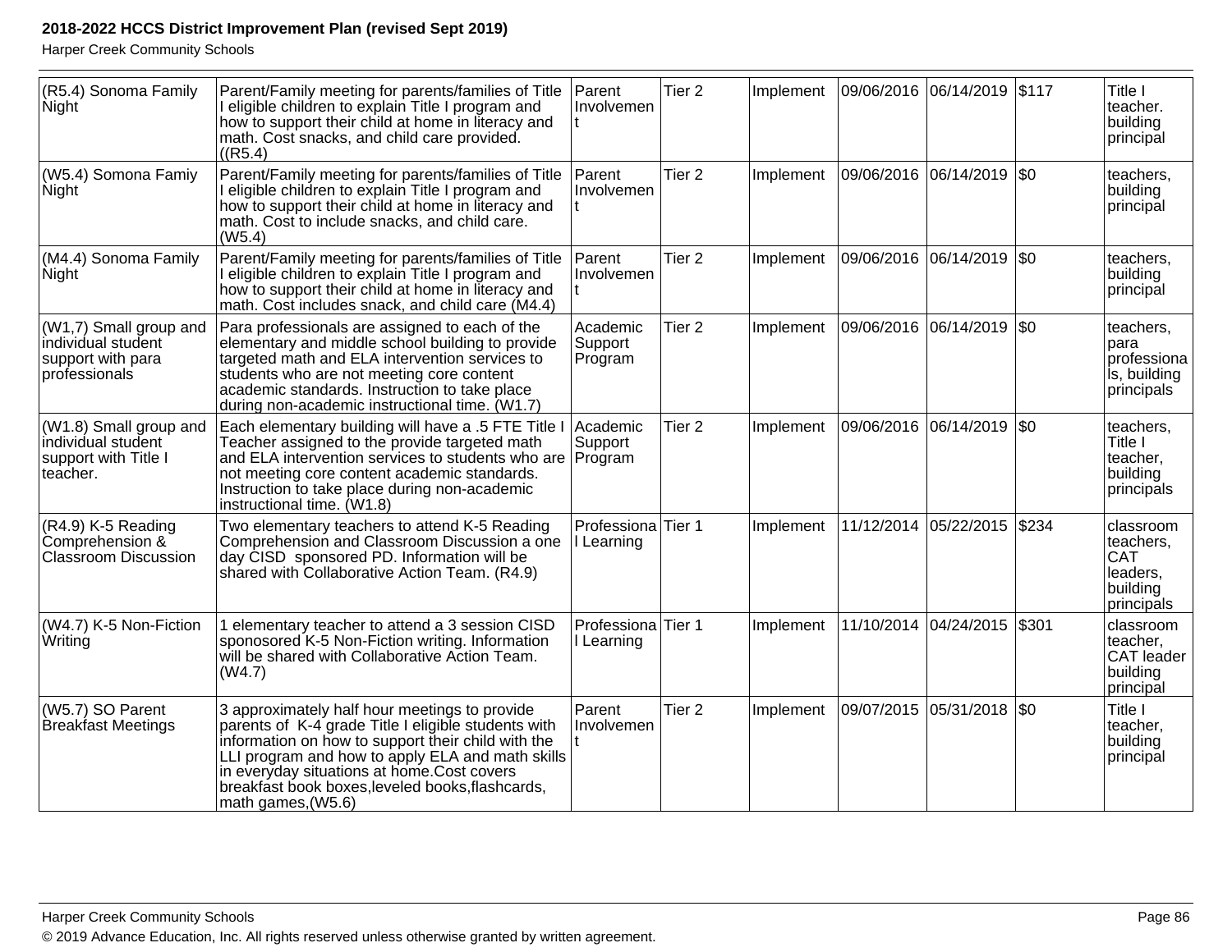| (R5.4) Sonoma Family Night | Parent/Family meeting for parents/families of Title I eligible children to explain Title I program and how to support their child at home in literacy and math. Cost snacks, and child care provided. ((R5.4) | Parent Involvement | Tier 2 | Implement | 09/06/2016 | 06/14/2019 | $117 | Title I teacher. building principal |
|---|---|---|---|---|---|---|---|---|
| (W5.4) Somona Famiy Night | Parent/Family meeting for parents/families of Title I eligible children to explain Title I program and how to support their child at home in literacy and math. Cost to include snacks, and child care. (W5.4) | Parent Involvement | Tier 2 | Implement | 09/06/2016 | 06/14/2019 | $0 | teachers, building principal |
| (M4.4) Sonoma Family Night | Parent/Family meeting for parents/families of Title I eligible children to explain Title I program and how to support their child at home in literacy and math. Cost includes snack, and child care (M4.4) | Parent Involvement | Tier 2 | Implement | 09/06/2016 | 06/14/2019 | $0 | teachers, building principal |
| (W1,7) Small group and individual student support with para professionals | Para professionals are assigned to each of the elementary and middle school building to provide targeted math and ELA intervention services to students who are not meeting core content academic standards. Instruction to take place during non-academic instructional time. (W1.7) | Academic Support Program | Tier 2 | Implement | 09/06/2016 | 06/14/2019 | $0 | teachers, para professionals, building principals |
| (W1.8) Small group and individual student support with Title I teacher. | Each elementary building will have a .5 FTE Title I Teacher assigned to the provide targeted math and ELA intervention services to students who are not meeting core content academic standards. Instruction to take place during non-academic instructional time. (W1.8) | Academic Support Program | Tier 2 | Implement | 09/06/2016 | 06/14/2019 | $0 | teachers, Title I teacher, building principals |
| (R4.9) K-5 Reading Comprehension & Classroom Discussion | Two elementary teachers to attend K-5 Reading Comprehension and Classroom Discussion a one day CISD sponsored PD. Information will be shared with Collaborative Action Team. (R4.9) | Professional Learning | Tier 1 | Implement | 11/12/2014 | 05/22/2015 | $234 | classroom teachers, CAT leaders, building principals |
| (W4.7) K-5 Non-Fiction Writing | 1 elementary teacher to attend a 3 session CISD sponosored K-5 Non-Fiction writing. Information will be shared with Collaborative Action Team. (W4.7) | Professional Learning | Tier 1 | Implement | 11/10/2014 | 04/24/2015 | $301 | classroom teacher, CAT leader building principal |
| (W5.7) SO Parent Breakfast Meetings | 3 approximately half hour meetings to provide parents of K-4 grade Title I eligible students with information on how to support their child with the LLI program and how to apply ELA and math skills in everyday situations at home.Cost covers breakfast book boxes,leveled books,flashcards, math games,(W5.6) | Parent Involvement | Tier 2 | Implement | 09/07/2015 | 05/31/2018 | $0 | Title I teacher, building principal |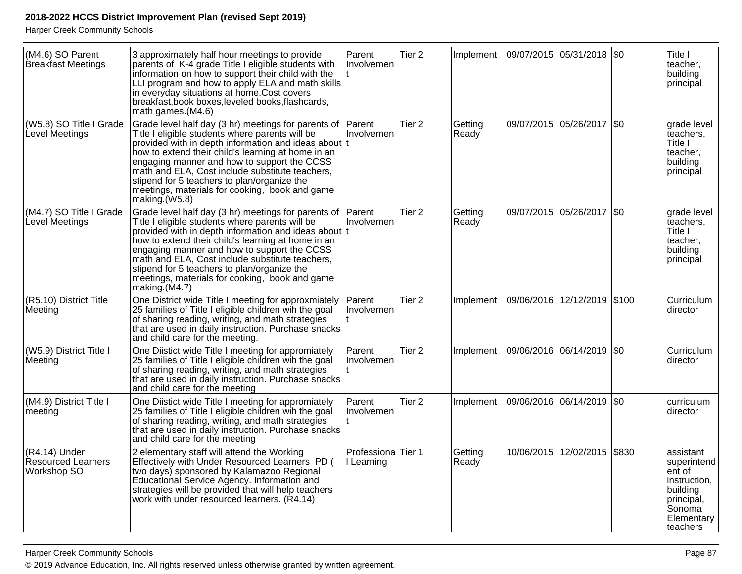| (M4.6) SO Parent Breakfast Meetings | 3 approximately half hour meetings to provide parents of K-4 grade Title I eligible students with information on how to support their child with the LLI program and how to apply ELA and math skills in everyday situations at home.Cost covers breakfast,book boxes,leveled books,flashcards, math games.(M4.6) | Parent Involvement | Tier 2 | Implement | 09/07/2015 | 05/31/2018 | $0 | Title I teacher, building principal |
|---|---|---|---|---|---|---|---|---|
| (W5.8) SO Title I Grade Level Meetings | Grade level half day (3 hr) meetings for parents of Title I eligible students where parents will be provided with in depth information and ideas about how to extend their child's learning at home in an engaging manner and how to support the CCSS math and ELA, Cost include substitute teachers, stipend for 5 teachers to plan/organize the meetings, materials for cooking, book and game making.(W5.8) | Parent Involvement | Tier 2 | Getting Ready | 09/07/2015 | 05/26/2017 | $0 | grade level teachers, Title I teacher, building principal |
| (M4.7) SO Title I Grade Level Meetings | Grade level half day (3 hr) meetings for parents of Title I eligible students where parents will be provided with in depth information and ideas about how to extend their child's learning at home in an engaging manner and how to support the CCSS math and ELA, Cost include substitute teachers, stipend for 5 teachers to plan/organize the meetings, materials for cooking, book and game making.(M4.7) | Parent Involvement | Tier 2 | Getting Ready | 09/07/2015 | 05/26/2017 | $0 | grade level teachers, Title I teacher, building principal |
| (R5.10) District Title Meeting | One District wide Title I meeting for approxmiately 25 families of Title I eligible children wih the goal of sharing reading, writing, and math strategies that are used in daily instruction. Purchase snacks and child care for the meeting. | Parent Involvement | Tier 2 | Implement | 09/06/2016 | 12/12/2019 | $100 | Curriculum director |
| (W5.9) District Title I Meeting | One Diistict wide Title I meeting for appromiately 25 families of Title I eligible children wih the goal of sharing reading, writing, and math strategies that are used in daily instruction. Purchase snacks and child care for the meeting | Parent Involvement | Tier 2 | Implement | 09/06/2016 | 06/14/2019 | $0 | Curriculum director |
| (M4.9) District Title I meeting | One Diistict wide Title I meeting for appromiately 25 families of Title I eligible children wih the goal of sharing reading, writing, and math strategies that are used in daily instruction. Purchase snacks and child care for the meeting | Parent Involvement | Tier 2 | Implement | 09/06/2016 | 06/14/2019 | $0 | curriculum director |
| (R4.14) Under Resourced Learners Workshop SO | 2 elementary staff will attend the Working Effectively with Under Resourced Learners PD ( two days) sponsored by Kalamazoo Regional Educational Service Agency. Information and strategies will be provided that will help teachers work with under resourced learners. (R4.14) | Professional Learning | Tier 1 | Getting Ready | 10/06/2015 | 12/02/2015 | $830 | assistant superintendent of instruction, building principal, Sonoma Elementary teachers |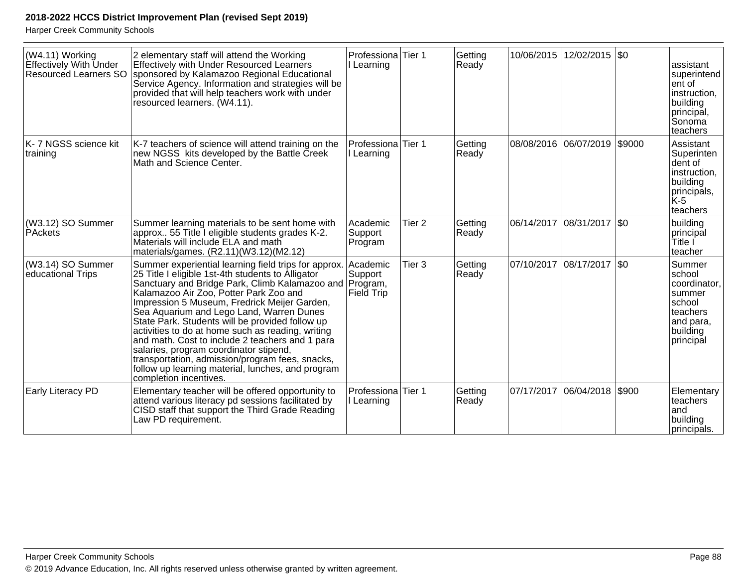| (W4.11) Working Effectively With Under Resourced Learners SO | 2 elementary staff will attend the Working Effectively with Under Resourced Learners sponsored by Kalamazoo Regional Educational Service Agency. Information and strategies will be provided that will help teachers work with under resourced learners. (W4.11). | Professional Learning | Tier 1 | Getting Ready | 10/06/2015 | 12/02/2015 | $0 | assistant superintendent of instruction, building principal, Sonoma teachers |
|---|---|---|---|---|---|---|---|---|
| K- 7 NGSS science kit training | K-7 teachers of science will attend training on the new NGSS kits developed by the Battle Creek Math and Science Center. | Professional Learning | Tier 1 | Getting Ready | 08/08/2016 | 06/07/2019 | $9000 | Assistant Superintendent of instruction, building principals, K-5 teachers |
| (W3.12) SO Summer PAckets | Summer learning materials to be sent home with approx.. 55 Title I eligible students grades K-2. Materials will include ELA and math materials/games. (R2.11)(W3.12)(M2.12) | Academic Support Program | Tier 2 | Getting Ready | 06/14/2017 | 08/31/2017 | $0 | building principal Title I teacher |
| (W3.14) SO Summer educational Trips | Summer experiential learning field trips for approx. 25 Title I eligible 1st-4th students to Alligator Sanctuary and Bridge Park, Climb Kalamazoo and Kalamazoo Air Zoo, Potter Park Zoo and Impression 5 Museum, Fredrick Meijer Garden, Sea Aquarium and Lego Land, Warren Dunes State Park. Students will be provided follow up activities to do at home such as reading, writing and math. Cost to include 2 teachers and 1 para salaries, program coordinator stipend, transportation, admission/program fees, snacks, follow up learning material, lunches, and program completion incentives. | Academic Support Program, Field Trip | Tier 3 | Getting Ready | 07/10/2017 | 08/17/2017 | $0 | Summer school coordinator, summer school teachers and para, building principal |
| Early Literacy PD | Elementary teacher will be offered opportunity to attend various literacy pd sessions facilitated by CISD staff that support the Third Grade Reading Law PD requirement. | Professional Learning | Tier 1 | Getting Ready | 07/17/2017 | 06/04/2018 | $900 | Elementary teachers and building principals. |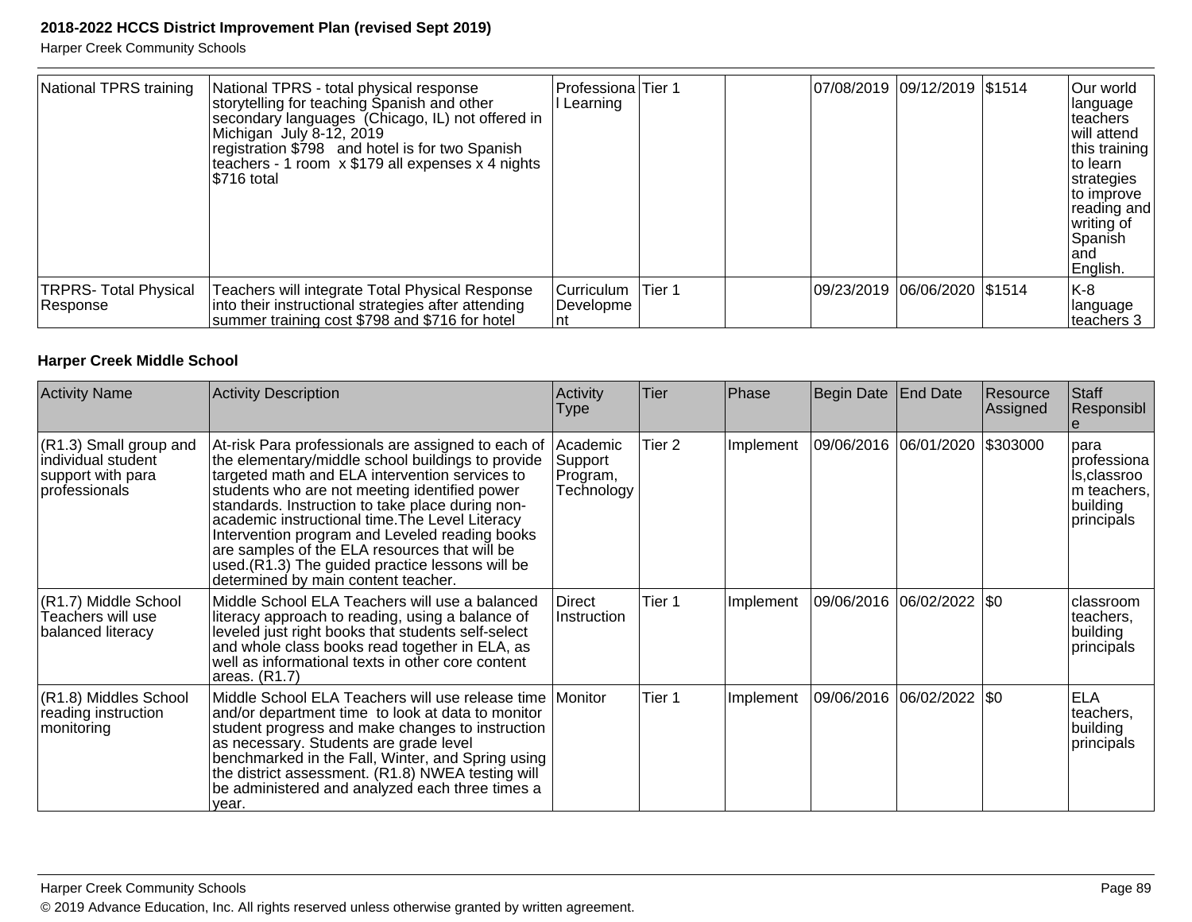| | | | | | | | | |
|---|---|---|---|---|---|---|---|---|
| National TPRS training | National TPRS - total physical response storytelling for teaching Spanish and other secondary languages (Chicago, IL) not offered in Michigan July 8-12, 2019 registration $798 and hotel is for two Spanish teachers - 1 room x $179 all expenses x 4 nights $716 total | Professional Learning | Tier 1 | | 07/08/2019 | 09/12/2019 | $1514 | Our world language teachers will attend this training to learn strategies to improve reading and writing of Spanish and English. |
| TRPRS- Total Physical Response | Teachers will integrate Total Physical Response into their instructional strategies after attending summer training cost $798 and $716 for hotel | Curriculum Development | Tier 1 | | 09/23/2019 | 06/06/2020 | $1514 | K-8 language teachers 3 |

### Harper Creek Middle School

| Activity Name | Activity Description | Activity Type | Tier | Phase | Begin Date | End Date | Resource Assigned | Staff Responsible |
|---|---|---|---|---|---|---|---|---|
| (R1.3) Small group and individual student support with para professionals | At-risk Para professionals are assigned to each of the elementary/middle school buildings to provide targeted math and ELA intervention services to students who are not meeting identified power standards. Instruction to take place during non-academic instructional time.The Level Literacy Intervention program and Leveled reading books are samples of the ELA resources that will be used.(R1.3) The guided practice lessons will be determined by main content teacher. | Academic Support Program, Technology | Tier 2 | Implement | 09/06/2016 | 06/01/2020 | $303000 | para professionals,classroom teachers, building principals |
| (R1.7) Middle School Teachers will use balanced literacy | Middle School ELA Teachers will use a balanced literacy approach to reading, using a balance of leveled just right books that students self-select and whole class books read together in ELA, as well as informational texts in other core content areas. (R1.7) | Direct Instruction | Tier 1 | Implement | 09/06/2016 | 06/02/2022 | $0 | classroom teachers, building principals |
| (R1.8) Middles School reading instruction monitoring | Middle School ELA Teachers will use release time and/or department time to look at data to monitor student progress and make changes to instruction as necessary. Students are grade level benchmarked in the Fall, Winter, and Spring using the district assessment. (R1.8) NWEA testing will be administered and analyzed each three times a year. | Monitor | Tier 1 | Implement | 09/06/2016 | 06/02/2022 | $0 | ELA teachers, building principals |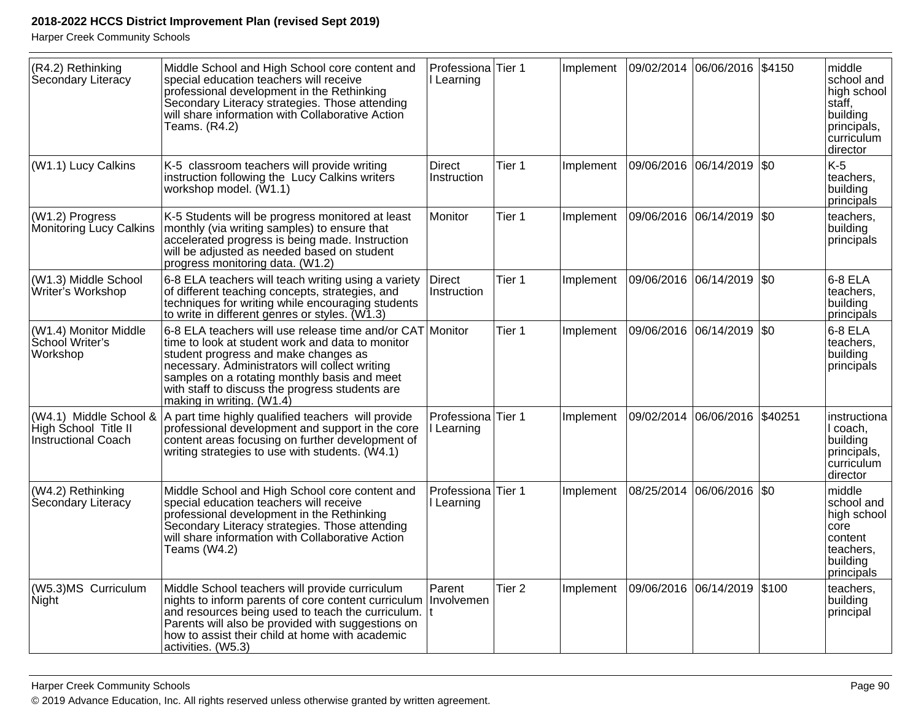| | | | | | | | | |
|---|---|---|---|---|---|---|---|---|
| (R4.2) Rethinking Secondary Literacy | Middle School and High School core content and special education teachers will receive professional development in the Rethinking Secondary Literacy strategies. Those attending will share information with Collaborative Action Teams. (R4.2) | Professional Learning | Tier 1 | Implement | 09/02/2014 | 06/06/2016 | $4150 | middle school and high school staff, building principals, curriculum director |
| (W1.1) Lucy Calkins | K-5 classroom teachers will provide writing instruction following the Lucy Calkins writers workshop model. (W1.1) | Direct Instruction | Tier 1 | Implement | 09/06/2016 | 06/14/2019 | $0 | K-5 teachers, building principals |
| (W1.2) Progress Monitoring Lucy Calkins | K-5 Students will be progress monitored at least monthly (via writing samples) to ensure that accelerated progress is being made. Instruction will be adjusted as needed based on student progress monitoring data. (W1.2) | Monitor | Tier 1 | Implement | 09/06/2016 | 06/14/2019 | $0 | teachers, building principals |
| (W1.3) Middle School Writer's Workshop | 6-8 ELA teachers will teach writing using a variety of different teaching concepts, strategies, and techniques for writing while encouraging students to write in different genres or styles. (W1.3) | Direct Instruction | Tier 1 | Implement | 09/06/2016 | 06/14/2019 | $0 | 6-8 ELA teachers, building principals |
| (W1.4) Monitor Middle School Writer's Workshop | 6-8 ELA teachers will use release time and/or CAT time to look at student work and data to monitor student progress and make changes as necessary. Administrators will collect writing samples on a rotating monthly basis and meet with staff to discuss the progress students are making in writing. (W1.4) | Monitor | Tier 1 | Implement | 09/06/2016 | 06/14/2019 | $0 | 6-8 ELA teachers, building principals |
| (W4.1) Middle School & High School Title II Instructional Coach | A part time highly qualified teachers will provide professional development and support in the core content areas focusing on further development of writing strategies to use with students. (W4.1) | Professional Learning | Tier 1 | Implement | 09/02/2014 | 06/06/2016 | $40251 | instructional coach, building principals, curriculum director |
| (W4.2) Rethinking Secondary Literacy | Middle School and High School core content and special education teachers will receive professional development in the Rethinking Secondary Literacy strategies. Those attending will share information with Collaborative Action Teams (W4.2) | Professional Learning | Tier 1 | Implement | 08/25/2014 | 06/06/2016 | $0 | middle school and high school core content teachers, building principals |
| (W5.3)MS Curriculum Night | Middle School teachers will provide curriculum nights to inform parents of core content curriculum and resources being used to teach the curriculum. Parents will also be provided with suggestions on how to assist their child at home with academic activities. (W5.3) | Parent Involvement | Tier 2 | Implement | 09/06/2016 | 06/14/2019 | $100 | teachers, building principal |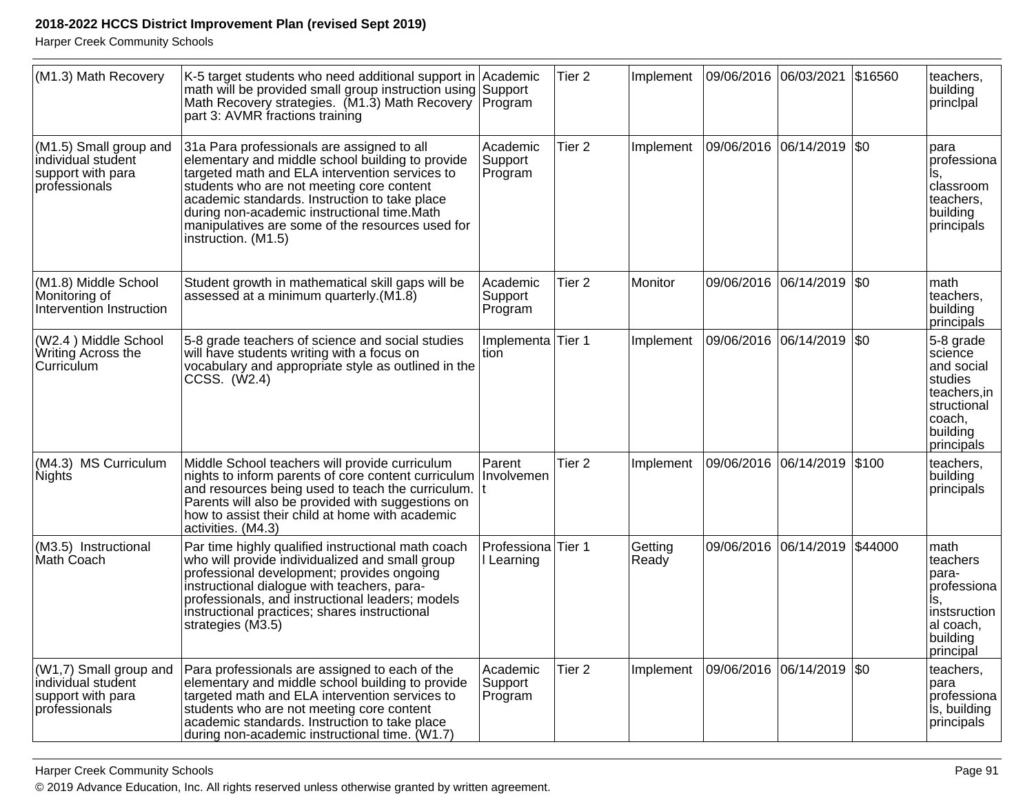| | | | | | | | | |
|---|---|---|---|---|---|---|---|---|
| (M1.3) Math Recovery | K-5 target students who need additional support in math will be provided small group instruction using Math Recovery strategies. (M1.3) Math Recovery part 3: AVMR fractions training | Academic Support Program | Tier 2 | Implement | 09/06/2016 | 06/03/2021 | $16560 | teachers, building princlpal |
| (M1.5) Small group and individual student support with para professionals | 31a Para professionals are assigned to all elementary and middle school building to provide targeted math and ELA intervention services to students who are not meeting core content academic standards. Instruction to take place during non-academic instructional time.Math manipulatives are some of the resources used for instruction. (M1.5) | Academic Support Program | Tier 2 | Implement | 09/06/2016 | 06/14/2019 | $0 | para professionals, classroom teachers, building principals |
| (M1.8) Middle School Monitoring of Intervention Instruction | Student growth in mathematical skill gaps will be assessed at a minimum quarterly.(M1.8) | Academic Support Program | Tier 2 | Monitor | 09/06/2016 | 06/14/2019 | $0 | math teachers, building principals |
| (W2.4 ) Middle School Writing Across the Curriculum | 5-8 grade teachers of science and social studies will have students writing with a focus on vocabulary and appropriate style as outlined in the CCSS. (W2.4) | Implementation | Tier 1 | Implement | 09/06/2016 | 06/14/2019 | $0 | 5-8 grade science and social studies teachers,instructional coach, building principals |
| (M4.3) MS Curriculum Nights | Middle School teachers will provide curriculum nights to inform parents of core content curriculum and resources being used to teach the curriculum. Parents will also be provided with suggestions on how to assist their child at home with academic activities. (M4.3) | Parent Involvement | Tier 2 | Implement | 09/06/2016 | 06/14/2019 | $100 | teachers, building principals |
| (M3.5) Instructional Math Coach | Par time highly qualified instructional math coach who will provide individualized and small group professional development; provides ongoing instructional dialogue with teachers, para-professionals, and instructional leaders; models instructional practices; shares instructional strategies (M3.5) | Professional Learning | Tier 1 | Getting Ready | 09/06/2016 | 06/14/2019 | $44000 | math teachers para-professionals, instsructional coach, building principal |
| (W1,7) Small group and individual student support with para professionals | Para professionals are assigned to each of the elementary and middle school building to provide targeted math and ELA intervention services to students who are not meeting core content academic standards. Instruction to take place during non-academic instructional time. (W1.7) | Academic Support Program | Tier 2 | Implement | 09/06/2016 | 06/14/2019 | $0 | teachers, para professionals, building principals |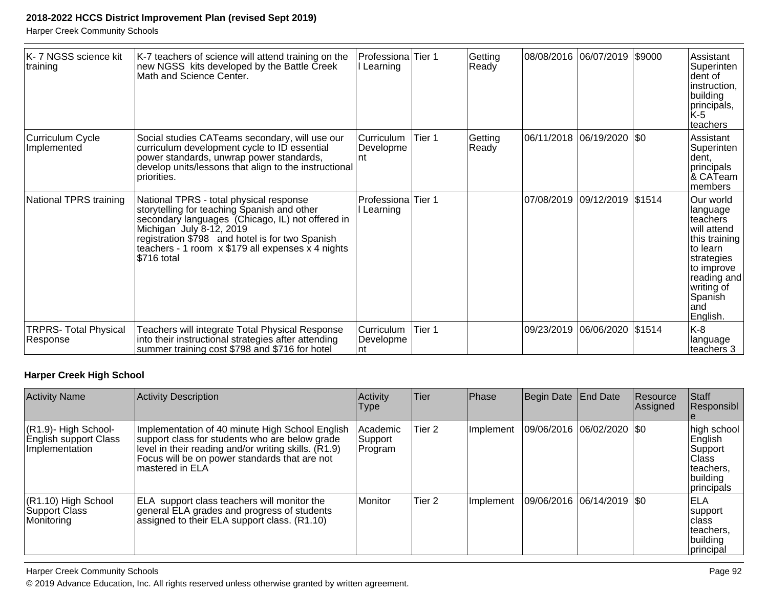| | | | | | | | | |
|---|---|---|---|---|---|---|---|---|
| K- 7 NGSS science kit training | K-7 teachers of science will attend training on the new NGSS kits developed by the Battle Creek Math and Science Center. | Professional Learning | Tier 1 | Getting Ready | 08/08/2016 | 06/07/2019 | $9000 | Assistant Superintendent of instruction, building principals, K-5 teachers |
| Curriculum Cycle Implemented | Social studies CATeams secondary, will use our curriculum development cycle to ID essential power standards, unwrap power standards, develop units/lessons that align to the instructional priorities. | Curriculum Development | Tier 1 | Getting Ready | 06/11/2018 | 06/19/2020 | $0 | Assistant Superintendent, principals & CATeam members |
| National TPRS training | National TPRS - total physical response storytelling for teaching Spanish and other secondary languages (Chicago, IL) not offered in Michigan July 8-12, 2019<br>registration $798 and hotel is for two Spanish teachers - 1 room x $179 all expenses x 4 nights $716 total | Professional Learning | Tier 1 | | 07/08/2019 | 09/12/2019 | $1514 | Our world language teachers will attend this training to learn strategies to improve reading and writing of Spanish and English. |
| TRPRS- Total Physical Response | Teachers will integrate Total Physical Response into their instructional strategies after attending summer training cost $798 and $716 for hotel | Curriculum Development | Tier 1 | | 09/23/2019 | 06/06/2020 | $1514 | K-8 language teachers 3 |

### Harper Creek High School

| Activity Name | Activity Description | Activity Type | Tier | Phase | Begin Date | End Date | Resource Assigned | Staff Responsible |
|---|---|---|---|---|---|---|---|---|
| (R1.9)- High School- English support Class Implementation | Implementation of 40 minute High School English support class for students who are below grade level in their reading and/or writing skills. (R1.9) Focus will be on power standards that are not mastered in ELA | Academic Support Program | Tier 2 | Implement | 09/06/2016 | 06/02/2020 | $0 | high school English Support Class teachers, building principals |
| (R1.10) High School Support Class Monitoring | ELA support class teachers will monitor the general ELA grades and progress of students assigned to their ELA support class. (R1.10) | Monitor | Tier 2 | Implement | 09/06/2016 | 06/14/2019 | $0 | ELA support class teachers, building principal |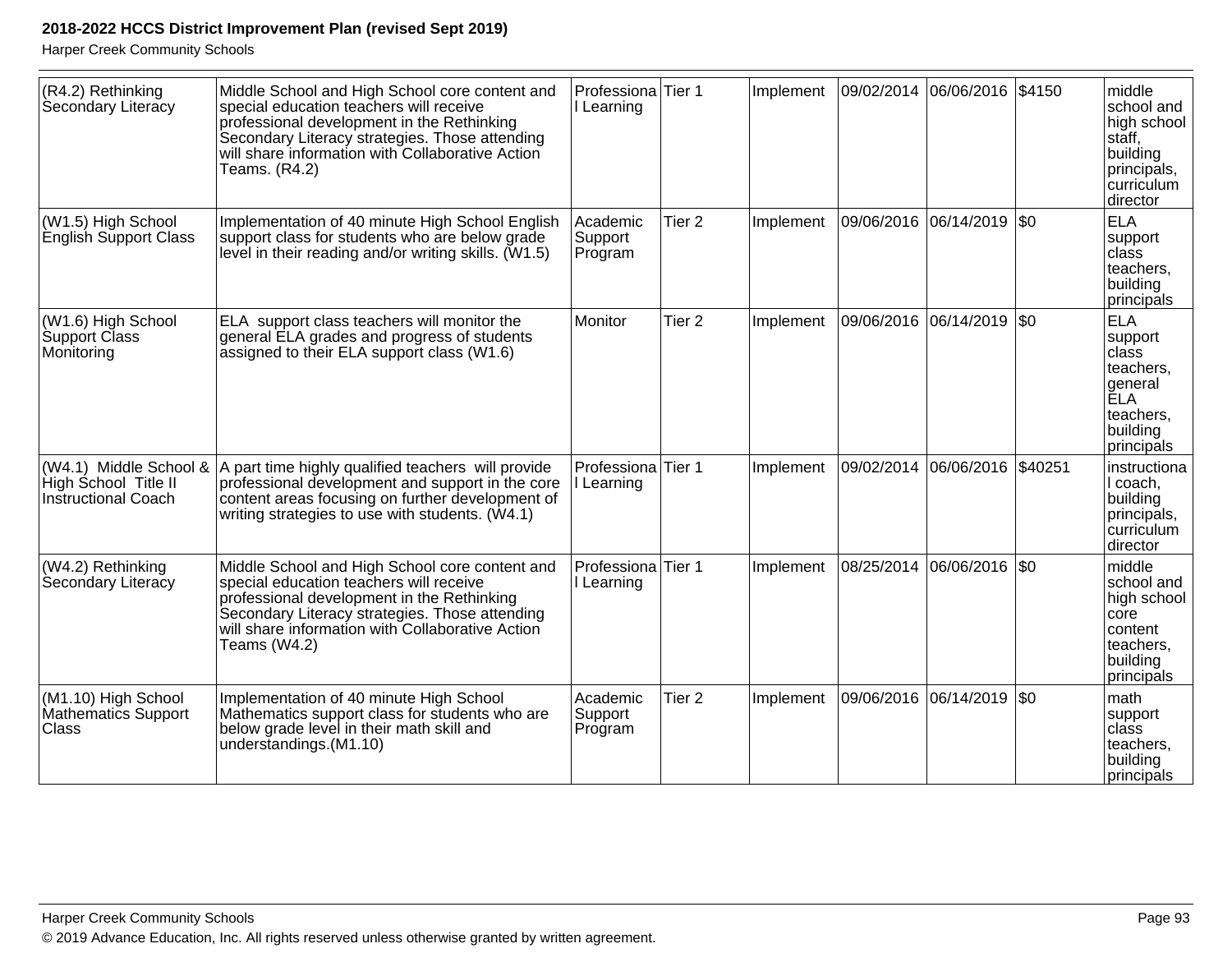| | | | | | | | | |
|---|---|---|---|---|---|---|---|---|
| (R4.2) Rethinking Secondary Literacy | Middle School and High School core content and special education teachers will receive professional development in the Rethinking Secondary Literacy strategies. Those attending will share information with Collaborative Action Teams. (R4.2) | Professional Learning | Tier 1 | Implement | 09/02/2014 | 06/06/2016 | $4150 | middle school and high school staff, building principals, curriculum director |
| (W1.5) High School English Support Class | Implementation of 40 minute High School English support class for students who are below grade level in their reading and/or writing skills. (W1.5) | Academic Support Program | Tier 2 | Implement | 09/06/2016 | 06/14/2019 | $0 | ELA support class teachers, building principals |
| (W1.6) High School Support Class Monitoring | ELA support class teachers will monitor the general ELA grades and progress of students assigned to their ELA support class (W1.6) | Monitor | Tier 2 | Implement | 09/06/2016 | 06/14/2019 | $0 | ELA support class teachers, general ELA teachers, building principals |
| (W4.1) Middle School & High School Title II Instructional Coach | A part time highly qualified teachers will provide professional development and support in the core content areas focusing on further development of writing strategies to use with students. (W4.1) | Professional Learning | Tier 1 | Implement | 09/02/2014 | 06/06/2016 | $40251 | instructional coach, building principals, curriculum director |
| (W4.2) Rethinking Secondary Literacy | Middle School and High School core content and special education teachers will receive professional development in the Rethinking Secondary Literacy strategies. Those attending will share information with Collaborative Action Teams (W4.2) | Professional Learning | Tier 1 | Implement | 08/25/2014 | 06/06/2016 | $0 | middle school and high school core content teachers, building principals |
| (M1.10) High School Mathematics Support Class | Implementation of 40 minute High School Mathematics support class for students who are below grade level in their math skill and understandings.(M1.10) | Academic Support Program | Tier 2 | Implement | 09/06/2016 | 06/14/2019 | $0 | math support class teachers, building principals |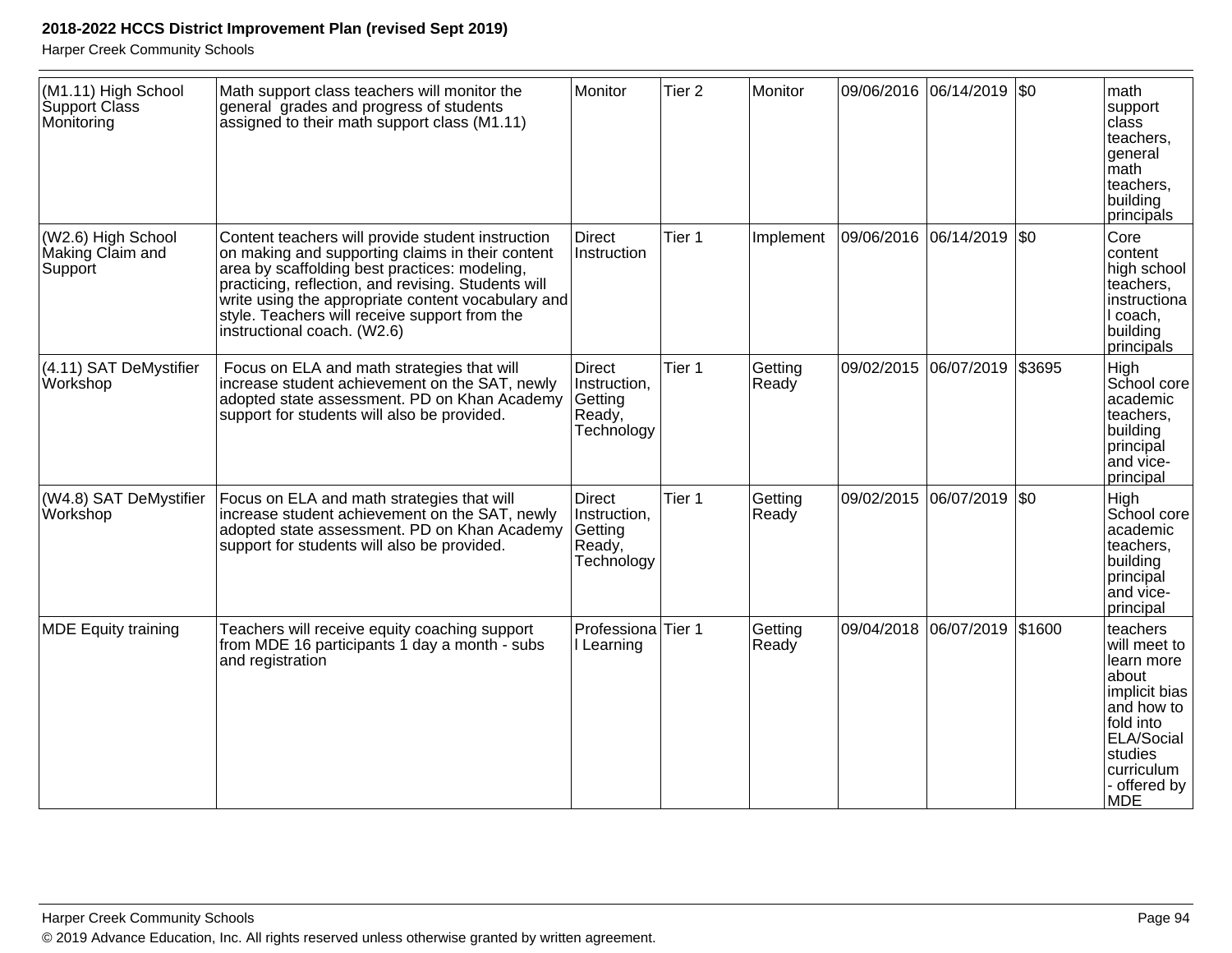| (M1.11) High School Support Class Monitoring | Math support class teachers will monitor the general grades and progress of students assigned to their math support class (M1.11) | Monitor | Tier 2 | Monitor | 09/06/2016 | 06/14/2019 | $0 | math support class teachers, general math teachers, building principals |
|---|---|---|---|---|---|---|---|---|
| (W2.6) High School Making Claim and Support | Content teachers will provide student instruction on making and supporting claims in their content area by scaffolding best practices: modeling, practicing, reflection, and revising. Students will write using the appropriate content vocabulary and style. Teachers will receive support from the instructional coach. (W2.6) | Direct Instruction | Tier 1 | Implement | 09/06/2016 | 06/14/2019 | $0 | Core content high school teachers, instructional coach, building principals |
| (4.11) SAT DeMystifier Workshop | Focus on ELA and math strategies that will increase student achievement on the SAT, newly adopted state assessment. PD on Khan Academy support for students will also be provided. | Direct Instruction, Getting Ready, Technology | Tier 1 | Getting Ready | 09/02/2015 | 06/07/2019 | $3695 | High School core academic teachers, building principal and vice-principal |
| (W4.8) SAT DeMystifier Workshop | Focus on ELA and math strategies that will increase student achievement on the SAT, newly adopted state assessment. PD on Khan Academy support for students will also be provided. | Direct Instruction, Getting Ready, Technology | Tier 1 | Getting Ready | 09/02/2015 | 06/07/2019 | $0 | High School core academic teachers, building principal and vice-principal |
| MDE Equity training | Teachers will receive equity coaching support from MDE 16 participants 1 day a month - subs and registration | Professional Learning | Tier 1 | Getting Ready | 09/04/2018 | 06/07/2019 | $1600 | teachers will meet to learn more about implicit bias and how to fold into ELA/Social studies curriculum - offered by MDE |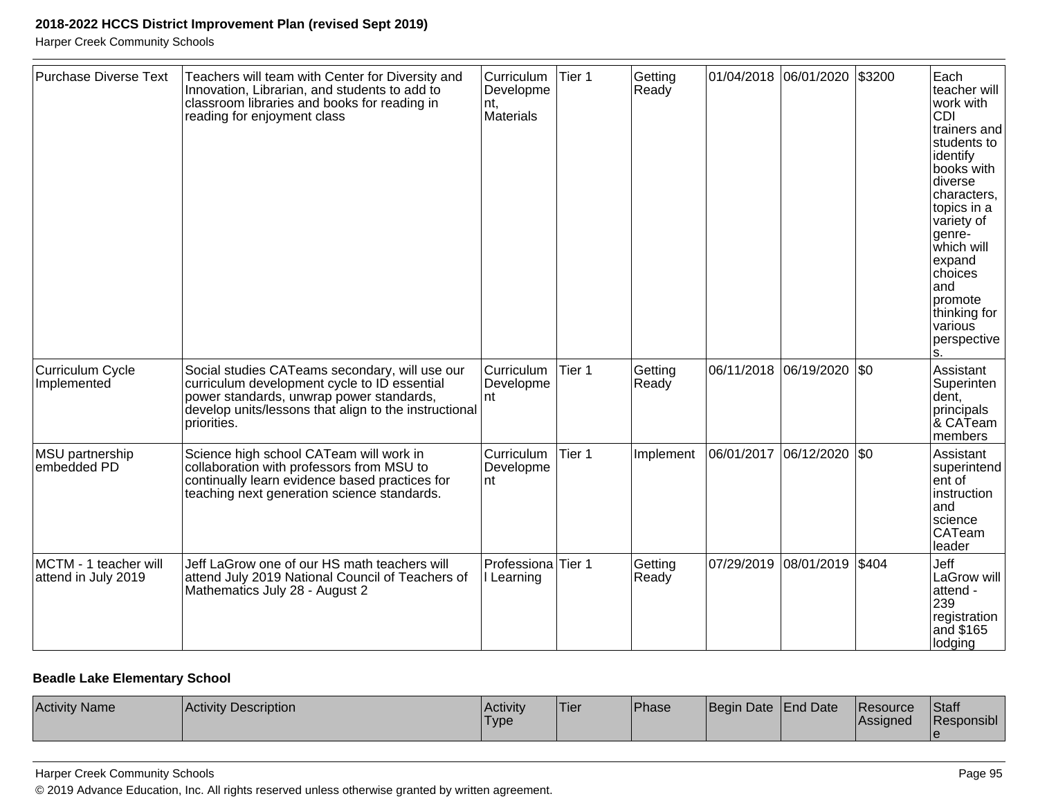| Purchase Diverse Text | Teachers will team with Center for Diversity and Innovation, Librarian, and students to add to classroom libraries and books for reading in reading for enjoyment class | Curriculum Development, Materials | Tier 1 | Getting Ready | 01/04/2018 | 06/01/2020 | $3200 | Each teacher will work with CDI trainers and students to identify books with diverse characters, topics in a variety of genre- which will expand choices and promote thinking for various perspectives. |
|---|---|---|---|---|---|---|---|---|
| Curriculum Cycle Implemented | Social studies CATeams secondary, will use our curriculum development cycle to ID essential power standards, unwrap power standards, develop units/lessons that align to the instructional priorities. | Curriculum Development | Tier 1 | Getting Ready | 06/11/2018 | 06/19/2020 | $0 | Assistant Superintendent, principals & CATeam members |
| MSU partnership embedded PD | Science high school CATeam will work in collaboration with professors from MSU to continually learn evidence based practices for teaching next generation science standards. | Curriculum Development | Tier 1 | Implement | 06/01/2017 | 06/12/2020 | $0 | Assistant superintendent of instruction and science CATeam leader |
| MCTM - 1 teacher will attend in July 2019 | Jeff LaGrow one of our HS math teachers will attend July 2019 National Council of Teachers of Mathematics July 28 - August 2 | Professional Learning | Tier 1 | Getting Ready | 07/29/2019 | 08/01/2019 | $404 | Jeff LaGrow will attend - 239 registration and $165 lodging |

**Beadle Lake Elementary School**

| Activity Name | Activity Description | Activity Type | Tier | Phase | Begin Date | End Date | Resource Assigned | Staff Responsible |
|---|---|---|---|---|---|---|---|---|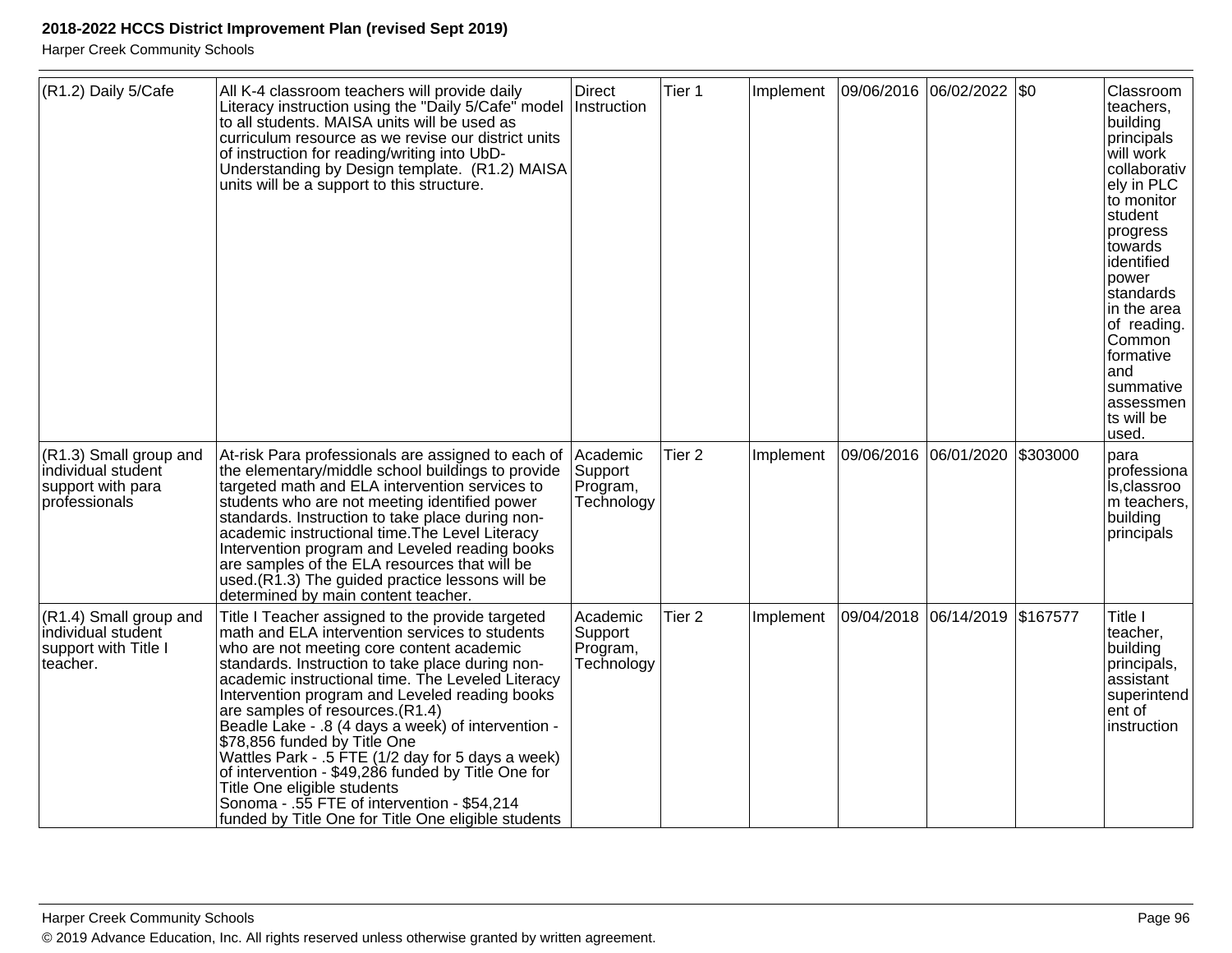| (R1.2) Daily 5/Cafe | All K-4 classroom teachers will provide daily Literacy instruction using the "Daily 5/Cafe" model to all students. MAISA units will be used as curriculum resource as we revise our district units of instruction for reading/writing into UbD-Understanding by Design template. (R1.2) MAISA units will be a support to this structure. | Direct Instruction | Tier 1 | Implement | 09/06/2016 | 06/02/2022 | $0 | Classroom teachers, building principals will work collaboratively in PLC to monitor student progress towards identified power standards in the area of reading. Common formative and summative assessments will be used. |
|---|---|---|---|---|---|---|---|---|
| (R1.3) Small group and individual student support with para professionals | At-risk Para professionals are assigned to each of the elementary/middle school buildings to provide targeted math and ELA intervention services to students who are not meeting identified power standards. Instruction to take place during non-academic instructional time.The Level Literacy Intervention program and Leveled reading books are samples of the ELA resources that will be used.(R1.3) The guided practice lessons will be determined by main content teacher. | Academic Support Program, Technology | Tier 2 | Implement | 09/06/2016 | 06/01/2020 | $303000 | para professionals,classroom teachers, building principals |
| (R1.4) Small group and individual student support with Title I teacher. | Title I Teacher assigned to the provide targeted math and ELA intervention services to students who are not meeting core content academic standards. Instruction to take place during non-academic instructional time. The Leveled Literacy Intervention program and Leveled reading books are samples of resources.(R1.4)<br>Beadle Lake - .8 (4 days a week) of intervention - $78,856 funded by Title One<br>Wattles Park - .5 FTE (1/2 day for 5 days a week) of intervention - $49,286 funded by Title One for Title One eligible students<br>Sonoma - .55 FTE of intervention - $54,214 funded by Title One for Title One eligible students | Academic Support Program, Technology | Tier 2 | Implement | 09/04/2018 | 06/14/2019 | $167577 | Title I teacher, building principals, assistant superintendent of instruction |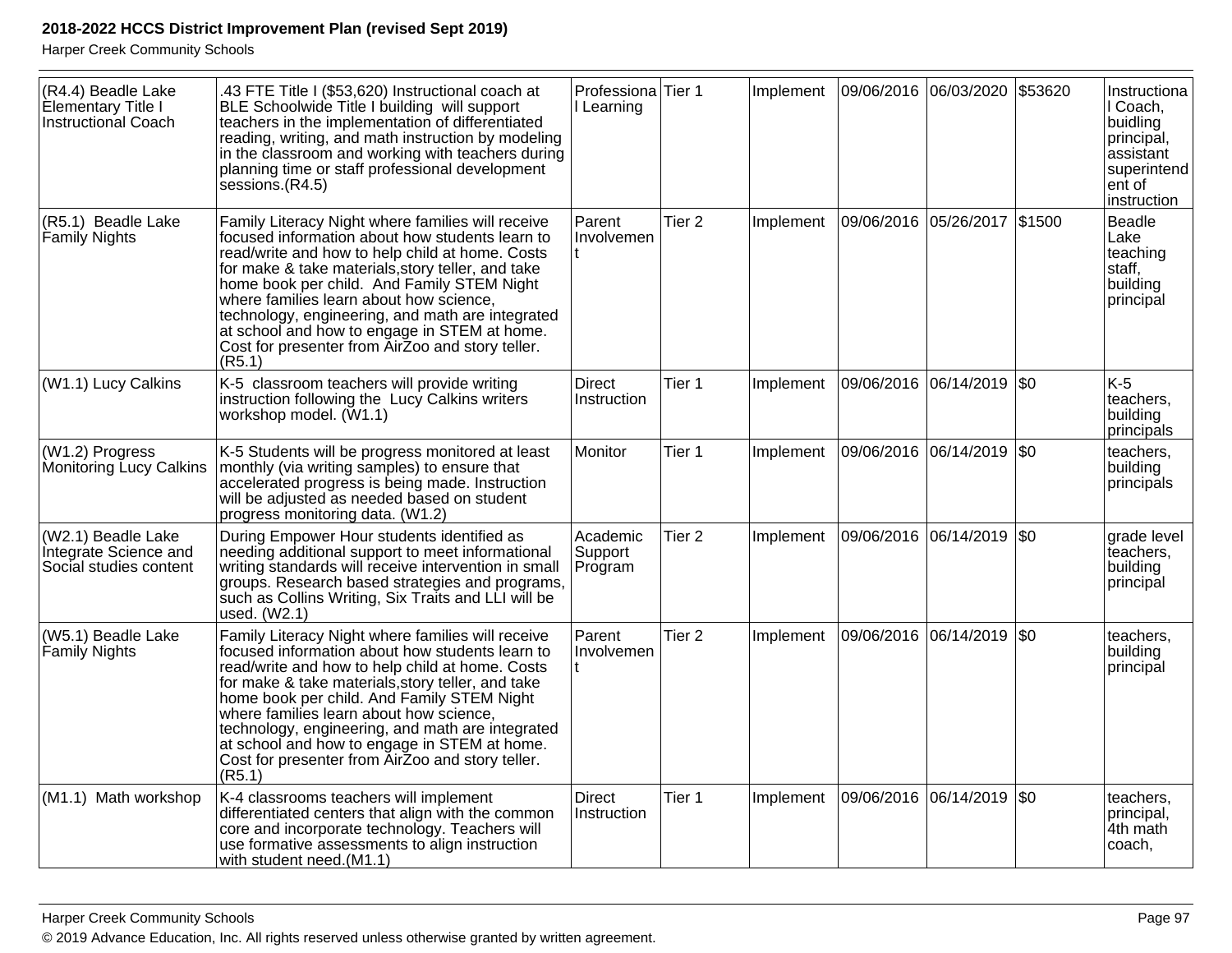| | | | | | | | | |
|---|---|---|---|---|---|---|---|---|
| (R4.4) Beadle Lake Elementary Title I Instructional Coach | .43 FTE Title I ($53,620) Instructional coach at BLE Schoolwide Title I building will support teachers in the implementation of differentiated reading, writing, and math instruction by modeling in the classroom and working with teachers during planning time or staff professional development sessions.(R4.5) | Professional Learning | Tier 1 | Implement | 09/06/2016 | 06/03/2020 | $53620 | Instructional Coach, buidling principal, assistant superintendent of instruction |
| (R5.1) Beadle Lake Family Nights | Family Literacy Night where families will receive focused information about how students learn to read/write and how to help child at home. Costs for make & take materials,story teller, and take home book per child. And Family STEM Night where families learn about how science, technology, engineering, and math are integrated at school and how to engage in STEM at home. Cost for presenter from AirZoo and story teller. (R5.1) | Parent Involvement | Tier 2 | Implement | 09/06/2016 | 05/26/2017 | $1500 | Beadle Lake teaching staff, building principal |
| (W1.1) Lucy Calkins | K-5 classroom teachers will provide writing instruction following the Lucy Calkins writers workshop model. (W1.1) | Direct Instruction | Tier 1 | Implement | 09/06/2016 | 06/14/2019 | $0 | K-5 teachers, building principals |
| (W1.2) Progress Monitoring Lucy Calkins | K-5 Students will be progress monitored at least monthly (via writing samples) to ensure that accelerated progress is being made. Instruction will be adjusted as needed based on student progress monitoring data. (W1.2) | Monitor | Tier 1 | Implement | 09/06/2016 | 06/14/2019 | $0 | teachers, building principals |
| (W2.1) Beadle Lake Integrate Science and Social studies content | During Empower Hour students identified as needing additional support to meet informational writing standards will receive intervention in small groups. Research based strategies and programs, such as Collins Writing, Six Traits and LLI will be used. (W2.1) | Academic Support Program | Tier 2 | Implement | 09/06/2016 | 06/14/2019 | $0 | grade level teachers, building principal |
| (W5.1) Beadle Lake Family Nights | Family Literacy Night where families will receive focused information about how students learn to read/write and how to help child at home. Costs for make & take materials,story teller, and take home book per child. And Family STEM Night where families learn about how science, technology, engineering, and math are integrated at school and how to engage in STEM at home. Cost for presenter from AirZoo and story teller. (R5.1) | Parent Involvement | Tier 2 | Implement | 09/06/2016 | 06/14/2019 | $0 | teachers, building principal |
| (M1.1) Math workshop | K-4 classrooms teachers will implement differentiated centers that align with the common core and incorporate technology. Teachers will use formative assessments to align instruction with student need.(M1.1) | Direct Instruction | Tier 1 | Implement | 09/06/2016 | 06/14/2019 | $0 | teachers, principal, 4th math coach, |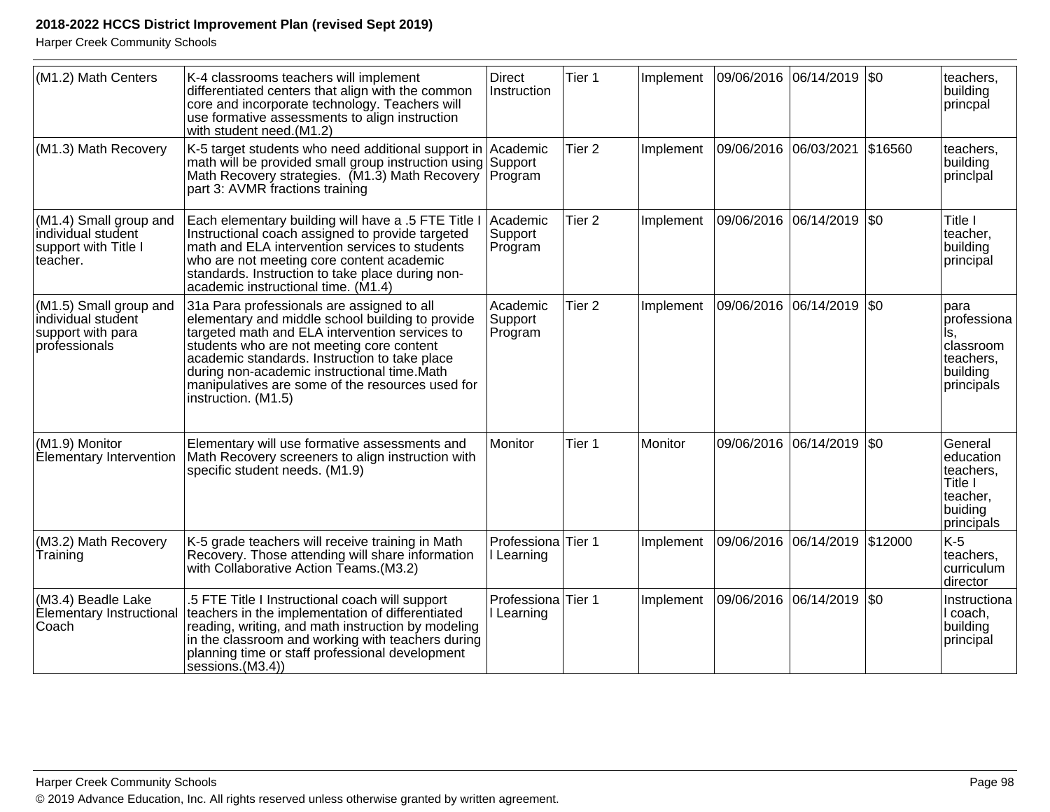| (M1.2) Math Centers | K-4 classrooms teachers will implement differentiated centers that align with the common core and incorporate technology. Teachers will use formative assessments to align instruction with student need.(M1.2) | Direct Instruction | Tier 1 | Implement | 09/06/2016 | 06/14/2019 | $0 | teachers, building princpal |
|---|---|---|---|---|---|---|---|---|
| (M1.3) Math Recovery | K-5 target students who need additional support in math will be provided small group instruction using Math Recovery strategies. (M1.3) Math Recovery part 3: AVMR fractions training | Academic Support Program | Tier 2 | Implement | 09/06/2016 | 06/03/2021 | $16560 | teachers, building princlpal |
| (M1.4) Small group and individual student support with Title I teacher. | Each elementary building will have a .5 FTE Title I Instructional coach assigned to provide targeted math and ELA intervention services to students who are not meeting core content academic standards. Instruction to take place during non-academic instructional time. (M1.4) | Academic Support Program | Tier 2 | Implement | 09/06/2016 | 06/14/2019 | $0 | Title I teacher, building principal |
| (M1.5) Small group and individual student support with para professionals | 31a Para professionals are assigned to all elementary and middle school building to provide targeted math and ELA intervention services to students who are not meeting core content academic standards. Instruction to take place during non-academic instructional time.Math manipulatives are some of the resources used for instruction. (M1.5) | Academic Support Program | Tier 2 | Implement | 09/06/2016 | 06/14/2019 | $0 | para professionals, classroom teachers, building principals |
| (M1.9) Monitor Elementary Intervention | Elementary will use formative assessments and Math Recovery screeners to align instruction with specific student needs. (M1.9) | Monitor | Tier 1 | Monitor | 09/06/2016 | 06/14/2019 | $0 | General education teachers, Title I teacher, buiding principals |
| (M3.2) Math Recovery Training | K-5 grade teachers will receive training in Math Recovery. Those attending will share information with Collaborative Action Teams.(M3.2) | Professional Learning | Tier 1 | Implement | 09/06/2016 | 06/14/2019 | $12000 | K-5 teachers, curriculum director |
| (M3.4) Beadle Lake Elementary Instructional Coach | .5 FTE Title I Instructional coach will support teachers in the implementation of differentiated reading, writing, and math instruction by modeling in the classroom and working with teachers during planning time or staff professional development sessions.(M3.4)) | Professional Learning | Tier 1 | Implement | 09/06/2016 | 06/14/2019 | $0 | Instructional coach, building principal |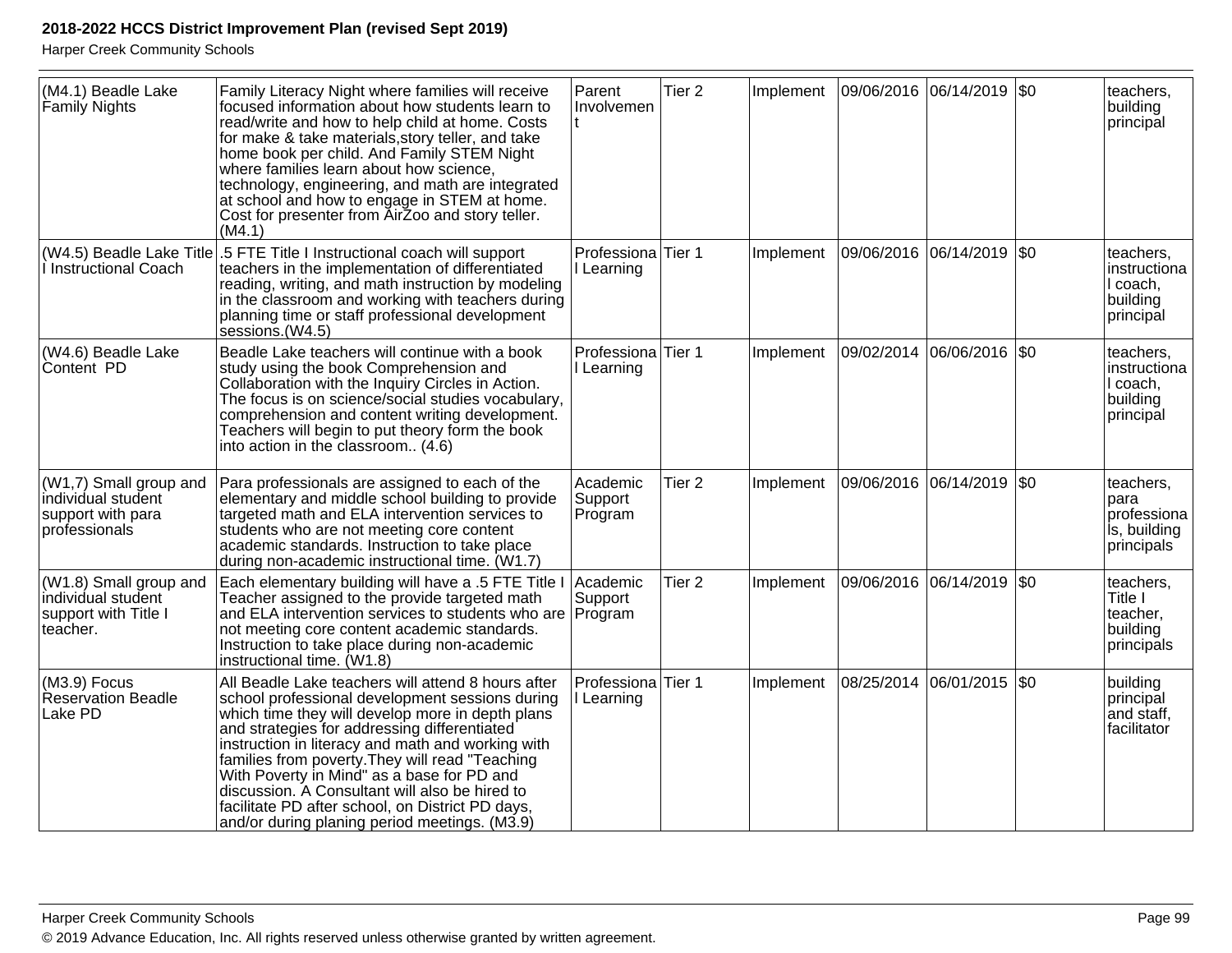| (M4.1) Beadle Lake Family Nights | Family Literacy Night where families will receive focused information about how students learn to read/write and how to help child at home. Costs for make & take materials,story teller, and take home book per child. And Family STEM Night where families learn about how science, technology, engineering, and math are integrated at school and how to engage in STEM at home. Cost for presenter from AirZoo and story teller. (M4.1) | Parent Involvement | Tier 2 | Implement | 09/06/2016 | 06/14/2019 | $0 | teachers, building principal |
|---|---|---|---|---|---|---|---|---|
| (W4.5) Beadle Lake Title I Instructional Coach | .5 FTE Title I Instructional coach will support teachers in the implementation of differentiated reading, writing, and math instruction by modeling in the classroom and working with teachers during planning time or staff professional development sessions.(W4.5) | Professional Learning | Tier 1 | Implement | 09/06/2016 | 06/14/2019 | $0 | teachers, instructional coach, building principal |
| (W4.6) Beadle Lake Content PD | Beadle Lake teachers will continue with a book study using the book Comprehension and Collaboration with the Inquiry Circles in Action. The focus is on science/social studies vocabulary, comprehension and content writing development. Teachers will begin to put theory form the book into action in the classroom.. (4.6) | Professional Learning | Tier 1 | Implement | 09/02/2014 | 06/06/2016 | $0 | teachers, instructional coach, building principal |
| (W1,7) Small group and individual student support with para professionals | Para professionals are assigned to each of the elementary and middle school building to provide targeted math and ELA intervention services to students who are not meeting core content academic standards. Instruction to take place during non-academic instructional time. (W1.7) | Academic Support Program | Tier 2 | Implement | 09/06/2016 | 06/14/2019 | $0 | teachers, para professionals, building principals |
| (W1.8) Small group and individual student support with Title I teacher. | Each elementary building will have a .5 FTE Title I Teacher assigned to the provide targeted math and ELA intervention services to students who are not meeting core content academic standards. Instruction to take place during non-academic instructional time. (W1.8) | Academic Support Program | Tier 2 | Implement | 09/06/2016 | 06/14/2019 | $0 | teachers, Title I teacher, building principals |
| (M3.9) Focus Reservation Beadle Lake PD | All Beadle Lake teachers will attend 8 hours after school professional development sessions during which time they will develop more in depth plans and strategies for addressing differentiated instruction in literacy and math and working with families from poverty.They will read "Teaching With Poverty in Mind" as a base for PD and discussion. A Consultant will also be hired to facilitate PD after school, on District PD days, and/or during planing period meetings. (M3.9) | Professional Learning | Tier 1 | Implement | 08/25/2014 | 06/01/2015 | $0 | building principal and staff, facilitator |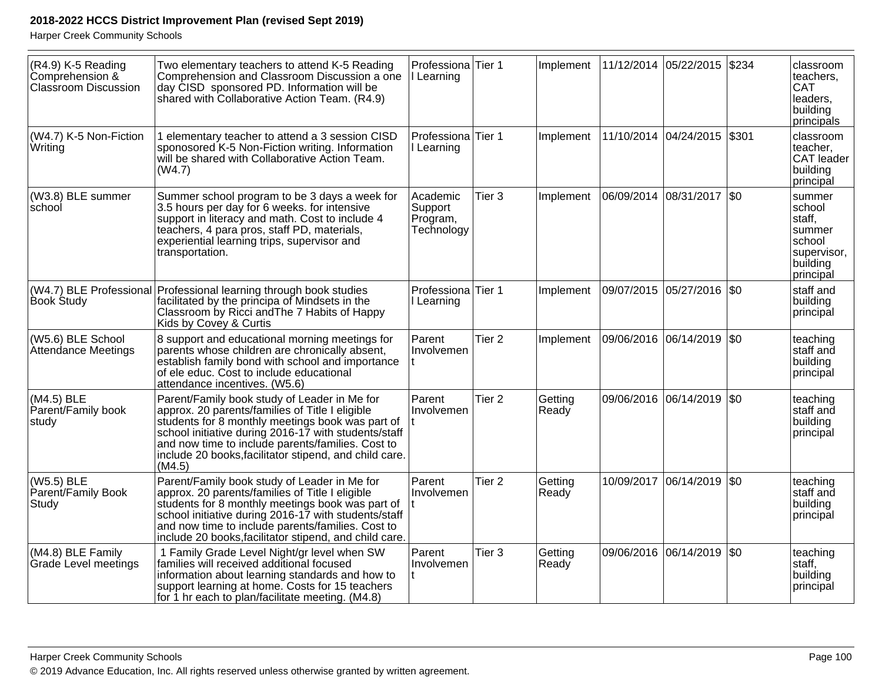| | | | | | | | | |
|---|---|---|---|---|---|---|---|---|
| (R4.9) K-5 Reading Comprehension & Classroom Discussion | Two elementary teachers to attend K-5 Reading Comprehension and Classroom Discussion a one day CISD sponsored PD. Information will be shared with Collaborative Action Team. (R4.9) | Professional Learning | Tier 1 | Implement | 11/12/2014 | 05/22/2015 | $234 | classroom teachers, CAT leaders, building principals |
| (W4.7) K-5 Non-Fiction Writing | 1 elementary teacher to attend a 3 session CISD sponosored K-5 Non-Fiction writing. Information will be shared with Collaborative Action Team. (W4.7) | Professional Learning | Tier 1 | Implement | 11/10/2014 | 04/24/2015 | $301 | classroom teacher, CAT leader building principal |
| (W3.8) BLE summer school | Summer school program to be 3 days a week for 3.5 hours per day for 6 weeks. for intensive support in literacy and math. Cost to include 4 teachers, 4 para pros, staff PD, materials, experiential learning trips, supervisor and transportation. | Academic Support Program, Technology | Tier 3 | Implement | 06/09/2014 | 08/31/2017 | $0 | summer school staff, summer school supervisor, building principal |
| (W4.7) BLE Professional Book Study | Professional learning through book studies facilitated by the principa of Mindsets in the Classroom by Ricci andThe 7 Habits of Happy Kids by Covey & Curtis | Professional Learning | Tier 1 | Implement | 09/07/2015 | 05/27/2016 | $0 | staff and building principal |
| (W5.6) BLE School Attendance Meetings | 8 support and educational morning meetings for parents whose children are chronically absent, establish family bond with school and importance of ele educ. Cost to include educational attendance incentives. (W5.6) | Parent Involvement | Tier 2 | Implement | 09/06/2016 | 06/14/2019 | $0 | teaching staff and building principal |
| (M4.5) BLE Parent/Family book study | Parent/Family book study of Leader in Me for approx. 20 parents/families of Title I eligible students for 8 monthly meetings book was part of school initiative during 2016-17 with students/staff and now time to include parents/families. Cost to include 20 books,facilitator stipend, and child care. (M4.5) | Parent Involvement | Tier 2 | Getting Ready | 09/06/2016 | 06/14/2019 | $0 | teaching staff and building principal |
| (W5.5) BLE Parent/Family Book Study | Parent/Family book study of Leader in Me for approx. 20 parents/families of Title I eligible students for 8 monthly meetings book was part of school initiative during 2016-17 with students/staff and now time to include parents/families. Cost to include 20 books,facilitator stipend, and child care. | Parent Involvement | Tier 2 | Getting Ready | 10/09/2017 | 06/14/2019 | $0 | teaching staff and building principal |
| (M4.8) BLE Family Grade Level meetings | 1 Family Grade Level Night/gr level when SW families will received additional focused information about learning standards and how to support learning at home. Costs for 15 teachers for 1 hr each to plan/facilitate meeting. (M4.8) | Parent Involvement | Tier 3 | Getting Ready | 09/06/2016 | 06/14/2019 | $0 | teaching staff, building principal |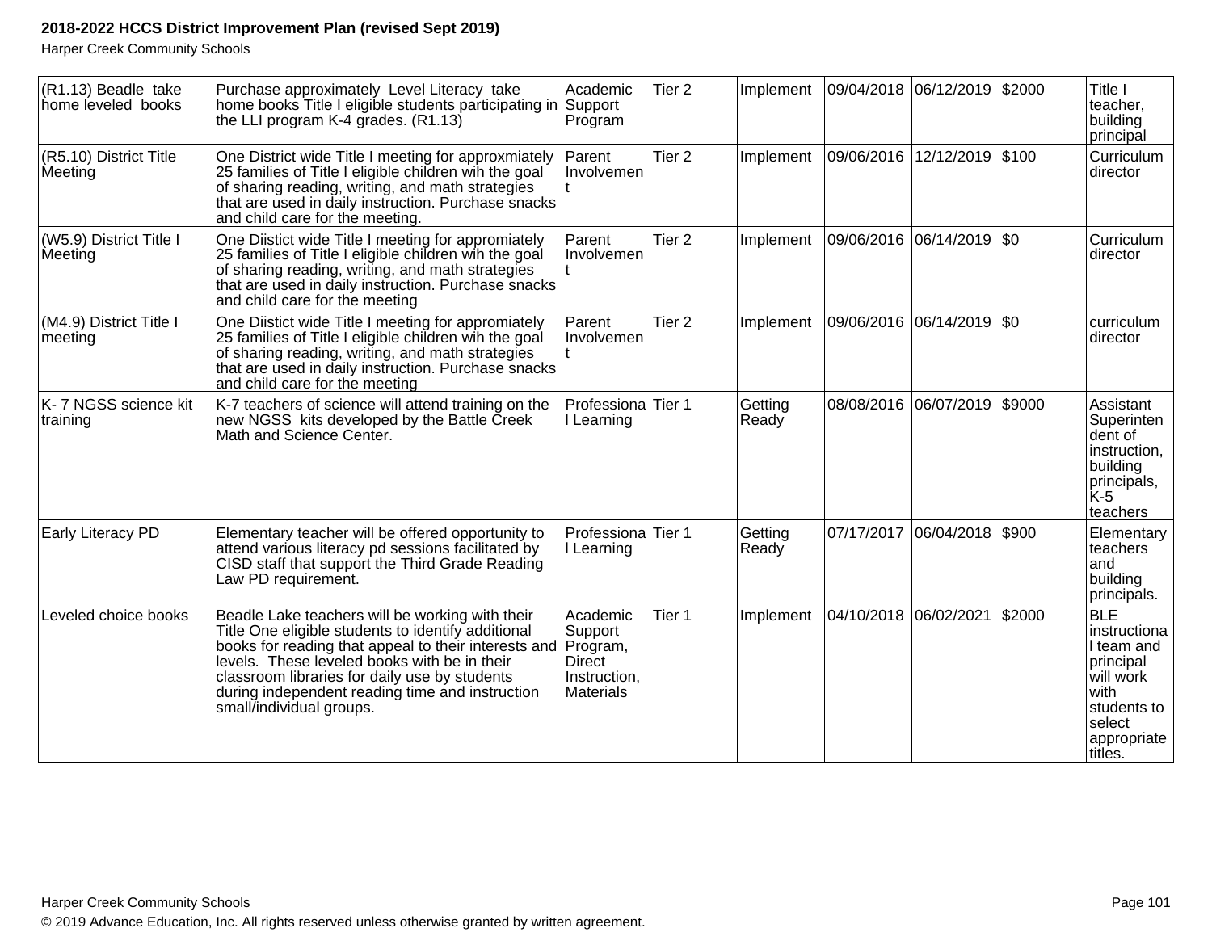| (R1.13) Beadle take home leveled books | Purchase approximately Level Literacy take home books Title I eligible students participating in the LLI program K-4 grades. (R1.13) | Academic Support Program | Tier 2 | Implement | 09/04/2018 | 06/12/2019 | $2000 | Title I teacher, building principal |
|---|---|---|---|---|---|---|---|---|
| (R5.10) District Title Meeting | One District wide Title I meeting for approxmiately 25 families of Title I eligible children wih the goal of sharing reading, writing, and math strategies that are used in daily instruction. Purchase snacks and child care for the meeting. | Parent Involvement | Tier 2 | Implement | 09/06/2016 | 12/12/2019 | $100 | Curriculum director |
| (W5.9) District Title I Meeting | One Diistict wide Title I meeting for appromiately 25 families of Title I eligible children wih the goal of sharing reading, writing, and math strategies that are used in daily instruction. Purchase snacks and child care for the meeting | Parent Involvement | Tier 2 | Implement | 09/06/2016 | 06/14/2019 | $0 | Curriculum director |
| (M4.9) District Title I meeting | One Diistict wide Title I meeting for appromiately 25 families of Title I eligible children wih the goal of sharing reading, writing, and math strategies that are used in daily instruction. Purchase snacks and child care for the meeting | Parent Involvement | Tier 2 | Implement | 09/06/2016 | 06/14/2019 | $0 | curriculum director |
| K- 7 NGSS science kit training | K-7 teachers of science will attend training on the new NGSS kits developed by the Battle Creek Math and Science Center. | Professional Learning | Tier 1 | Getting Ready | 08/08/2016 | 06/07/2019 | $9000 | Assistant Superintendent of instruction, building principals, K-5 teachers |
| Early Literacy PD | Elementary teacher will be offered opportunity to attend various literacy pd sessions facilitated by CISD staff that support the Third Grade Reading Law PD requirement. | Professional Learning | Tier 1 | Getting Ready | 07/17/2017 | 06/04/2018 | $900 | Elementary teachers and building principals. |
| Leveled choice books | Beadle Lake teachers will be working with their Title One eligible students to identify additional books for reading that appeal to their interests and levels. These leveled books with be in their classroom libraries for daily use by students during independent reading time and instruction small/individual groups. | Academic Support Program, Direct Instruction, Materials | Tier 1 | Implement | 04/10/2018 | 06/02/2021 | $2000 | BLE instructional team and principal will work with students to select appropriate titles. |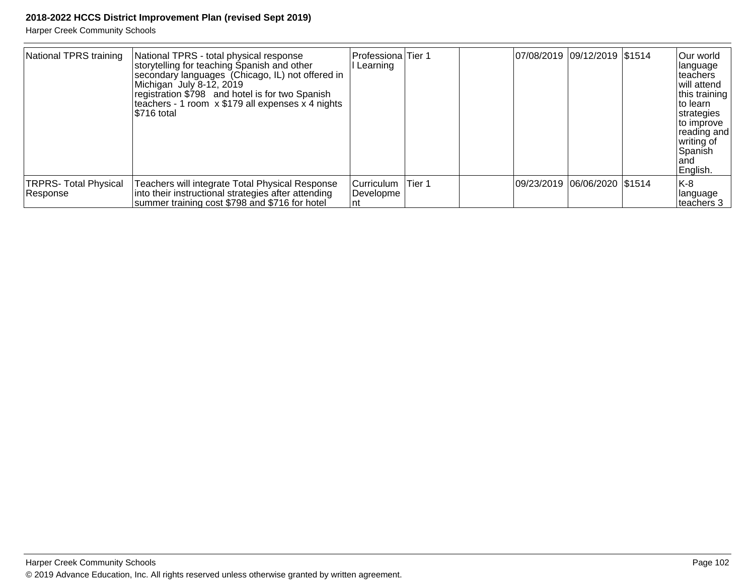| | | | | | | | | |
|---|---|---|---|---|---|---|---|---|
| National TPRS training | National TPRS - total physical response storytelling for teaching Spanish and other secondary languages (Chicago, IL) not offered in Michigan July 8-12, 2019 registration $798 and hotel is for two Spanish teachers - 1 room x $179 all expenses x 4 nights $716 total | Professional Learning | Tier 1 | | 07/08/2019 | 09/12/2019 | $1514 | Our world language teachers will attend this training to learn strategies to improve reading and writing of Spanish and English. |
| TRPRS- Total Physical Response | Teachers will integrate Total Physical Response into their instructional strategies after attending summer training cost $798 and $716 for hotel | Curriculum Development | Tier 1 | | 09/23/2019 | 06/06/2020 | $1514 | K-8 language teachers 3 |